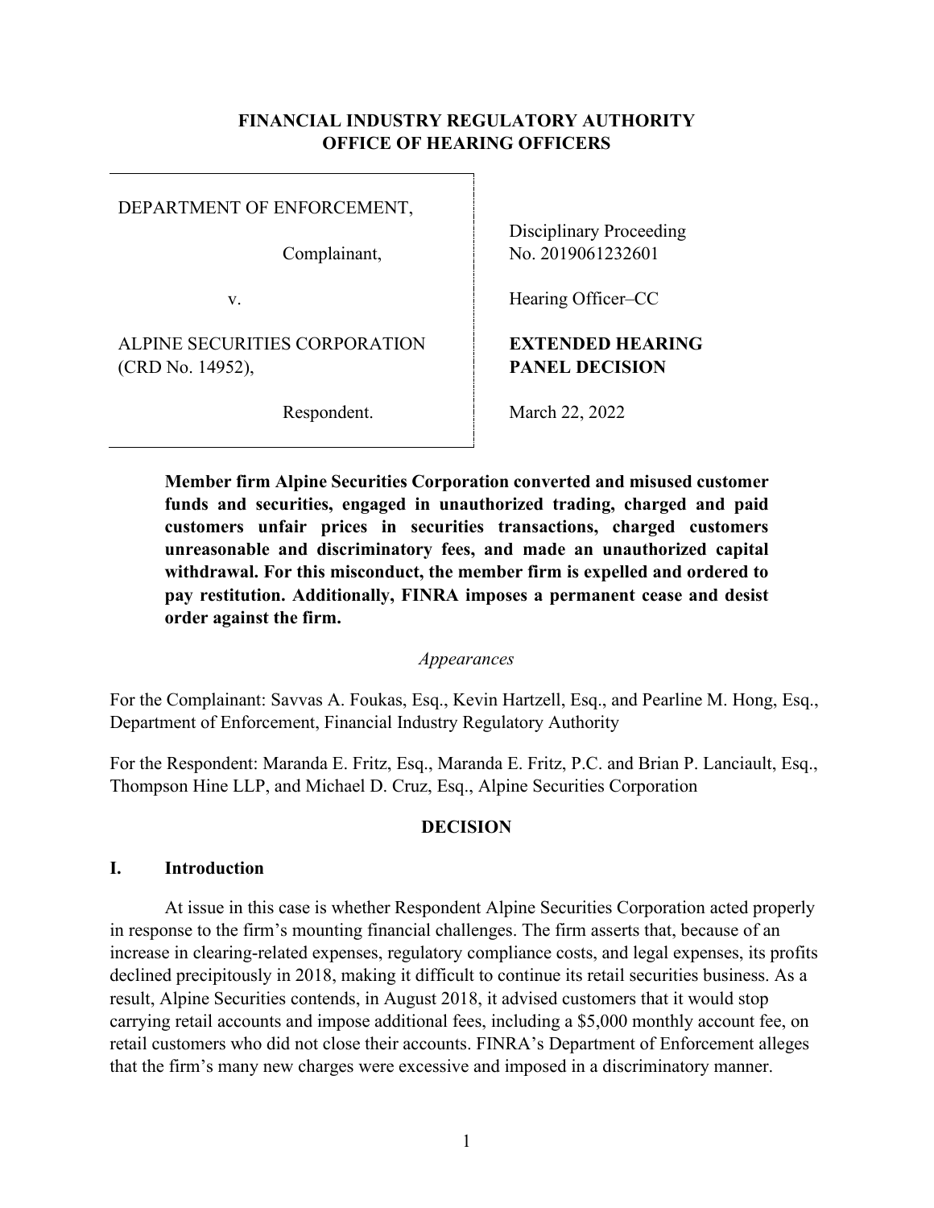**FINANCIAL INDUSTRY REGULATORY AUTHORITY**
**OFFICE OF HEARING OFFICERS**

| | |
|---|---|
| DEPARTMENT OF ENFORCEMENT,<br><br>Complainant,<br><br>v.<br><br>ALPINE SECURITIES CORPORATION (CRD No. 14952),<br><br>Respondent. | Disciplinary Proceeding No. 2019061232601<br><br>Hearing Officer–CC<br><br>**EXTENDED HEARING PANEL DECISION**<br><br>March 22, 2022 |

**Member firm Alpine Securities Corporation converted and misused customer funds and securities, engaged in unauthorized trading, charged and paid customers unfair prices in securities transactions, charged customers unreasonable and discriminatory fees, and made an unauthorized capital withdrawal. For this misconduct, the member firm is expelled and ordered to pay restitution. Additionally, FINRA imposes a permanent cease and desist order against the firm.**

*Appearances*

For the Complainant: Savvas A. Foukas, Esq., Kevin Hartzell, Esq., and Pearline M. Hong, Esq., Department of Enforcement, Financial Industry Regulatory Authority

For the Respondent: Maranda E. Fritz, Esq., Maranda E. Fritz, P.C. and Brian P. Lanciault, Esq., Thompson Hine LLP, and Michael D. Cruz, Esq., Alpine Securities Corporation

## DECISION

### I. Introduction

At issue in this case is whether Respondent Alpine Securities Corporation acted properly in response to the firm's mounting financial challenges. The firm asserts that, because of an increase in clearing-related expenses, regulatory compliance costs, and legal expenses, its profits declined precipitously in 2018, making it difficult to continue its retail securities business. As a result, Alpine Securities contends, in August 2018, it advised customers that it would stop carrying retail accounts and impose additional fees, including a $5,000 monthly account fee, on retail customers who did not close their accounts. FINRA's Department of Enforcement alleges that the firm's many new charges were excessive and imposed in a discriminatory manner.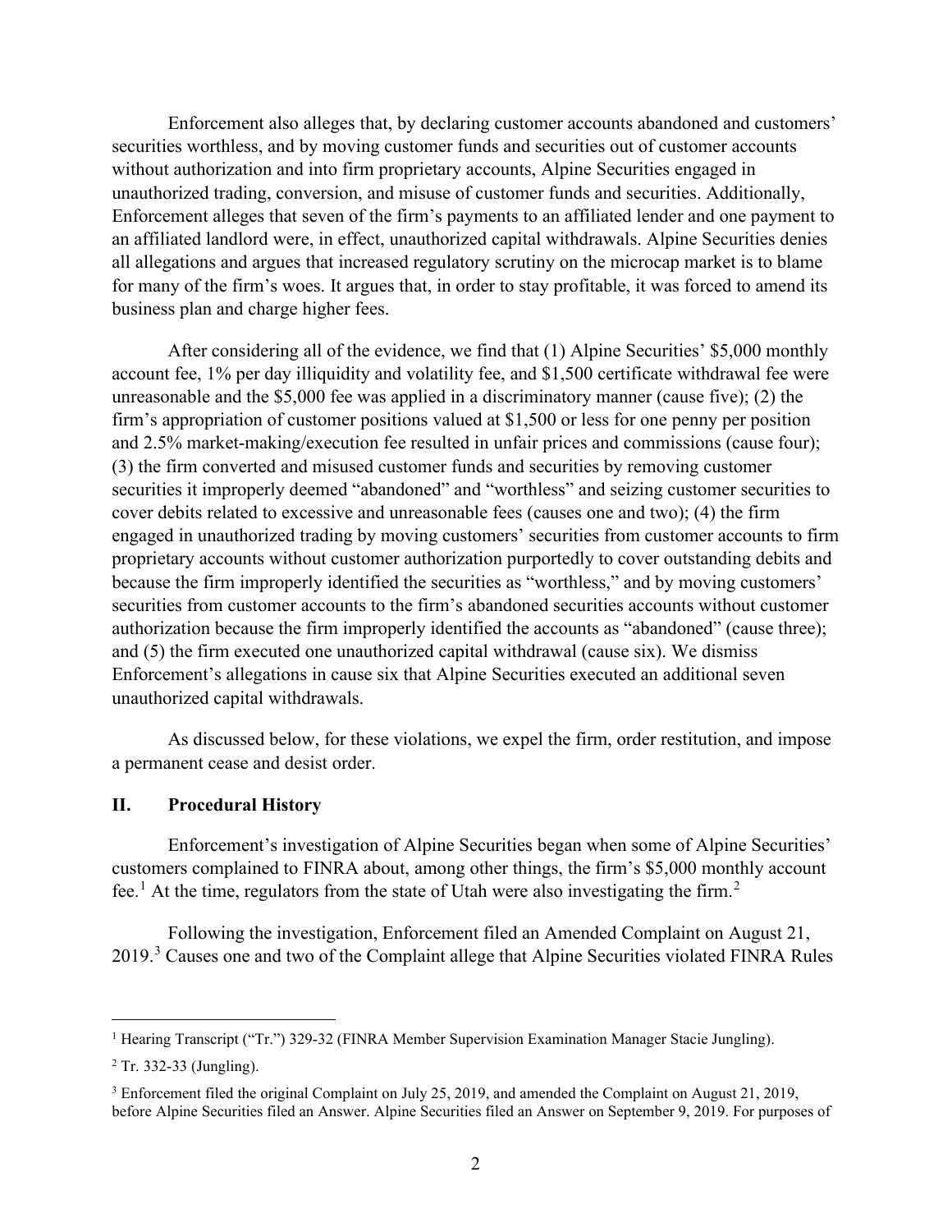Enforcement also alleges that, by declaring customer accounts abandoned and customers' securities worthless, and by moving customer funds and securities out of customer accounts without authorization and into firm proprietary accounts, Alpine Securities engaged in unauthorized trading, conversion, and misuse of customer funds and securities. Additionally, Enforcement alleges that seven of the firm's payments to an affiliated lender and one payment to an affiliated landlord were, in effect, unauthorized capital withdrawals. Alpine Securities denies all allegations and argues that increased regulatory scrutiny on the microcap market is to blame for many of the firm's woes. It argues that, in order to stay profitable, it was forced to amend its business plan and charge higher fees.

After considering all of the evidence, we find that (1) Alpine Securities' $5,000 monthly account fee, 1% per day illiquidity and volatility fee, and $1,500 certificate withdrawal fee were unreasonable and the $5,000 fee was applied in a discriminatory manner (cause five); (2) the firm's appropriation of customer positions valued at $1,500 or less for one penny per position and 2.5% market-making/execution fee resulted in unfair prices and commissions (cause four); (3) the firm converted and misused customer funds and securities by removing customer securities it improperly deemed "abandoned" and "worthless" and seizing customer securities to cover debits related to excessive and unreasonable fees (causes one and two); (4) the firm engaged in unauthorized trading by moving customers' securities from customer accounts to firm proprietary accounts without customer authorization purportedly to cover outstanding debits and because the firm improperly identified the securities as "worthless," and by moving customers' securities from customer accounts to the firm's abandoned securities accounts without customer authorization because the firm improperly identified the accounts as "abandoned" (cause three); and (5) the firm executed one unauthorized capital withdrawal (cause six). We dismiss Enforcement's allegations in cause six that Alpine Securities executed an additional seven unauthorized capital withdrawals.

As discussed below, for these violations, we expel the firm, order restitution, and impose a permanent cease and desist order.

## II. Procedural History

Enforcement's investigation of Alpine Securities began when some of Alpine Securities' customers complained to FINRA about, among other things, the firm's $5,000 monthly account fee.[1] At the time, regulators from the state of Utah were also investigating the firm.[2]

Following the investigation, Enforcement filed an Amended Complaint on August 21, 2019.[3] Causes one and two of the Complaint allege that Alpine Securities violated FINRA Rules

---

[1] Hearing Transcript ("Tr.") 329-32 (FINRA Member Supervision Examination Manager Stacie Jungling).

[2] Tr. 332-33 (Jungling).

[3] Enforcement filed the original Complaint on July 25, 2019, and amended the Complaint on August 21, 2019, before Alpine Securities filed an Answer. Alpine Securities filed an Answer on September 9, 2019. For purposes of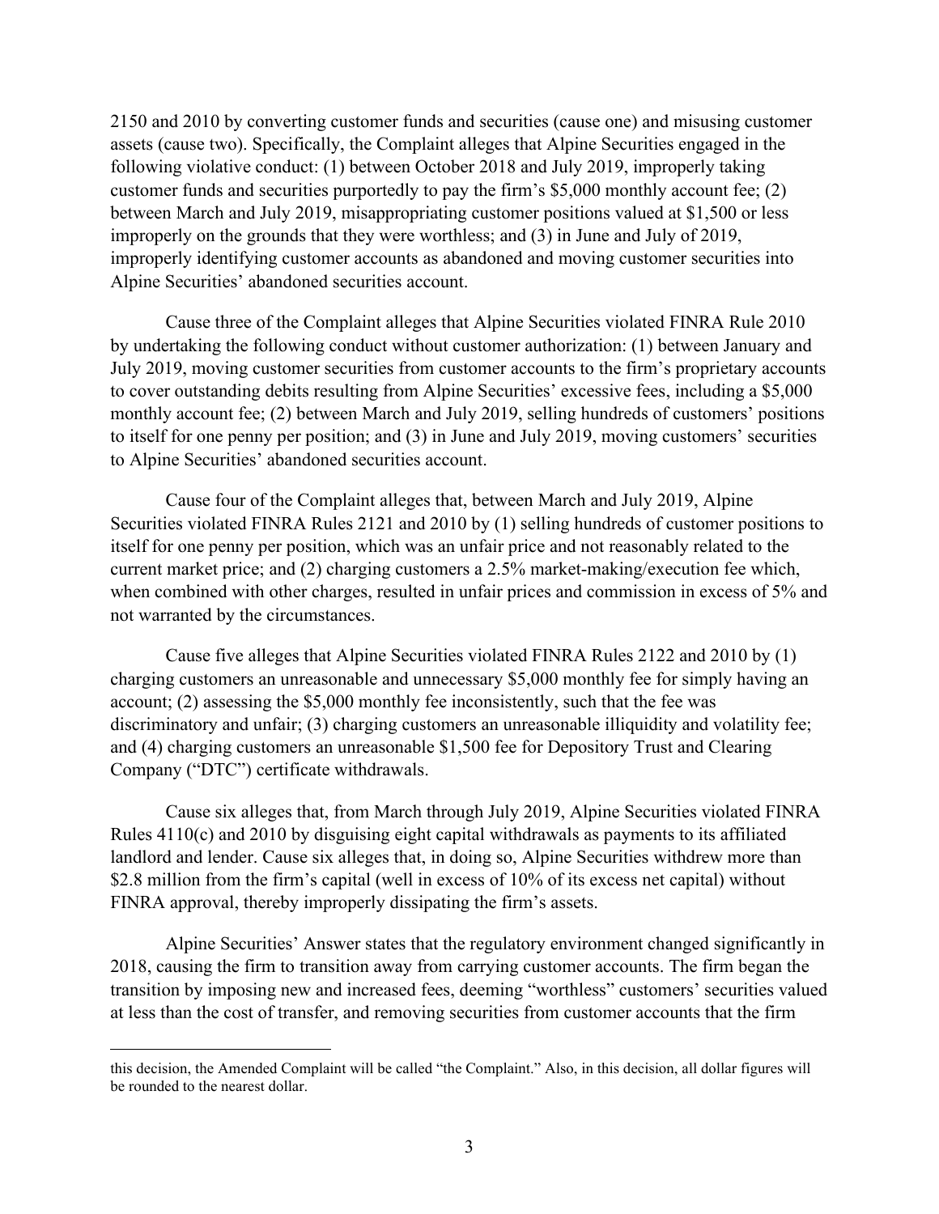2150 and 2010 by converting customer funds and securities (cause one) and misusing customer assets (cause two). Specifically, the Complaint alleges that Alpine Securities engaged in the following violative conduct: (1) between October 2018 and July 2019, improperly taking customer funds and securities purportedly to pay the firm's $5,000 monthly account fee; (2) between March and July 2019, misappropriating customer positions valued at $1,500 or less improperly on the grounds that they were worthless; and (3) in June and July of 2019, improperly identifying customer accounts as abandoned and moving customer securities into Alpine Securities' abandoned securities account.

Cause three of the Complaint alleges that Alpine Securities violated FINRA Rule 2010 by undertaking the following conduct without customer authorization: (1) between January and July 2019, moving customer securities from customer accounts to the firm's proprietary accounts to cover outstanding debits resulting from Alpine Securities' excessive fees, including a $5,000 monthly account fee; (2) between March and July 2019, selling hundreds of customers' positions to itself for one penny per position; and (3) in June and July 2019, moving customers' securities to Alpine Securities' abandoned securities account.

Cause four of the Complaint alleges that, between March and July 2019, Alpine Securities violated FINRA Rules 2121 and 2010 by (1) selling hundreds of customer positions to itself for one penny per position, which was an unfair price and not reasonably related to the current market price; and (2) charging customers a 2.5% market-making/execution fee which, when combined with other charges, resulted in unfair prices and commission in excess of 5% and not warranted by the circumstances.

Cause five alleges that Alpine Securities violated FINRA Rules 2122 and 2010 by (1) charging customers an unreasonable and unnecessary $5,000 monthly fee for simply having an account; (2) assessing the $5,000 monthly fee inconsistently, such that the fee was discriminatory and unfair; (3) charging customers an unreasonable illiquidity and volatility fee; and (4) charging customers an unreasonable $1,500 fee for Depository Trust and Clearing Company ("DTC") certificate withdrawals.

Cause six alleges that, from March through July 2019, Alpine Securities violated FINRA Rules 4110(c) and 2010 by disguising eight capital withdrawals as payments to its affiliated landlord and lender. Cause six alleges that, in doing so, Alpine Securities withdrew more than $2.8 million from the firm's capital (well in excess of 10% of its excess net capital) without FINRA approval, thereby improperly dissipating the firm's assets.

Alpine Securities' Answer states that the regulatory environment changed significantly in 2018, causing the firm to transition away from carrying customer accounts. The firm began the transition by imposing new and increased fees, deeming "worthless" customers' securities valued at less than the cost of transfer, and removing securities from customer accounts that the firm

---

this decision, the Amended Complaint will be called "the Complaint." Also, in this decision, all dollar figures will be rounded to the nearest dollar.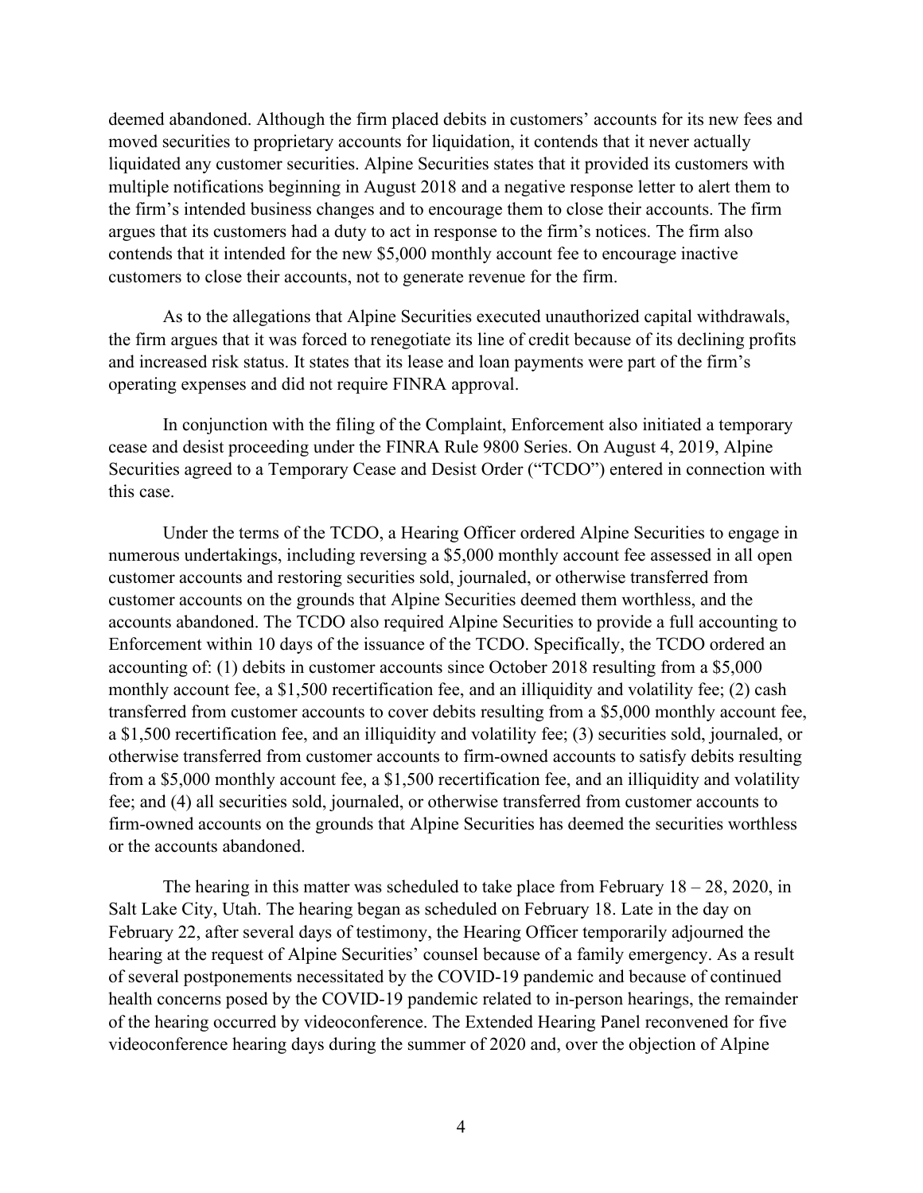deemed abandoned. Although the firm placed debits in customers' accounts for its new fees and moved securities to proprietary accounts for liquidation, it contends that it never actually liquidated any customer securities. Alpine Securities states that it provided its customers with multiple notifications beginning in August 2018 and a negative response letter to alert them to the firm's intended business changes and to encourage them to close their accounts. The firm argues that its customers had a duty to act in response to the firm's notices. The firm also contends that it intended for the new $5,000 monthly account fee to encourage inactive customers to close their accounts, not to generate revenue for the firm.

As to the allegations that Alpine Securities executed unauthorized capital withdrawals, the firm argues that it was forced to renegotiate its line of credit because of its declining profits and increased risk status. It states that its lease and loan payments were part of the firm's operating expenses and did not require FINRA approval.

In conjunction with the filing of the Complaint, Enforcement also initiated a temporary cease and desist proceeding under the FINRA Rule 9800 Series. On August 4, 2019, Alpine Securities agreed to a Temporary Cease and Desist Order ("TCDO") entered in connection with this case.

Under the terms of the TCDO, a Hearing Officer ordered Alpine Securities to engage in numerous undertakings, including reversing a $5,000 monthly account fee assessed in all open customer accounts and restoring securities sold, journaled, or otherwise transferred from customer accounts on the grounds that Alpine Securities deemed them worthless, and the accounts abandoned. The TCDO also required Alpine Securities to provide a full accounting to Enforcement within 10 days of the issuance of the TCDO. Specifically, the TCDO ordered an accounting of: (1) debits in customer accounts since October 2018 resulting from a $5,000 monthly account fee, a $1,500 recertification fee, and an illiquidity and volatility fee; (2) cash transferred from customer accounts to cover debits resulting from a $5,000 monthly account fee, a $1,500 recertification fee, and an illiquidity and volatility fee; (3) securities sold, journaled, or otherwise transferred from customer accounts to firm-owned accounts to satisfy debits resulting from a $5,000 monthly account fee, a $1,500 recertification fee, and an illiquidity and volatility fee; and (4) all securities sold, journaled, or otherwise transferred from customer accounts to firm-owned accounts on the grounds that Alpine Securities has deemed the securities worthless or the accounts abandoned.

The hearing in this matter was scheduled to take place from February 18 – 28, 2020, in Salt Lake City, Utah. The hearing began as scheduled on February 18. Late in the day on February 22, after several days of testimony, the Hearing Officer temporarily adjourned the hearing at the request of Alpine Securities' counsel because of a family emergency. As a result of several postponements necessitated by the COVID-19 pandemic and because of continued health concerns posed by the COVID-19 pandemic related to in-person hearings, the remainder of the hearing occurred by videoconference. The Extended Hearing Panel reconvened for five videoconference hearing days during the summer of 2020 and, over the objection of Alpine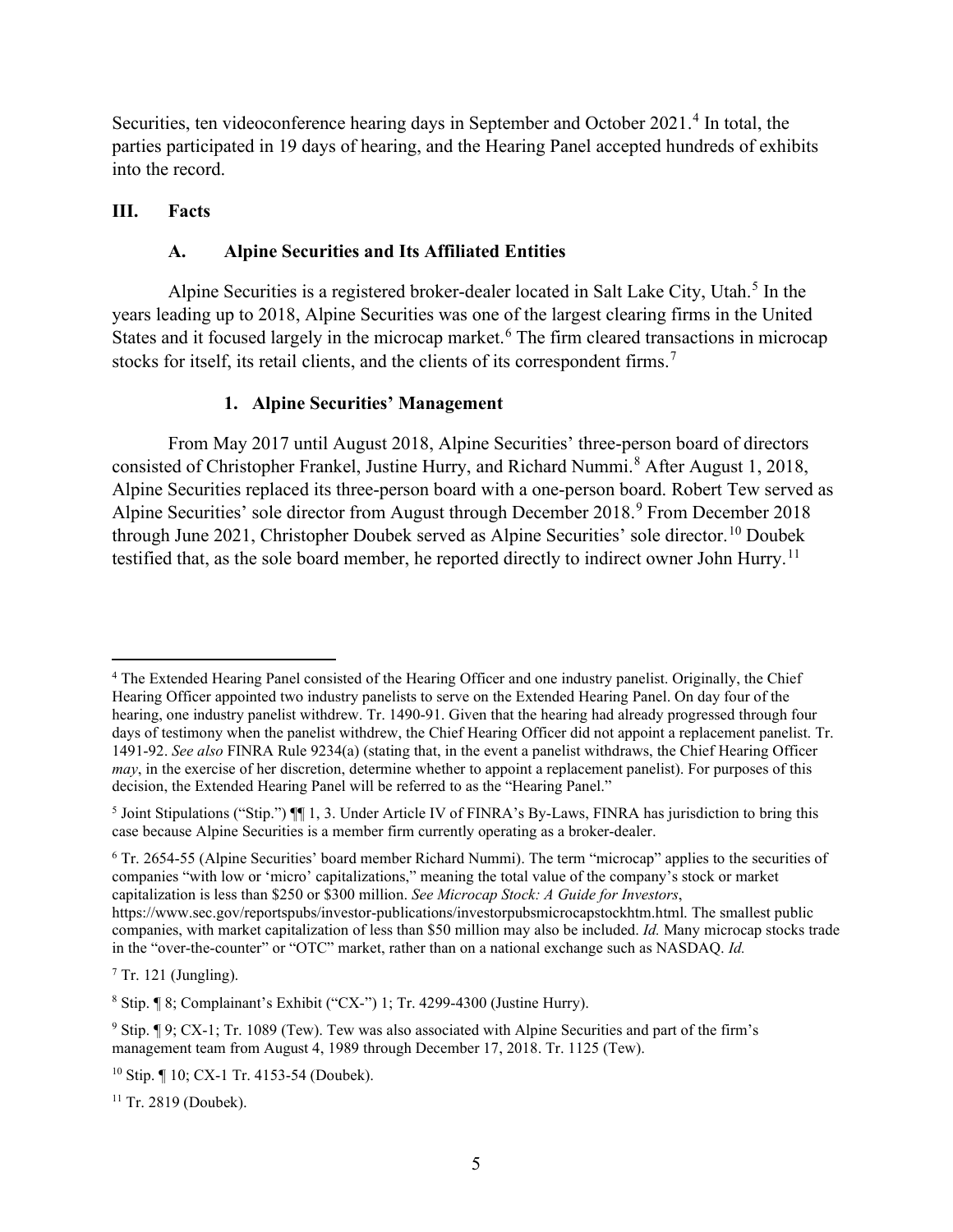Securities, ten videoconference hearing days in September and October 2021.[4] In total, the parties participated in 19 days of hearing, and the Hearing Panel accepted hundreds of exhibits into the record.

## III. Facts

### A. Alpine Securities and Its Affiliated Entities

Alpine Securities is a registered broker-dealer located in Salt Lake City, Utah.[5] In the years leading up to 2018, Alpine Securities was one of the largest clearing firms in the United States and it focused largely in the microcap market.[6] The firm cleared transactions in microcap stocks for itself, its retail clients, and the clients of its correspondent firms.[7]

#### 1. Alpine Securities' Management

From May 2017 until August 2018, Alpine Securities' three-person board of directors consisted of Christopher Frankel, Justine Hurry, and Richard Nummi.[8] After August 1, 2018, Alpine Securities replaced its three-person board with a one-person board. Robert Tew served as Alpine Securities' sole director from August through December 2018.[9] From December 2018 through June 2021, Christopher Doubek served as Alpine Securities' sole director.[10] Doubek testified that, as the sole board member, he reported directly to indirect owner John Hurry.[11]

---

[4] The Extended Hearing Panel consisted of the Hearing Officer and one industry panelist. Originally, the Chief Hearing Officer appointed two industry panelists to serve on the Extended Hearing Panel. On day four of the hearing, one industry panelist withdrew. Tr. 1490-91. Given that the hearing had already progressed through four days of testimony when the panelist withdrew, the Chief Hearing Officer did not appoint a replacement panelist. Tr. 1491-92. *See also* FINRA Rule 9234(a) (stating that, in the event a panelist withdraws, the Chief Hearing Officer *may*, in the exercise of her discretion, determine whether to appoint a replacement panelist). For purposes of this decision, the Extended Hearing Panel will be referred to as the "Hearing Panel."

[5] Joint Stipulations ("Stip.") ¶¶ 1, 3. Under Article IV of FINRA's By-Laws, FINRA has jurisdiction to bring this case because Alpine Securities is a member firm currently operating as a broker-dealer.

[6] Tr. 2654-55 (Alpine Securities' board member Richard Nummi). The term "microcap" applies to the securities of companies "with low or 'micro' capitalizations," meaning the total value of the company's stock or market capitalization is less than $250 or $300 million. *See Microcap Stock: A Guide for Investors*, https://www.sec.gov/reportspubs/investor-publications/investorpubsmicrocapstockhtm.html. The smallest public companies, with market capitalization of less than $50 million may also be included. *Id.* Many microcap stocks trade in the "over-the-counter" or "OTC" market, rather than on a national exchange such as NASDAQ. *Id.*

[7] Tr. 121 (Jungling).

[8] Stip. ¶ 8; Complainant's Exhibit ("CX-") 1; Tr. 4299-4300 (Justine Hurry).

[9] Stip. ¶ 9; CX-1; Tr. 1089 (Tew). Tew was also associated with Alpine Securities and part of the firm's management team from August 4, 1989 through December 17, 2018. Tr. 1125 (Tew).

[10] Stip. ¶ 10; CX-1 Tr. 4153-54 (Doubek).

[11] Tr. 2819 (Doubek).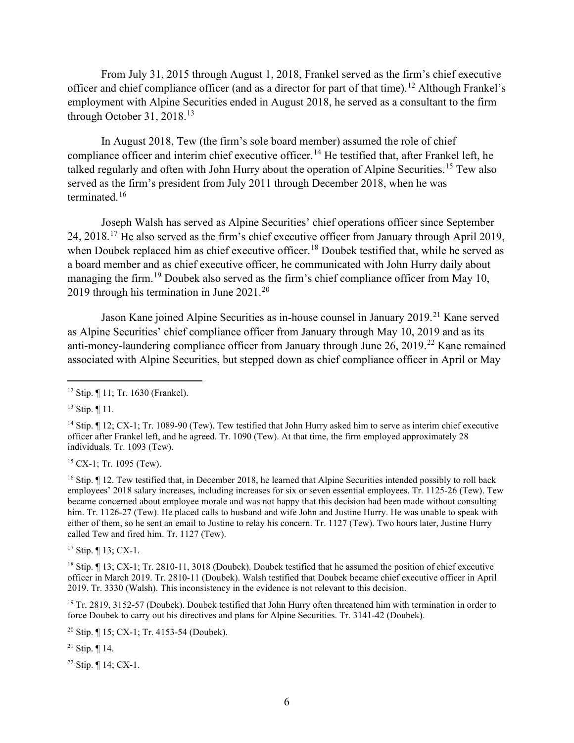From July 31, 2015 through August 1, 2018, Frankel served as the firm's chief executive officer and chief compliance officer (and as a director for part of that time).[12] Although Frankel's employment with Alpine Securities ended in August 2018, he served as a consultant to the firm through October 31, 2018.[13]

In August 2018, Tew (the firm's sole board member) assumed the role of chief compliance officer and interim chief executive officer.[14] He testified that, after Frankel left, he talked regularly and often with John Hurry about the operation of Alpine Securities.[15] Tew also served as the firm's president from July 2011 through December 2018, when he was terminated.[16]

Joseph Walsh has served as Alpine Securities' chief operations officer since September 24, 2018.[17] He also served as the firm's chief executive officer from January through April 2019, when Doubek replaced him as chief executive officer.[18] Doubek testified that, while he served as a board member and as chief executive officer, he communicated with John Hurry daily about managing the firm.[19] Doubek also served as the firm's chief compliance officer from May 10, 2019 through his termination in June 2021.[20]

Jason Kane joined Alpine Securities as in-house counsel in January 2019.[21] Kane served as Alpine Securities' chief compliance officer from January through May 10, 2019 and as its anti-money-laundering compliance officer from January through June 26, 2019.[22] Kane remained associated with Alpine Securities, but stepped down as chief compliance officer in April or May

---

[12] Stip. ¶ 11; Tr. 1630 (Frankel).

[13] Stip. ¶ 11.

[14] Stip. ¶ 12; CX-1; Tr. 1089-90 (Tew). Tew testified that John Hurry asked him to serve as interim chief executive officer after Frankel left, and he agreed. Tr. 1090 (Tew). At that time, the firm employed approximately 28 individuals. Tr. 1093 (Tew).

[15] CX-1; Tr. 1095 (Tew).

[16] Stip. ¶ 12. Tew testified that, in December 2018, he learned that Alpine Securities intended possibly to roll back employees' 2018 salary increases, including increases for six or seven essential employees. Tr. 1125-26 (Tew). Tew became concerned about employee morale and was not happy that this decision had been made without consulting him. Tr. 1126-27 (Tew). He placed calls to husband and wife John and Justine Hurry. He was unable to speak with either of them, so he sent an email to Justine to relay his concern. Tr. 1127 (Tew). Two hours later, Justine Hurry called Tew and fired him. Tr. 1127 (Tew).

[17] Stip. ¶ 13; CX-1.

[18] Stip. ¶ 13; CX-1; Tr. 2810-11, 3018 (Doubek). Doubek testified that he assumed the position of chief executive officer in March 2019. Tr. 2810-11 (Doubek). Walsh testified that Doubek became chief executive officer in April 2019. Tr. 3330 (Walsh). This inconsistency in the evidence is not relevant to this decision.

[19] Tr. 2819, 3152-57 (Doubek). Doubek testified that John Hurry often threatened him with termination in order to force Doubek to carry out his directives and plans for Alpine Securities. Tr. 3141-42 (Doubek).

[20] Stip. ¶ 15; CX-1; Tr. 4153-54 (Doubek).

[21] Stip. ¶ 14.

[22] Stip. ¶ 14; CX-1.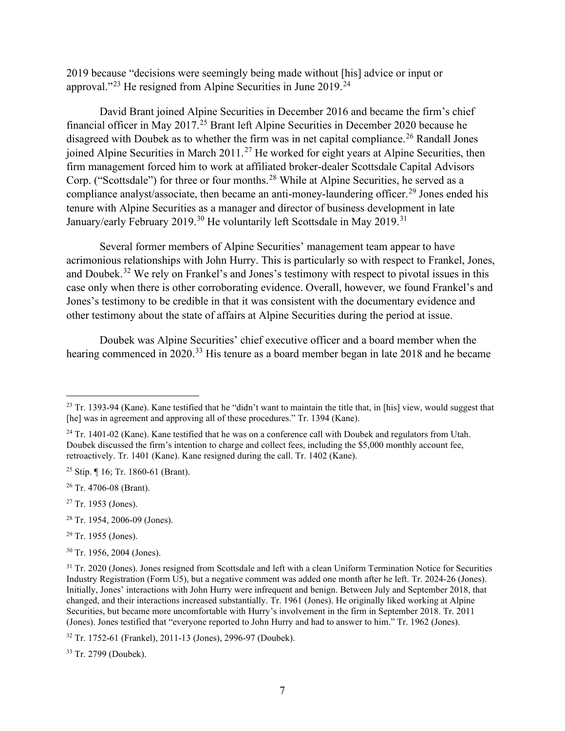2019 because "decisions were seemingly being made without [his] advice or input or approval."[23] He resigned from Alpine Securities in June 2019.[24]

David Brant joined Alpine Securities in December 2016 and became the firm's chief financial officer in May 2017.[25] Brant left Alpine Securities in December 2020 because he disagreed with Doubek as to whether the firm was in net capital compliance.[26] Randall Jones joined Alpine Securities in March 2011.[27] He worked for eight years at Alpine Securities, then firm management forced him to work at affiliated broker-dealer Scottsdale Capital Advisors Corp. ("Scottsdale") for three or four months.[28] While at Alpine Securities, he served as a compliance analyst/associate, then became an anti-money-laundering officer.[29] Jones ended his tenure with Alpine Securities as a manager and director of business development in late January/early February 2019.[30] He voluntarily left Scottsdale in May 2019.[31]

Several former members of Alpine Securities' management team appear to have acrimonious relationships with John Hurry. This is particularly so with respect to Frankel, Jones, and Doubek.[32] We rely on Frankel's and Jones's testimony with respect to pivotal issues in this case only when there is other corroborating evidence. Overall, however, we found Frankel's and Jones's testimony to be credible in that it was consistent with the documentary evidence and other testimony about the state of affairs at Alpine Securities during the period at issue.

Doubek was Alpine Securities' chief executive officer and a board member when the hearing commenced in 2020.[33] His tenure as a board member began in late 2018 and he became

---

[23] Tr. 1393-94 (Kane). Kane testified that he "didn't want to maintain the title that, in [his] view, would suggest that [he] was in agreement and approving all of these procedures." Tr. 1394 (Kane).

[24] Tr. 1401-02 (Kane). Kane testified that he was on a conference call with Doubek and regulators from Utah. Doubek discussed the firm's intention to charge and collect fees, including the $5,000 monthly account fee, retroactively. Tr. 1401 (Kane). Kane resigned during the call. Tr. 1402 (Kane).

[25] Stip. ¶ 16; Tr. 1860-61 (Brant).

[26] Tr. 4706-08 (Brant).

[27] Tr. 1953 (Jones).

[28] Tr. 1954, 2006-09 (Jones).

[29] Tr. 1955 (Jones).

[30] Tr. 1956, 2004 (Jones).

[31] Tr. 2020 (Jones). Jones resigned from Scottsdale and left with a clean Uniform Termination Notice for Securities Industry Registration (Form U5), but a negative comment was added one month after he left. Tr. 2024-26 (Jones). Initially, Jones' interactions with John Hurry were infrequent and benign. Between July and September 2018, that changed, and their interactions increased substantially. Tr. 1961 (Jones). He originally liked working at Alpine Securities, but became more uncomfortable with Hurry's involvement in the firm in September 2018. Tr. 2011 (Jones). Jones testified that "everyone reported to John Hurry and had to answer to him." Tr. 1962 (Jones).

[32] Tr. 1752-61 (Frankel), 2011-13 (Jones), 2996-97 (Doubek).

[33] Tr. 2799 (Doubek).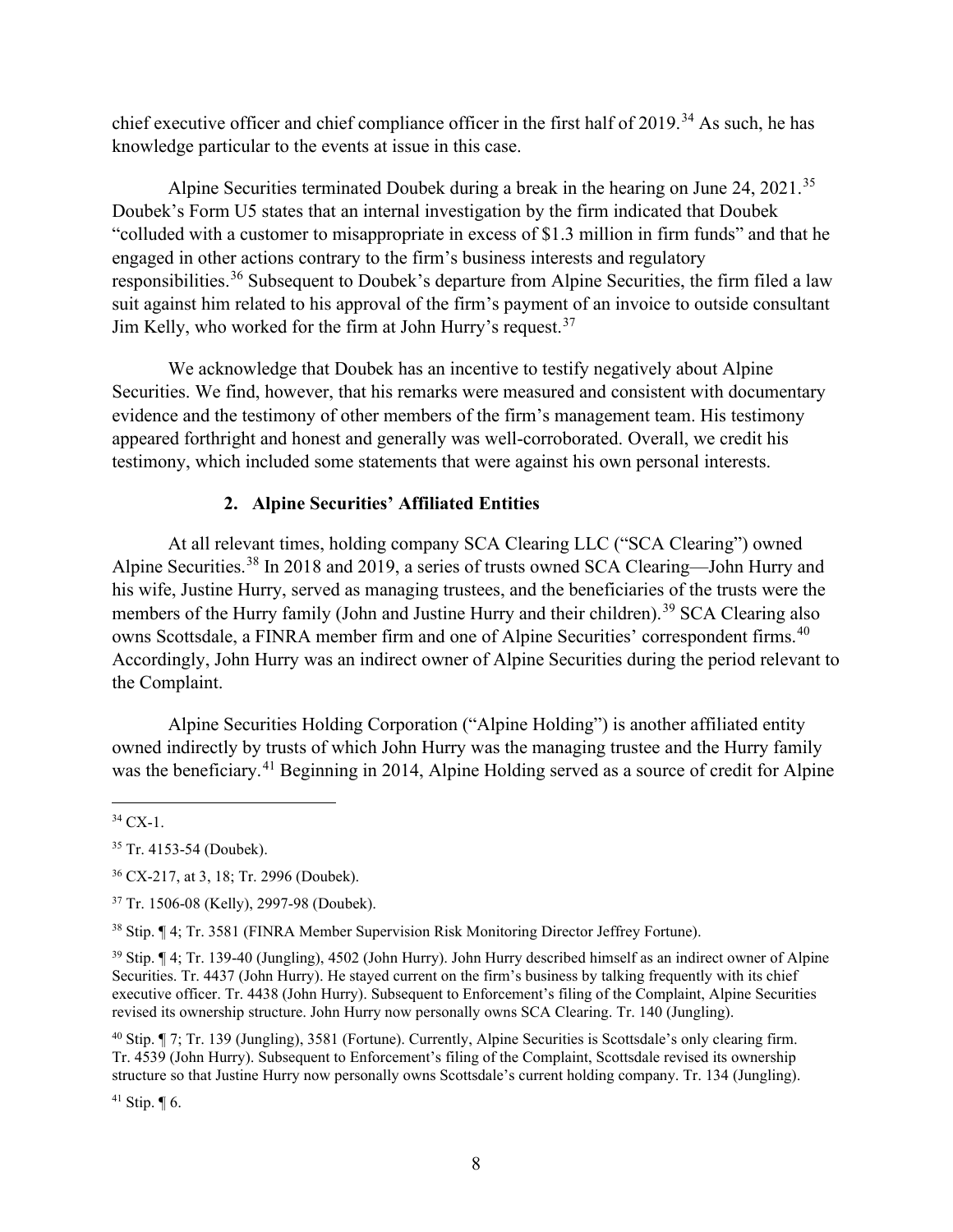chief executive officer and chief compliance officer in the first half of 2019.[34] As such, he has knowledge particular to the events at issue in this case.

Alpine Securities terminated Doubek during a break in the hearing on June 24, 2021.[35] Doubek's Form U5 states that an internal investigation by the firm indicated that Doubek "colluded with a customer to misappropriate in excess of $1.3 million in firm funds" and that he engaged in other actions contrary to the firm's business interests and regulatory responsibilities.[36] Subsequent to Doubek's departure from Alpine Securities, the firm filed a law suit against him related to his approval of the firm's payment of an invoice to outside consultant Jim Kelly, who worked for the firm at John Hurry's request.[37]

We acknowledge that Doubek has an incentive to testify negatively about Alpine Securities. We find, however, that his remarks were measured and consistent with documentary evidence and the testimony of other members of the firm's management team. His testimony appeared forthright and honest and generally was well-corroborated. Overall, we credit his testimony, which included some statements that were against his own personal interests.

### 2. Alpine Securities' Affiliated Entities

At all relevant times, holding company SCA Clearing LLC ("SCA Clearing") owned Alpine Securities.[38] In 2018 and 2019, a series of trusts owned SCA Clearing—John Hurry and his wife, Justine Hurry, served as managing trustees, and the beneficiaries of the trusts were the members of the Hurry family (John and Justine Hurry and their children).[39] SCA Clearing also owns Scottsdale, a FINRA member firm and one of Alpine Securities' correspondent firms.[40] Accordingly, John Hurry was an indirect owner of Alpine Securities during the period relevant to the Complaint.

Alpine Securities Holding Corporation ("Alpine Holding") is another affiliated entity owned indirectly by trusts of which John Hurry was the managing trustee and the Hurry family was the beneficiary.[41] Beginning in 2014, Alpine Holding served as a source of credit for Alpine

---

[34] CX-1.

[35] Tr. 4153-54 (Doubek).

[36] CX-217, at 3, 18; Tr. 2996 (Doubek).

[37] Tr. 1506-08 (Kelly), 2997-98 (Doubek).

[38] Stip. ¶ 4; Tr. 3581 (FINRA Member Supervision Risk Monitoring Director Jeffrey Fortune).

[39] Stip. ¶ 4; Tr. 139-40 (Jungling), 4502 (John Hurry). John Hurry described himself as an indirect owner of Alpine Securities. Tr. 4437 (John Hurry). He stayed current on the firm's business by talking frequently with its chief executive officer. Tr. 4438 (John Hurry). Subsequent to Enforcement's filing of the Complaint, Alpine Securities revised its ownership structure. John Hurry now personally owns SCA Clearing. Tr. 140 (Jungling).

[40] Stip. ¶ 7; Tr. 139 (Jungling), 3581 (Fortune). Currently, Alpine Securities is Scottsdale's only clearing firm. Tr. 4539 (John Hurry). Subsequent to Enforcement's filing of the Complaint, Scottsdale revised its ownership structure so that Justine Hurry now personally owns Scottsdale's current holding company. Tr. 134 (Jungling).

[41] Stip. ¶ 6.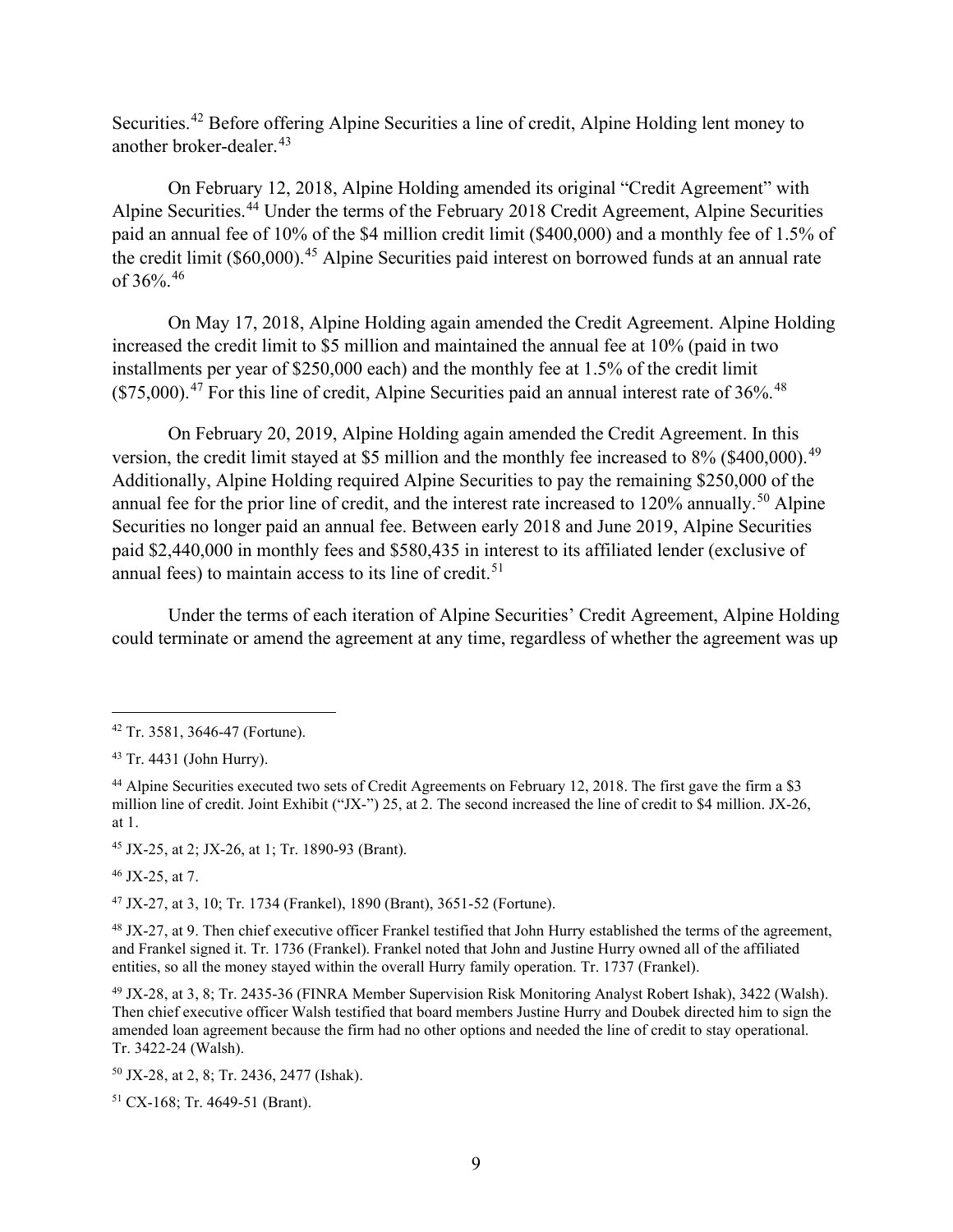Securities.[42] Before offering Alpine Securities a line of credit, Alpine Holding lent money to another broker-dealer.[43]

On February 12, 2018, Alpine Holding amended its original "Credit Agreement" with Alpine Securities.[44] Under the terms of the February 2018 Credit Agreement, Alpine Securities paid an annual fee of 10% of the $4 million credit limit ($400,000) and a monthly fee of 1.5% of the credit limit ($60,000).[45] Alpine Securities paid interest on borrowed funds at an annual rate of 36%.[46]

On May 17, 2018, Alpine Holding again amended the Credit Agreement. Alpine Holding increased the credit limit to $5 million and maintained the annual fee at 10% (paid in two installments per year of $250,000 each) and the monthly fee at 1.5% of the credit limit ($75,000).[47] For this line of credit, Alpine Securities paid an annual interest rate of 36%.[48]

On February 20, 2019, Alpine Holding again amended the Credit Agreement. In this version, the credit limit stayed at $5 million and the monthly fee increased to 8% ($400,000).[49] Additionally, Alpine Holding required Alpine Securities to pay the remaining $250,000 of the annual fee for the prior line of credit, and the interest rate increased to 120% annually.[50] Alpine Securities no longer paid an annual fee. Between early 2018 and June 2019, Alpine Securities paid $2,440,000 in monthly fees and $580,435 in interest to its affiliated lender (exclusive of annual fees) to maintain access to its line of credit.[51]

Under the terms of each iteration of Alpine Securities' Credit Agreement, Alpine Holding could terminate or amend the agreement at any time, regardless of whether the agreement was up

---

[42] Tr. 3581, 3646-47 (Fortune).

[43] Tr. 4431 (John Hurry).

[44] Alpine Securities executed two sets of Credit Agreements on February 12, 2018. The first gave the firm a $3 million line of credit. Joint Exhibit ("JX-") 25, at 2. The second increased the line of credit to $4 million. JX-26, at 1.

[45] JX-25, at 2; JX-26, at 1; Tr. 1890-93 (Brant).

[46] JX-25, at 7.

[47] JX-27, at 3, 10; Tr. 1734 (Frankel), 1890 (Brant), 3651-52 (Fortune).

[48] JX-27, at 9. Then chief executive officer Frankel testified that John Hurry established the terms of the agreement, and Frankel signed it. Tr. 1736 (Frankel). Frankel noted that John and Justine Hurry owned all of the affiliated entities, so all the money stayed within the overall Hurry family operation. Tr. 1737 (Frankel).

[49] JX-28, at 3, 8; Tr. 2435-36 (FINRA Member Supervision Risk Monitoring Analyst Robert Ishak), 3422 (Walsh). Then chief executive officer Walsh testified that board members Justine Hurry and Doubek directed him to sign the amended loan agreement because the firm had no other options and needed the line of credit to stay operational. Tr. 3422-24 (Walsh).

[50] JX-28, at 2, 8; Tr. 2436, 2477 (Ishak).

[51] CX-168; Tr. 4649-51 (Brant).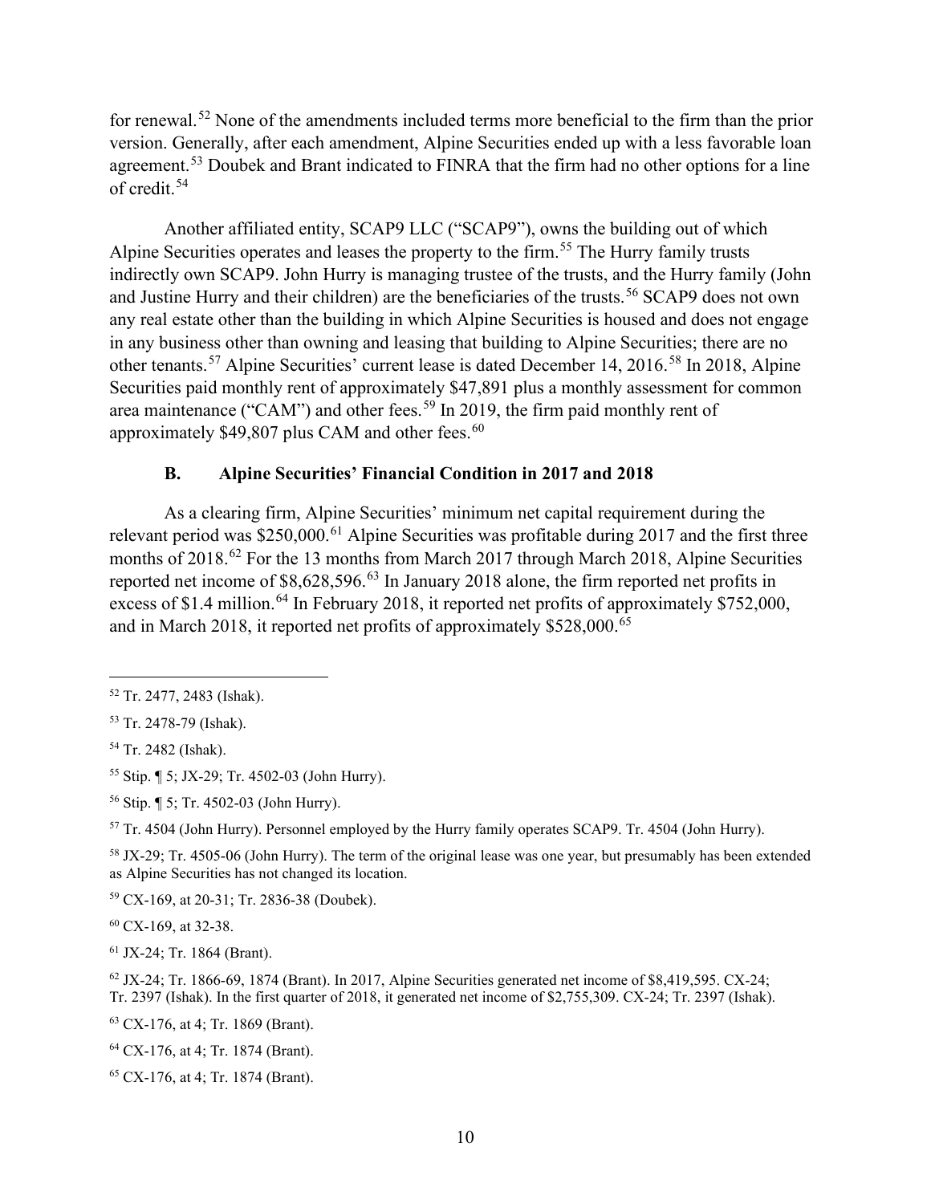for renewal.[52] None of the amendments included terms more beneficial to the firm than the prior version. Generally, after each amendment, Alpine Securities ended up with a less favorable loan agreement.[53] Doubek and Brant indicated to FINRA that the firm had no other options for a line of credit.[54]

Another affiliated entity, SCAP9 LLC ("SCAP9"), owns the building out of which Alpine Securities operates and leases the property to the firm.[55] The Hurry family trusts indirectly own SCAP9. John Hurry is managing trustee of the trusts, and the Hurry family (John and Justine Hurry and their children) are the beneficiaries of the trusts.[56] SCAP9 does not own any real estate other than the building in which Alpine Securities is housed and does not engage in any business other than owning and leasing that building to Alpine Securities; there are no other tenants.[57] Alpine Securities' current lease is dated December 14, 2016.[58] In 2018, Alpine Securities paid monthly rent of approximately $47,891 plus a monthly assessment for common area maintenance ("CAM") and other fees.[59] In 2019, the firm paid monthly rent of approximately $49,807 plus CAM and other fees.[60]

### B. Alpine Securities' Financial Condition in 2017 and 2018

As a clearing firm, Alpine Securities' minimum net capital requirement during the relevant period was $250,000.[61] Alpine Securities was profitable during 2017 and the first three months of 2018.[62] For the 13 months from March 2017 through March 2018, Alpine Securities reported net income of $8,628,596.[63] In January 2018 alone, the firm reported net profits in excess of $1.4 million.[64] In February 2018, it reported net profits of approximately $752,000, and in March 2018, it reported net profits of approximately $528,000.[65]

---

[52] Tr. 2477, 2483 (Ishak).

[53] Tr. 2478-79 (Ishak).

[54] Tr. 2482 (Ishak).

[55] Stip. ¶ 5; JX-29; Tr. 4502-03 (John Hurry).

[56] Stip. ¶ 5; Tr. 4502-03 (John Hurry).

[57] Tr. 4504 (John Hurry). Personnel employed by the Hurry family operates SCAP9. Tr. 4504 (John Hurry).

[58] JX-29; Tr. 4505-06 (John Hurry). The term of the original lease was one year, but presumably has been extended as Alpine Securities has not changed its location.

[59] CX-169, at 20-31; Tr. 2836-38 (Doubek).

[60] CX-169, at 32-38.

[61] JX-24; Tr. 1864 (Brant).

[62] JX-24; Tr. 1866-69, 1874 (Brant). In 2017, Alpine Securities generated net income of $8,419,595. CX-24; Tr. 2397 (Ishak). In the first quarter of 2018, it generated net income of $2,755,309. CX-24; Tr. 2397 (Ishak).

[63] CX-176, at 4; Tr. 1869 (Brant).

[64] CX-176, at 4; Tr. 1874 (Brant).

[65] CX-176, at 4; Tr. 1874 (Brant).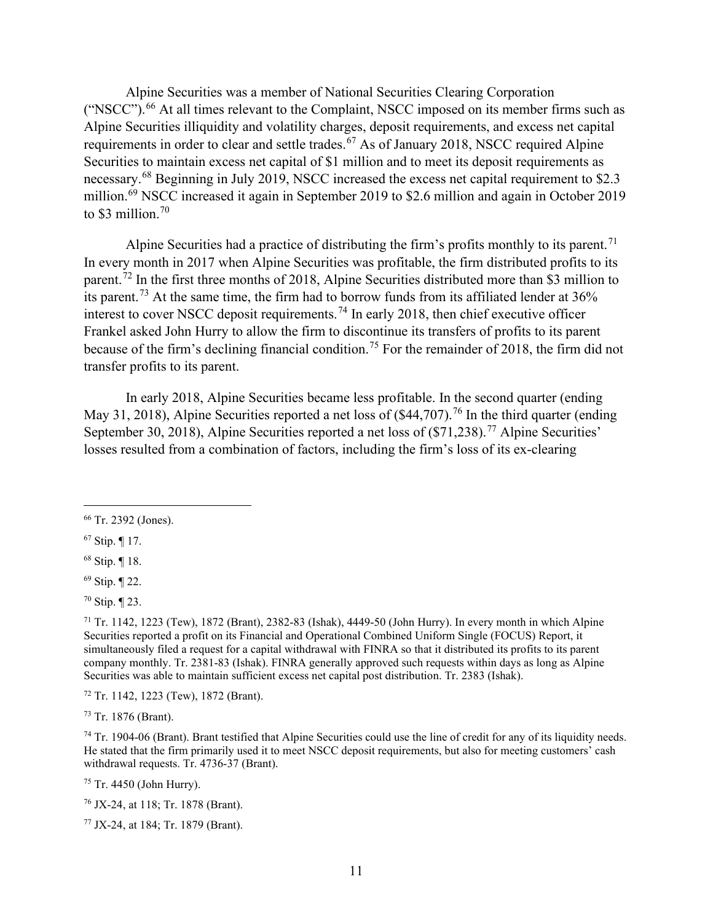Alpine Securities was a member of National Securities Clearing Corporation ("NSCC").[66] At all times relevant to the Complaint, NSCC imposed on its member firms such as Alpine Securities illiquidity and volatility charges, deposit requirements, and excess net capital requirements in order to clear and settle trades.[67] As of January 2018, NSCC required Alpine Securities to maintain excess net capital of $1 million and to meet its deposit requirements as necessary.[68] Beginning in July 2019, NSCC increased the excess net capital requirement to $2.3 million.[69] NSCC increased it again in September 2019 to $2.6 million and again in October 2019 to $3 million.[70]

Alpine Securities had a practice of distributing the firm's profits monthly to its parent.[71] In every month in 2017 when Alpine Securities was profitable, the firm distributed profits to its parent.[72] In the first three months of 2018, Alpine Securities distributed more than $3 million to its parent.[73] At the same time, the firm had to borrow funds from its affiliated lender at 36% interest to cover NSCC deposit requirements.[74] In early 2018, then chief executive officer Frankel asked John Hurry to allow the firm to discontinue its transfers of profits to its parent because of the firm's declining financial condition.[75] For the remainder of 2018, the firm did not transfer profits to its parent.

In early 2018, Alpine Securities became less profitable. In the second quarter (ending May 31, 2018), Alpine Securities reported a net loss of ($44,707).[76] In the third quarter (ending September 30, 2018), Alpine Securities reported a net loss of ($71,238).[77] Alpine Securities' losses resulted from a combination of factors, including the firm's loss of its ex-clearing

---

[66] Tr. 2392 (Jones).

[67] Stip. ¶ 17.

[68] Stip. ¶ 18.

[69] Stip. ¶ 22.

[70] Stip. ¶ 23.

[71] Tr. 1142, 1223 (Tew), 1872 (Brant), 2382-83 (Ishak), 4449-50 (John Hurry). In every month in which Alpine Securities reported a profit on its Financial and Operational Combined Uniform Single (FOCUS) Report, it simultaneously filed a request for a capital withdrawal with FINRA so that it distributed its profits to its parent company monthly. Tr. 2381-83 (Ishak). FINRA generally approved such requests within days as long as Alpine Securities was able to maintain sufficient excess net capital post distribution. Tr. 2383 (Ishak).

[72] Tr. 1142, 1223 (Tew), 1872 (Brant).

[73] Tr. 1876 (Brant).

[74] Tr. 1904-06 (Brant). Brant testified that Alpine Securities could use the line of credit for any of its liquidity needs. He stated that the firm primarily used it to meet NSCC deposit requirements, but also for meeting customers' cash withdrawal requests. Tr. 4736-37 (Brant).

[75] Tr. 4450 (John Hurry).

[76] JX-24, at 118; Tr. 1878 (Brant).

[77] JX-24, at 184; Tr. 1879 (Brant).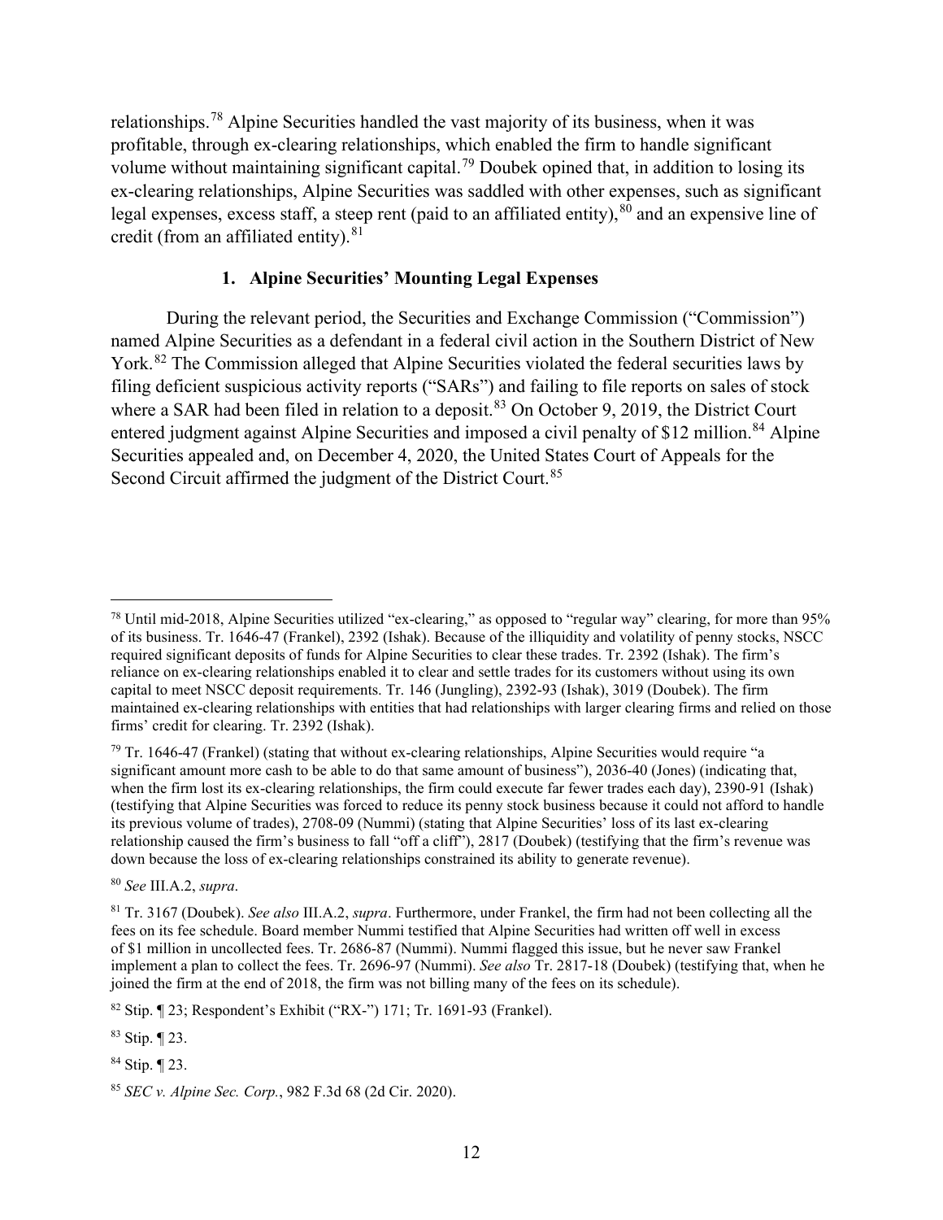relationships.[78] Alpine Securities handled the vast majority of its business, when it was profitable, through ex-clearing relationships, which enabled the firm to handle significant volume without maintaining significant capital.[79] Doubek opined that, in addition to losing its ex-clearing relationships, Alpine Securities was saddled with other expenses, such as significant legal expenses, excess staff, a steep rent (paid to an affiliated entity),[80] and an expensive line of credit (from an affiliated entity).[81]

### 1. Alpine Securities' Mounting Legal Expenses

During the relevant period, the Securities and Exchange Commission ("Commission") named Alpine Securities as a defendant in a federal civil action in the Southern District of New York.[82] The Commission alleged that Alpine Securities violated the federal securities laws by filing deficient suspicious activity reports ("SARs") and failing to file reports on sales of stock where a SAR had been filed in relation to a deposit.[83] On October 9, 2019, the District Court entered judgment against Alpine Securities and imposed a civil penalty of $12 million.[84] Alpine Securities appealed and, on December 4, 2020, the United States Court of Appeals for the Second Circuit affirmed the judgment of the District Court.[85]

---

[78] Until mid-2018, Alpine Securities utilized "ex-clearing," as opposed to "regular way" clearing, for more than 95% of its business. Tr. 1646-47 (Frankel), 2392 (Ishak). Because of the illiquidity and volatility of penny stocks, NSCC required significant deposits of funds for Alpine Securities to clear these trades. Tr. 2392 (Ishak). The firm's reliance on ex-clearing relationships enabled it to clear and settle trades for its customers without using its own capital to meet NSCC deposit requirements. Tr. 146 (Jungling), 2392-93 (Ishak), 3019 (Doubek). The firm maintained ex-clearing relationships with entities that had relationships with larger clearing firms and relied on those firms' credit for clearing. Tr. 2392 (Ishak).

[79] Tr. 1646-47 (Frankel) (stating that without ex-clearing relationships, Alpine Securities would require "a significant amount more cash to be able to do that same amount of business"), 2036-40 (Jones) (indicating that, when the firm lost its ex-clearing relationships, the firm could execute far fewer trades each day), 2390-91 (Ishak) (testifying that Alpine Securities was forced to reduce its penny stock business because it could not afford to handle its previous volume of trades), 2708-09 (Nummi) (stating that Alpine Securities' loss of its last ex-clearing relationship caused the firm's business to fall "off a cliff"), 2817 (Doubek) (testifying that the firm's revenue was down because the loss of ex-clearing relationships constrained its ability to generate revenue).

[80] *See* III.A.2, *supra*.

[81] Tr. 3167 (Doubek). *See also* III.A.2, *supra*. Furthermore, under Frankel, the firm had not been collecting all the fees on its fee schedule. Board member Nummi testified that Alpine Securities had written off well in excess of $1 million in uncollected fees. Tr. 2686-87 (Nummi). Nummi flagged this issue, but he never saw Frankel implement a plan to collect the fees. Tr. 2696-97 (Nummi). *See also* Tr. 2817-18 (Doubek) (testifying that, when he joined the firm at the end of 2018, the firm was not billing many of the fees on its schedule).

[82] Stip. ¶ 23; Respondent's Exhibit ("RX-") 171; Tr. 1691-93 (Frankel).

[83] Stip. ¶ 23.

[84] Stip. ¶ 23.

[85] *SEC v. Alpine Sec. Corp.*, 982 F.3d 68 (2d Cir. 2020).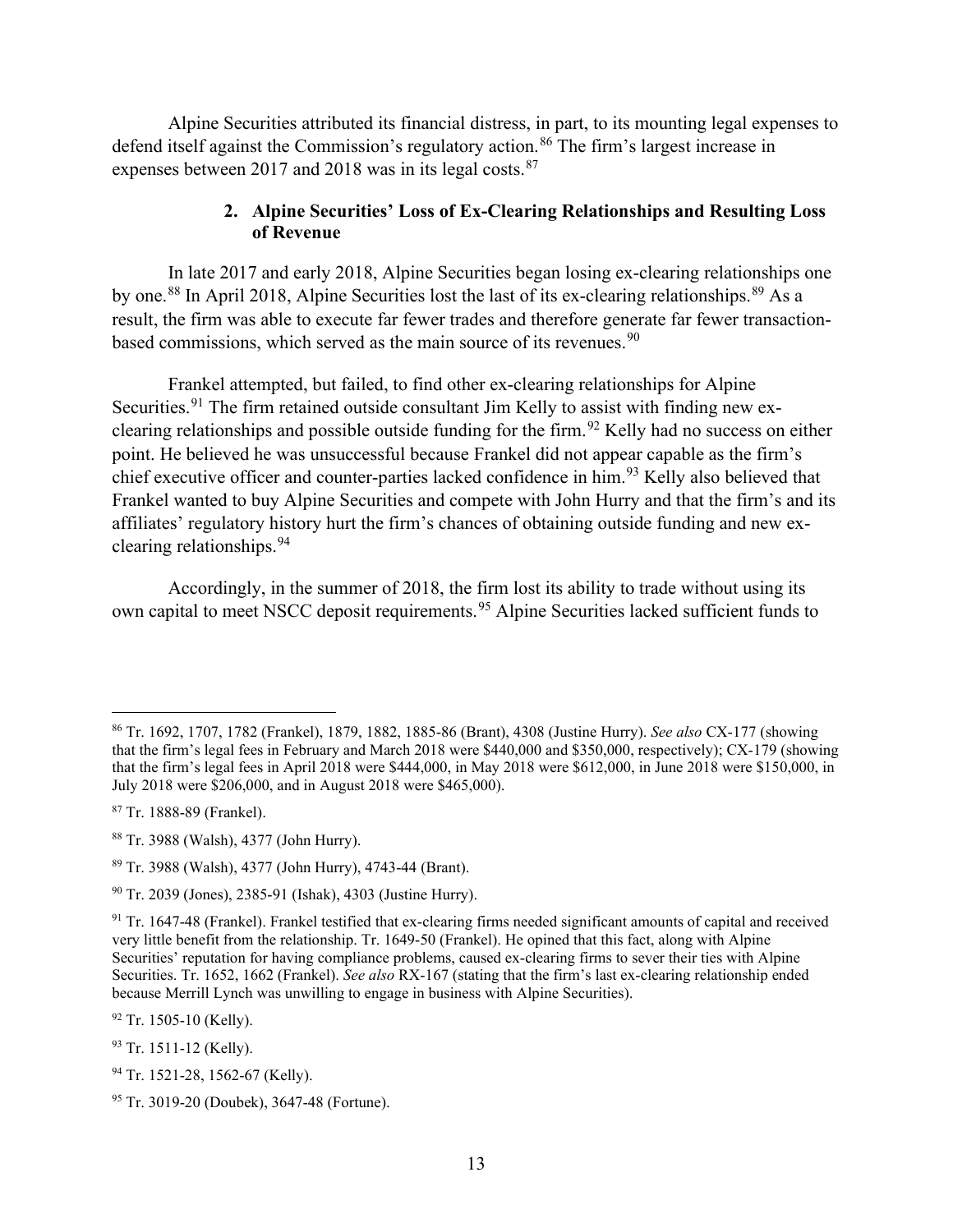Alpine Securities attributed its financial distress, in part, to its mounting legal expenses to defend itself against the Commission's regulatory action.[86] The firm's largest increase in expenses between 2017 and 2018 was in its legal costs.[87]

### 2. Alpine Securities' Loss of Ex-Clearing Relationships and Resulting Loss of Revenue

In late 2017 and early 2018, Alpine Securities began losing ex-clearing relationships one by one.[88] In April 2018, Alpine Securities lost the last of its ex-clearing relationships.[89] As a result, the firm was able to execute far fewer trades and therefore generate far fewer transaction-based commissions, which served as the main source of its revenues.[90]

Frankel attempted, but failed, to find other ex-clearing relationships for Alpine Securities.[91] The firm retained outside consultant Jim Kelly to assist with finding new ex-clearing relationships and possible outside funding for the firm.[92] Kelly had no success on either point. He believed he was unsuccessful because Frankel did not appear capable as the firm's chief executive officer and counter-parties lacked confidence in him.[93] Kelly also believed that Frankel wanted to buy Alpine Securities and compete with John Hurry and that the firm's and its affiliates' regulatory history hurt the firm's chances of obtaining outside funding and new ex-clearing relationships.[94]

Accordingly, in the summer of 2018, the firm lost its ability to trade without using its own capital to meet NSCC deposit requirements.[95] Alpine Securities lacked sufficient funds to

---

[86] Tr. 1692, 1707, 1782 (Frankel), 1879, 1882, 1885-86 (Brant), 4308 (Justine Hurry). *See also* CX-177 (showing that the firm's legal fees in February and March 2018 were $440,000 and $350,000, respectively); CX-179 (showing that the firm's legal fees in April 2018 were $444,000, in May 2018 were $612,000, in June 2018 were $150,000, in July 2018 were $206,000, and in August 2018 were $465,000).

[87] Tr. 1888-89 (Frankel).

[88] Tr. 3988 (Walsh), 4377 (John Hurry).

[89] Tr. 3988 (Walsh), 4377 (John Hurry), 4743-44 (Brant).

[90] Tr. 2039 (Jones), 2385-91 (Ishak), 4303 (Justine Hurry).

[91] Tr. 1647-48 (Frankel). Frankel testified that ex-clearing firms needed significant amounts of capital and received very little benefit from the relationship. Tr. 1649-50 (Frankel). He opined that this fact, along with Alpine Securities' reputation for having compliance problems, caused ex-clearing firms to sever their ties with Alpine Securities. Tr. 1652, 1662 (Frankel). *See also* RX-167 (stating that the firm's last ex-clearing relationship ended because Merrill Lynch was unwilling to engage in business with Alpine Securities).

[92] Tr. 1505-10 (Kelly).

[93] Tr. 1511-12 (Kelly).

[94] Tr. 1521-28, 1562-67 (Kelly).

[95] Tr. 3019-20 (Doubek), 3647-48 (Fortune).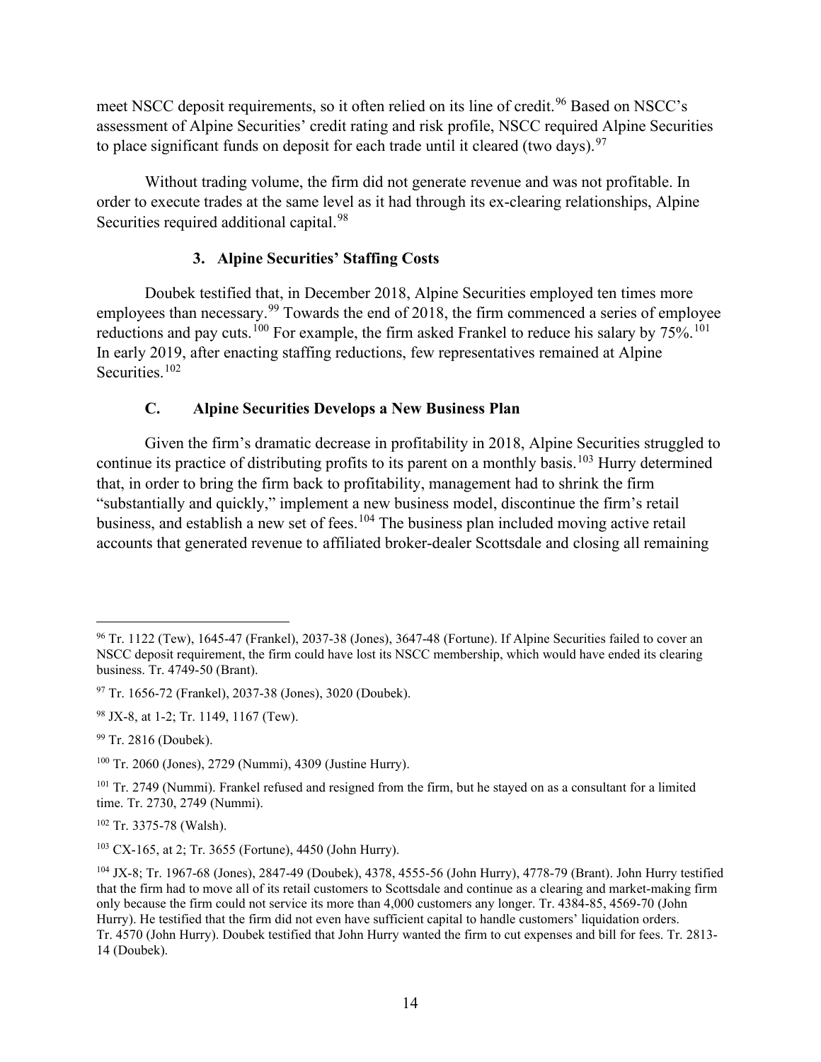meet NSCC deposit requirements, so it often relied on its line of credit.[96] Based on NSCC's assessment of Alpine Securities' credit rating and risk profile, NSCC required Alpine Securities to place significant funds on deposit for each trade until it cleared (two days).[97]

Without trading volume, the firm did not generate revenue and was not profitable. In order to execute trades at the same level as it had through its ex-clearing relationships, Alpine Securities required additional capital.[98]

### 3. Alpine Securities' Staffing Costs

Doubek testified that, in December 2018, Alpine Securities employed ten times more employees than necessary.[99] Towards the end of 2018, the firm commenced a series of employee reductions and pay cuts.[100] For example, the firm asked Frankel to reduce his salary by 75%.[101] In early 2019, after enacting staffing reductions, few representatives remained at Alpine Securities.[102]

## C. Alpine Securities Develops a New Business Plan

Given the firm's dramatic decrease in profitability in 2018, Alpine Securities struggled to continue its practice of distributing profits to its parent on a monthly basis.[103] Hurry determined that, in order to bring the firm back to profitability, management had to shrink the firm "substantially and quickly," implement a new business model, discontinue the firm's retail business, and establish a new set of fees.[104] The business plan included moving active retail accounts that generated revenue to affiliated broker-dealer Scottsdale and closing all remaining

---

[96] Tr. 1122 (Tew), 1645-47 (Frankel), 2037-38 (Jones), 3647-48 (Fortune). If Alpine Securities failed to cover an NSCC deposit requirement, the firm could have lost its NSCC membership, which would have ended its clearing business. Tr. 4749-50 (Brant).

[97] Tr. 1656-72 (Frankel), 2037-38 (Jones), 3020 (Doubek).

[98] JX-8, at 1-2; Tr. 1149, 1167 (Tew).

[99] Tr. 2816 (Doubek).

[100] Tr. 2060 (Jones), 2729 (Nummi), 4309 (Justine Hurry).

[101] Tr. 2749 (Nummi). Frankel refused and resigned from the firm, but he stayed on as a consultant for a limited time. Tr. 2730, 2749 (Nummi).

[102] Tr. 3375-78 (Walsh).

[103] CX-165, at 2; Tr. 3655 (Fortune), 4450 (John Hurry).

[104] JX-8; Tr. 1967-68 (Jones), 2847-49 (Doubek), 4378, 4555-56 (John Hurry), 4778-79 (Brant). John Hurry testified that the firm had to move all of its retail customers to Scottsdale and continue as a clearing and market-making firm only because the firm could not service its more than 4,000 customers any longer. Tr. 4384-85, 4569-70 (John Hurry). He testified that the firm did not even have sufficient capital to handle customers' liquidation orders. Tr. 4570 (John Hurry). Doubek testified that John Hurry wanted the firm to cut expenses and bill for fees. Tr. 2813-14 (Doubek).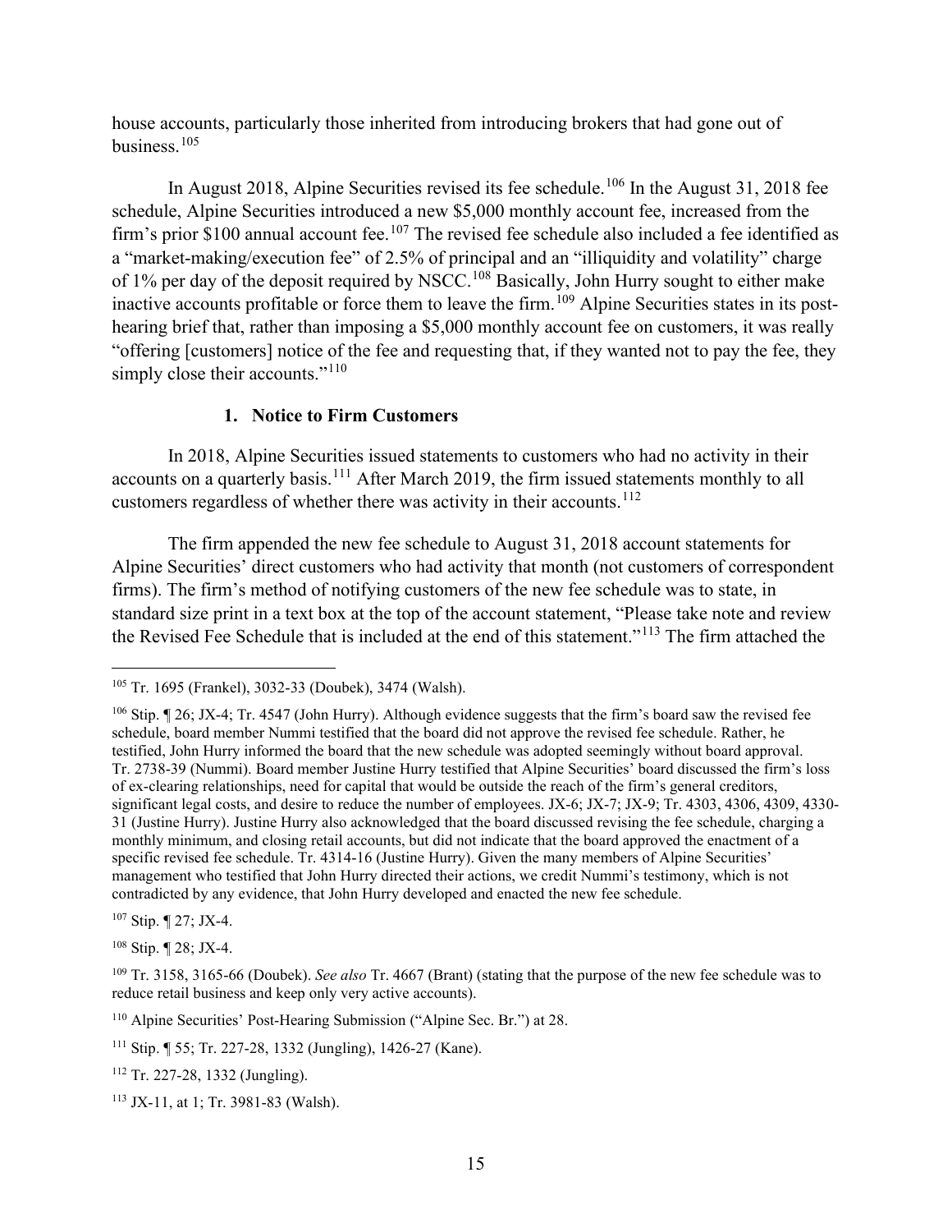house accounts, particularly those inherited from introducing brokers that had gone out of business.[105]

In August 2018, Alpine Securities revised its fee schedule.[106] In the August 31, 2018 fee schedule, Alpine Securities introduced a new $5,000 monthly account fee, increased from the firm's prior $100 annual account fee.[107] The revised fee schedule also included a fee identified as a "market-making/execution fee" of 2.5% of principal and an "illiquidity and volatility" charge of 1% per day of the deposit required by NSCC.[108] Basically, John Hurry sought to either make inactive accounts profitable or force them to leave the firm.[109] Alpine Securities states in its post-hearing brief that, rather than imposing a $5,000 monthly account fee on customers, it was really "offering [customers] notice of the fee and requesting that, if they wanted not to pay the fee, they simply close their accounts."[110]

### 1. Notice to Firm Customers

In 2018, Alpine Securities issued statements to customers who had no activity in their accounts on a quarterly basis.[111] After March 2019, the firm issued statements monthly to all customers regardless of whether there was activity in their accounts.[112]

The firm appended the new fee schedule to August 31, 2018 account statements for Alpine Securities' direct customers who had activity that month (not customers of correspondent firms). The firm's method of notifying customers of the new fee schedule was to state, in standard size print in a text box at the top of the account statement, "Please take note and review the Revised Fee Schedule that is included at the end of this statement."[113] The firm attached the

---

[105] Tr. 1695 (Frankel), 3032-33 (Doubek), 3474 (Walsh).

[106] Stip. ¶ 26; JX-4; Tr. 4547 (John Hurry). Although evidence suggests that the firm's board saw the revised fee schedule, board member Nummi testified that the board did not approve the revised fee schedule. Rather, he testified, John Hurry informed the board that the new schedule was adopted seemingly without board approval. Tr. 2738-39 (Nummi). Board member Justine Hurry testified that Alpine Securities' board discussed the firm's loss of ex-clearing relationships, need for capital that would be outside the reach of the firm's general creditors, significant legal costs, and desire to reduce the number of employees. JX-6; JX-7; JX-9; Tr. 4303, 4306, 4309, 4330-31 (Justine Hurry). Justine Hurry also acknowledged that the board discussed revising the fee schedule, charging a monthly minimum, and closing retail accounts, but did not indicate that the board approved the enactment of a specific revised fee schedule. Tr. 4314-16 (Justine Hurry). Given the many members of Alpine Securities' management who testified that John Hurry directed their actions, we credit Nummi's testimony, which is not contradicted by any evidence, that John Hurry developed and enacted the new fee schedule.

[107] Stip. ¶ 27; JX-4.

[108] Stip. ¶ 28; JX-4.

[109] Tr. 3158, 3165-66 (Doubek). *See also* Tr. 4667 (Brant) (stating that the purpose of the new fee schedule was to reduce retail business and keep only very active accounts).

[110] Alpine Securities' Post-Hearing Submission ("Alpine Sec. Br.") at 28.

[111] Stip. ¶ 55; Tr. 227-28, 1332 (Jungling), 1426-27 (Kane).

[112] Tr. 227-28, 1332 (Jungling).

[113] JX-11, at 1; Tr. 3981-83 (Walsh).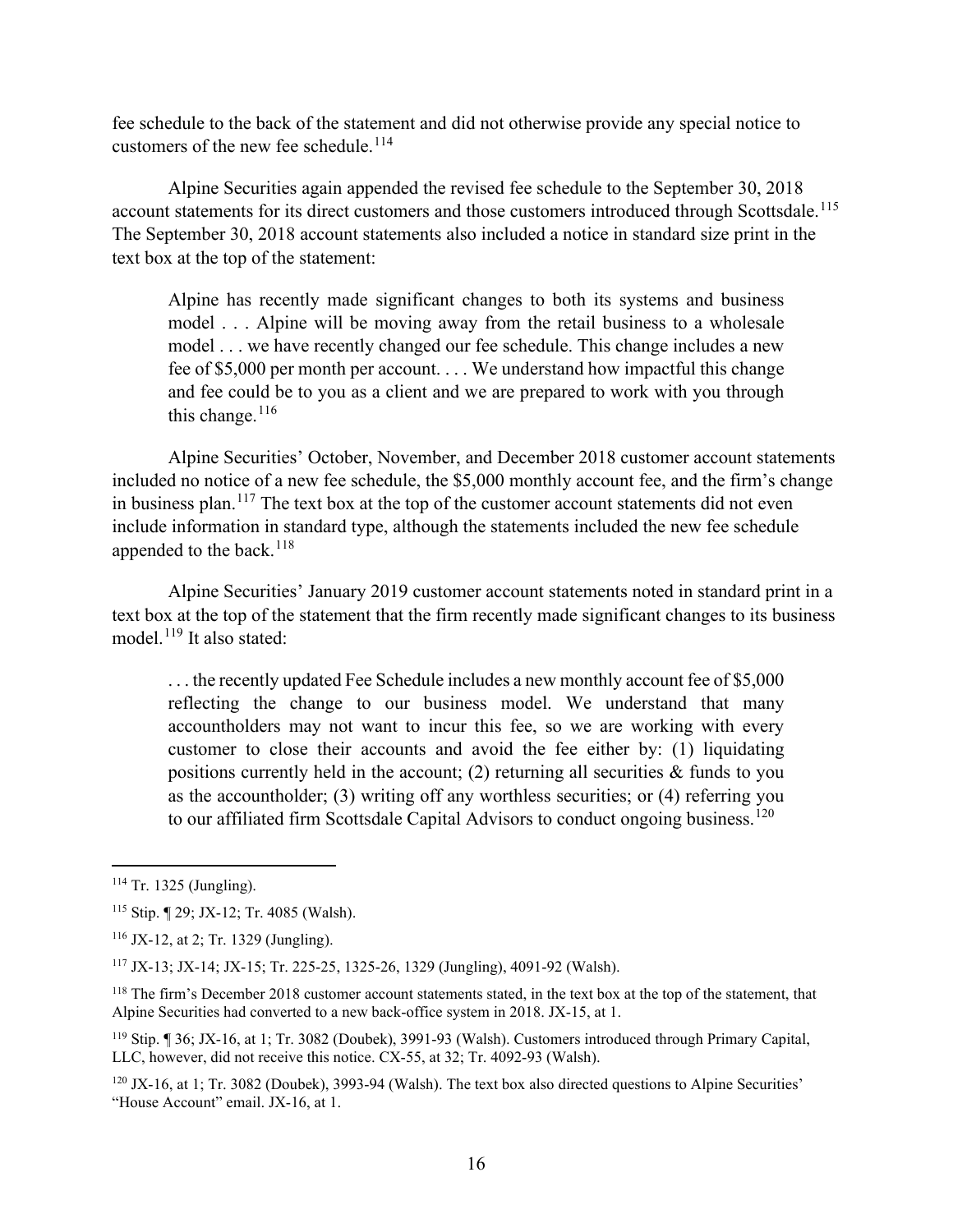fee schedule to the back of the statement and did not otherwise provide any special notice to customers of the new fee schedule.[114]

Alpine Securities again appended the revised fee schedule to the September 30, 2018 account statements for its direct customers and those customers introduced through Scottsdale.[115] The September 30, 2018 account statements also included a notice in standard size print in the text box at the top of the statement:

> Alpine has recently made significant changes to both its systems and business model . . . Alpine will be moving away from the retail business to a wholesale model . . . we have recently changed our fee schedule. This change includes a new fee of $5,000 per month per account. . . . We understand how impactful this change and fee could be to you as a client and we are prepared to work with you through this change.[116]

Alpine Securities' October, November, and December 2018 customer account statements included no notice of a new fee schedule, the $5,000 monthly account fee, and the firm's change in business plan.[117] The text box at the top of the customer account statements did not even include information in standard type, although the statements included the new fee schedule appended to the back.[118]

Alpine Securities' January 2019 customer account statements noted in standard print in a text box at the top of the statement that the firm recently made significant changes to its business model.[119] It also stated:

> . . . the recently updated Fee Schedule includes a new monthly account fee of $5,000 reflecting the change to our business model. We understand that many accountholders may not want to incur this fee, so we are working with every customer to close their accounts and avoid the fee either by: (1) liquidating positions currently held in the account; (2) returning all securities & funds to you as the accountholder; (3) writing off any worthless securities; or (4) referring you to our affiliated firm Scottsdale Capital Advisors to conduct ongoing business.[120]

---

[114] Tr. 1325 (Jungling).

[115] Stip. ¶ 29; JX-12; Tr. 4085 (Walsh).

[116] JX-12, at 2; Tr. 1329 (Jungling).

[117] JX-13; JX-14; JX-15; Tr. 225-25, 1325-26, 1329 (Jungling), 4091-92 (Walsh).

[118] The firm's December 2018 customer account statements stated, in the text box at the top of the statement, that Alpine Securities had converted to a new back-office system in 2018. JX-15, at 1.

[119] Stip. ¶ 36; JX-16, at 1; Tr. 3082 (Doubek), 3991-93 (Walsh). Customers introduced through Primary Capital, LLC, however, did not receive this notice. CX-55, at 32; Tr. 4092-93 (Walsh).

[120] JX-16, at 1; Tr. 3082 (Doubek), 3993-94 (Walsh). The text box also directed questions to Alpine Securities' "House Account" email. JX-16, at 1.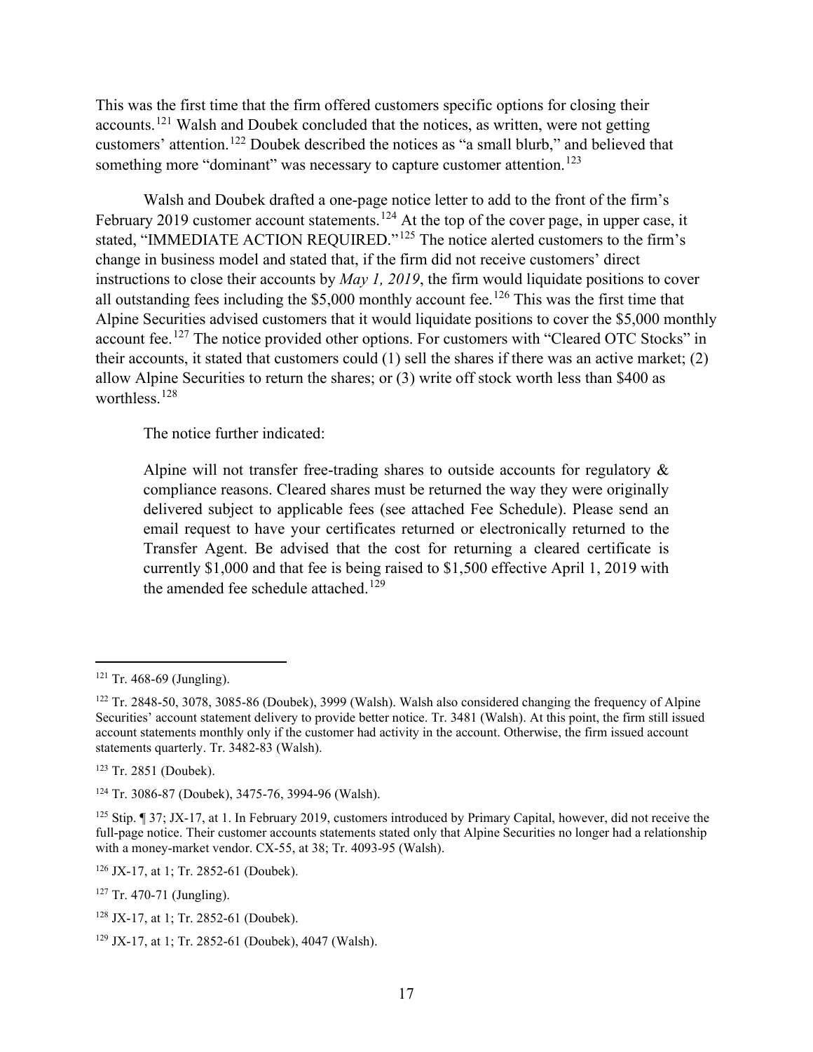This was the first time that the firm offered customers specific options for closing their accounts.[121] Walsh and Doubek concluded that the notices, as written, were not getting customers' attention.[122] Doubek described the notices as "a small blurb," and believed that something more "dominant" was necessary to capture customer attention.[123]

Walsh and Doubek drafted a one-page notice letter to add to the front of the firm's February 2019 customer account statements.[124] At the top of the cover page, in upper case, it stated, "IMMEDIATE ACTION REQUIRED."[125] The notice alerted customers to the firm's change in business model and stated that, if the firm did not receive customers' direct instructions to close their accounts by *May 1, 2019*, the firm would liquidate positions to cover all outstanding fees including the $5,000 monthly account fee.[126] This was the first time that Alpine Securities advised customers that it would liquidate positions to cover the $5,000 monthly account fee.[127] The notice provided other options. For customers with "Cleared OTC Stocks" in their accounts, it stated that customers could (1) sell the shares if there was an active market; (2) allow Alpine Securities to return the shares; or (3) write off stock worth less than $400 as worthless.[128]

The notice further indicated:

> Alpine will not transfer free-trading shares to outside accounts for regulatory & compliance reasons. Cleared shares must be returned the way they were originally delivered subject to applicable fees (see attached Fee Schedule). Please send an email request to have your certificates returned or electronically returned to the Transfer Agent. Be advised that the cost for returning a cleared certificate is currently $1,000 and that fee is being raised to $1,500 effective April 1, 2019 with the amended fee schedule attached.[129]

---

[121] Tr. 468-69 (Jungling).

[122] Tr. 2848-50, 3078, 3085-86 (Doubek), 3999 (Walsh). Walsh also considered changing the frequency of Alpine Securities' account statement delivery to provide better notice. Tr. 3481 (Walsh). At this point, the firm still issued account statements monthly only if the customer had activity in the account. Otherwise, the firm issued account statements quarterly. Tr. 3482-83 (Walsh).

[123] Tr. 2851 (Doubek).

[124] Tr. 3086-87 (Doubek), 3475-76, 3994-96 (Walsh).

[125] Stip. ¶ 37; JX-17, at 1. In February 2019, customers introduced by Primary Capital, however, did not receive the full-page notice. Their customer accounts statements stated only that Alpine Securities no longer had a relationship with a money-market vendor. CX-55, at 38; Tr. 4093-95 (Walsh).

[126] JX-17, at 1; Tr. 2852-61 (Doubek).

[127] Tr. 470-71 (Jungling).

[128] JX-17, at 1; Tr. 2852-61 (Doubek).

[129] JX-17, at 1; Tr. 2852-61 (Doubek), 4047 (Walsh).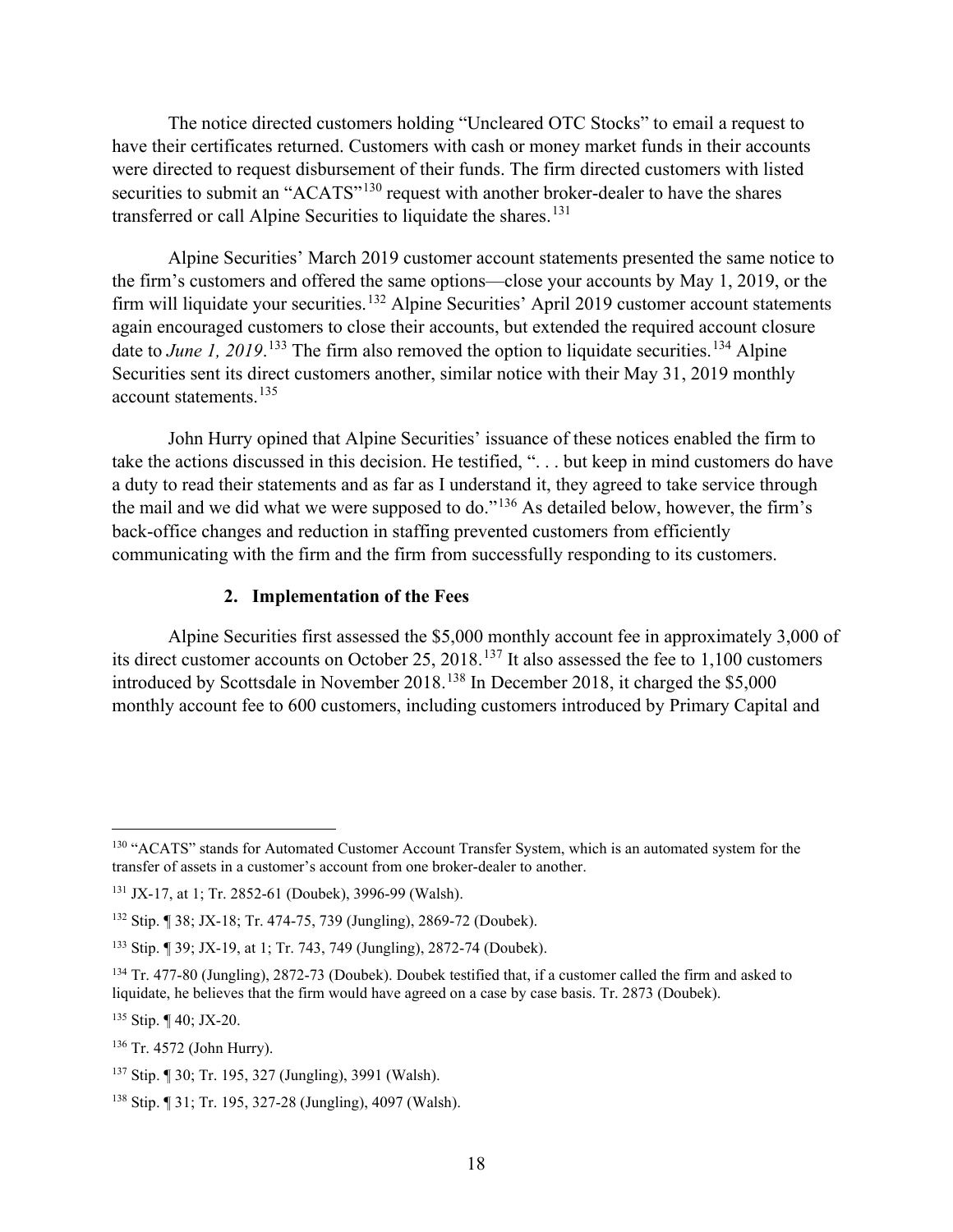The notice directed customers holding "Uncleared OTC Stocks" to email a request to have their certificates returned. Customers with cash or money market funds in their accounts were directed to request disbursement of their funds. The firm directed customers with listed securities to submit an "ACATS"[130] request with another broker-dealer to have the shares transferred or call Alpine Securities to liquidate the shares.[131]

Alpine Securities' March 2019 customer account statements presented the same notice to the firm's customers and offered the same options—close your accounts by May 1, 2019, or the firm will liquidate your securities.[132] Alpine Securities' April 2019 customer account statements again encouraged customers to close their accounts, but extended the required account closure date to *June 1, 2019*.[133] The firm also removed the option to liquidate securities.[134] Alpine Securities sent its direct customers another, similar notice with their May 31, 2019 monthly account statements.[135]

John Hurry opined that Alpine Securities' issuance of these notices enabled the firm to take the actions discussed in this decision. He testified, ". . . but keep in mind customers do have a duty to read their statements and as far as I understand it, they agreed to take service through the mail and we did what we were supposed to do."[136] As detailed below, however, the firm's back-office changes and reduction in staffing prevented customers from efficiently communicating with the firm and the firm from successfully responding to its customers.

#### 2. Implementation of the Fees

Alpine Securities first assessed the $5,000 monthly account fee in approximately 3,000 of its direct customer accounts on October 25, 2018.[137] It also assessed the fee to 1,100 customers introduced by Scottsdale in November 2018.[138] In December 2018, it charged the $5,000 monthly account fee to 600 customers, including customers introduced by Primary Capital and

---

[130] "ACATS" stands for Automated Customer Account Transfer System, which is an automated system for the transfer of assets in a customer's account from one broker-dealer to another.

[131] JX-17, at 1; Tr. 2852-61 (Doubek), 3996-99 (Walsh).

[132] Stip. ¶ 38; JX-18; Tr. 474-75, 739 (Jungling), 2869-72 (Doubek).

[133] Stip. ¶ 39; JX-19, at 1; Tr. 743, 749 (Jungling), 2872-74 (Doubek).

[134] Tr. 477-80 (Jungling), 2872-73 (Doubek). Doubek testified that, if a customer called the firm and asked to liquidate, he believes that the firm would have agreed on a case by case basis. Tr. 2873 (Doubek).

[135] Stip. ¶ 40; JX-20.

[136] Tr. 4572 (John Hurry).

[137] Stip. ¶ 30; Tr. 195, 327 (Jungling), 3991 (Walsh).

[138] Stip. ¶ 31; Tr. 195, 327-28 (Jungling), 4097 (Walsh).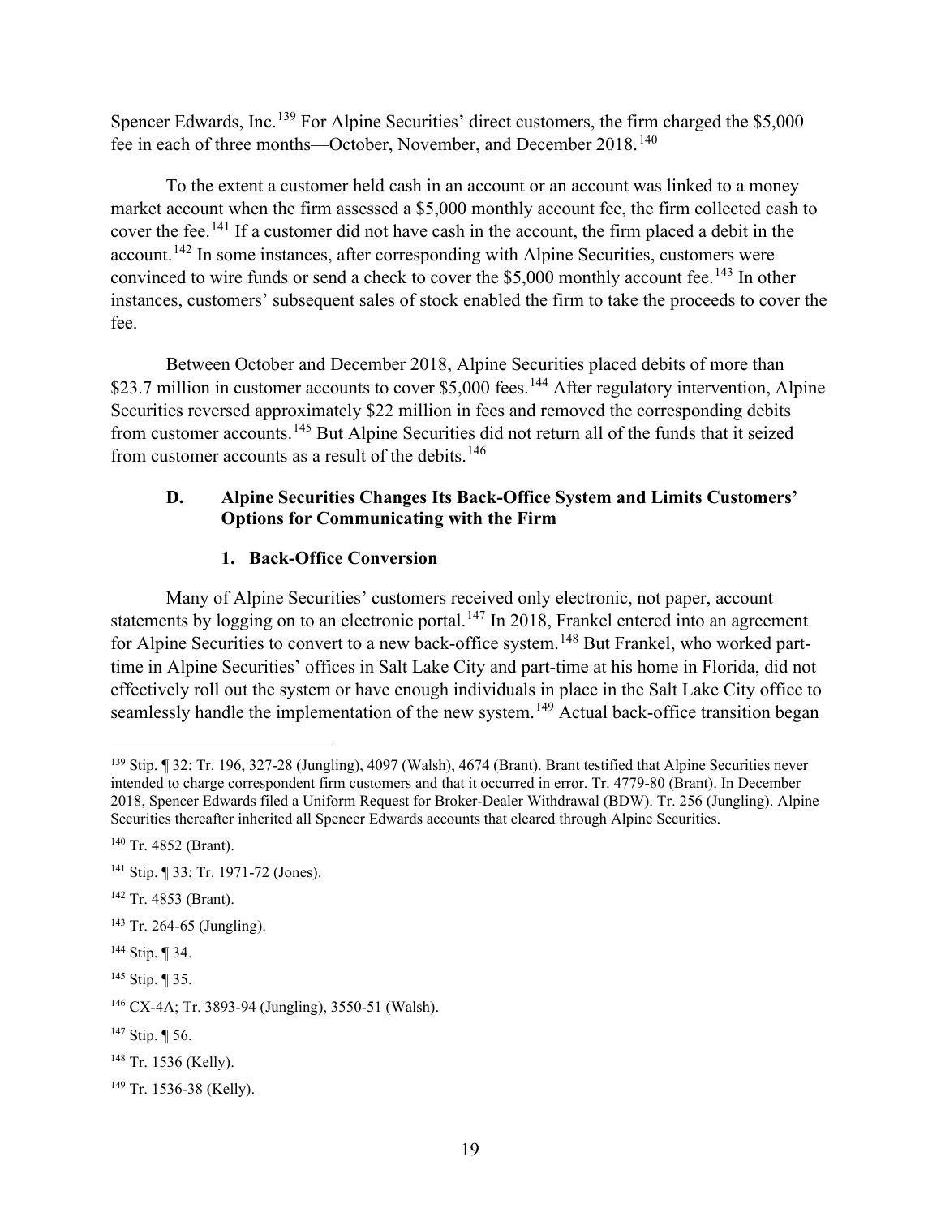Spencer Edwards, Inc.[139] For Alpine Securities' direct customers, the firm charged the $5,000 fee in each of three months—October, November, and December 2018.[140]

To the extent a customer held cash in an account or an account was linked to a money market account when the firm assessed a $5,000 monthly account fee, the firm collected cash to cover the fee.[141] If a customer did not have cash in the account, the firm placed a debit in the account.[142] In some instances, after corresponding with Alpine Securities, customers were convinced to wire funds or send a check to cover the $5,000 monthly account fee.[143] In other instances, customers' subsequent sales of stock enabled the firm to take the proceeds to cover the fee.

Between October and December 2018, Alpine Securities placed debits of more than $23.7 million in customer accounts to cover $5,000 fees.[144] After regulatory intervention, Alpine Securities reversed approximately $22 million in fees and removed the corresponding debits from customer accounts.[145] But Alpine Securities did not return all of the funds that it seized from customer accounts as a result of the debits.[146]

### D. Alpine Securities Changes Its Back-Office System and Limits Customers' Options for Communicating with the Firm

#### 1. Back-Office Conversion

Many of Alpine Securities' customers received only electronic, not paper, account statements by logging on to an electronic portal.[147] In 2018, Frankel entered into an agreement for Alpine Securities to convert to a new back-office system.[148] But Frankel, who worked part-time in Alpine Securities' offices in Salt Lake City and part-time at his home in Florida, did not effectively roll out the system or have enough individuals in place in the Salt Lake City office to seamlessly handle the implementation of the new system.[149] Actual back-office transition began

---

[139] Stip. ¶ 32; Tr. 196, 327-28 (Jungling), 4097 (Walsh), 4674 (Brant). Brant testified that Alpine Securities never intended to charge correspondent firm customers and that it occurred in error. Tr. 4779-80 (Brant). In December 2018, Spencer Edwards filed a Uniform Request for Broker-Dealer Withdrawal (BDW). Tr. 256 (Jungling). Alpine Securities thereafter inherited all Spencer Edwards accounts that cleared through Alpine Securities.

[140] Tr. 4852 (Brant).

[141] Stip. ¶ 33; Tr. 1971-72 (Jones).

[142] Tr. 4853 (Brant).

[143] Tr. 264-65 (Jungling).

[144] Stip. ¶ 34.

[145] Stip. ¶ 35.

[146] CX-4A; Tr. 3893-94 (Jungling), 3550-51 (Walsh).

[147] Stip. ¶ 56.

[148] Tr. 1536 (Kelly).

[149] Tr. 1536-38 (Kelly).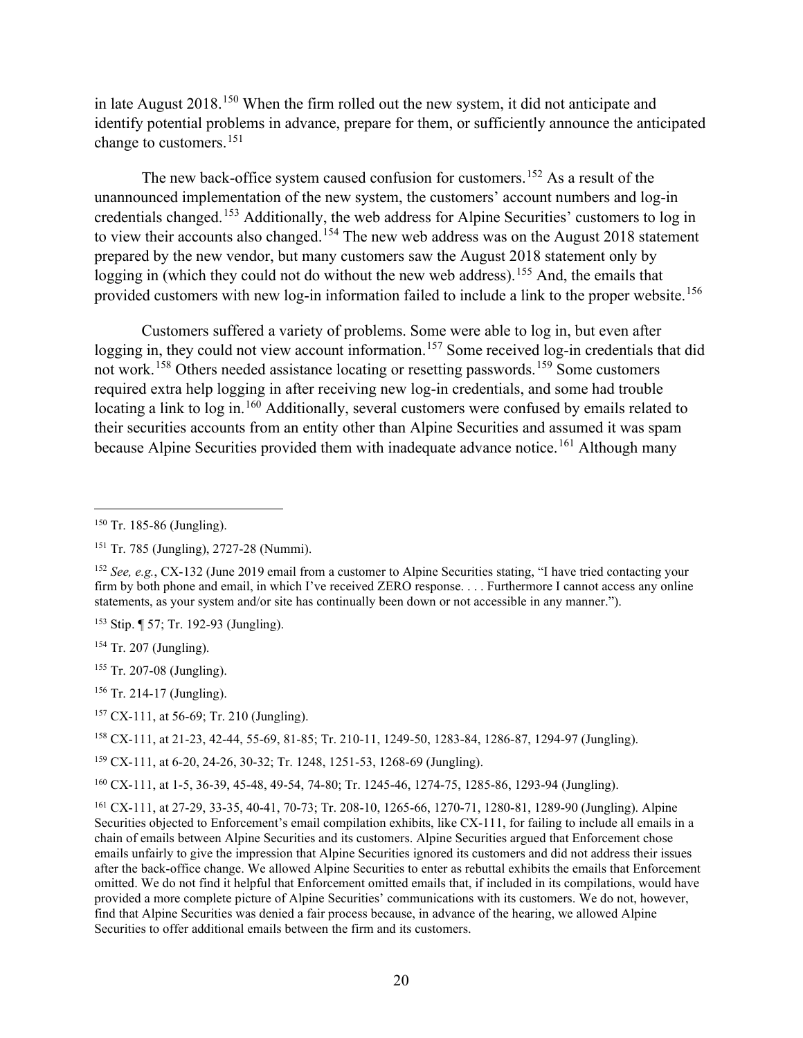in late August 2018.[150] When the firm rolled out the new system, it did not anticipate and identify potential problems in advance, prepare for them, or sufficiently announce the anticipated change to customers.[151]

The new back-office system caused confusion for customers.[152] As a result of the unannounced implementation of the new system, the customers' account numbers and log-in credentials changed.[153] Additionally, the web address for Alpine Securities' customers to log in to view their accounts also changed.[154] The new web address was on the August 2018 statement prepared by the new vendor, but many customers saw the August 2018 statement only by logging in (which they could not do without the new web address).[155] And, the emails that provided customers with new log-in information failed to include a link to the proper website.[156]

Customers suffered a variety of problems. Some were able to log in, but even after logging in, they could not view account information.[157] Some received log-in credentials that did not work.[158] Others needed assistance locating or resetting passwords.[159] Some customers required extra help logging in after receiving new log-in credentials, and some had trouble locating a link to log in.[160] Additionally, several customers were confused by emails related to their securities accounts from an entity other than Alpine Securities and assumed it was spam because Alpine Securities provided them with inadequate advance notice.[161] Although many

---

[150] Tr. 185-86 (Jungling).

[151] Tr. 785 (Jungling), 2727-28 (Nummi).

[152] *See, e.g.*, CX-132 (June 2019 email from a customer to Alpine Securities stating, "I have tried contacting your firm by both phone and email, in which I've received ZERO response. . . . Furthermore I cannot access any online statements, as your system and/or site has continually been down or not accessible in any manner.").

[153] Stip. ¶ 57; Tr. 192-93 (Jungling).

[154] Tr. 207 (Jungling).

[155] Tr. 207-08 (Jungling).

[156] Tr. 214-17 (Jungling).

[157] CX-111, at 56-69; Tr. 210 (Jungling).

[158] CX-111, at 21-23, 42-44, 55-69, 81-85; Tr. 210-11, 1249-50, 1283-84, 1286-87, 1294-97 (Jungling).

[159] CX-111, at 6-20, 24-26, 30-32; Tr. 1248, 1251-53, 1268-69 (Jungling).

[160] CX-111, at 1-5, 36-39, 45-48, 49-54, 74-80; Tr. 1245-46, 1274-75, 1285-86, 1293-94 (Jungling).

[161] CX-111, at 27-29, 33-35, 40-41, 70-73; Tr. 208-10, 1265-66, 1270-71, 1280-81, 1289-90 (Jungling). Alpine Securities objected to Enforcement's email compilation exhibits, like CX-111, for failing to include all emails in a chain of emails between Alpine Securities and its customers. Alpine Securities argued that Enforcement chose emails unfairly to give the impression that Alpine Securities ignored its customers and did not address their issues after the back-office change. We allowed Alpine Securities to enter as rebuttal exhibits the emails that Enforcement omitted. We do not find it helpful that Enforcement omitted emails that, if included in its compilations, would have provided a more complete picture of Alpine Securities' communications with its customers. We do not, however, find that Alpine Securities was denied a fair process because, in advance of the hearing, we allowed Alpine Securities to offer additional emails between the firm and its customers.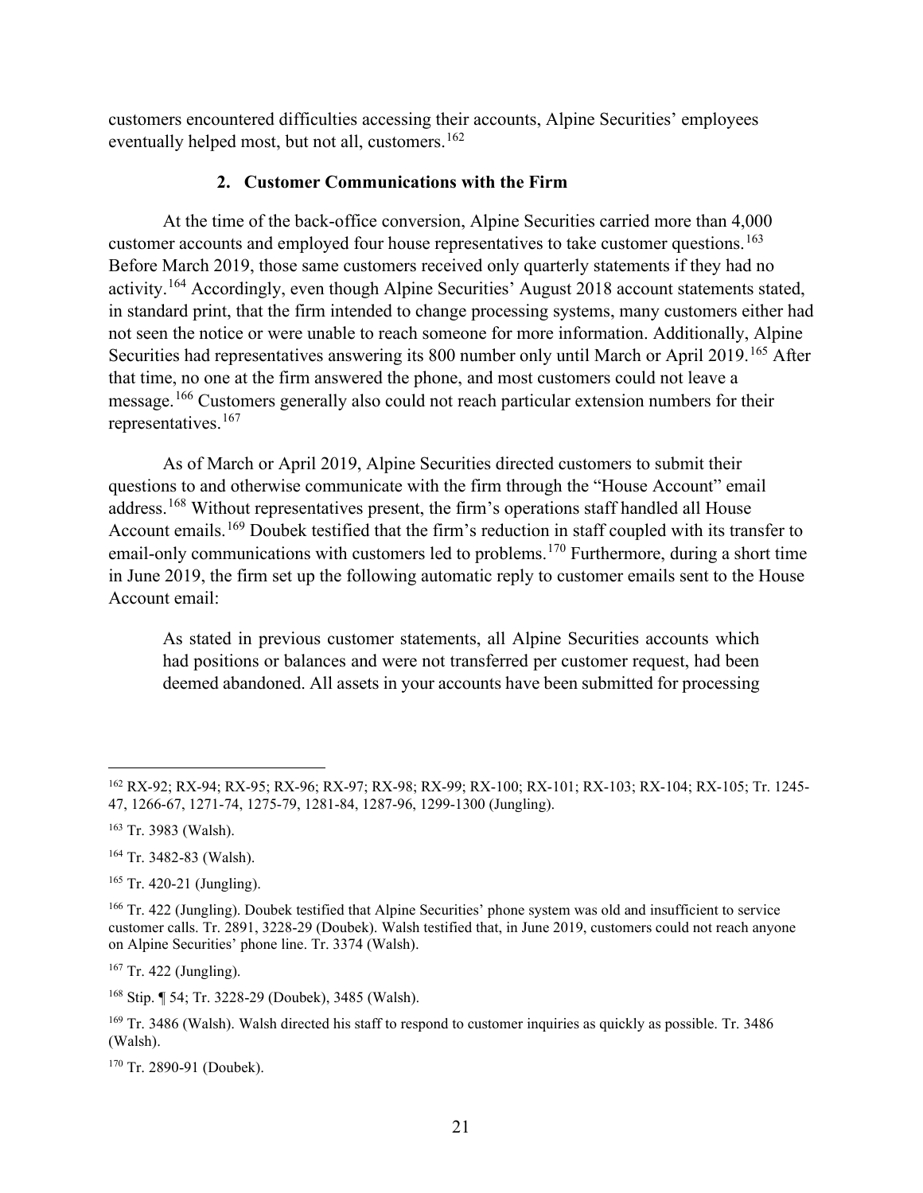customers encountered difficulties accessing their accounts, Alpine Securities' employees eventually helped most, but not all, customers.[162]

### 2. Customer Communications with the Firm

At the time of the back-office conversion, Alpine Securities carried more than 4,000 customer accounts and employed four house representatives to take customer questions.[163] Before March 2019, those same customers received only quarterly statements if they had no activity.[164] Accordingly, even though Alpine Securities' August 2018 account statements stated, in standard print, that the firm intended to change processing systems, many customers either had not seen the notice or were unable to reach someone for more information. Additionally, Alpine Securities had representatives answering its 800 number only until March or April 2019.[165] After that time, no one at the firm answered the phone, and most customers could not leave a message.[166] Customers generally also could not reach particular extension numbers for their representatives.[167]

As of March or April 2019, Alpine Securities directed customers to submit their questions to and otherwise communicate with the firm through the "House Account" email address.[168] Without representatives present, the firm's operations staff handled all House Account emails.[169] Doubek testified that the firm's reduction in staff coupled with its transfer to email-only communications with customers led to problems.[170] Furthermore, during a short time in June 2019, the firm set up the following automatic reply to customer emails sent to the House Account email:

> As stated in previous customer statements, all Alpine Securities accounts which had positions or balances and were not transferred per customer request, had been deemed abandoned. All assets in your accounts have been submitted for processing

---

[162] RX-92; RX-94; RX-95; RX-96; RX-97; RX-98; RX-99; RX-100; RX-101; RX-103; RX-104; RX-105; Tr. 1245-47, 1266-67, 1271-74, 1275-79, 1281-84, 1287-96, 1299-1300 (Jungling).

[163] Tr. 3983 (Walsh).

[164] Tr. 3482-83 (Walsh).

[165] Tr. 420-21 (Jungling).

[166] Tr. 422 (Jungling). Doubek testified that Alpine Securities' phone system was old and insufficient to service customer calls. Tr. 2891, 3228-29 (Doubek). Walsh testified that, in June 2019, customers could not reach anyone on Alpine Securities' phone line. Tr. 3374 (Walsh).

[167] Tr. 422 (Jungling).

[168] Stip. ¶ 54; Tr. 3228-29 (Doubek), 3485 (Walsh).

[169] Tr. 3486 (Walsh). Walsh directed his staff to respond to customer inquiries as quickly as possible. Tr. 3486 (Walsh).

[170] Tr. 2890-91 (Doubek).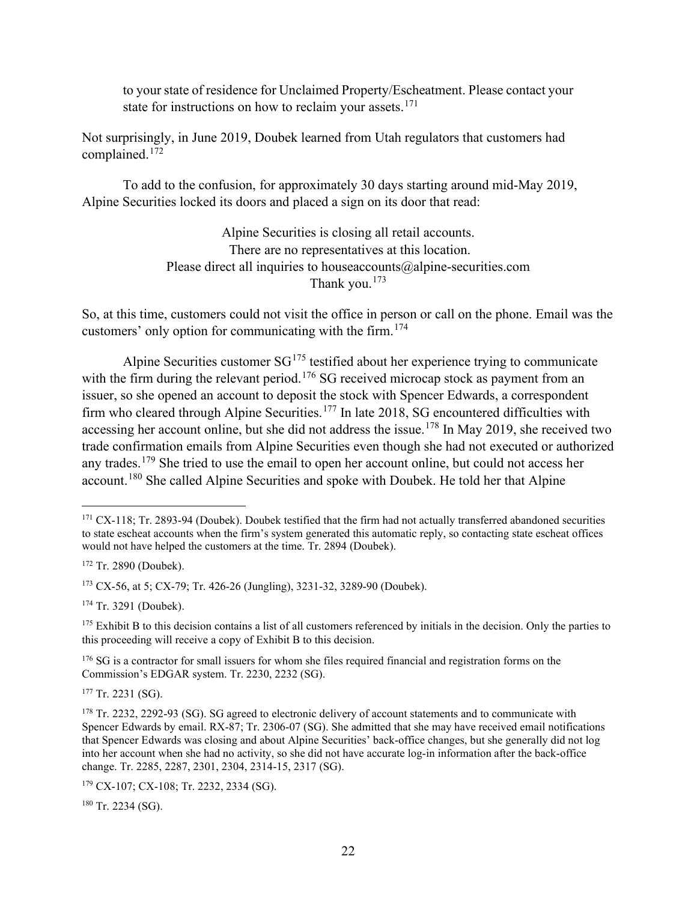> to your state of residence for Unclaimed Property/Escheatment. Please contact your state for instructions on how to reclaim your assets.[171]

Not surprisingly, in June 2019, Doubek learned from Utah regulators that customers had complained.[172]

To add to the confusion, for approximately 30 days starting around mid-May 2019, Alpine Securities locked its doors and placed a sign on its door that read:

> Alpine Securities is closing all retail accounts.
> There are no representatives at this location.
> Please direct all inquiries to houseaccounts@alpine-securities.com
> Thank you.[173]

So, at this time, customers could not visit the office in person or call on the phone. Email was the customers' only option for communicating with the firm.[174]

Alpine Securities customer SG[175] testified about her experience trying to communicate with the firm during the relevant period.[176] SG received microcap stock as payment from an issuer, so she opened an account to deposit the stock with Spencer Edwards, a correspondent firm who cleared through Alpine Securities.[177] In late 2018, SG encountered difficulties with accessing her account online, but she did not address the issue.[178] In May 2019, she received two trade confirmation emails from Alpine Securities even though she had not executed or authorized any trades.[179] She tried to use the email to open her account online, but could not access her account.[180] She called Alpine Securities and spoke with Doubek. He told her that Alpine

---

[171] CX-118; Tr. 2893-94 (Doubek). Doubek testified that the firm had not actually transferred abandoned securities to state escheat accounts when the firm's system generated this automatic reply, so contacting state escheat offices would not have helped the customers at the time. Tr. 2894 (Doubek).

[172] Tr. 2890 (Doubek).

[173] CX-56, at 5; CX-79; Tr. 426-26 (Jungling), 3231-32, 3289-90 (Doubek).

[174] Tr. 3291 (Doubek).

[175] Exhibit B to this decision contains a list of all customers referenced by initials in the decision. Only the parties to this proceeding will receive a copy of Exhibit B to this decision.

[176] SG is a contractor for small issuers for whom she files required financial and registration forms on the Commission's EDGAR system. Tr. 2230, 2232 (SG).

[177] Tr. 2231 (SG).

[178] Tr. 2232, 2292-93 (SG). SG agreed to electronic delivery of account statements and to communicate with Spencer Edwards by email. RX-87; Tr. 2306-07 (SG). She admitted that she may have received email notifications that Spencer Edwards was closing and about Alpine Securities' back-office changes, but she generally did not log into her account when she had no activity, so she did not have accurate log-in information after the back-office change. Tr. 2285, 2287, 2301, 2304, 2314-15, 2317 (SG).

[179] CX-107; CX-108; Tr. 2232, 2334 (SG).

[180] Tr. 2234 (SG).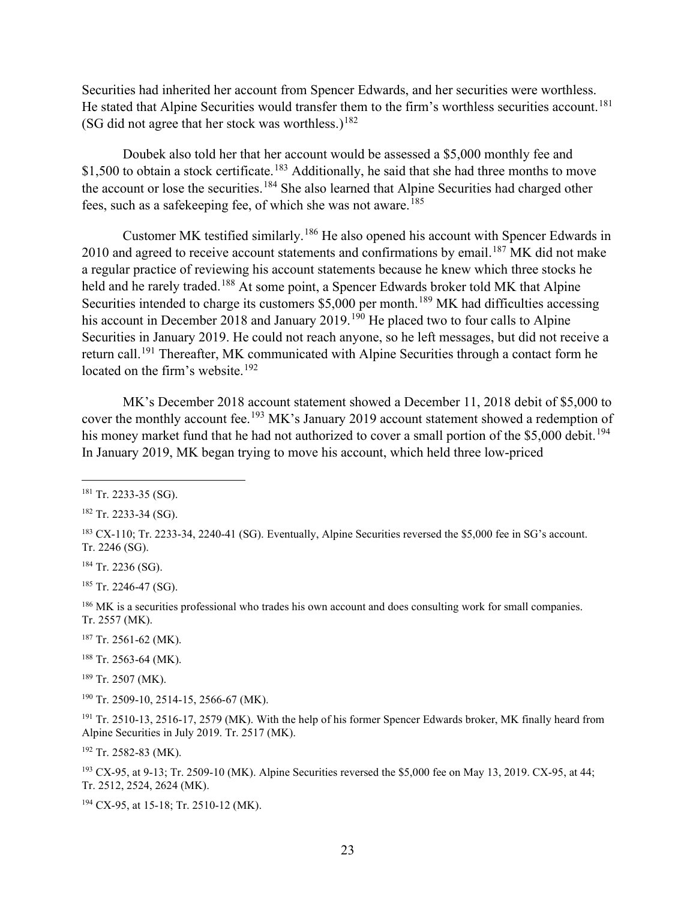Securities had inherited her account from Spencer Edwards, and her securities were worthless. He stated that Alpine Securities would transfer them to the firm's worthless securities account.[181] (SG did not agree that her stock was worthless.)[182]

Doubek also told her that her account would be assessed a $5,000 monthly fee and $1,500 to obtain a stock certificate.[183] Additionally, he said that she had three months to move the account or lose the securities.[184] She also learned that Alpine Securities had charged other fees, such as a safekeeping fee, of which she was not aware.[185]

Customer MK testified similarly.[186] He also opened his account with Spencer Edwards in 2010 and agreed to receive account statements and confirmations by email.[187] MK did not make a regular practice of reviewing his account statements because he knew which three stocks he held and he rarely traded.[188] At some point, a Spencer Edwards broker told MK that Alpine Securities intended to charge its customers $5,000 per month.[189] MK had difficulties accessing his account in December 2018 and January 2019.[190] He placed two to four calls to Alpine Securities in January 2019. He could not reach anyone, so he left messages, but did not receive a return call.[191] Thereafter, MK communicated with Alpine Securities through a contact form he located on the firm's website.[192]

MK's December 2018 account statement showed a December 11, 2018 debit of $5,000 to cover the monthly account fee.[193] MK's January 2019 account statement showed a redemption of his money market fund that he had not authorized to cover a small portion of the $5,000 debit.[194] In January 2019, MK began trying to move his account, which held three low-priced

---

[181] Tr. 2233-35 (SG).

[182] Tr. 2233-34 (SG).

[183] CX-110; Tr. 2233-34, 2240-41 (SG). Eventually, Alpine Securities reversed the $5,000 fee in SG's account. Tr. 2246 (SG).

[184] Tr. 2236 (SG).

[185] Tr. 2246-47 (SG).

[186] MK is a securities professional who trades his own account and does consulting work for small companies. Tr. 2557 (MK).

[187] Tr. 2561-62 (MK).

[188] Tr. 2563-64 (MK).

[189] Tr. 2507 (MK).

[190] Tr. 2509-10, 2514-15, 2566-67 (MK).

[191] Tr. 2510-13, 2516-17, 2579 (MK). With the help of his former Spencer Edwards broker, MK finally heard from Alpine Securities in July 2019. Tr. 2517 (MK).

[192] Tr. 2582-83 (MK).

[193] CX-95, at 9-13; Tr. 2509-10 (MK). Alpine Securities reversed the $5,000 fee on May 13, 2019. CX-95, at 44; Tr. 2512, 2524, 2624 (MK).

[194] CX-95, at 15-18; Tr. 2510-12 (MK).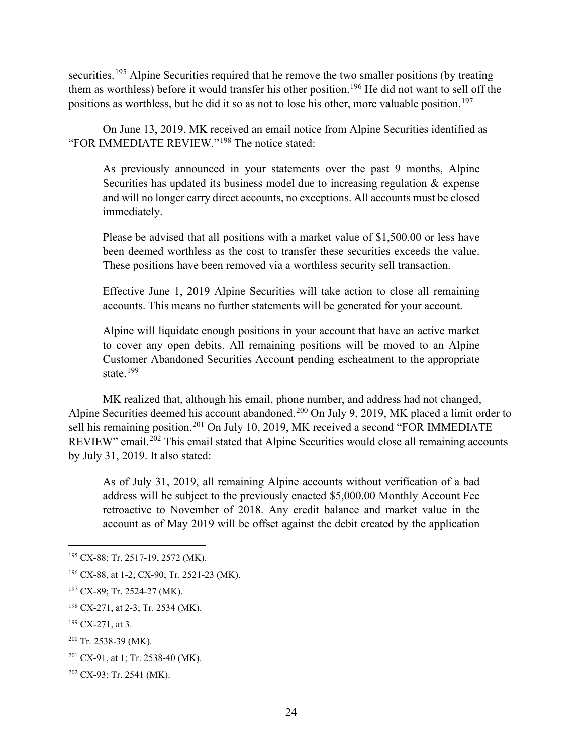securities.[195] Alpine Securities required that he remove the two smaller positions (by treating them as worthless) before it would transfer his other position.[196] He did not want to sell off the positions as worthless, but he did it so as not to lose his other, more valuable position.[197]

On June 13, 2019, MK received an email notice from Alpine Securities identified as "FOR IMMEDIATE REVIEW."[198] The notice stated:

> As previously announced in your statements over the past 9 months, Alpine Securities has updated its business model due to increasing regulation & expense and will no longer carry direct accounts, no exceptions. All accounts must be closed immediately.
>
> Please be advised that all positions with a market value of $1,500.00 or less have been deemed worthless as the cost to transfer these securities exceeds the value. These positions have been removed via a worthless security sell transaction.
>
> Effective June 1, 2019 Alpine Securities will take action to close all remaining accounts. This means no further statements will be generated for your account.
>
> Alpine will liquidate enough positions in your account that have an active market to cover any open debits. All remaining positions will be moved to an Alpine Customer Abandoned Securities Account pending escheatment to the appropriate state.[199]

MK realized that, although his email, phone number, and address had not changed, Alpine Securities deemed his account abandoned.[200] On July 9, 2019, MK placed a limit order to sell his remaining position.[201] On July 10, 2019, MK received a second "FOR IMMEDIATE REVIEW" email.[202] This email stated that Alpine Securities would close all remaining accounts by July 31, 2019. It also stated:

> As of July 31, 2019, all remaining Alpine accounts without verification of a bad address will be subject to the previously enacted $5,000.00 Monthly Account Fee retroactive to November of 2018. Any credit balance and market value in the account as of May 2019 will be offset against the debit created by the application

---

[195] CX-88; Tr. 2517-19, 2572 (MK).

[196] CX-88, at 1-2; CX-90; Tr. 2521-23 (MK).

[197] CX-89; Tr. 2524-27 (MK).

[198] CX-271, at 2-3; Tr. 2534 (MK).

[199] CX-271, at 3.

[200] Tr. 2538-39 (MK).

[201] CX-91, at 1; Tr. 2538-40 (MK).

[202] CX-93; Tr. 2541 (MK).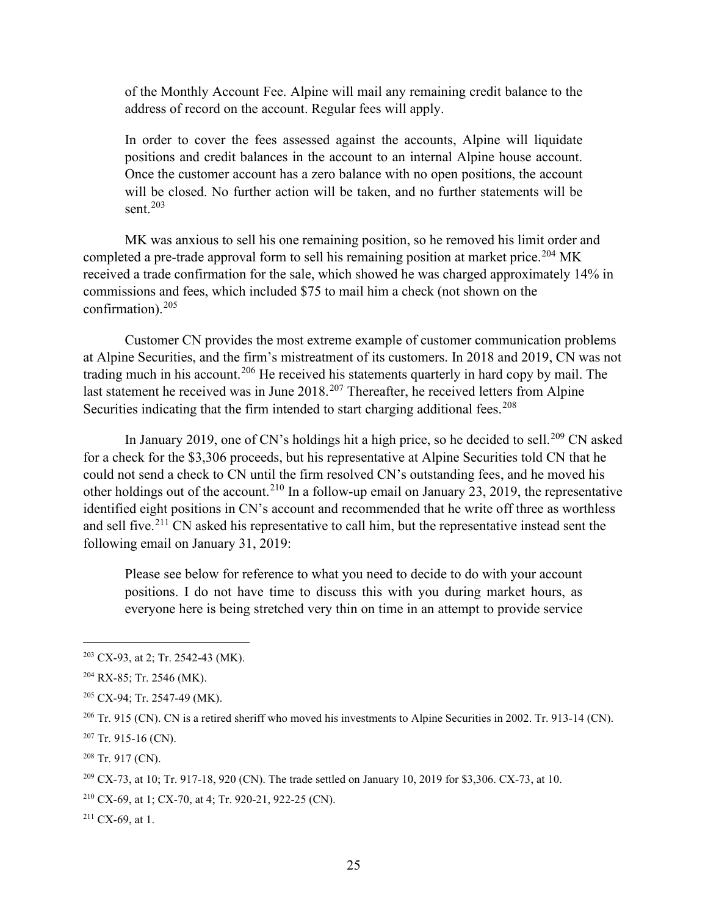> of the Monthly Account Fee. Alpine will mail any remaining credit balance to the address of record on the account. Regular fees will apply.
>
> In order to cover the fees assessed against the accounts, Alpine will liquidate positions and credit balances in the account to an internal Alpine house account. Once the customer account has a zero balance with no open positions, the account will be closed. No further action will be taken, and no further statements will be sent.[203]

MK was anxious to sell his one remaining position, so he removed his limit order and completed a pre-trade approval form to sell his remaining position at market price.[204] MK received a trade confirmation for the sale, which showed he was charged approximately 14% in commissions and fees, which included $75 to mail him a check (not shown on the confirmation).[205]

Customer CN provides the most extreme example of customer communication problems at Alpine Securities, and the firm's mistreatment of its customers. In 2018 and 2019, CN was not trading much in his account.[206] He received his statements quarterly in hard copy by mail. The last statement he received was in June 2018.[207] Thereafter, he received letters from Alpine Securities indicating that the firm intended to start charging additional fees.[208]

In January 2019, one of CN's holdings hit a high price, so he decided to sell.[209] CN asked for a check for the $3,306 proceeds, but his representative at Alpine Securities told CN that he could not send a check to CN until the firm resolved CN's outstanding fees, and he moved his other holdings out of the account.[210] In a follow-up email on January 23, 2019, the representative identified eight positions in CN's account and recommended that he write off three as worthless and sell five.[211] CN asked his representative to call him, but the representative instead sent the following email on January 31, 2019:

> Please see below for reference to what you need to decide to do with your account positions. I do not have time to discuss this with you during market hours, as everyone here is being stretched very thin on time in an attempt to provide service

---

[203] CX-93, at 2; Tr. 2542-43 (MK).

[204] RX-85; Tr. 2546 (MK).

[205] CX-94; Tr. 2547-49 (MK).

[206] Tr. 915 (CN). CN is a retired sheriff who moved his investments to Alpine Securities in 2002. Tr. 913-14 (CN).

[207] Tr. 915-16 (CN).

[208] Tr. 917 (CN).

[209] CX-73, at 10; Tr. 917-18, 920 (CN). The trade settled on January 10, 2019 for $3,306. CX-73, at 10.

[210] CX-69, at 1; CX-70, at 4; Tr. 920-21, 922-25 (CN).

[211] CX-69, at 1.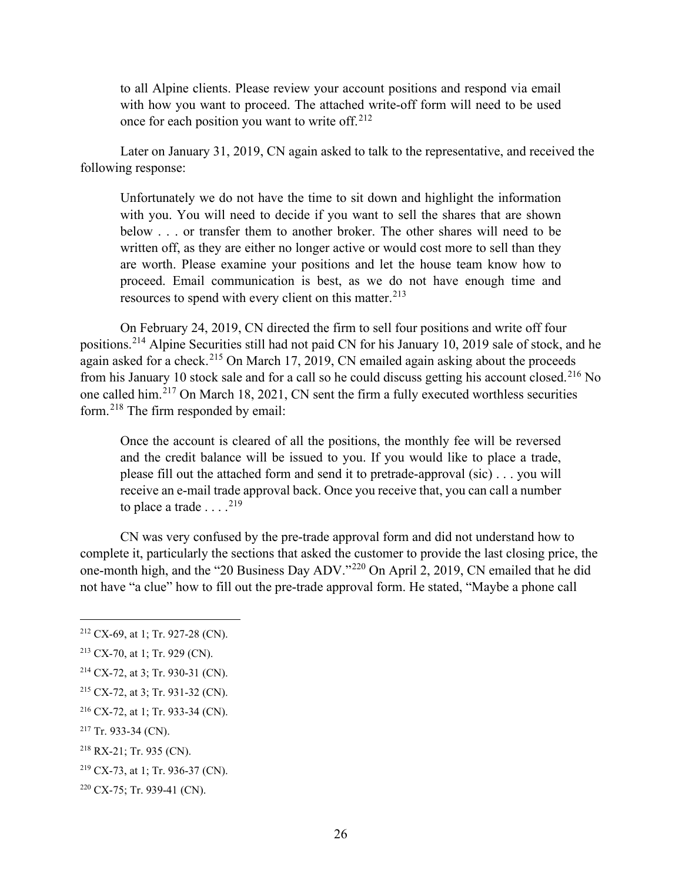> to all Alpine clients. Please review your account positions and respond via email with how you want to proceed. The attached write-off form will need to be used once for each position you want to write off.[212]

Later on January 31, 2019, CN again asked to talk to the representative, and received the following response:

> Unfortunately we do not have the time to sit down and highlight the information with you. You will need to decide if you want to sell the shares that are shown below . . . or transfer them to another broker. The other shares will need to be written off, as they are either no longer active or would cost more to sell than they are worth. Please examine your positions and let the house team know how to proceed. Email communication is best, as we do not have enough time and resources to spend with every client on this matter.[213]

On February 24, 2019, CN directed the firm to sell four positions and write off four positions.[214] Alpine Securities still had not paid CN for his January 10, 2019 sale of stock, and he again asked for a check.[215] On March 17, 2019, CN emailed again asking about the proceeds from his January 10 stock sale and for a call so he could discuss getting his account closed.[216] No one called him.[217] On March 18, 2021, CN sent the firm a fully executed worthless securities form.[218] The firm responded by email:

> Once the account is cleared of all the positions, the monthly fee will be reversed and the credit balance will be issued to you. If you would like to place a trade, please fill out the attached form and send it to pretrade-approval (sic) . . . you will receive an e-mail trade approval back. Once you receive that, you can call a number to place a trade . . . .[219]

CN was very confused by the pre-trade approval form and did not understand how to complete it, particularly the sections that asked the customer to provide the last closing price, the one-month high, and the "20 Business Day ADV."[220] On April 2, 2019, CN emailed that he did not have "a clue" how to fill out the pre-trade approval form. He stated, "Maybe a phone call

---

[212] CX-69, at 1; Tr. 927-28 (CN).

[213] CX-70, at 1; Tr. 929 (CN).

[214] CX-72, at 3; Tr. 930-31 (CN).

[215] CX-72, at 3; Tr. 931-32 (CN).

[216] CX-72, at 1; Tr. 933-34 (CN).

[217] Tr. 933-34 (CN).

[218] RX-21; Tr. 935 (CN).

[219] CX-73, at 1; Tr. 936-37 (CN).

[220] CX-75; Tr. 939-41 (CN).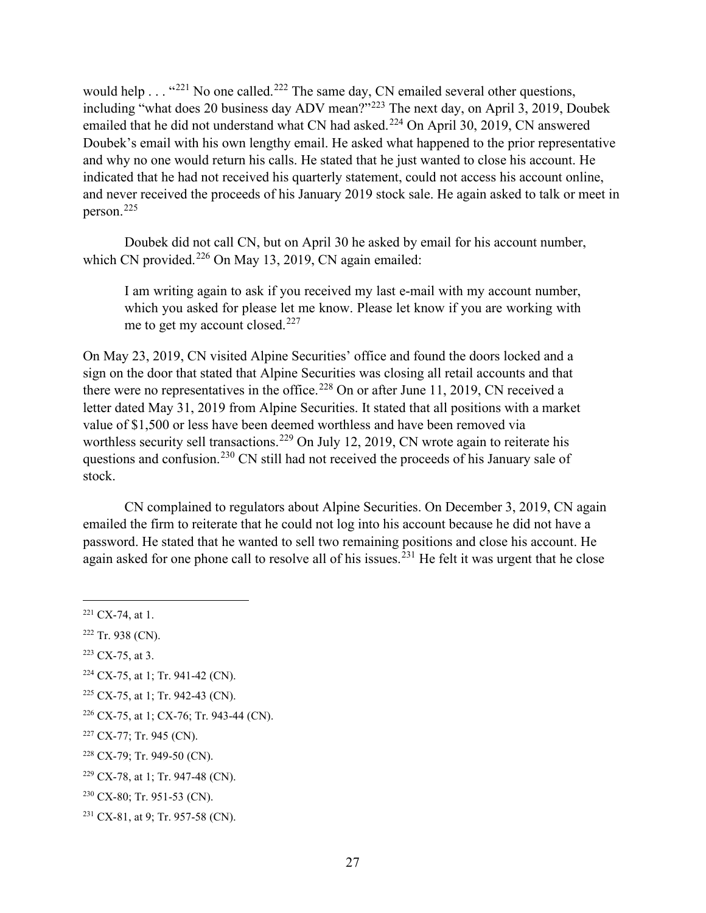would help . . . "[221] No one called.[222] The same day, CN emailed several other questions, including "what does 20 business day ADV mean?"[223] The next day, on April 3, 2019, Doubek emailed that he did not understand what CN had asked.[224] On April 30, 2019, CN answered Doubek's email with his own lengthy email. He asked what happened to the prior representative and why no one would return his calls. He stated that he just wanted to close his account. He indicated that he had not received his quarterly statement, could not access his account online, and never received the proceeds of his January 2019 stock sale. He again asked to talk or meet in person.[225]

Doubek did not call CN, but on April 30 he asked by email for his account number, which CN provided.[226] On May 13, 2019, CN again emailed:

> I am writing again to ask if you received my last e-mail with my account number, which you asked for please let me know. Please let know if you are working with me to get my account closed.[227]

On May 23, 2019, CN visited Alpine Securities' office and found the doors locked and a sign on the door that stated that Alpine Securities was closing all retail accounts and that there were no representatives in the office.[228] On or after June 11, 2019, CN received a letter dated May 31, 2019 from Alpine Securities. It stated that all positions with a market value of $1,500 or less have been deemed worthless and have been removed via worthless security sell transactions.[229] On July 12, 2019, CN wrote again to reiterate his questions and confusion.[230] CN still had not received the proceeds of his January sale of stock.

CN complained to regulators about Alpine Securities. On December 3, 2019, CN again emailed the firm to reiterate that he could not log into his account because he did not have a password. He stated that he wanted to sell two remaining positions and close his account. He again asked for one phone call to resolve all of his issues.[231] He felt it was urgent that he close

---

[221] CX-74, at 1.

[222] Tr. 938 (CN).

[223] CX-75, at 3.

[224] CX-75, at 1; Tr. 941-42 (CN).

[225] CX-75, at 1; Tr. 942-43 (CN).

[226] CX-75, at 1; CX-76; Tr. 943-44 (CN).

[227] CX-77; Tr. 945 (CN).

[228] CX-79; Tr. 949-50 (CN).

[229] CX-78, at 1; Tr. 947-48 (CN).

[230] CX-80; Tr. 951-53 (CN).

[231] CX-81, at 9; Tr. 957-58 (CN).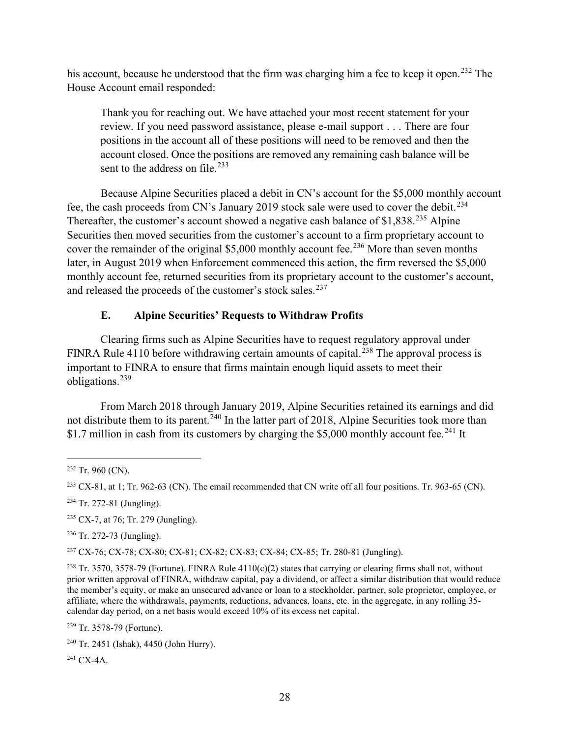his account, because he understood that the firm was charging him a fee to keep it open.[232] The House Account email responded:

> Thank you for reaching out. We have attached your most recent statement for your review. If you need password assistance, please e-mail support . . . There are four positions in the account all of these positions will need to be removed and then the account closed. Once the positions are removed any remaining cash balance will be sent to the address on file.[233]

Because Alpine Securities placed a debit in CN's account for the $5,000 monthly account fee, the cash proceeds from CN's January 2019 stock sale were used to cover the debit.[234] Thereafter, the customer's account showed a negative cash balance of $1,838.[235] Alpine Securities then moved securities from the customer's account to a firm proprietary account to cover the remainder of the original $5,000 monthly account fee.[236] More than seven months later, in August 2019 when Enforcement commenced this action, the firm reversed the $5,000 monthly account fee, returned securities from its proprietary account to the customer's account, and released the proceeds of the customer's stock sales.[237]

### E. Alpine Securities' Requests to Withdraw Profits

Clearing firms such as Alpine Securities have to request regulatory approval under FINRA Rule 4110 before withdrawing certain amounts of capital.[238] The approval process is important to FINRA to ensure that firms maintain enough liquid assets to meet their obligations.[239]

From March 2018 through January 2019, Alpine Securities retained its earnings and did not distribute them to its parent.[240] In the latter part of 2018, Alpine Securities took more than $1.7 million in cash from its customers by charging the $5,000 monthly account fee.[241] It

---

[232] Tr. 960 (CN).

[233] CX-81, at 1; Tr. 962-63 (CN). The email recommended that CN write off all four positions. Tr. 963-65 (CN).

[234] Tr. 272-81 (Jungling).

[235] CX-7, at 76; Tr. 279 (Jungling).

[236] Tr. 272-73 (Jungling).

[237] CX-76; CX-78; CX-80; CX-81; CX-82; CX-83; CX-84; CX-85; Tr. 280-81 (Jungling).

[238] Tr. 3570, 3578-79 (Fortune). FINRA Rule 4110(c)(2) states that carrying or clearing firms shall not, without prior written approval of FINRA, withdraw capital, pay a dividend, or affect a similar distribution that would reduce the member's equity, or make an unsecured advance or loan to a stockholder, partner, sole proprietor, employee, or affiliate, where the withdrawals, payments, reductions, advances, loans, etc. in the aggregate, in any rolling 35-calendar day period, on a net basis would exceed 10% of its excess net capital.

[239] Tr. 3578-79 (Fortune).

[240] Tr. 2451 (Ishak), 4450 (John Hurry).

[241] CX-4A.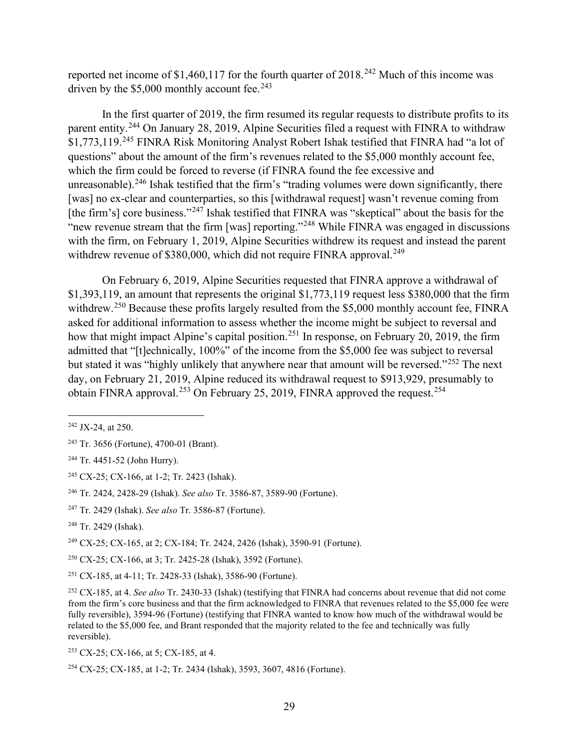reported net income of $1,460,117 for the fourth quarter of 2018.[242] Much of this income was driven by the $5,000 monthly account fee.[243]

In the first quarter of 2019, the firm resumed its regular requests to distribute profits to its parent entity.[244] On January 28, 2019, Alpine Securities filed a request with FINRA to withdraw $1,773,119.[245] FINRA Risk Monitoring Analyst Robert Ishak testified that FINRA had "a lot of questions" about the amount of the firm's revenues related to the $5,000 monthly account fee, which the firm could be forced to reverse (if FINRA found the fee excessive and unreasonable).[246] Ishak testified that the firm's "trading volumes were down significantly, there [was] no ex-clear and counterparties, so this [withdrawal request] wasn't revenue coming from [the firm's] core business."[247] Ishak testified that FINRA was "skeptical" about the basis for the "new revenue stream that the firm [was] reporting."[248] While FINRA was engaged in discussions with the firm, on February 1, 2019, Alpine Securities withdrew its request and instead the parent withdrew revenue of $380,000, which did not require FINRA approval.[249]

On February 6, 2019, Alpine Securities requested that FINRA approve a withdrawal of $1,393,119, an amount that represents the original $1,773,119 request less $380,000 that the firm withdrew.[250] Because these profits largely resulted from the $5,000 monthly account fee, FINRA asked for additional information to assess whether the income might be subject to reversal and how that might impact Alpine's capital position.[251] In response, on February 20, 2019, the firm admitted that "[t]echnically, 100%" of the income from the $5,000 fee was subject to reversal but stated it was "highly unlikely that anywhere near that amount will be reversed."[252] The next day, on February 21, 2019, Alpine reduced its withdrawal request to $913,929, presumably to obtain FINRA approval.[253] On February 25, 2019, FINRA approved the request.[254]

---

[242] JX-24, at 250.

[243] Tr. 3656 (Fortune), 4700-01 (Brant).

[244] Tr. 4451-52 (John Hurry).

[245] CX-25; CX-166, at 1-2; Tr. 2423 (Ishak).

[246] Tr. 2424, 2428-29 (Ishak). *See also* Tr. 3586-87, 3589-90 (Fortune).

[247] Tr. 2429 (Ishak). *See also* Tr. 3586-87 (Fortune).

[248] Tr. 2429 (Ishak).

[249] CX-25; CX-165, at 2; CX-184; Tr. 2424, 2426 (Ishak), 3590-91 (Fortune).

[250] CX-25; CX-166, at 3; Tr. 2425-28 (Ishak), 3592 (Fortune).

[251] CX-185, at 4-11; Tr. 2428-33 (Ishak), 3586-90 (Fortune).

[252] CX-185, at 4. *See also* Tr. 2430-33 (Ishak) (testifying that FINRA had concerns about revenue that did not come from the firm's core business and that the firm acknowledged to FINRA that revenues related to the $5,000 fee were fully reversible), 3594-96 (Fortune) (testifying that FINRA wanted to know how much of the withdrawal would be related to the $5,000 fee, and Brant responded that the majority related to the fee and technically was fully reversible).

[253] CX-25; CX-166, at 5; CX-185, at 4.

[254] CX-25; CX-185, at 1-2; Tr. 2434 (Ishak), 3593, 3607, 4816 (Fortune).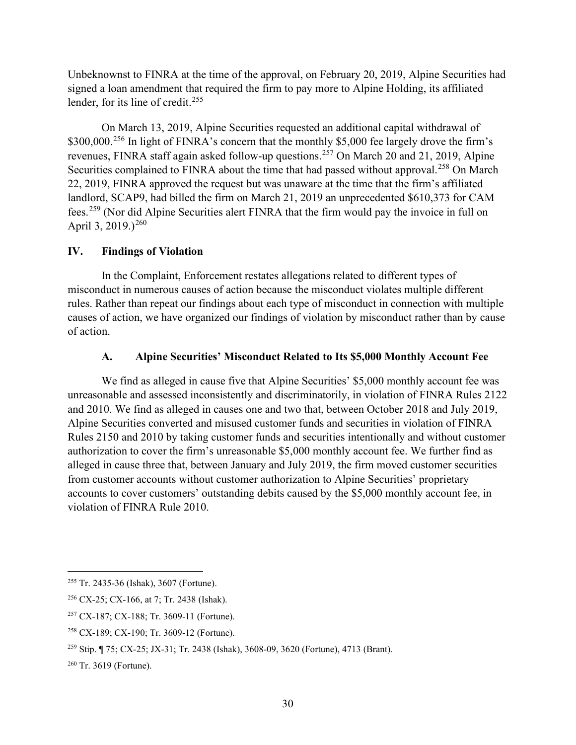Unbeknownst to FINRA at the time of the approval, on February 20, 2019, Alpine Securities had signed a loan amendment that required the firm to pay more to Alpine Holding, its affiliated lender, for its line of credit.[255]

On March 13, 2019, Alpine Securities requested an additional capital withdrawal of $300,000.[256] In light of FINRA's concern that the monthly $5,000 fee largely drove the firm's revenues, FINRA staff again asked follow-up questions.[257] On March 20 and 21, 2019, Alpine Securities complained to FINRA about the time that had passed without approval.[258] On March 22, 2019, FINRA approved the request but was unaware at the time that the firm's affiliated landlord, SCAP9, had billed the firm on March 21, 2019 an unprecedented $610,373 for CAM fees.[259] (Nor did Alpine Securities alert FINRA that the firm would pay the invoice in full on April 3, 2019.)[260]

## IV. Findings of Violation

In the Complaint, Enforcement restates allegations related to different types of misconduct in numerous causes of action because the misconduct violates multiple different rules. Rather than repeat our findings about each type of misconduct in connection with multiple causes of action, we have organized our findings of violation by misconduct rather than by cause of action.

### A. Alpine Securities' Misconduct Related to Its $5,000 Monthly Account Fee

We find as alleged in cause five that Alpine Securities' $5,000 monthly account fee was unreasonable and assessed inconsistently and discriminatorily, in violation of FINRA Rules 2122 and 2010. We find as alleged in causes one and two that, between October 2018 and July 2019, Alpine Securities converted and misused customer funds and securities in violation of FINRA Rules 2150 and 2010 by taking customer funds and securities intentionally and without customer authorization to cover the firm's unreasonable $5,000 monthly account fee. We further find as alleged in cause three that, between January and July 2019, the firm moved customer securities from customer accounts without customer authorization to Alpine Securities' proprietary accounts to cover customers' outstanding debits caused by the $5,000 monthly account fee, in violation of FINRA Rule 2010.

---

[255] Tr. 2435-36 (Ishak), 3607 (Fortune).

[256] CX-25; CX-166, at 7; Tr. 2438 (Ishak).

[257] CX-187; CX-188; Tr. 3609-11 (Fortune).

[258] CX-189; CX-190; Tr. 3609-12 (Fortune).

[259] Stip. ¶ 75; CX-25; JX-31; Tr. 2438 (Ishak), 3608-09, 3620 (Fortune), 4713 (Brant).

[260] Tr. 3619 (Fortune).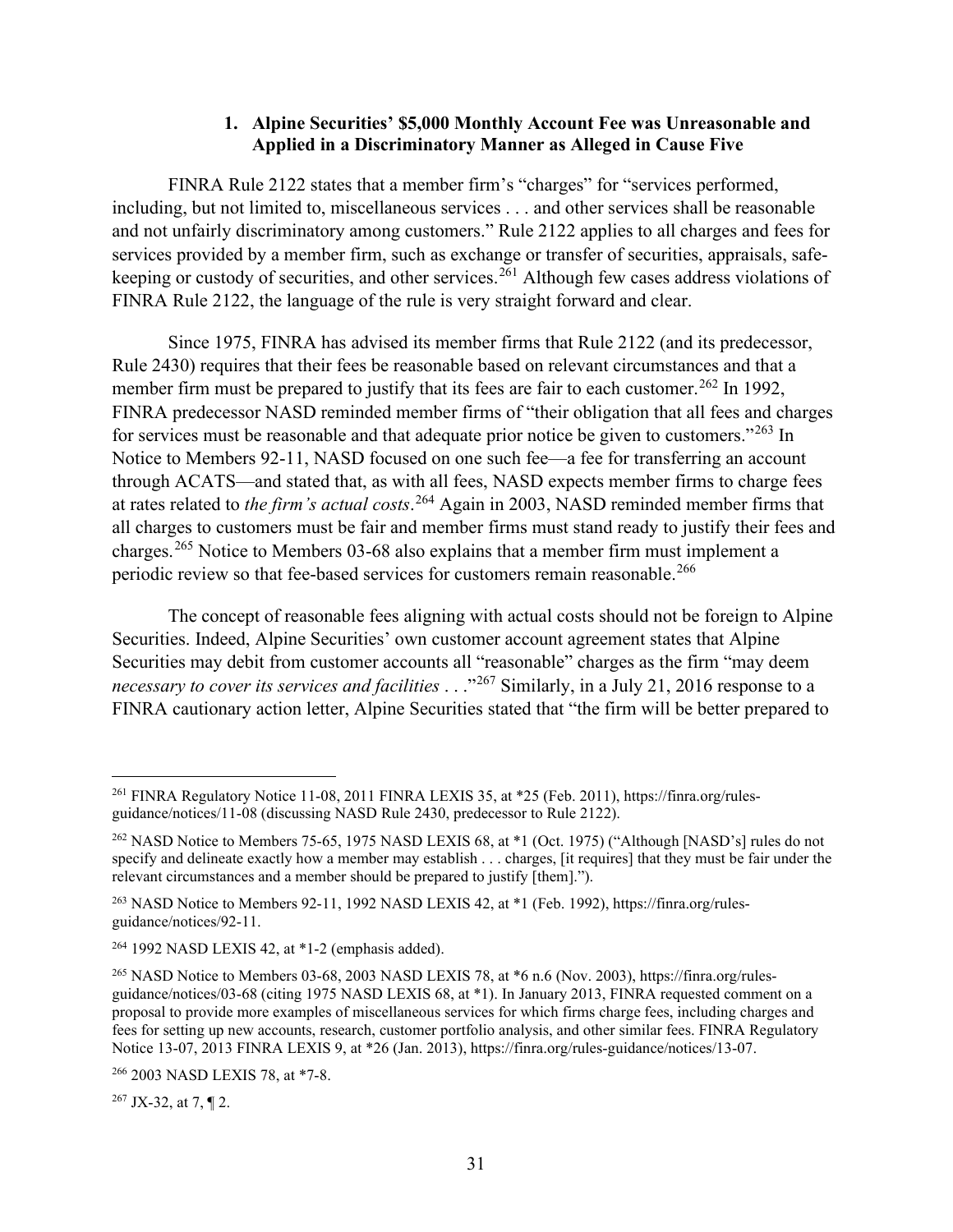### 1. Alpine Securities' $5,000 Monthly Account Fee was Unreasonable and Applied in a Discriminatory Manner as Alleged in Cause Five

FINRA Rule 2122 states that a member firm's "charges" for "services performed, including, but not limited to, miscellaneous services . . . and other services shall be reasonable and not unfairly discriminatory among customers." Rule 2122 applies to all charges and fees for services provided by a member firm, such as exchange or transfer of securities, appraisals, safe-keeping or custody of securities, and other services.[261] Although few cases address violations of FINRA Rule 2122, the language of the rule is very straight forward and clear.

Since 1975, FINRA has advised its member firms that Rule 2122 (and its predecessor, Rule 2430) requires that their fees be reasonable based on relevant circumstances and that a member firm must be prepared to justify that its fees are fair to each customer.[262] In 1992, FINRA predecessor NASD reminded member firms of "their obligation that all fees and charges for services must be reasonable and that adequate prior notice be given to customers."[263] In Notice to Members 92-11, NASD focused on one such fee—a fee for transferring an account through ACATS—and stated that, as with all fees, NASD expects member firms to charge fees at rates related to *the firm's actual costs*.[264] Again in 2003, NASD reminded member firms that all charges to customers must be fair and member firms must stand ready to justify their fees and charges.[265] Notice to Members 03-68 also explains that a member firm must implement a periodic review so that fee-based services for customers remain reasonable.[266]

The concept of reasonable fees aligning with actual costs should not be foreign to Alpine Securities. Indeed, Alpine Securities' own customer account agreement states that Alpine Securities may debit from customer accounts all "reasonable" charges as the firm "may deem *necessary to cover its services and facilities* . . ."[267] Similarly, in a July 21, 2016 response to a FINRA cautionary action letter, Alpine Securities stated that "the firm will be better prepared to

---

[261] FINRA Regulatory Notice 11-08, 2011 FINRA LEXIS 35, at *25 (Feb. 2011), https://finra.org/rules-guidance/notices/11-08 (discussing NASD Rule 2430, predecessor to Rule 2122).

[262] NASD Notice to Members 75-65, 1975 NASD LEXIS 68, at *1 (Oct. 1975) ("Although [NASD's] rules do not specify and delineate exactly how a member may establish . . . charges, [it requires] that they must be fair under the relevant circumstances and a member should be prepared to justify [them].").

[263] NASD Notice to Members 92-11, 1992 NASD LEXIS 42, at *1 (Feb. 1992), https://finra.org/rules-guidance/notices/92-11.

[264] 1992 NASD LEXIS 42, at *1-2 (emphasis added).

[265] NASD Notice to Members 03-68, 2003 NASD LEXIS 78, at *6 n.6 (Nov. 2003), https://finra.org/rules-guidance/notices/03-68 (citing 1975 NASD LEXIS 68, at *1). In January 2013, FINRA requested comment on a proposal to provide more examples of miscellaneous services for which firms charge fees, including charges and fees for setting up new accounts, research, customer portfolio analysis, and other similar fees. FINRA Regulatory Notice 13-07, 2013 FINRA LEXIS 9, at *26 (Jan. 2013), https://finra.org/rules-guidance/notices/13-07.

[266] 2003 NASD LEXIS 78, at *7-8.

[267] JX-32, at 7, ¶ 2.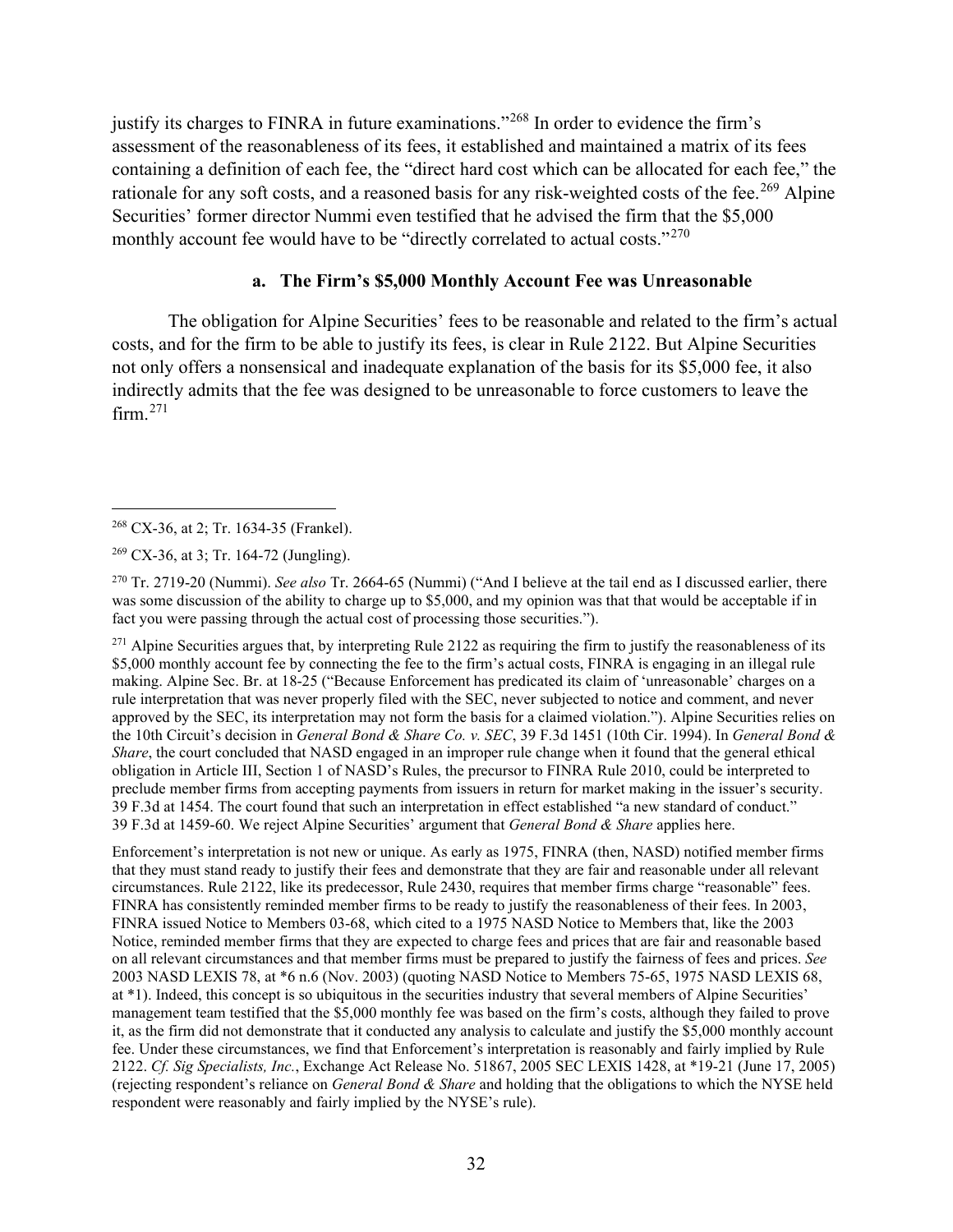justify its charges to FINRA in future examinations."[268] In order to evidence the firm's assessment of the reasonableness of its fees, it established and maintained a matrix of its fees containing a definition of each fee, the "direct hard cost which can be allocated for each fee," the rationale for any soft costs, and a reasoned basis for any risk-weighted costs of the fee.[269] Alpine Securities' former director Nummi even testified that he advised the firm that the $5,000 monthly account fee would have to be "directly correlated to actual costs."[270]

#### a. The Firm's $5,000 Monthly Account Fee was Unreasonable

The obligation for Alpine Securities' fees to be reasonable and related to the firm's actual costs, and for the firm to be able to justify its fees, is clear in Rule 2122. But Alpine Securities not only offers a nonsensical and inadequate explanation of the basis for its $5,000 fee, it also indirectly admits that the fee was designed to be unreasonable to force customers to leave the firm.[271]

---

[268] CX-36, at 2; Tr. 1634-35 (Frankel).

[269] CX-36, at 3; Tr. 164-72 (Jungling).

[270] Tr. 2719-20 (Nummi). *See also* Tr. 2664-65 (Nummi) ("And I believe at the tail end as I discussed earlier, there was some discussion of the ability to charge up to $5,000, and my opinion was that that would be acceptable if in fact you were passing through the actual cost of processing those securities.").

[271] Alpine Securities argues that, by interpreting Rule 2122 as requiring the firm to justify the reasonableness of its $5,000 monthly account fee by connecting the fee to the firm's actual costs, FINRA is engaging in an illegal rule making. Alpine Sec. Br. at 18-25 ("Because Enforcement has predicated its claim of 'unreasonable' charges on a rule interpretation that was never properly filed with the SEC, never subjected to notice and comment, and never approved by the SEC, its interpretation may not form the basis for a claimed violation."). Alpine Securities relies on the 10th Circuit's decision in *General Bond & Share Co. v. SEC*, 39 F.3d 1451 (10th Cir. 1994). In *General Bond & Share*, the court concluded that NASD engaged in an improper rule change when it found that the general ethical obligation in Article III, Section 1 of NASD's Rules, the precursor to FINRA Rule 2010, could be interpreted to preclude member firms from accepting payments from issuers in return for market making in the issuer's security. 39 F.3d at 1454. The court found that such an interpretation in effect established "a new standard of conduct." 39 F.3d at 1459-60. We reject Alpine Securities' argument that *General Bond & Share* applies here.

Enforcement's interpretation is not new or unique. As early as 1975, FINRA (then, NASD) notified member firms that they must stand ready to justify their fees and demonstrate that they are fair and reasonable under all relevant circumstances. Rule 2122, like its predecessor, Rule 2430, requires that member firms charge "reasonable" fees. FINRA has consistently reminded member firms to be ready to justify the reasonableness of their fees. In 2003, FINRA issued Notice to Members 03-68, which cited to a 1975 NASD Notice to Members that, like the 2003 Notice, reminded member firms that they are expected to charge fees and prices that are fair and reasonable based on all relevant circumstances and that member firms must be prepared to justify the fairness of fees and prices. *See* 2003 NASD LEXIS 78, at *6 n.6 (Nov. 2003) (quoting NASD Notice to Members 75-65, 1975 NASD LEXIS 68, at *1). Indeed, this concept is so ubiquitous in the securities industry that several members of Alpine Securities' management team testified that the $5,000 monthly fee was based on the firm's costs, although they failed to prove it, as the firm did not demonstrate that it conducted any analysis to calculate and justify the $5,000 monthly account fee. Under these circumstances, we find that Enforcement's interpretation is reasonably and fairly implied by Rule 2122. *Cf. Sig Specialists, Inc.*, Exchange Act Release No. 51867, 2005 SEC LEXIS 1428, at *19-21 (June 17, 2005) (rejecting respondent's reliance on *General Bond & Share* and holding that the obligations to which the NYSE held respondent were reasonably and fairly implied by the NYSE's rule).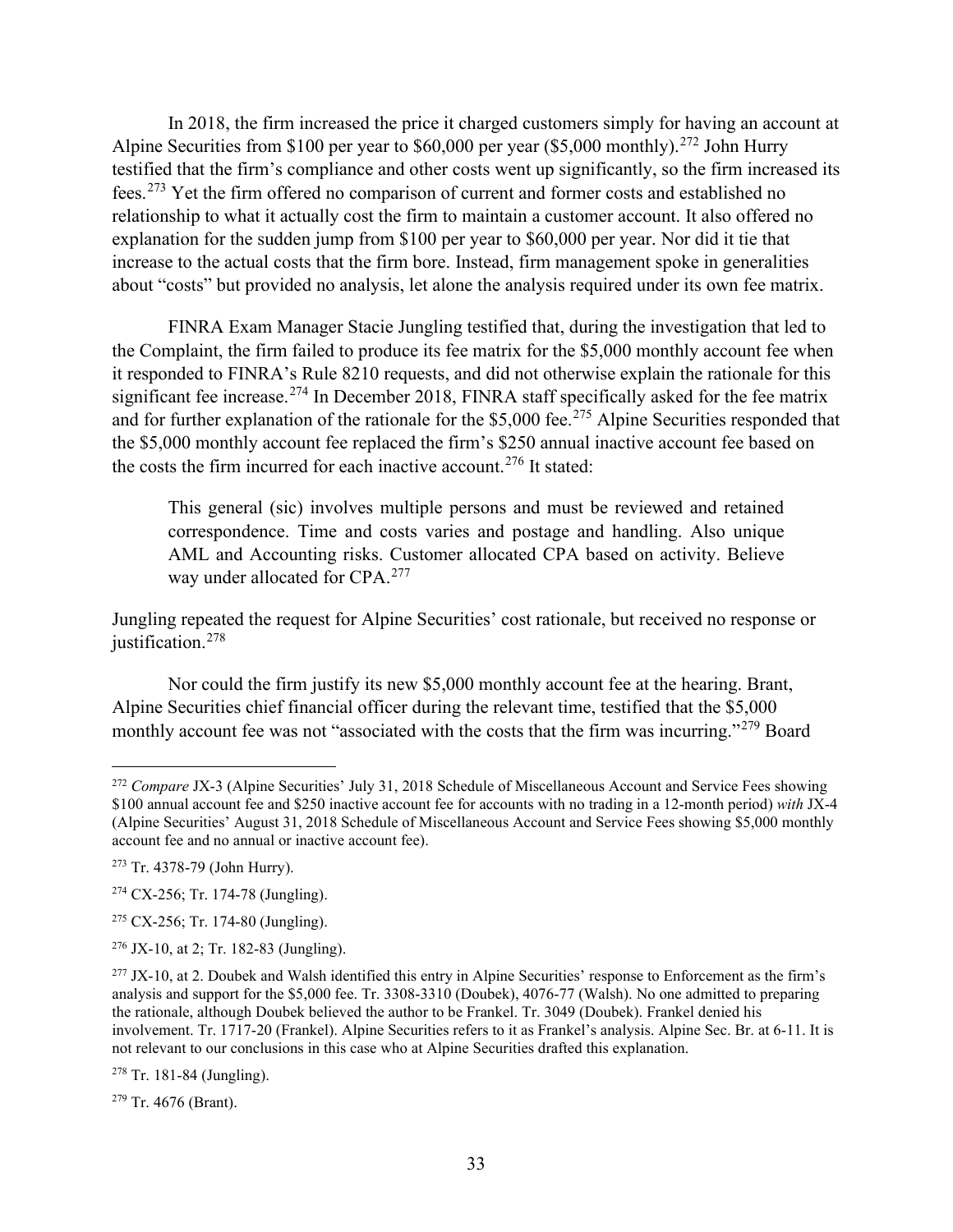In 2018, the firm increased the price it charged customers simply for having an account at Alpine Securities from $100 per year to $60,000 per year ($5,000 monthly).[272] John Hurry testified that the firm's compliance and other costs went up significantly, so the firm increased its fees.[273] Yet the firm offered no comparison of current and former costs and established no relationship to what it actually cost the firm to maintain a customer account. It also offered no explanation for the sudden jump from $100 per year to $60,000 per year. Nor did it tie that increase to the actual costs that the firm bore. Instead, firm management spoke in generalities about "costs" but provided no analysis, let alone the analysis required under its own fee matrix.

FINRA Exam Manager Stacie Jungling testified that, during the investigation that led to the Complaint, the firm failed to produce its fee matrix for the $5,000 monthly account fee when it responded to FINRA's Rule 8210 requests, and did not otherwise explain the rationale for this significant fee increase.[274] In December 2018, FINRA staff specifically asked for the fee matrix and for further explanation of the rationale for the $5,000 fee.[275] Alpine Securities responded that the $5,000 monthly account fee replaced the firm's $250 annual inactive account fee based on the costs the firm incurred for each inactive account.[276] It stated:

> This general (sic) involves multiple persons and must be reviewed and retained correspondence. Time and costs varies and postage and handling. Also unique AML and Accounting risks. Customer allocated CPA based on activity. Believe way under allocated for CPA.[277]

Jungling repeated the request for Alpine Securities' cost rationale, but received no response or justification.[278]

Nor could the firm justify its new $5,000 monthly account fee at the hearing. Brant, Alpine Securities chief financial officer during the relevant time, testified that the $5,000 monthly account fee was not "associated with the costs that the firm was incurring."[279] Board

---

[272] *Compare* JX-3 (Alpine Securities' July 31, 2018 Schedule of Miscellaneous Account and Service Fees showing $100 annual account fee and $250 inactive account fee for accounts with no trading in a 12-month period) *with* JX-4 (Alpine Securities' August 31, 2018 Schedule of Miscellaneous Account and Service Fees showing $5,000 monthly account fee and no annual or inactive account fee).

[273] Tr. 4378-79 (John Hurry).

[274] CX-256; Tr. 174-78 (Jungling).

[275] CX-256; Tr. 174-80 (Jungling).

[276] JX-10, at 2; Tr. 182-83 (Jungling).

[277] JX-10, at 2. Doubek and Walsh identified this entry in Alpine Securities' response to Enforcement as the firm's analysis and support for the $5,000 fee. Tr. 3308-3310 (Doubek), 4076-77 (Walsh). No one admitted to preparing the rationale, although Doubek believed the author to be Frankel. Tr. 3049 (Doubek). Frankel denied his involvement. Tr. 1717-20 (Frankel). Alpine Securities refers to it as Frankel's analysis. Alpine Sec. Br. at 6-11. It is not relevant to our conclusions in this case who at Alpine Securities drafted this explanation.

[278] Tr. 181-84 (Jungling).

[279] Tr. 4676 (Brant).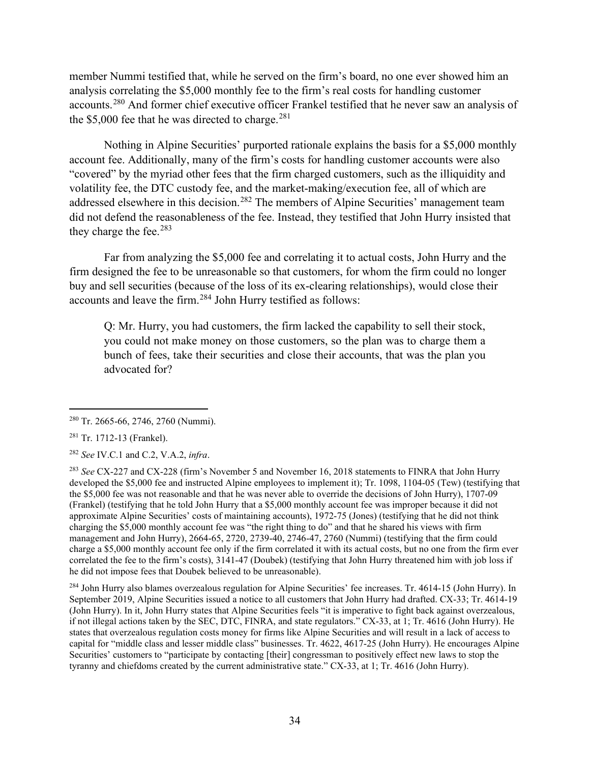member Nummi testified that, while he served on the firm's board, no one ever showed him an analysis correlating the $5,000 monthly fee to the firm's real costs for handling customer accounts.[280] And former chief executive officer Frankel testified that he never saw an analysis of the $5,000 fee that he was directed to charge.[281]

Nothing in Alpine Securities' purported rationale explains the basis for a $5,000 monthly account fee. Additionally, many of the firm's costs for handling customer accounts were also "covered" by the myriad other fees that the firm charged customers, such as the illiquidity and volatility fee, the DTC custody fee, and the market-making/execution fee, all of which are addressed elsewhere in this decision.[282] The members of Alpine Securities' management team did not defend the reasonableness of the fee. Instead, they testified that John Hurry insisted that they charge the fee.[283]

Far from analyzing the $5,000 fee and correlating it to actual costs, John Hurry and the firm designed the fee to be unreasonable so that customers, for whom the firm could no longer buy and sell securities (because of the loss of its ex-clearing relationships), would close their accounts and leave the firm.[284] John Hurry testified as follows:

> Q: Mr. Hurry, you had customers, the firm lacked the capability to sell their stock, you could not make money on those customers, so the plan was to charge them a bunch of fees, take their securities and close their accounts, that was the plan you advocated for?

---

[280] Tr. 2665-66, 2746, 2760 (Nummi).

[281] Tr. 1712-13 (Frankel).

[282] *See* IV.C.1 and C.2, V.A.2, *infra*.

[283] *See* CX-227 and CX-228 (firm's November 5 and November 16, 2018 statements to FINRA that John Hurry developed the $5,000 fee and instructed Alpine employees to implement it); Tr. 1098, 1104-05 (Tew) (testifying that the $5,000 fee was not reasonable and that he was never able to override the decisions of John Hurry), 1707-09 (Frankel) (testifying that he told John Hurry that a $5,000 monthly account fee was improper because it did not approximate Alpine Securities' costs of maintaining accounts), 1972-75 (Jones) (testifying that he did not think charging the $5,000 monthly account fee was "the right thing to do" and that he shared his views with firm management and John Hurry), 2664-65, 2720, 2739-40, 2746-47, 2760 (Nummi) (testifying that the firm could charge a $5,000 monthly account fee only if the firm correlated it with its actual costs, but no one from the firm ever correlated the fee to the firm's costs), 3141-47 (Doubek) (testifying that John Hurry threatened him with job loss if he did not impose fees that Doubek believed to be unreasonable).

[284] John Hurry also blames overzealous regulation for Alpine Securities' fee increases. Tr. 4614-15 (John Hurry). In September 2019, Alpine Securities issued a notice to all customers that John Hurry had drafted. CX-33; Tr. 4614-19 (John Hurry). In it, John Hurry states that Alpine Securities feels "it is imperative to fight back against overzealous, if not illegal actions taken by the SEC, DTC, FINRA, and state regulators." CX-33, at 1; Tr. 4616 (John Hurry). He states that overzealous regulation costs money for firms like Alpine Securities and will result in a lack of access to capital for "middle class and lesser middle class" businesses. Tr. 4622, 4617-25 (John Hurry). He encourages Alpine Securities' customers to "participate by contacting [their] congressman to positively effect new laws to stop the tyranny and chiefdoms created by the current administrative state." CX-33, at 1; Tr. 4616 (John Hurry).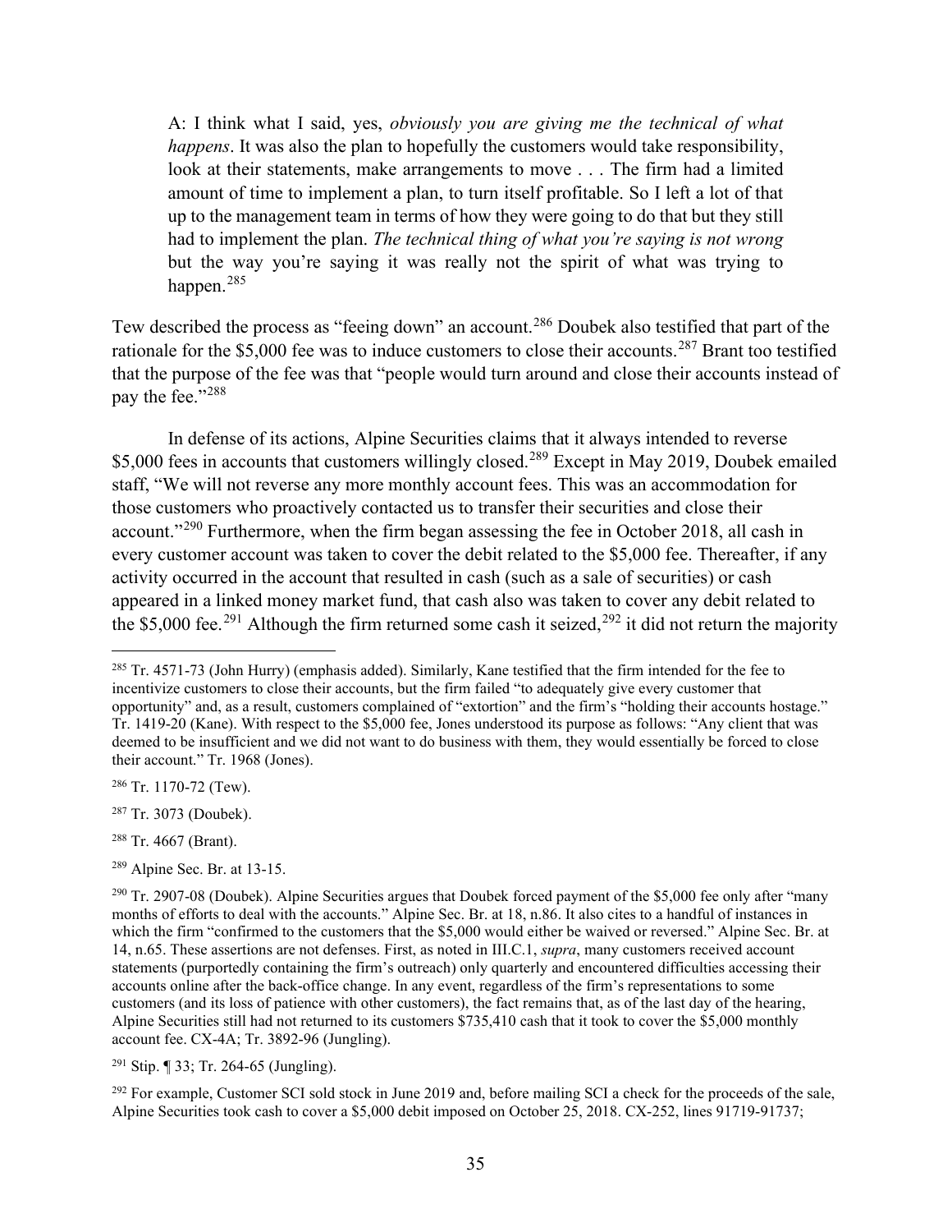> A: I think what I said, yes, *obviously you are giving me the technical of what happens*. It was also the plan to hopefully the customers would take responsibility, look at their statements, make arrangements to move . . . The firm had a limited amount of time to implement a plan, to turn itself profitable. So I left a lot of that up to the management team in terms of how they were going to do that but they still had to implement the plan. *The technical thing of what you're saying is not wrong* but the way you're saying it was really not the spirit of what was trying to happen.[285]

Tew described the process as "feeing down" an account.[286] Doubek also testified that part of the rationale for the $5,000 fee was to induce customers to close their accounts.[287] Brant too testified that the purpose of the fee was that "people would turn around and close their accounts instead of pay the fee."[288]

In defense of its actions, Alpine Securities claims that it always intended to reverse $5,000 fees in accounts that customers willingly closed.[289] Except in May 2019, Doubek emailed staff, "We will not reverse any more monthly account fees. This was an accommodation for those customers who proactively contacted us to transfer their securities and close their account."[290] Furthermore, when the firm began assessing the fee in October 2018, all cash in every customer account was taken to cover the debit related to the $5,000 fee. Thereafter, if any activity occurred in the account that resulted in cash (such as a sale of securities) or cash appeared in a linked money market fund, that cash also was taken to cover any debit related to the $5,000 fee.[291] Although the firm returned some cash it seized,[292] it did not return the majority

---

[285] Tr. 4571-73 (John Hurry) (emphasis added). Similarly, Kane testified that the firm intended for the fee to incentivize customers to close their accounts, but the firm failed "to adequately give every customer that opportunity" and, as a result, customers complained of "extortion" and the firm's "holding their accounts hostage." Tr. 1419-20 (Kane). With respect to the $5,000 fee, Jones understood its purpose as follows: "Any client that was deemed to be insufficient and we did not want to do business with them, they would essentially be forced to close their account." Tr. 1968 (Jones).

[286] Tr. 1170-72 (Tew).

[287] Tr. 3073 (Doubek).

[288] Tr. 4667 (Brant).

[289] Alpine Sec. Br. at 13-15.

[290] Tr. 2907-08 (Doubek). Alpine Securities argues that Doubek forced payment of the $5,000 fee only after "many months of efforts to deal with the accounts." Alpine Sec. Br. at 18, n.86. It also cites to a handful of instances in which the firm "confirmed to the customers that the $5,000 would either be waived or reversed." Alpine Sec. Br. at 14, n.65. These assertions are not defenses. First, as noted in III.C.1, *supra*, many customers received account statements (purportedly containing the firm's outreach) only quarterly and encountered difficulties accessing their accounts online after the back-office change. In any event, regardless of the firm's representations to some customers (and its loss of patience with other customers), the fact remains that, as of the last day of the hearing, Alpine Securities still had not returned to its customers $735,410 cash that it took to cover the $5,000 monthly account fee. CX-4A; Tr. 3892-96 (Jungling).

[291] Stip. ¶ 33; Tr. 264-65 (Jungling).

[292] For example, Customer SCI sold stock in June 2019 and, before mailing SCI a check for the proceeds of the sale, Alpine Securities took cash to cover a $5,000 debit imposed on October 25, 2018. CX-252, lines 91719-91737;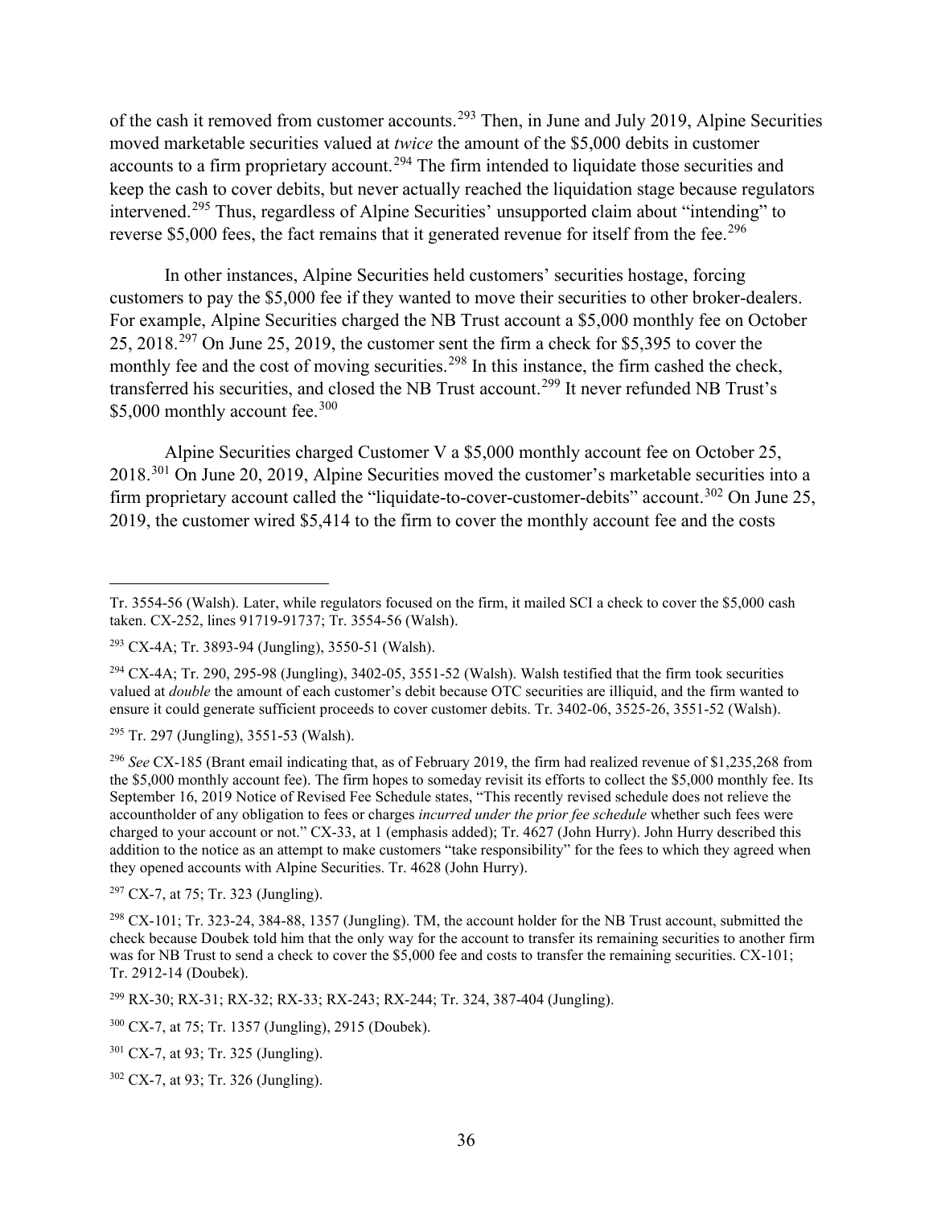of the cash it removed from customer accounts.[293] Then, in June and July 2019, Alpine Securities moved marketable securities valued at *twice* the amount of the $5,000 debits in customer accounts to a firm proprietary account.[294] The firm intended to liquidate those securities and keep the cash to cover debits, but never actually reached the liquidation stage because regulators intervened.[295] Thus, regardless of Alpine Securities' unsupported claim about "intending" to reverse $5,000 fees, the fact remains that it generated revenue for itself from the fee.[296]

In other instances, Alpine Securities held customers' securities hostage, forcing customers to pay the $5,000 fee if they wanted to move their securities to other broker-dealers. For example, Alpine Securities charged the NB Trust account a $5,000 monthly fee on October 25, 2018.[297] On June 25, 2019, the customer sent the firm a check for $5,395 to cover the monthly fee and the cost of moving securities.[298] In this instance, the firm cashed the check, transferred his securities, and closed the NB Trust account.[299] It never refunded NB Trust's $5,000 monthly account fee.[300]

Alpine Securities charged Customer V a $5,000 monthly account fee on October 25, 2018.[301] On June 20, 2019, Alpine Securities moved the customer's marketable securities into a firm proprietary account called the "liquidate-to-cover-customer-debits" account.[302] On June 25, 2019, the customer wired $5,414 to the firm to cover the monthly account fee and the costs

---

Tr. 3554-56 (Walsh). Later, while regulators focused on the firm, it mailed SCI a check to cover the $5,000 cash taken. CX-252, lines 91719-91737; Tr. 3554-56 (Walsh).

[293] CX-4A; Tr. 3893-94 (Jungling), 3550-51 (Walsh).

[294] CX-4A; Tr. 290, 295-98 (Jungling), 3402-05, 3551-52 (Walsh). Walsh testified that the firm took securities valued at *double* the amount of each customer's debit because OTC securities are illiquid, and the firm wanted to ensure it could generate sufficient proceeds to cover customer debits. Tr. 3402-06, 3525-26, 3551-52 (Walsh).

[295] Tr. 297 (Jungling), 3551-53 (Walsh).

[296] *See* CX-185 (Brant email indicating that, as of February 2019, the firm had realized revenue of $1,235,268 from the $5,000 monthly account fee). The firm hopes to someday revisit its efforts to collect the $5,000 monthly fee. Its September 16, 2019 Notice of Revised Fee Schedule states, "This recently revised schedule does not relieve the accountholder of any obligation to fees or charges *incurred under the prior fee schedule* whether such fees were charged to your account or not." CX-33, at 1 (emphasis added); Tr. 4627 (John Hurry). John Hurry described this addition to the notice as an attempt to make customers "take responsibility" for the fees to which they agreed when they opened accounts with Alpine Securities. Tr. 4628 (John Hurry).

[297] CX-7, at 75; Tr. 323 (Jungling).

[298] CX-101; Tr. 323-24, 384-88, 1357 (Jungling). TM, the account holder for the NB Trust account, submitted the check because Doubek told him that the only way for the account to transfer its remaining securities to another firm was for NB Trust to send a check to cover the $5,000 fee and costs to transfer the remaining securities. CX-101; Tr. 2912-14 (Doubek).

[299] RX-30; RX-31; RX-32; RX-33; RX-243; RX-244; Tr. 324, 387-404 (Jungling).

[300] CX-7, at 75; Tr. 1357 (Jungling), 2915 (Doubek).

[301] CX-7, at 93; Tr. 325 (Jungling).

[302] CX-7, at 93; Tr. 326 (Jungling).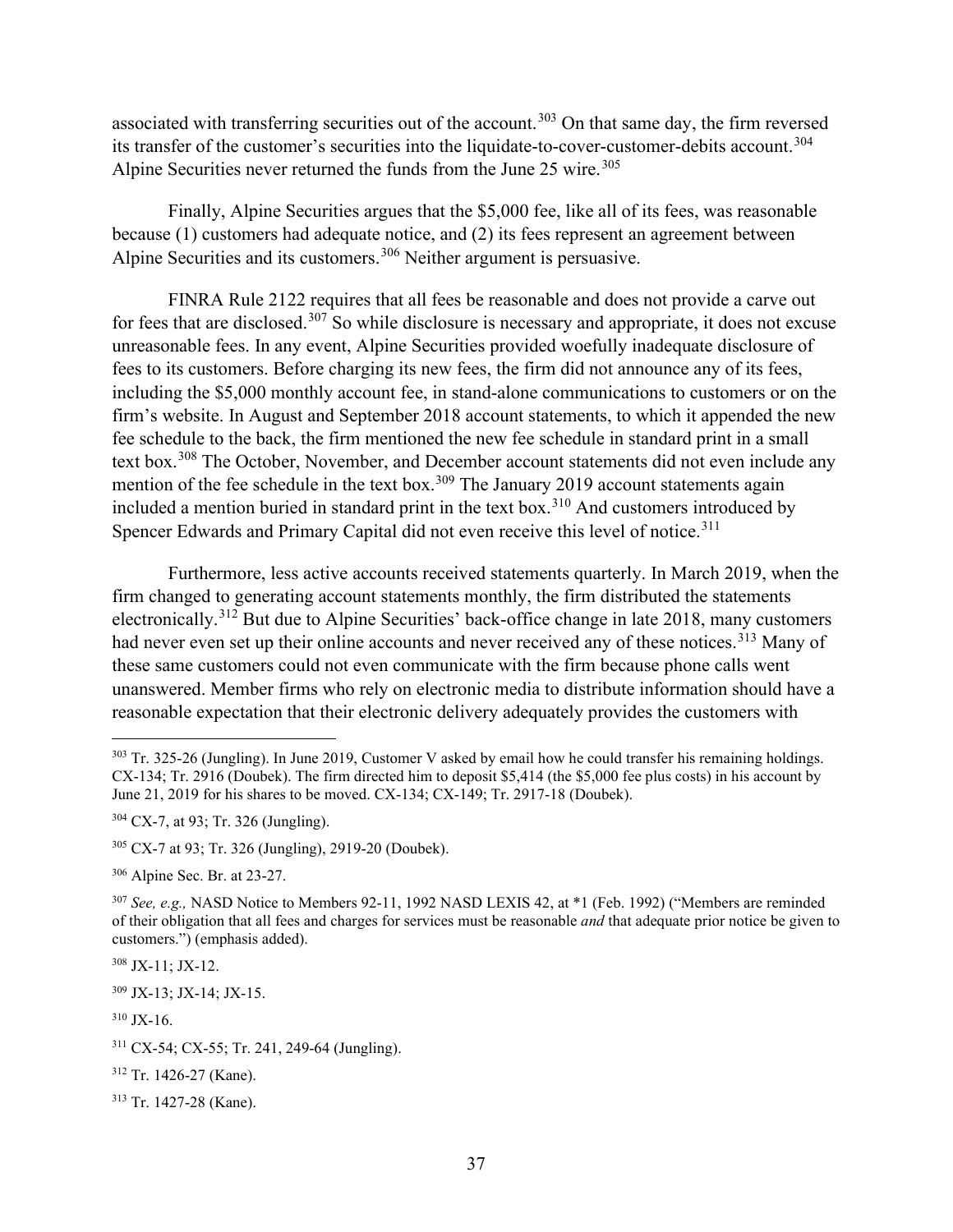associated with transferring securities out of the account.[303] On that same day, the firm reversed its transfer of the customer's securities into the liquidate-to-cover-customer-debits account.[304] Alpine Securities never returned the funds from the June 25 wire.[305]

Finally, Alpine Securities argues that the $5,000 fee, like all of its fees, was reasonable because (1) customers had adequate notice, and (2) its fees represent an agreement between Alpine Securities and its customers.[306] Neither argument is persuasive.

FINRA Rule 2122 requires that all fees be reasonable and does not provide a carve out for fees that are disclosed.[307] So while disclosure is necessary and appropriate, it does not excuse unreasonable fees. In any event, Alpine Securities provided woefully inadequate disclosure of fees to its customers. Before charging its new fees, the firm did not announce any of its fees, including the $5,000 monthly account fee, in stand-alone communications to customers or on the firm's website. In August and September 2018 account statements, to which it appended the new fee schedule to the back, the firm mentioned the new fee schedule in standard print in a small text box.[308] The October, November, and December account statements did not even include any mention of the fee schedule in the text box.[309] The January 2019 account statements again included a mention buried in standard print in the text box.[310] And customers introduced by Spencer Edwards and Primary Capital did not even receive this level of notice.[311]

Furthermore, less active accounts received statements quarterly. In March 2019, when the firm changed to generating account statements monthly, the firm distributed the statements electronically.[312] But due to Alpine Securities' back-office change in late 2018, many customers had never even set up their online accounts and never received any of these notices.[313] Many of these same customers could not even communicate with the firm because phone calls went unanswered. Member firms who rely on electronic media to distribute information should have a reasonable expectation that their electronic delivery adequately provides the customers with

---

[303] Tr. 325-26 (Jungling). In June 2019, Customer V asked by email how he could transfer his remaining holdings. CX-134; Tr. 2916 (Doubek). The firm directed him to deposit $5,414 (the $5,000 fee plus costs) in his account by June 21, 2019 for his shares to be moved. CX-134; CX-149; Tr. 2917-18 (Doubek).

[304] CX-7, at 93; Tr. 326 (Jungling).

[305] CX-7 at 93; Tr. 326 (Jungling), 2919-20 (Doubek).

[306] Alpine Sec. Br. at 23-27.

[307] *See, e.g.,* NASD Notice to Members 92-11, 1992 NASD LEXIS 42, at *1 (Feb. 1992) ("Members are reminded of their obligation that all fees and charges for services must be reasonable *and* that adequate prior notice be given to customers.") (emphasis added).

[308] JX-11; JX-12.

[309] JX-13; JX-14; JX-15.

[310] JX-16.

[311] CX-54; CX-55; Tr. 241, 249-64 (Jungling).

[312] Tr. 1426-27 (Kane).

[313] Tr. 1427-28 (Kane).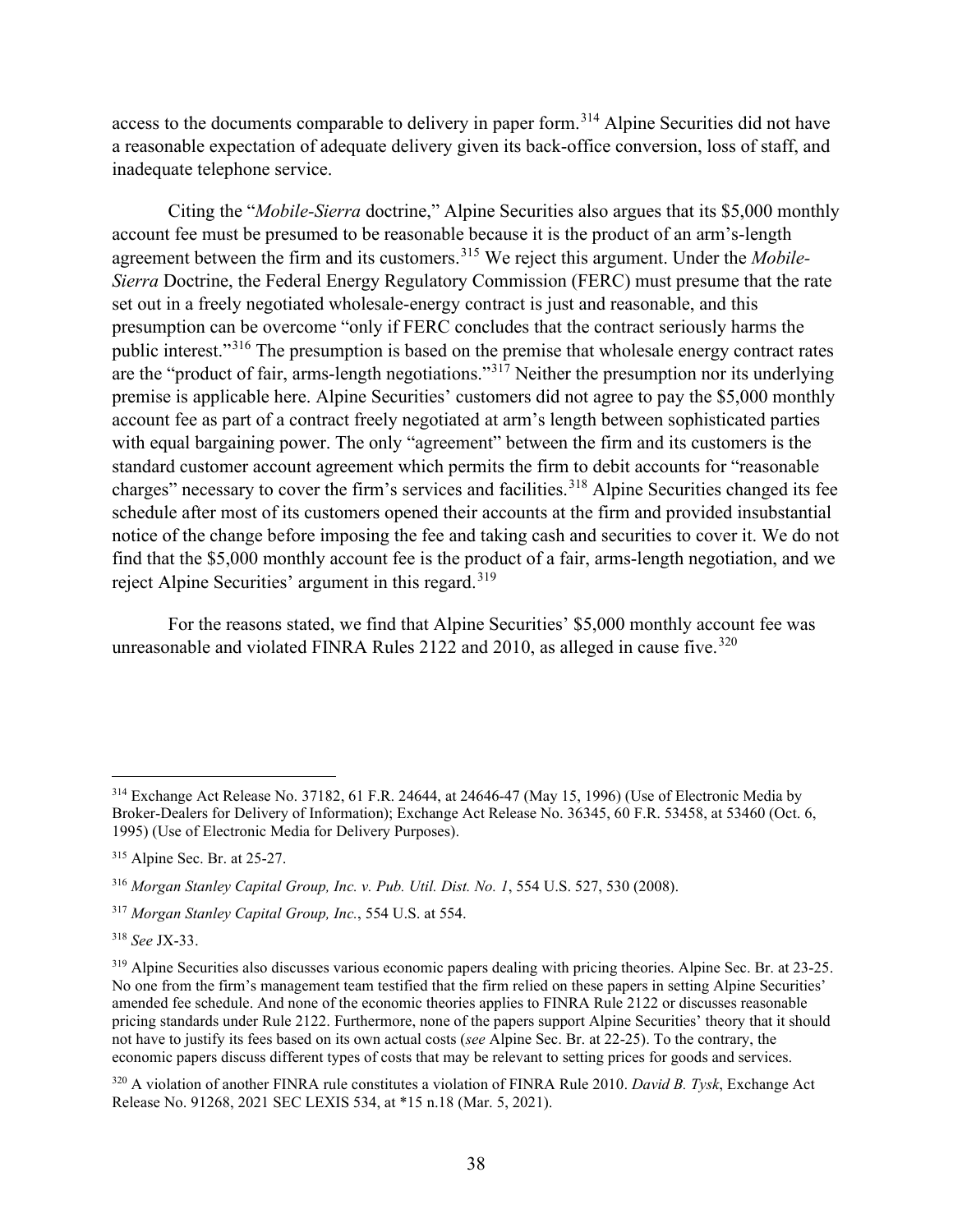access to the documents comparable to delivery in paper form.[314] Alpine Securities did not have a reasonable expectation of adequate delivery given its back-office conversion, loss of staff, and inadequate telephone service.

Citing the "*Mobile-Sierra* doctrine," Alpine Securities also argues that its $5,000 monthly account fee must be presumed to be reasonable because it is the product of an arm's-length agreement between the firm and its customers.[315] We reject this argument. Under the *Mobile-Sierra* Doctrine, the Federal Energy Regulatory Commission (FERC) must presume that the rate set out in a freely negotiated wholesale-energy contract is just and reasonable, and this presumption can be overcome "only if FERC concludes that the contract seriously harms the public interest."[316] The presumption is based on the premise that wholesale energy contract rates are the "product of fair, arms-length negotiations."[317] Neither the presumption nor its underlying premise is applicable here. Alpine Securities' customers did not agree to pay the $5,000 monthly account fee as part of a contract freely negotiated at arm's length between sophisticated parties with equal bargaining power. The only "agreement" between the firm and its customers is the standard customer account agreement which permits the firm to debit accounts for "reasonable charges" necessary to cover the firm's services and facilities.[318] Alpine Securities changed its fee schedule after most of its customers opened their accounts at the firm and provided insubstantial notice of the change before imposing the fee and taking cash and securities to cover it. We do not find that the $5,000 monthly account fee is the product of a fair, arms-length negotiation, and we reject Alpine Securities' argument in this regard.[319]

For the reasons stated, we find that Alpine Securities' $5,000 monthly account fee was unreasonable and violated FINRA Rules 2122 and 2010, as alleged in cause five.[320]

---

[314] Exchange Act Release No. 37182, 61 F.R. 24644, at 24646-47 (May 15, 1996) (Use of Electronic Media by Broker-Dealers for Delivery of Information); Exchange Act Release No. 36345, 60 F.R. 53458, at 53460 (Oct. 6, 1995) (Use of Electronic Media for Delivery Purposes).

[315] Alpine Sec. Br. at 25-27.

[316] *Morgan Stanley Capital Group, Inc. v. Pub. Util. Dist. No. 1*, 554 U.S. 527, 530 (2008).

[317] *Morgan Stanley Capital Group, Inc.*, 554 U.S. at 554.

[318] *See* JX-33.

[319] Alpine Securities also discusses various economic papers dealing with pricing theories. Alpine Sec. Br. at 23-25. No one from the firm's management team testified that the firm relied on these papers in setting Alpine Securities' amended fee schedule. And none of the economic theories applies to FINRA Rule 2122 or discusses reasonable pricing standards under Rule 2122. Furthermore, none of the papers support Alpine Securities' theory that it should not have to justify its fees based on its own actual costs (*see* Alpine Sec. Br. at 22-25). To the contrary, the economic papers discuss different types of costs that may be relevant to setting prices for goods and services.

[320] A violation of another FINRA rule constitutes a violation of FINRA Rule 2010. *David B. Tysk*, Exchange Act Release No. 91268, 2021 SEC LEXIS 534, at *15 n.18 (Mar. 5, 2021).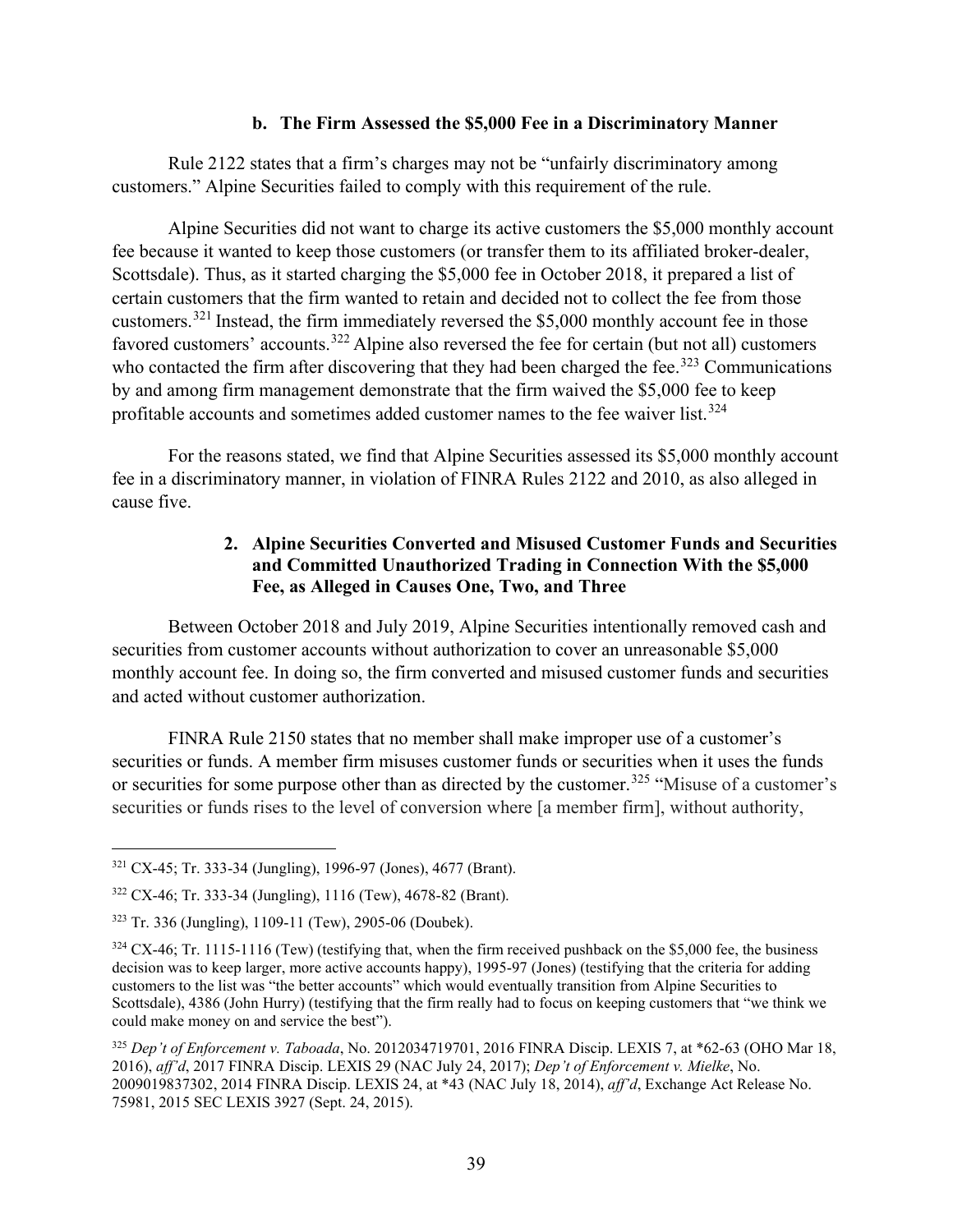### b. The Firm Assessed the $5,000 Fee in a Discriminatory Manner

Rule 2122 states that a firm's charges may not be "unfairly discriminatory among customers." Alpine Securities failed to comply with this requirement of the rule.

Alpine Securities did not want to charge its active customers the $5,000 monthly account fee because it wanted to keep those customers (or transfer them to its affiliated broker-dealer, Scottsdale). Thus, as it started charging the $5,000 fee in October 2018, it prepared a list of certain customers that the firm wanted to retain and decided not to collect the fee from those customers.[321] Instead, the firm immediately reversed the $5,000 monthly account fee in those favored customers' accounts.[322] Alpine also reversed the fee for certain (but not all) customers who contacted the firm after discovering that they had been charged the fee.[323] Communications by and among firm management demonstrate that the firm waived the $5,000 fee to keep profitable accounts and sometimes added customer names to the fee waiver list.[324]

For the reasons stated, we find that Alpine Securities assessed its $5,000 monthly account fee in a discriminatory manner, in violation of FINRA Rules 2122 and 2010, as also alleged in cause five.

### 2. Alpine Securities Converted and Misused Customer Funds and Securities and Committed Unauthorized Trading in Connection With the $5,000 Fee, as Alleged in Causes One, Two, and Three

Between October 2018 and July 2019, Alpine Securities intentionally removed cash and securities from customer accounts without authorization to cover an unreasonable $5,000 monthly account fee. In doing so, the firm converted and misused customer funds and securities and acted without customer authorization.

FINRA Rule 2150 states that no member shall make improper use of a customer's securities or funds. A member firm misuses customer funds or securities when it uses the funds or securities for some purpose other than as directed by the customer.[325] "Misuse of a customer's securities or funds rises to the level of conversion where [a member firm], without authority,

---

[321] CX-45; Tr. 333-34 (Jungling), 1996-97 (Jones), 4677 (Brant).

[322] CX-46; Tr. 333-34 (Jungling), 1116 (Tew), 4678-82 (Brant).

[323] Tr. 336 (Jungling), 1109-11 (Tew), 2905-06 (Doubek).

[324] CX-46; Tr. 1115-1116 (Tew) (testifying that, when the firm received pushback on the $5,000 fee, the business decision was to keep larger, more active accounts happy), 1995-97 (Jones) (testifying that the criteria for adding customers to the list was "the better accounts" which would eventually transition from Alpine Securities to Scottsdale), 4386 (John Hurry) (testifying that the firm really had to focus on keeping customers that "we think we could make money on and service the best").

[325] *Dep't of Enforcement v. Taboada*, No. 2012034719701, 2016 FINRA Discip. LEXIS 7, at *62-63 (OHO Mar 18, 2016), *aff'd*, 2017 FINRA Discip. LEXIS 29 (NAC July 24, 2017); *Dep't of Enforcement v. Mielke*, No. 2009019837302, 2014 FINRA Discip. LEXIS 24, at *43 (NAC July 18, 2014), *aff'd*, Exchange Act Release No. 75981, 2015 SEC LEXIS 3927 (Sept. 24, 2015).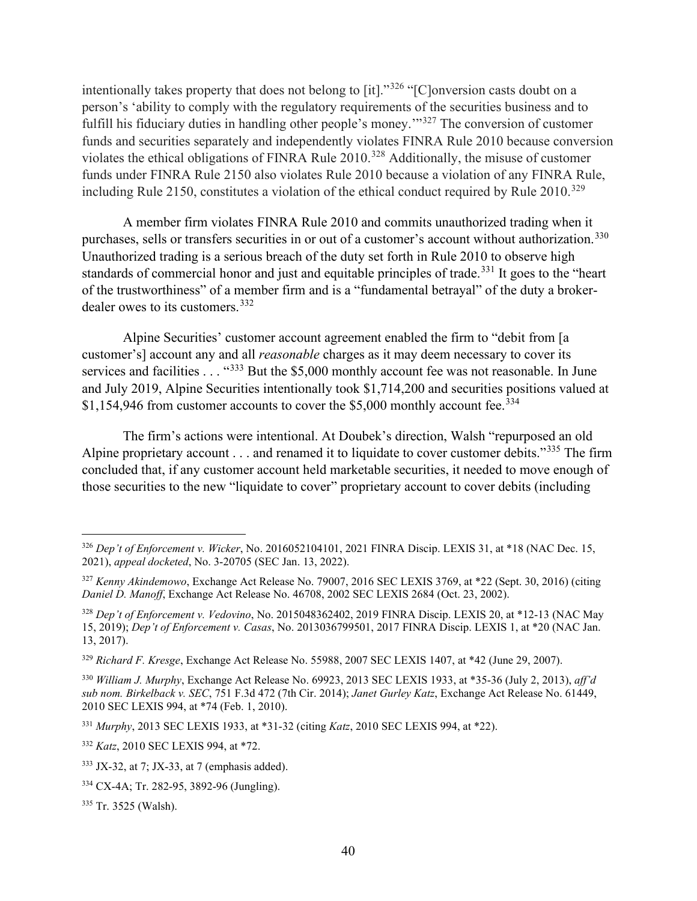intentionally takes property that does not belong to [it]."[326] "[C]onversion casts doubt on a person's 'ability to comply with the regulatory requirements of the securities business and to fulfill his fiduciary duties in handling other people's money.'"[327] The conversion of customer funds and securities separately and independently violates FINRA Rule 2010 because conversion violates the ethical obligations of FINRA Rule 2010.[328] Additionally, the misuse of customer funds under FINRA Rule 2150 also violates Rule 2010 because a violation of any FINRA Rule, including Rule 2150, constitutes a violation of the ethical conduct required by Rule 2010.[329]

A member firm violates FINRA Rule 2010 and commits unauthorized trading when it purchases, sells or transfers securities in or out of a customer's account without authorization.[330] Unauthorized trading is a serious breach of the duty set forth in Rule 2010 to observe high standards of commercial honor and just and equitable principles of trade.[331] It goes to the "heart of the trustworthiness" of a member firm and is a "fundamental betrayal" of the duty a broker-dealer owes to its customers.[332]

Alpine Securities' customer account agreement enabled the firm to "debit from [a customer's] account any and all *reasonable* charges as it may deem necessary to cover its services and facilities . . . "[333] But the $5,000 monthly account fee was not reasonable. In June and July 2019, Alpine Securities intentionally took $1,714,200 and securities positions valued at $1,154,946 from customer accounts to cover the $5,000 monthly account fee.[334]

The firm's actions were intentional. At Doubek's direction, Walsh "repurposed an old Alpine proprietary account . . . and renamed it to liquidate to cover customer debits."[335] The firm concluded that, if any customer account held marketable securities, it needed to move enough of those securities to the new "liquidate to cover" proprietary account to cover debits (including

---

[326] *Dep't of Enforcement v. Wicker*, No. 2016052104101, 2021 FINRA Discip. LEXIS 31, at *18 (NAC Dec. 15, 2021), *appeal docketed*, No. 3-20705 (SEC Jan. 13, 2022).

[327] *Kenny Akindemowo*, Exchange Act Release No. 79007, 2016 SEC LEXIS 3769, at *22 (Sept. 30, 2016) (citing *Daniel D. Manoff*, Exchange Act Release No. 46708, 2002 SEC LEXIS 2684 (Oct. 23, 2002).

[328] *Dep't of Enforcement v. Vedovino*, No. 2015048362402, 2019 FINRA Discip. LEXIS 20, at *12-13 (NAC May 15, 2019); *Dep't of Enforcement v. Casas*, No. 2013036799501, 2017 FINRA Discip. LEXIS 1, at *20 (NAC Jan. 13, 2017).

[329] *Richard F. Kresge*, Exchange Act Release No. 55988, 2007 SEC LEXIS 1407, at *42 (June 29, 2007).

[330] *William J. Murphy*, Exchange Act Release No. 69923, 2013 SEC LEXIS 1933, at *35-36 (July 2, 2013), *aff'd sub nom. Birkelback v. SEC*, 751 F.3d 472 (7th Cir. 2014); *Janet Gurley Katz*, Exchange Act Release No. 61449, 2010 SEC LEXIS 994, at *74 (Feb. 1, 2010).

[331] *Murphy*, 2013 SEC LEXIS 1933, at *31-32 (citing *Katz*, 2010 SEC LEXIS 994, at *22).

[332] *Katz*, 2010 SEC LEXIS 994, at *72.

[333] JX-32, at 7; JX-33, at 7 (emphasis added).

[334] CX-4A; Tr. 282-95, 3892-96 (Jungling).

[335] Tr. 3525 (Walsh).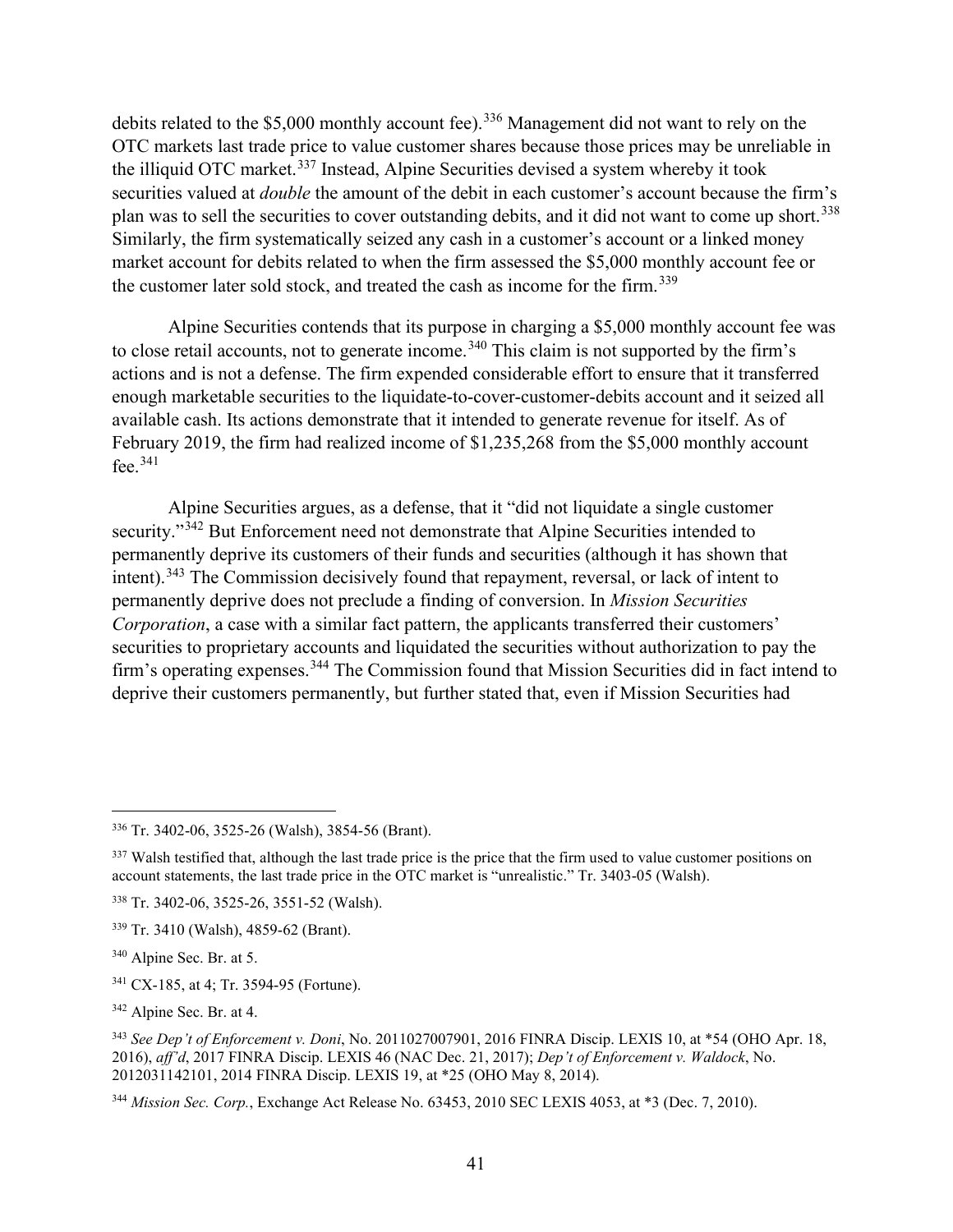debits related to the $5,000 monthly account fee).[336] Management did not want to rely on the OTC markets last trade price to value customer shares because those prices may be unreliable in the illiquid OTC market.[337] Instead, Alpine Securities devised a system whereby it took securities valued at *double* the amount of the debit in each customer's account because the firm's plan was to sell the securities to cover outstanding debits, and it did not want to come up short.[338] Similarly, the firm systematically seized any cash in a customer's account or a linked money market account for debits related to when the firm assessed the $5,000 monthly account fee or the customer later sold stock, and treated the cash as income for the firm.[339]

Alpine Securities contends that its purpose in charging a $5,000 monthly account fee was to close retail accounts, not to generate income.[340] This claim is not supported by the firm's actions and is not a defense. The firm expended considerable effort to ensure that it transferred enough marketable securities to the liquidate-to-cover-customer-debits account and it seized all available cash. Its actions demonstrate that it intended to generate revenue for itself. As of February 2019, the firm had realized income of $1,235,268 from the $5,000 monthly account fee.[341]

Alpine Securities argues, as a defense, that it "did not liquidate a single customer security."[342] But Enforcement need not demonstrate that Alpine Securities intended to permanently deprive its customers of their funds and securities (although it has shown that intent).[343] The Commission decisively found that repayment, reversal, or lack of intent to permanently deprive does not preclude a finding of conversion. In *Mission Securities Corporation*, a case with a similar fact pattern, the applicants transferred their customers' securities to proprietary accounts and liquidated the securities without authorization to pay the firm's operating expenses.[344] The Commission found that Mission Securities did in fact intend to deprive their customers permanently, but further stated that, even if Mission Securities had

---

[336] Tr. 3402-06, 3525-26 (Walsh), 3854-56 (Brant).

[337] Walsh testified that, although the last trade price is the price that the firm used to value customer positions on account statements, the last trade price in the OTC market is "unrealistic." Tr. 3403-05 (Walsh).

[338] Tr. 3402-06, 3525-26, 3551-52 (Walsh).

[339] Tr. 3410 (Walsh), 4859-62 (Brant).

[340] Alpine Sec. Br. at 5.

[341] CX-185, at 4; Tr. 3594-95 (Fortune).

[342] Alpine Sec. Br. at 4.

[343] *See Dep't of Enforcement v. Doni*, No. 2011027007901, 2016 FINRA Discip. LEXIS 10, at *54 (OHO Apr. 18, 2016), *aff'd*, 2017 FINRA Discip. LEXIS 46 (NAC Dec. 21, 2017); *Dep't of Enforcement v. Waldock*, No. 2012031142101, 2014 FINRA Discip. LEXIS 19, at *25 (OHO May 8, 2014).

[344] *Mission Sec. Corp.*, Exchange Act Release No. 63453, 2010 SEC LEXIS 4053, at *3 (Dec. 7, 2010).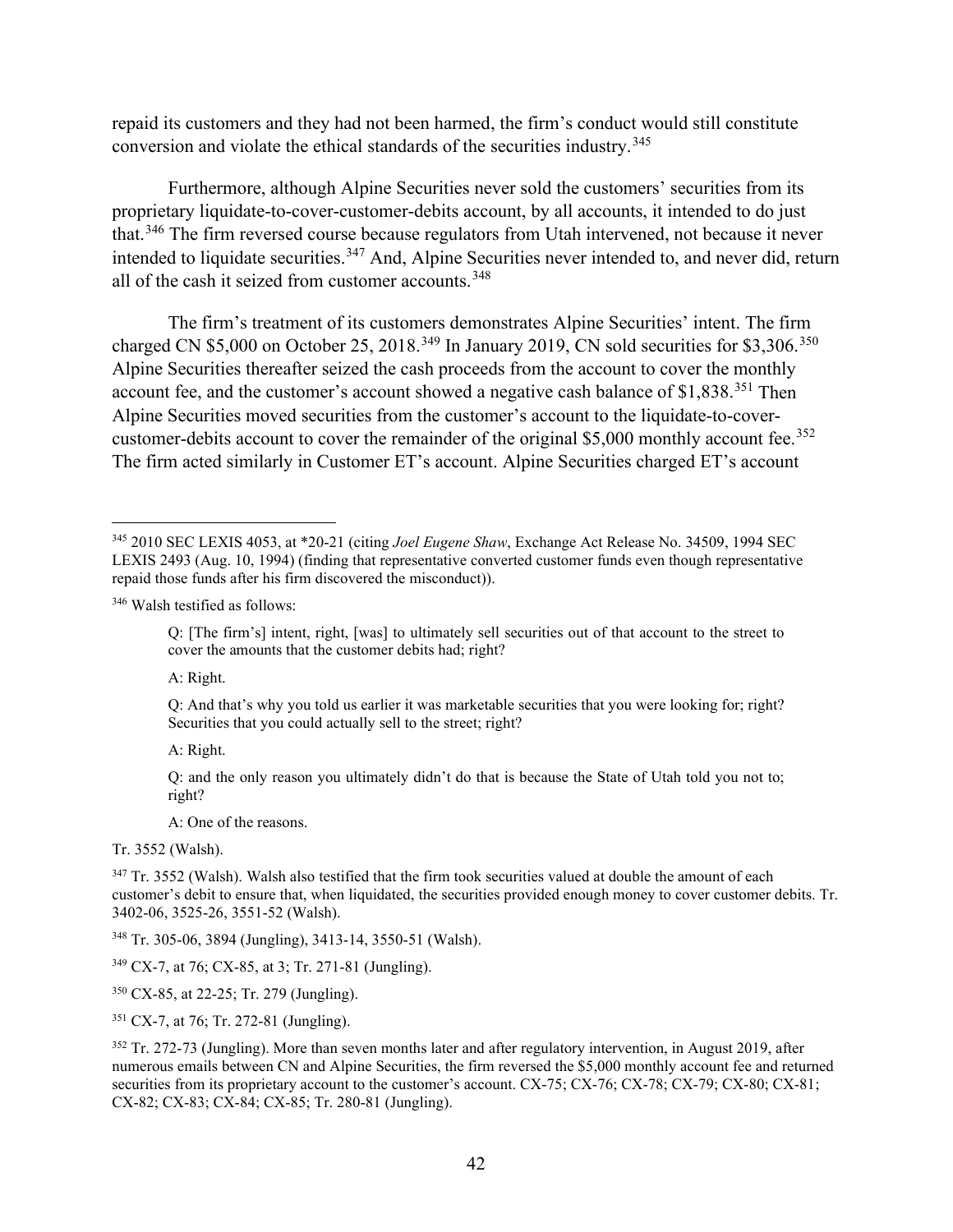repaid its customers and they had not been harmed, the firm's conduct would still constitute conversion and violate the ethical standards of the securities industry.[345]

Furthermore, although Alpine Securities never sold the customers' securities from its proprietary liquidate-to-cover-customer-debits account, by all accounts, it intended to do just that.[346] The firm reversed course because regulators from Utah intervened, not because it never intended to liquidate securities.[347] And, Alpine Securities never intended to, and never did, return all of the cash it seized from customer accounts.[348]

The firm's treatment of its customers demonstrates Alpine Securities' intent. The firm charged CN $5,000 on October 25, 2018.[349] In January 2019, CN sold securities for $3,306.[350] Alpine Securities thereafter seized the cash proceeds from the account to cover the monthly account fee, and the customer's account showed a negative cash balance of $1,838.[351] Then Alpine Securities moved securities from the customer's account to the liquidate-to-cover-customer-debits account to cover the remainder of the original $5,000 monthly account fee.[352] The firm acted similarly in Customer ET's account. Alpine Securities charged ET's account

---

[345] 2010 SEC LEXIS 4053, at *20-21 (citing *Joel Eugene Shaw*, Exchange Act Release No. 34509, 1994 SEC LEXIS 2493 (Aug. 10, 1994) (finding that representative converted customer funds even though representative repaid those funds after his firm discovered the misconduct)).

[346] Walsh testified as follows:

> Q: [The firm's] intent, right, [was] to ultimately sell securities out of that account to the street to cover the amounts that the customer debits had; right?
>
> A: Right.
>
> Q: And that's why you told us earlier it was marketable securities that you were looking for; right? Securities that you could actually sell to the street; right?
>
> A: Right.
>
> Q: and the only reason you ultimately didn't do that is because the State of Utah told you not to; right?
>
> A: One of the reasons.

Tr. 3552 (Walsh).

[347] Tr. 3552 (Walsh). Walsh also testified that the firm took securities valued at double the amount of each customer's debit to ensure that, when liquidated, the securities provided enough money to cover customer debits. Tr. 3402-06, 3525-26, 3551-52 (Walsh).

[348] Tr. 305-06, 3894 (Jungling), 3413-14, 3550-51 (Walsh).

[349] CX-7, at 76; CX-85, at 3; Tr. 271-81 (Jungling).

[350] CX-85, at 22-25; Tr. 279 (Jungling).

[351] CX-7, at 76; Tr. 272-81 (Jungling).

[352] Tr. 272-73 (Jungling). More than seven months later and after regulatory intervention, in August 2019, after numerous emails between CN and Alpine Securities, the firm reversed the $5,000 monthly account fee and returned securities from its proprietary account to the customer's account. CX-75; CX-76; CX-78; CX-79; CX-80; CX-81; CX-82; CX-83; CX-84; CX-85; Tr. 280-81 (Jungling).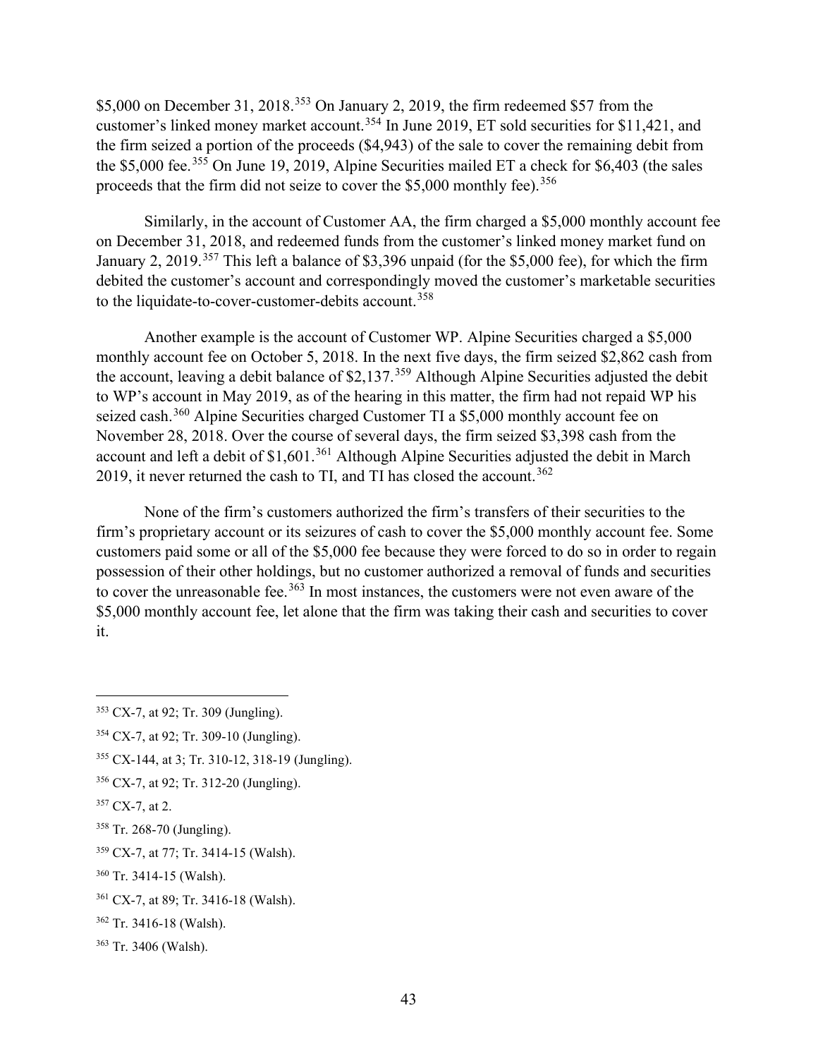$5,000 on December 31, 2018.[353] On January 2, 2019, the firm redeemed $57 from the customer's linked money market account.[354] In June 2019, ET sold securities for $11,421, and the firm seized a portion of the proceeds ($4,943) of the sale to cover the remaining debit from the $5,000 fee.[355] On June 19, 2019, Alpine Securities mailed ET a check for $6,403 (the sales proceeds that the firm did not seize to cover the $5,000 monthly fee).[356]

Similarly, in the account of Customer AA, the firm charged a $5,000 monthly account fee on December 31, 2018, and redeemed funds from the customer's linked money market fund on January 2, 2019.[357] This left a balance of $3,396 unpaid (for the $5,000 fee), for which the firm debited the customer's account and correspondingly moved the customer's marketable securities to the liquidate-to-cover-customer-debits account.[358]

Another example is the account of Customer WP. Alpine Securities charged a $5,000 monthly account fee on October 5, 2018. In the next five days, the firm seized $2,862 cash from the account, leaving a debit balance of $2,137.[359] Although Alpine Securities adjusted the debit to WP's account in May 2019, as of the hearing in this matter, the firm had not repaid WP his seized cash.[360] Alpine Securities charged Customer TI a $5,000 monthly account fee on November 28, 2018. Over the course of several days, the firm seized $3,398 cash from the account and left a debit of $1,601.[361] Although Alpine Securities adjusted the debit in March 2019, it never returned the cash to TI, and TI has closed the account.[362]

None of the firm's customers authorized the firm's transfers of their securities to the firm's proprietary account or its seizures of cash to cover the $5,000 monthly account fee. Some customers paid some or all of the $5,000 fee because they were forced to do so in order to regain possession of their other holdings, but no customer authorized a removal of funds and securities to cover the unreasonable fee.[363] In most instances, the customers were not even aware of the $5,000 monthly account fee, let alone that the firm was taking their cash and securities to cover it.

---

[353] CX-7, at 92; Tr. 309 (Jungling).

[354] CX-7, at 92; Tr. 309-10 (Jungling).

[355] CX-144, at 3; Tr. 310-12, 318-19 (Jungling).

[356] CX-7, at 92; Tr. 312-20 (Jungling).

[357] CX-7, at 2.

[358] Tr. 268-70 (Jungling).

[359] CX-7, at 77; Tr. 3414-15 (Walsh).

[360] Tr. 3414-15 (Walsh).

[361] CX-7, at 89; Tr. 3416-18 (Walsh).

[362] Tr. 3416-18 (Walsh).

[363] Tr. 3406 (Walsh).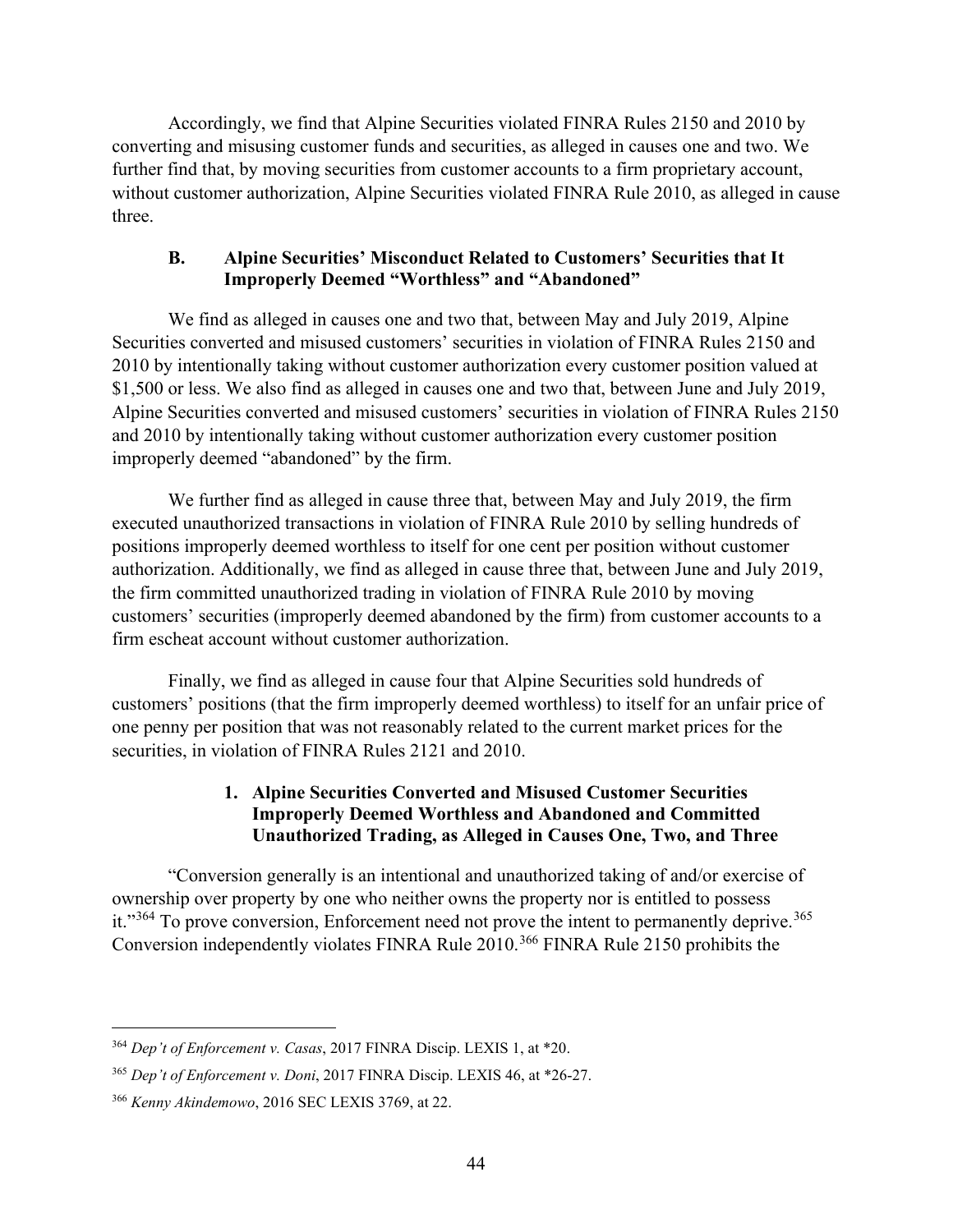Accordingly, we find that Alpine Securities violated FINRA Rules 2150 and 2010 by converting and misusing customer funds and securities, as alleged in causes one and two. We further find that, by moving securities from customer accounts to a firm proprietary account, without customer authorization, Alpine Securities violated FINRA Rule 2010, as alleged in cause three.

### B. Alpine Securities' Misconduct Related to Customers' Securities that It Improperly Deemed "Worthless" and "Abandoned"

We find as alleged in causes one and two that, between May and July 2019, Alpine Securities converted and misused customers' securities in violation of FINRA Rules 2150 and 2010 by intentionally taking without customer authorization every customer position valued at $1,500 or less. We also find as alleged in causes one and two that, between June and July 2019, Alpine Securities converted and misused customers' securities in violation of FINRA Rules 2150 and 2010 by intentionally taking without customer authorization every customer position improperly deemed "abandoned" by the firm.

We further find as alleged in cause three that, between May and July 2019, the firm executed unauthorized transactions in violation of FINRA Rule 2010 by selling hundreds of positions improperly deemed worthless to itself for one cent per position without customer authorization. Additionally, we find as alleged in cause three that, between June and July 2019, the firm committed unauthorized trading in violation of FINRA Rule 2010 by moving customers' securities (improperly deemed abandoned by the firm) from customer accounts to a firm escheat account without customer authorization.

Finally, we find as alleged in cause four that Alpine Securities sold hundreds of customers' positions (that the firm improperly deemed worthless) to itself for an unfair price of one penny per position that was not reasonably related to the current market prices for the securities, in violation of FINRA Rules 2121 and 2010.

#### 1. Alpine Securities Converted and Misused Customer Securities Improperly Deemed Worthless and Abandoned and Committed Unauthorized Trading, as Alleged in Causes One, Two, and Three

"Conversion generally is an intentional and unauthorized taking of and/or exercise of ownership over property by one who neither owns the property nor is entitled to possess it."[364] To prove conversion, Enforcement need not prove the intent to permanently deprive.[365] Conversion independently violates FINRA Rule 2010.[366] FINRA Rule 2150 prohibits the

---

[364] *Dep't of Enforcement v. Casas*, 2017 FINRA Discip. LEXIS 1, at *20.

[365] *Dep't of Enforcement v. Doni*, 2017 FINRA Discip. LEXIS 46, at *26-27.

[366] *Kenny Akindemowo*, 2016 SEC LEXIS 3769, at 22.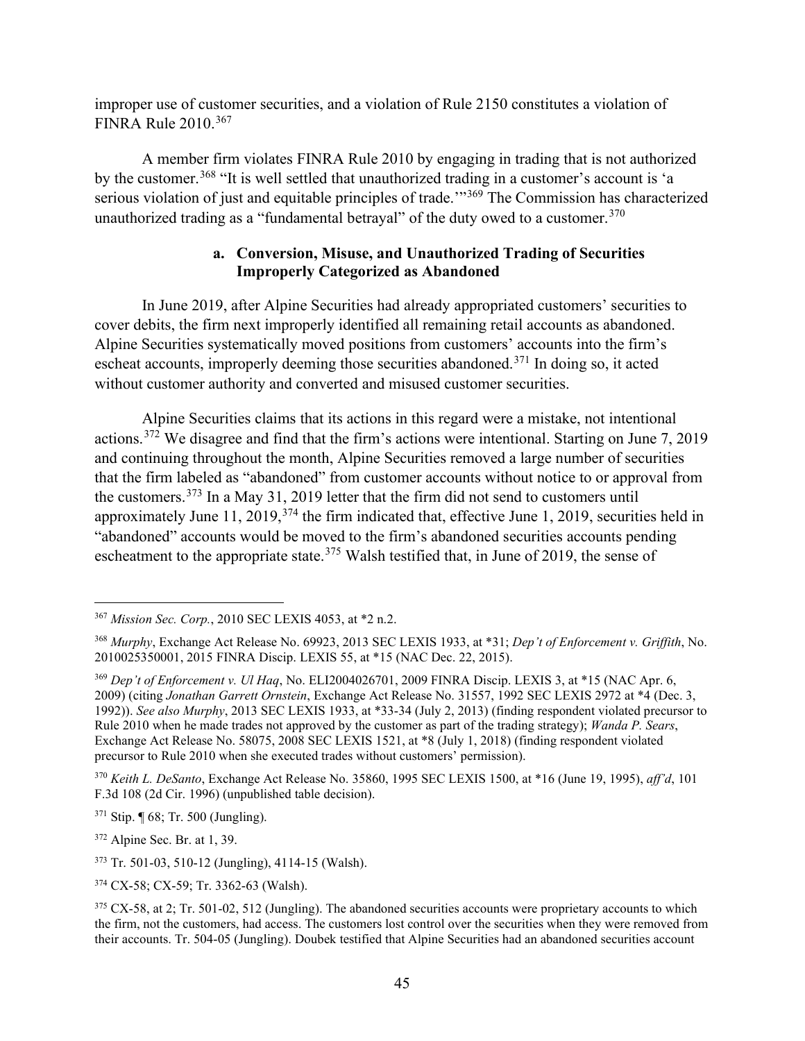improper use of customer securities, and a violation of Rule 2150 constitutes a violation of FINRA Rule 2010.[367]

A member firm violates FINRA Rule 2010 by engaging in trading that is not authorized by the customer.[368] "It is well settled that unauthorized trading in a customer's account is 'a serious violation of just and equitable principles of trade.'"[369] The Commission has characterized unauthorized trading as a "fundamental betrayal" of the duty owed to a customer.[370]

#### a. Conversion, Misuse, and Unauthorized Trading of Securities Improperly Categorized as Abandoned

In June 2019, after Alpine Securities had already appropriated customers' securities to cover debits, the firm next improperly identified all remaining retail accounts as abandoned. Alpine Securities systematically moved positions from customers' accounts into the firm's escheat accounts, improperly deeming those securities abandoned.[371] In doing so, it acted without customer authority and converted and misused customer securities.

Alpine Securities claims that its actions in this regard were a mistake, not intentional actions.[372] We disagree and find that the firm's actions were intentional. Starting on June 7, 2019 and continuing throughout the month, Alpine Securities removed a large number of securities that the firm labeled as "abandoned" from customer accounts without notice to or approval from the customers.[373] In a May 31, 2019 letter that the firm did not send to customers until approximately June 11, 2019,[374] the firm indicated that, effective June 1, 2019, securities held in "abandoned" accounts would be moved to the firm's abandoned securities accounts pending escheatment to the appropriate state.[375] Walsh testified that, in June of 2019, the sense of

---

[367] *Mission Sec. Corp.*, 2010 SEC LEXIS 4053, at *2 n.2.

[368] *Murphy*, Exchange Act Release No. 69923, 2013 SEC LEXIS 1933, at *31; *Dep't of Enforcement v. Griffith*, No. 2010025350001, 2015 FINRA Discip. LEXIS 55, at *15 (NAC Dec. 22, 2015).

[369] *Dep't of Enforcement v. Ul Haq*, No. ELI2004026701, 2009 FINRA Discip. LEXIS 3, at *15 (NAC Apr. 6, 2009) (citing *Jonathan Garrett Ornstein*, Exchange Act Release No. 31557, 1992 SEC LEXIS 2972 at *4 (Dec. 3, 1992)). *See also Murphy*, 2013 SEC LEXIS 1933, at *33-34 (July 2, 2013) (finding respondent violated precursor to Rule 2010 when he made trades not approved by the customer as part of the trading strategy); *Wanda P. Sears*, Exchange Act Release No. 58075, 2008 SEC LEXIS 1521, at *8 (July 1, 2018) (finding respondent violated precursor to Rule 2010 when she executed trades without customers' permission).

[370] *Keith L. DeSanto*, Exchange Act Release No. 35860, 1995 SEC LEXIS 1500, at *16 (June 19, 1995), *aff'd*, 101 F.3d 108 (2d Cir. 1996) (unpublished table decision).

[371] Stip. ¶ 68; Tr. 500 (Jungling).

[372] Alpine Sec. Br. at 1, 39.

[373] Tr. 501-03, 510-12 (Jungling), 4114-15 (Walsh).

[374] CX-58; CX-59; Tr. 3362-63 (Walsh).

[375] CX-58, at 2; Tr. 501-02, 512 (Jungling). The abandoned securities accounts were proprietary accounts to which the firm, not the customers, had access. The customers lost control over the securities when they were removed from their accounts. Tr. 504-05 (Jungling). Doubek testified that Alpine Securities had an abandoned securities account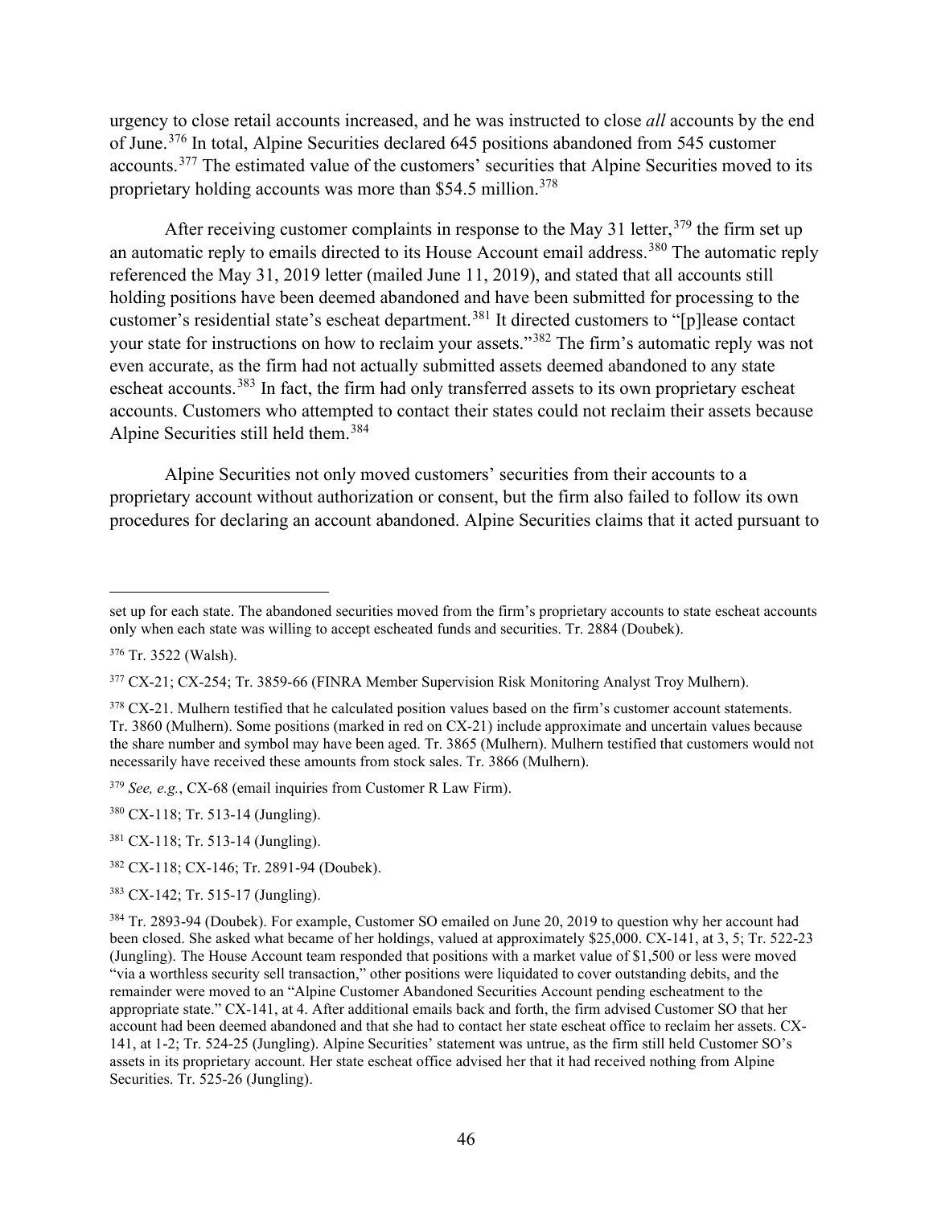urgency to close retail accounts increased, and he was instructed to close *all* accounts by the end of June.[376] In total, Alpine Securities declared 645 positions abandoned from 545 customer accounts.[377] The estimated value of the customers' securities that Alpine Securities moved to its proprietary holding accounts was more than $54.5 million.[378]

After receiving customer complaints in response to the May 31 letter,[379] the firm set up an automatic reply to emails directed to its House Account email address.[380] The automatic reply referenced the May 31, 2019 letter (mailed June 11, 2019), and stated that all accounts still holding positions have been deemed abandoned and have been submitted for processing to the customer's residential state's escheat department.[381] It directed customers to "[p]lease contact your state for instructions on how to reclaim your assets."[382] The firm's automatic reply was not even accurate, as the firm had not actually submitted assets deemed abandoned to any state escheat accounts.[383] In fact, the firm had only transferred assets to its own proprietary escheat accounts. Customers who attempted to contact their states could not reclaim their assets because Alpine Securities still held them.[384]

Alpine Securities not only moved customers' securities from their accounts to a proprietary account without authorization or consent, but the firm also failed to follow its own procedures for declaring an account abandoned. Alpine Securities claims that it acted pursuant to

---

set up for each state. The abandoned securities moved from the firm's proprietary accounts to state escheat accounts only when each state was willing to accept escheated funds and securities. Tr. 2884 (Doubek).

[376] Tr. 3522 (Walsh).

[377] CX-21; CX-254; Tr. 3859-66 (FINRA Member Supervision Risk Monitoring Analyst Troy Mulhern).

[378] CX-21. Mulhern testified that he calculated position values based on the firm's customer account statements. Tr. 3860 (Mulhern). Some positions (marked in red on CX-21) include approximate and uncertain values because the share number and symbol may have been aged. Tr. 3865 (Mulhern). Mulhern testified that customers would not necessarily have received these amounts from stock sales. Tr. 3866 (Mulhern).

[379] *See, e.g.*, CX-68 (email inquiries from Customer R Law Firm).

[380] CX-118; Tr. 513-14 (Jungling).

[381] CX-118; Tr. 513-14 (Jungling).

[382] CX-118; CX-146; Tr. 2891-94 (Doubek).

[383] CX-142; Tr. 515-17 (Jungling).

[384] Tr. 2893-94 (Doubek). For example, Customer SO emailed on June 20, 2019 to question why her account had been closed. She asked what became of her holdings, valued at approximately $25,000. CX-141, at 3, 5; Tr. 522-23 (Jungling). The House Account team responded that positions with a market value of $1,500 or less were moved "via a worthless security sell transaction," other positions were liquidated to cover outstanding debits, and the remainder were moved to an "Alpine Customer Abandoned Securities Account pending escheatment to the appropriate state." CX-141, at 4. After additional emails back and forth, the firm advised Customer SO that her account had been deemed abandoned and that she had to contact her state escheat office to reclaim her assets. CX-141, at 1-2; Tr. 524-25 (Jungling). Alpine Securities' statement was untrue, as the firm still held Customer SO's assets in its proprietary account. Her state escheat office advised her that it had received nothing from Alpine Securities. Tr. 525-26 (Jungling).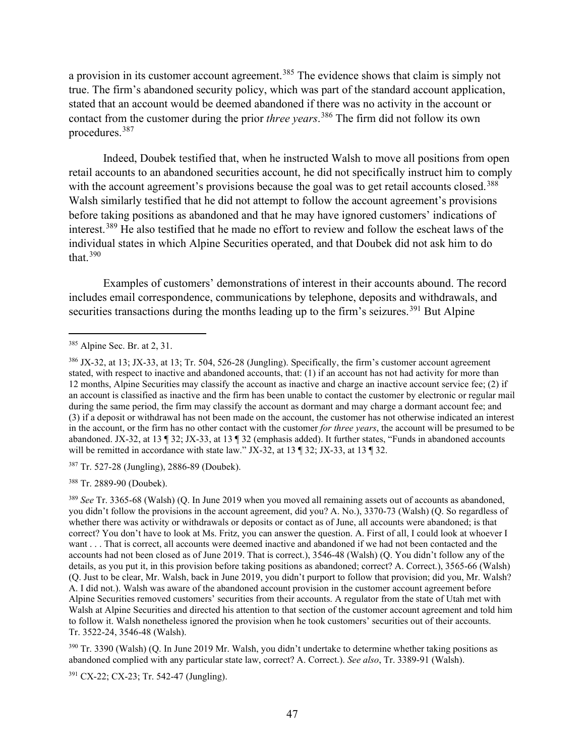a provision in its customer account agreement.[385] The evidence shows that claim is simply not true. The firm's abandoned security policy, which was part of the standard account application, stated that an account would be deemed abandoned if there was no activity in the account or contact from the customer during the prior *three years*.[386] The firm did not follow its own procedures.[387]

Indeed, Doubek testified that, when he instructed Walsh to move all positions from open retail accounts to an abandoned securities account, he did not specifically instruct him to comply with the account agreement's provisions because the goal was to get retail accounts closed.[388] Walsh similarly testified that he did not attempt to follow the account agreement's provisions before taking positions as abandoned and that he may have ignored customers' indications of interest.[389] He also testified that he made no effort to review and follow the escheat laws of the individual states in which Alpine Securities operated, and that Doubek did not ask him to do that.[390]

Examples of customers' demonstrations of interest in their accounts abound. The record includes email correspondence, communications by telephone, deposits and withdrawals, and securities transactions during the months leading up to the firm's seizures.[391] But Alpine

---

[385] Alpine Sec. Br. at 2, 31.

[386] JX-32, at 13; JX-33, at 13; Tr. 504, 526-28 (Jungling). Specifically, the firm's customer account agreement stated, with respect to inactive and abandoned accounts, that: (1) if an account has not had activity for more than 12 months, Alpine Securities may classify the account as inactive and charge an inactive account service fee; (2) if an account is classified as inactive and the firm has been unable to contact the customer by electronic or regular mail during the same period, the firm may classify the account as dormant and may charge a dormant account fee; and (3) if a deposit or withdrawal has not been made on the account, the customer has not otherwise indicated an interest in the account, or the firm has no other contact with the customer *for three years*, the account will be presumed to be abandoned. JX-32, at 13 ¶ 32; JX-33, at 13 ¶ 32 (emphasis added). It further states, "Funds in abandoned accounts will be remitted in accordance with state law." JX-32, at 13 ¶ 32; JX-33, at 13 ¶ 32.

[387] Tr. 527-28 (Jungling), 2886-89 (Doubek).

[388] Tr. 2889-90 (Doubek).

[389] *See* Tr. 3365-68 (Walsh) (Q. In June 2019 when you moved all remaining assets out of accounts as abandoned, you didn't follow the provisions in the account agreement, did you? A. No.), 3370-73 (Walsh) (Q. So regardless of whether there was activity or withdrawals or deposits or contact as of June, all accounts were abandoned; is that correct? You don't have to look at Ms. Fritz, you can answer the question. A. First of all, I could look at whoever I want . . . That is correct, all accounts were deemed inactive and abandoned if we had not been contacted and the accounts had not been closed as of June 2019. That is correct.), 3546-48 (Walsh) (Q. You didn't follow any of the details, as you put it, in this provision before taking positions as abandoned; correct? A. Correct.), 3565-66 (Walsh) (Q. Just to be clear, Mr. Walsh, back in June 2019, you didn't purport to follow that provision; did you, Mr. Walsh? A. I did not.). Walsh was aware of the abandoned account provision in the customer account agreement before Alpine Securities removed customers' securities from their accounts. A regulator from the state of Utah met with Walsh at Alpine Securities and directed his attention to that section of the customer account agreement and told him to follow it. Walsh nonetheless ignored the provision when he took customers' securities out of their accounts. Tr. 3522-24, 3546-48 (Walsh).

[390] Tr. 3390 (Walsh) (Q. In June 2019 Mr. Walsh, you didn't undertake to determine whether taking positions as abandoned complied with any particular state law, correct? A. Correct.). *See also*, Tr. 3389-91 (Walsh).

[391] CX-22; CX-23; Tr. 542-47 (Jungling).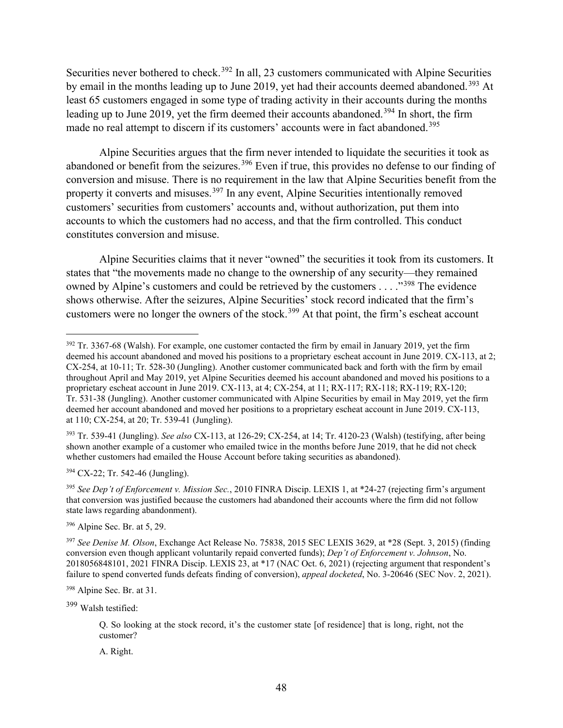Securities never bothered to check.[392] In all, 23 customers communicated with Alpine Securities by email in the months leading up to June 2019, yet had their accounts deemed abandoned.[393] At least 65 customers engaged in some type of trading activity in their accounts during the months leading up to June 2019, yet the firm deemed their accounts abandoned.[394] In short, the firm made no real attempt to discern if its customers' accounts were in fact abandoned.[395]

Alpine Securities argues that the firm never intended to liquidate the securities it took as abandoned or benefit from the seizures.[396] Even if true, this provides no defense to our finding of conversion and misuse. There is no requirement in the law that Alpine Securities benefit from the property it converts and misuses.[397] In any event, Alpine Securities intentionally removed customers' securities from customers' accounts and, without authorization, put them into accounts to which the customers had no access, and that the firm controlled. This conduct constitutes conversion and misuse.

Alpine Securities claims that it never "owned" the securities it took from its customers. It states that "the movements made no change to the ownership of any security—they remained owned by Alpine's customers and could be retrieved by the customers . . . ."[398] The evidence shows otherwise. After the seizures, Alpine Securities' stock record indicated that the firm's customers were no longer the owners of the stock.[399] At that point, the firm's escheat account

---

[392] Tr. 3367-68 (Walsh). For example, one customer contacted the firm by email in January 2019, yet the firm deemed his account abandoned and moved his positions to a proprietary escheat account in June 2019. CX-113, at 2; CX-254, at 10-11; Tr. 528-30 (Jungling). Another customer communicated back and forth with the firm by email throughout April and May 2019, yet Alpine Securities deemed his account abandoned and moved his positions to a proprietary escheat account in June 2019. CX-113, at 4; CX-254, at 11; RX-117; RX-118; RX-119; RX-120; Tr. 531-38 (Jungling). Another customer communicated with Alpine Securities by email in May 2019, yet the firm deemed her account abandoned and moved her positions to a proprietary escheat account in June 2019. CX-113, at 110; CX-254, at 20; Tr. 539-41 (Jungling).

[393] Tr. 539-41 (Jungling). *See also* CX-113, at 126-29; CX-254, at 14; Tr. 4120-23 (Walsh) (testifying, after being shown another example of a customer who emailed twice in the months before June 2019, that he did not check whether customers had emailed the House Account before taking securities as abandoned).

[394] CX-22; Tr. 542-46 (Jungling).

[395] *See Dep't of Enforcement v. Mission Sec.*, 2010 FINRA Discip. LEXIS 1, at *24-27 (rejecting firm's argument that conversion was justified because the customers had abandoned their accounts where the firm did not follow state laws regarding abandonment).

[396] Alpine Sec. Br. at 5, 29.

[397] *See Denise M. Olson*, Exchange Act Release No. 75838, 2015 SEC LEXIS 3629, at *28 (Sept. 3, 2015) (finding conversion even though applicant voluntarily repaid converted funds); *Dep't of Enforcement v. Johnson*, No. 2018056848101, 2021 FINRA Discip. LEXIS 23, at *17 (NAC Oct. 6, 2021) (rejecting argument that respondent's failure to spend converted funds defeats finding of conversion), *appeal docketed*, No. 3-20646 (SEC Nov. 2, 2021).

[398] Alpine Sec. Br. at 31.

[399] Walsh testified:

> Q. So looking at the stock record, it's the customer state [of residence] that is long, right, not the customer?
>
> A. Right.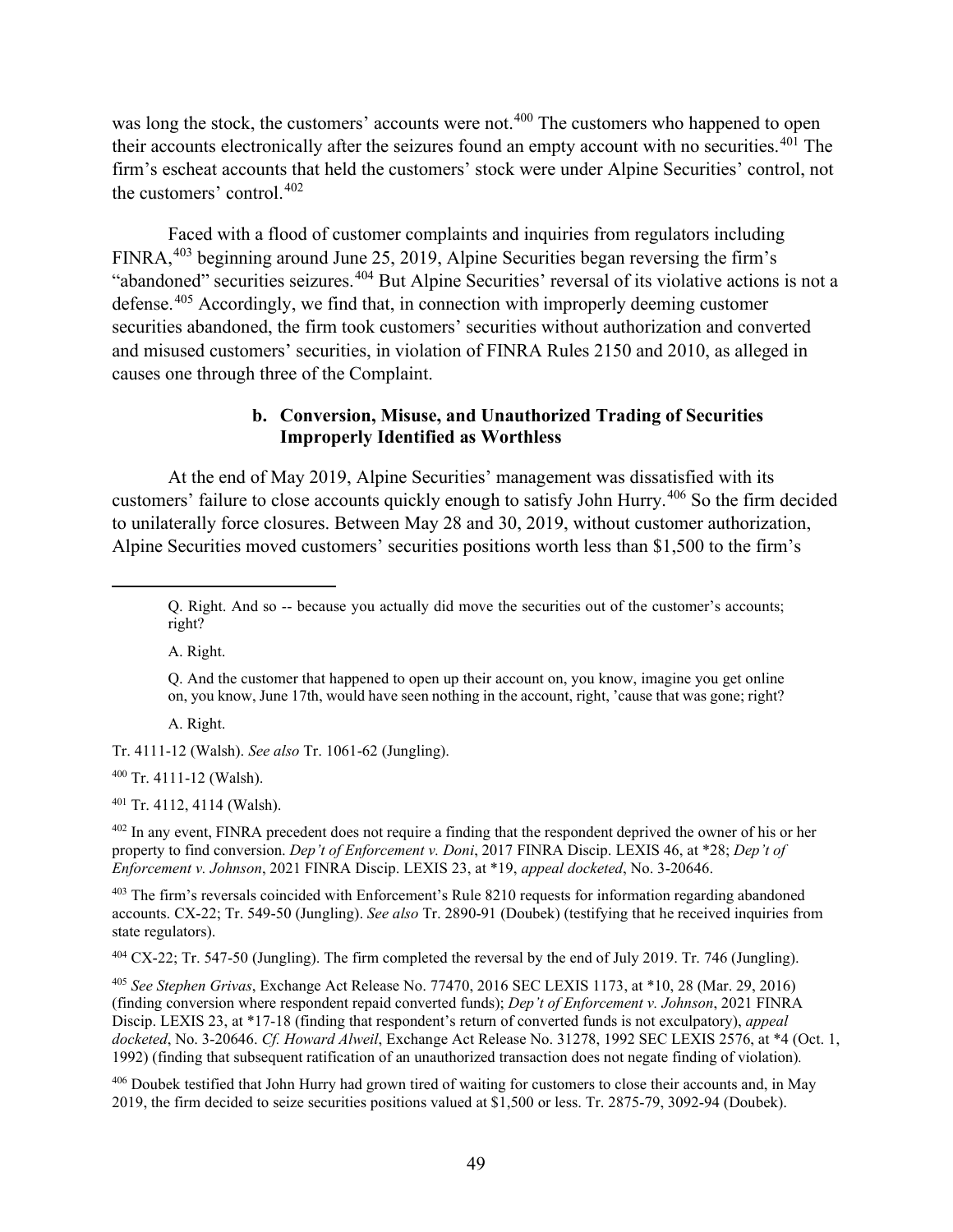was long the stock, the customers' accounts were not.[400] The customers who happened to open their accounts electronically after the seizures found an empty account with no securities.[401] The firm's escheat accounts that held the customers' stock were under Alpine Securities' control, not the customers' control.[402]

Faced with a flood of customer complaints and inquiries from regulators including FINRA,[403] beginning around June 25, 2019, Alpine Securities began reversing the firm's "abandoned" securities seizures.[404] But Alpine Securities' reversal of its violative actions is not a defense.[405] Accordingly, we find that, in connection with improperly deeming customer securities abandoned, the firm took customers' securities without authorization and converted and misused customers' securities, in violation of FINRA Rules 2150 and 2010, as alleged in causes one through three of the Complaint.

#### b. Conversion, Misuse, and Unauthorized Trading of Securities Improperly Identified as Worthless

At the end of May 2019, Alpine Securities' management was dissatisfied with its customers' failure to close accounts quickly enough to satisfy John Hurry.[406] So the firm decided to unilaterally force closures. Between May 28 and 30, 2019, without customer authorization, Alpine Securities moved customers' securities positions worth less than $1,500 to the firm's

---

> Q. Right. And so -- because you actually did move the securities out of the customer's accounts; right?
>
> A. Right.
>
> Q. And the customer that happened to open up their account on, you know, imagine you get online on, you know, June 17th, would have seen nothing in the account, right, 'cause that was gone; right?
>
> A. Right.

Tr. 4111-12 (Walsh). *See also* Tr. 1061-62 (Jungling).

[400] Tr. 4111-12 (Walsh).

[401] Tr. 4112, 4114 (Walsh).

[402] In any event, FINRA precedent does not require a finding that the respondent deprived the owner of his or her property to find conversion. *Dep't of Enforcement v. Doni*, 2017 FINRA Discip. LEXIS 46, at *28; *Dep't of Enforcement v. Johnson*, 2021 FINRA Discip. LEXIS 23, at *19, *appeal docketed*, No. 3-20646.

[403] The firm's reversals coincided with Enforcement's Rule 8210 requests for information regarding abandoned accounts. CX-22; Tr. 549-50 (Jungling). *See also* Tr. 2890-91 (Doubek) (testifying that he received inquiries from state regulators).

[404] CX-22; Tr. 547-50 (Jungling). The firm completed the reversal by the end of July 2019. Tr. 746 (Jungling).

[405] *See Stephen Grivas*, Exchange Act Release No. 77470, 2016 SEC LEXIS 1173, at *10, 28 (Mar. 29, 2016) (finding conversion where respondent repaid converted funds); *Dep't of Enforcement v. Johnson*, 2021 FINRA Discip. LEXIS 23, at *17-18 (finding that respondent's return of converted funds is not exculpatory), *appeal docketed*, No. 3-20646. *Cf. Howard Alweil*, Exchange Act Release No. 31278, 1992 SEC LEXIS 2576, at *4 (Oct. 1, 1992) (finding that subsequent ratification of an unauthorized transaction does not negate finding of violation).

[406] Doubek testified that John Hurry had grown tired of waiting for customers to close their accounts and, in May 2019, the firm decided to seize securities positions valued at $1,500 or less. Tr. 2875-79, 3092-94 (Doubek).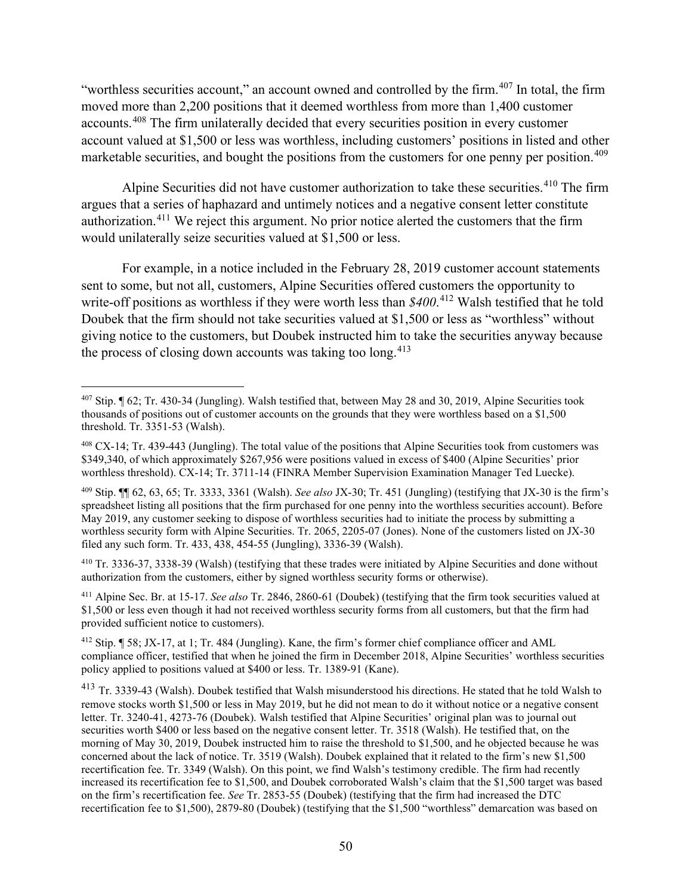"worthless securities account," an account owned and controlled by the firm.[407] In total, the firm moved more than 2,200 positions that it deemed worthless from more than 1,400 customer accounts.[408] The firm unilaterally decided that every securities position in every customer account valued at $1,500 or less was worthless, including customers' positions in listed and other marketable securities, and bought the positions from the customers for one penny per position.[409]

Alpine Securities did not have customer authorization to take these securities.[410] The firm argues that a series of haphazard and untimely notices and a negative consent letter constitute authorization.[411] We reject this argument. No prior notice alerted the customers that the firm would unilaterally seize securities valued at $1,500 or less.

For example, in a notice included in the February 28, 2019 customer account statements sent to some, but not all, customers, Alpine Securities offered customers the opportunity to write-off positions as worthless if they were worth less than *$400*.[412] Walsh testified that he told Doubek that the firm should not take securities valued at $1,500 or less as "worthless" without giving notice to the customers, but Doubek instructed him to take the securities anyway because the process of closing down accounts was taking too long.[413]

---

[407] Stip. ¶ 62; Tr. 430-34 (Jungling). Walsh testified that, between May 28 and 30, 2019, Alpine Securities took thousands of positions out of customer accounts on the grounds that they were worthless based on a $1,500 threshold. Tr. 3351-53 (Walsh).

[408] CX-14; Tr. 439-443 (Jungling). The total value of the positions that Alpine Securities took from customers was $349,340, of which approximately $267,956 were positions valued in excess of $400 (Alpine Securities' prior worthless threshold). CX-14; Tr. 3711-14 (FINRA Member Supervision Examination Manager Ted Luecke).

[409] Stip. ¶¶ 62, 63, 65; Tr. 3333, 3361 (Walsh). *See also* JX-30; Tr. 451 (Jungling) (testifying that JX-30 is the firm's spreadsheet listing all positions that the firm purchased for one penny into the worthless securities account). Before May 2019, any customer seeking to dispose of worthless securities had to initiate the process by submitting a worthless security form with Alpine Securities. Tr. 2065, 2205-07 (Jones). None of the customers listed on JX-30 filed any such form. Tr. 433, 438, 454-55 (Jungling), 3336-39 (Walsh).

[410] Tr. 3336-37, 3338-39 (Walsh) (testifying that these trades were initiated by Alpine Securities and done without authorization from the customers, either by signed worthless security forms or otherwise).

[411] Alpine Sec. Br. at 15-17. *See also* Tr. 2846, 2860-61 (Doubek) (testifying that the firm took securities valued at $1,500 or less even though it had not received worthless security forms from all customers, but that the firm had provided sufficient notice to customers).

[412] Stip. ¶ 58; JX-17, at 1; Tr. 484 (Jungling). Kane, the firm's former chief compliance officer and AML compliance officer, testified that when he joined the firm in December 2018, Alpine Securities' worthless securities policy applied to positions valued at $400 or less. Tr. 1389-91 (Kane).

[413] Tr. 3339-43 (Walsh). Doubek testified that Walsh misunderstood his directions. He stated that he told Walsh to remove stocks worth $1,500 or less in May 2019, but he did not mean to do it without notice or a negative consent letter. Tr. 3240-41, 4273-76 (Doubek). Walsh testified that Alpine Securities' original plan was to journal out securities worth $400 or less based on the negative consent letter. Tr. 3518 (Walsh). He testified that, on the morning of May 30, 2019, Doubek instructed him to raise the threshold to $1,500, and he objected because he was concerned about the lack of notice. Tr. 3519 (Walsh). Doubek explained that it related to the firm's new $1,500 recertification fee. Tr. 3349 (Walsh). On this point, we find Walsh's testimony credible. The firm had recently increased its recertification fee to $1,500, and Doubek corroborated Walsh's claim that the $1,500 target was based on the firm's recertification fee. *See* Tr. 2853-55 (Doubek) (testifying that the firm had increased the DTC recertification fee to $1,500), 2879-80 (Doubek) (testifying that the $1,500 "worthless" demarcation was based on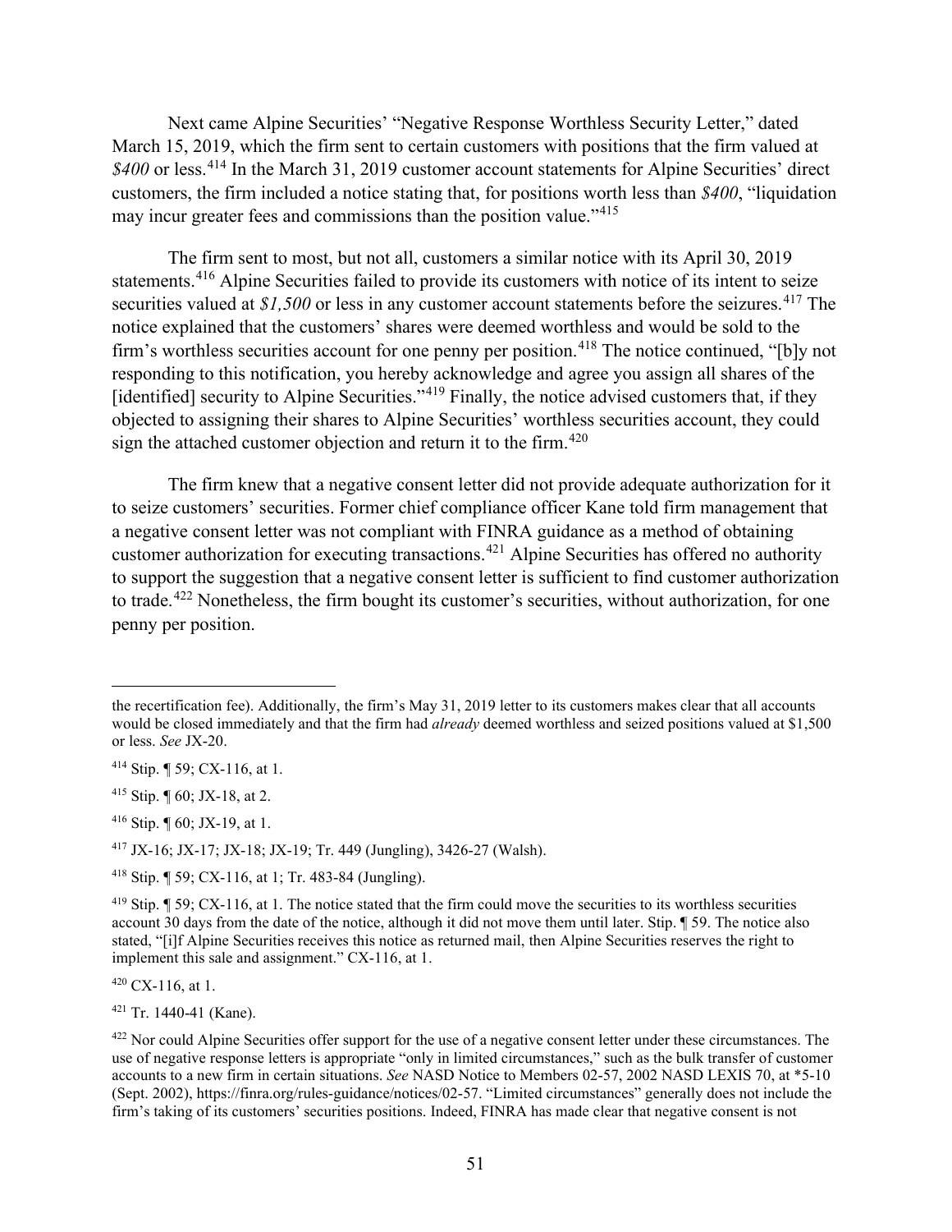Next came Alpine Securities' "Negative Response Worthless Security Letter," dated March 15, 2019, which the firm sent to certain customers with positions that the firm valued at *$400* or less.[414] In the March 31, 2019 customer account statements for Alpine Securities' direct customers, the firm included a notice stating that, for positions worth less than *$400*, "liquidation may incur greater fees and commissions than the position value."[415]

The firm sent to most, but not all, customers a similar notice with its April 30, 2019 statements.[416] Alpine Securities failed to provide its customers with notice of its intent to seize securities valued at *$1,500* or less in any customer account statements before the seizures.[417] The notice explained that the customers' shares were deemed worthless and would be sold to the firm's worthless securities account for one penny per position.[418] The notice continued, "[b]y not responding to this notification, you hereby acknowledge and agree you assign all shares of the [identified] security to Alpine Securities."[419] Finally, the notice advised customers that, if they objected to assigning their shares to Alpine Securities' worthless securities account, they could sign the attached customer objection and return it to the firm.[420]

The firm knew that a negative consent letter did not provide adequate authorization for it to seize customers' securities. Former chief compliance officer Kane told firm management that a negative consent letter was not compliant with FINRA guidance as a method of obtaining customer authorization for executing transactions.[421] Alpine Securities has offered no authority to support the suggestion that a negative consent letter is sufficient to find customer authorization to trade.[422] Nonetheless, the firm bought its customer's securities, without authorization, for one penny per position.

---

the recertification fee). Additionally, the firm's May 31, 2019 letter to its customers makes clear that all accounts would be closed immediately and that the firm had *already* deemed worthless and seized positions valued at $1,500 or less. *See* JX-20.

[414] Stip. ¶ 59; CX-116, at 1.

[415] Stip. ¶ 60; JX-18, at 2.

[416] Stip. ¶ 60; JX-19, at 1.

[417] JX-16; JX-17; JX-18; JX-19; Tr. 449 (Jungling), 3426-27 (Walsh).

[418] Stip. ¶ 59; CX-116, at 1; Tr. 483-84 (Jungling).

[419] Stip. ¶ 59; CX-116, at 1. The notice stated that the firm could move the securities to its worthless securities account 30 days from the date of the notice, although it did not move them until later. Stip. ¶ 59. The notice also stated, "[i]f Alpine Securities receives this notice as returned mail, then Alpine Securities reserves the right to implement this sale and assignment." CX-116, at 1.

[420] CX-116, at 1.

[421] Tr. 1440-41 (Kane).

[422] Nor could Alpine Securities offer support for the use of a negative consent letter under these circumstances. The use of negative response letters is appropriate "only in limited circumstances," such as the bulk transfer of customer accounts to a new firm in certain situations. *See* NASD Notice to Members 02-57, 2002 NASD LEXIS 70, at *5-10 (Sept. 2002), https://finra.org/rules-guidance/notices/02-57. "Limited circumstances" generally does not include the firm's taking of its customers' securities positions. Indeed, FINRA has made clear that negative consent is not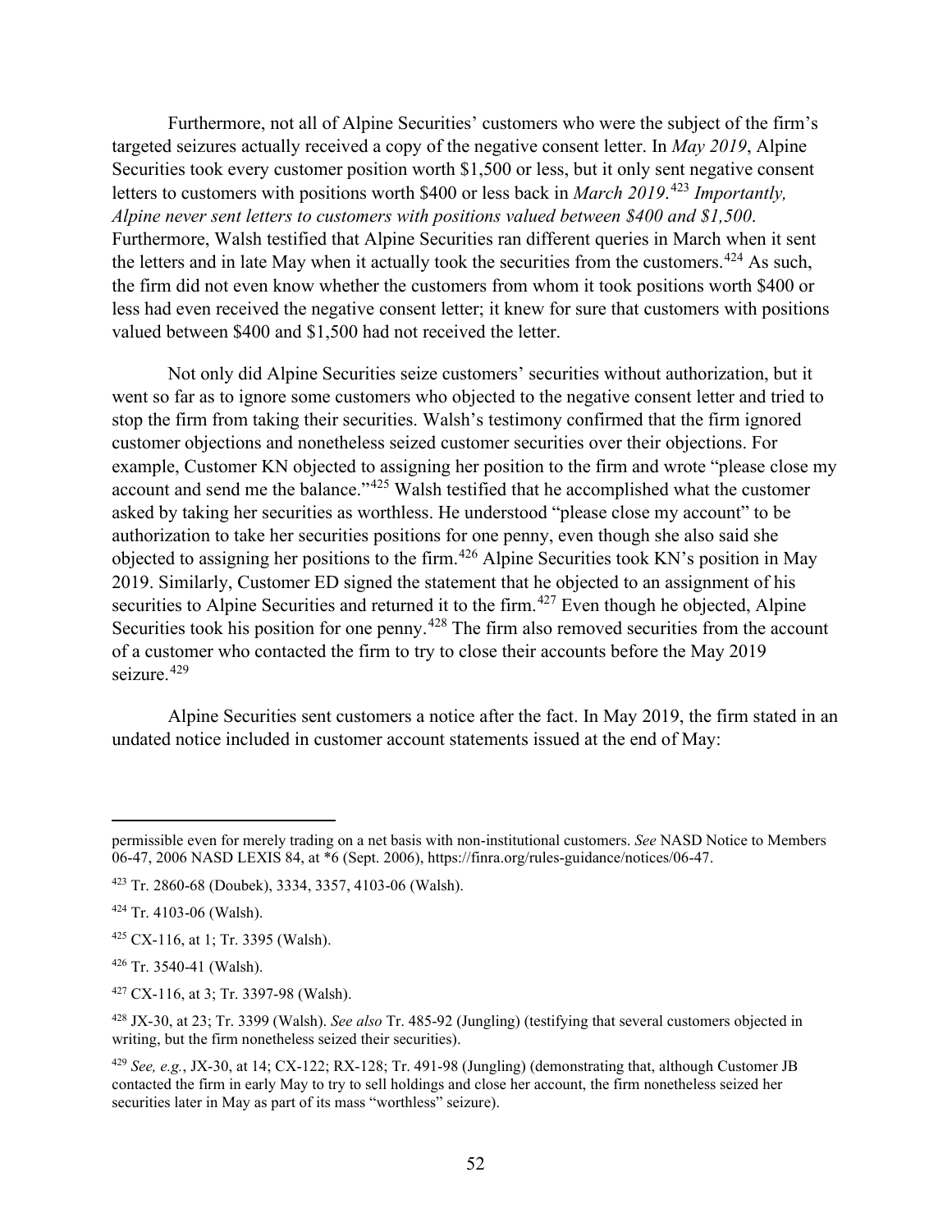Furthermore, not all of Alpine Securities' customers who were the subject of the firm's targeted seizures actually received a copy of the negative consent letter. In *May 2019*, Alpine Securities took every customer position worth $1,500 or less, but it only sent negative consent letters to customers with positions worth $400 or less back in *March 2019*.[423] *Importantly, Alpine never sent letters to customers with positions valued between $400 and $1,500*. Furthermore, Walsh testified that Alpine Securities ran different queries in March when it sent the letters and in late May when it actually took the securities from the customers.[424] As such, the firm did not even know whether the customers from whom it took positions worth $400 or less had even received the negative consent letter; it knew for sure that customers with positions valued between $400 and $1,500 had not received the letter.

Not only did Alpine Securities seize customers' securities without authorization, but it went so far as to ignore some customers who objected to the negative consent letter and tried to stop the firm from taking their securities. Walsh's testimony confirmed that the firm ignored customer objections and nonetheless seized customer securities over their objections. For example, Customer KN objected to assigning her position to the firm and wrote "please close my account and send me the balance."[425] Walsh testified that he accomplished what the customer asked by taking her securities as worthless. He understood "please close my account" to be authorization to take her securities positions for one penny, even though she also said she objected to assigning her positions to the firm.[426] Alpine Securities took KN's position in May 2019. Similarly, Customer ED signed the statement that he objected to an assignment of his securities to Alpine Securities and returned it to the firm.[427] Even though he objected, Alpine Securities took his position for one penny.[428] The firm also removed securities from the account of a customer who contacted the firm to try to close their accounts before the May 2019 seizure.[429]

Alpine Securities sent customers a notice after the fact. In May 2019, the firm stated in an undated notice included in customer account statements issued at the end of May:

---

permissible even for merely trading on a net basis with non-institutional customers. *See* NASD Notice to Members 06-47, 2006 NASD LEXIS 84, at *6 (Sept. 2006), https://finra.org/rules-guidance/notices/06-47.

[423] Tr. 2860-68 (Doubek), 3334, 3357, 4103-06 (Walsh).

[424] Tr. 4103-06 (Walsh).

[425] CX-116, at 1; Tr. 3395 (Walsh).

[426] Tr. 3540-41 (Walsh).

[427] CX-116, at 3; Tr. 3397-98 (Walsh).

[428] JX-30, at 23; Tr. 3399 (Walsh). *See also* Tr. 485-92 (Jungling) (testifying that several customers objected in writing, but the firm nonetheless seized their securities).

[429] *See, e.g.*, JX-30, at 14; CX-122; RX-128; Tr. 491-98 (Jungling) (demonstrating that, although Customer JB contacted the firm in early May to try to sell holdings and close her account, the firm nonetheless seized her securities later in May as part of its mass "worthless" seizure).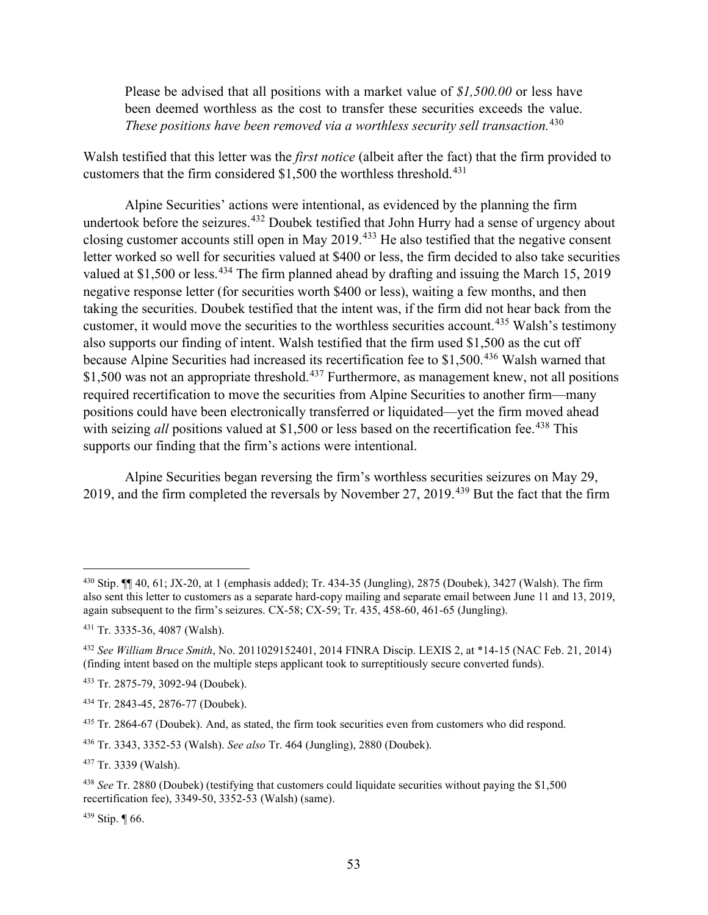> Please be advised that all positions with a market value of *$1,500.00* or less have been deemed worthless as the cost to transfer these securities exceeds the value. *These positions have been removed via a worthless security sell transaction.*[430]

Walsh testified that this letter was the *first notice* (albeit after the fact) that the firm provided to customers that the firm considered $1,500 the worthless threshold.[431]

Alpine Securities' actions were intentional, as evidenced by the planning the firm undertook before the seizures.[432] Doubek testified that John Hurry had a sense of urgency about closing customer accounts still open in May 2019.[433] He also testified that the negative consent letter worked so well for securities valued at $400 or less, the firm decided to also take securities valued at $1,500 or less.[434] The firm planned ahead by drafting and issuing the March 15, 2019 negative response letter (for securities worth $400 or less), waiting a few months, and then taking the securities. Doubek testified that the intent was, if the firm did not hear back from the customer, it would move the securities to the worthless securities account.[435] Walsh's testimony also supports our finding of intent. Walsh testified that the firm used $1,500 as the cut off because Alpine Securities had increased its recertification fee to $1,500.[436] Walsh warned that $1,500 was not an appropriate threshold.[437] Furthermore, as management knew, not all positions required recertification to move the securities from Alpine Securities to another firm—many positions could have been electronically transferred or liquidated—yet the firm moved ahead with seizing *all* positions valued at $1,500 or less based on the recertification fee.[438] This supports our finding that the firm's actions were intentional.

Alpine Securities began reversing the firm's worthless securities seizures on May 29, 2019, and the firm completed the reversals by November 27, 2019.[439] But the fact that the firm

---

[430] Stip. ¶¶ 40, 61; JX-20, at 1 (emphasis added); Tr. 434-35 (Jungling), 2875 (Doubek), 3427 (Walsh). The firm also sent this letter to customers as a separate hard-copy mailing and separate email between June 11 and 13, 2019, again subsequent to the firm's seizures. CX-58; CX-59; Tr. 435, 458-60, 461-65 (Jungling).

[431] Tr. 3335-36, 4087 (Walsh).

[432] *See William Bruce Smith*, No. 2011029152401, 2014 FINRA Discip. LEXIS 2, at *14-15 (NAC Feb. 21, 2014) (finding intent based on the multiple steps applicant took to surreptitiously secure converted funds).

[433] Tr. 2875-79, 3092-94 (Doubek).

[434] Tr. 2843-45, 2876-77 (Doubek).

[435] Tr. 2864-67 (Doubek). And, as stated, the firm took securities even from customers who did respond.

[436] Tr. 3343, 3352-53 (Walsh). *See also* Tr. 464 (Jungling), 2880 (Doubek).

[437] Tr. 3339 (Walsh).

[438] *See* Tr. 2880 (Doubek) (testifying that customers could liquidate securities without paying the $1,500 recertification fee), 3349-50, 3352-53 (Walsh) (same).

[439] Stip. ¶ 66.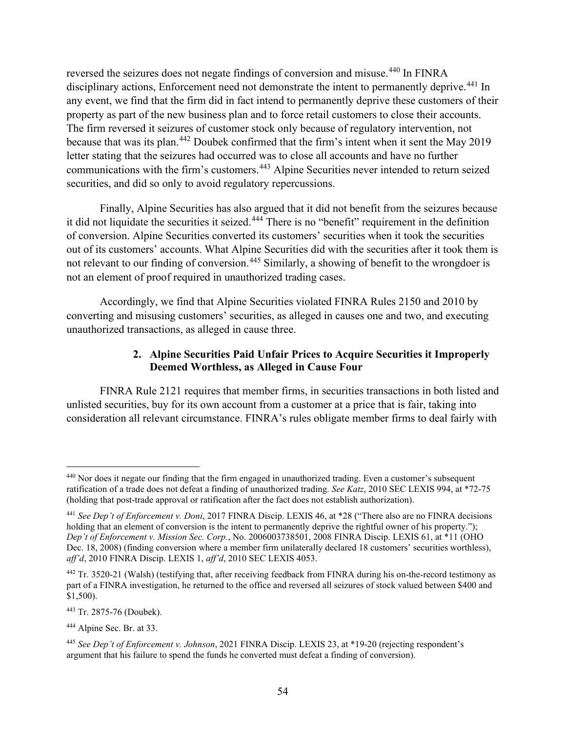reversed the seizures does not negate findings of conversion and misuse.[440] In FINRA disciplinary actions, Enforcement need not demonstrate the intent to permanently deprive.[441] In any event, we find that the firm did in fact intend to permanently deprive these customers of their property as part of the new business plan and to force retail customers to close their accounts. The firm reversed it seizures of customer stock only because of regulatory intervention, not because that was its plan.[442] Doubek confirmed that the firm's intent when it sent the May 2019 letter stating that the seizures had occurred was to close all accounts and have no further communications with the firm's customers.[443] Alpine Securities never intended to return seized securities, and did so only to avoid regulatory repercussions.

Finally, Alpine Securities has also argued that it did not benefit from the seizures because it did not liquidate the securities it seized.[444] There is no "benefit" requirement in the definition of conversion. Alpine Securities converted its customers' securities when it took the securities out of its customers' accounts. What Alpine Securities did with the securities after it took them is not relevant to our finding of conversion.[445] Similarly, a showing of benefit to the wrongdoer is not an element of proof required in unauthorized trading cases.

Accordingly, we find that Alpine Securities violated FINRA Rules 2150 and 2010 by converting and misusing customers' securities, as alleged in causes one and two, and executing unauthorized transactions, as alleged in cause three.

### 2. Alpine Securities Paid Unfair Prices to Acquire Securities it Improperly Deemed Worthless, as Alleged in Cause Four

FINRA Rule 2121 requires that member firms, in securities transactions in both listed and unlisted securities, buy for its own account from a customer at a price that is fair, taking into consideration all relevant circumstance. FINRA's rules obligate member firms to deal fairly with

---

[440] Nor does it negate our finding that the firm engaged in unauthorized trading. Even a customer's subsequent ratification of a trade does not defeat a finding of unauthorized trading. *See Katz*, 2010 SEC LEXIS 994, at *72-75 (holding that post-trade approval or ratification after the fact does not establish authorization).

[441] *See Dep't of Enforcement v. Doni*, 2017 FINRA Discip. LEXIS 46, at *28 ("There also are no FINRA decisions holding that an element of conversion is the intent to permanently deprive the rightful owner of his property."); *Dep't of Enforcement v. Mission Sec. Corp.*, No. 2006003738501, 2008 FINRA Discip. LEXIS 61, at *11 (OHO Dec. 18, 2008) (finding conversion where a member firm unilaterally declared 18 customers' securities worthless), *aff'd*, 2010 FINRA Discip. LEXIS 1, *aff'd*, 2010 SEC LEXIS 4053.

[442] Tr. 3520-21 (Walsh) (testifying that, after receiving feedback from FINRA during his on-the-record testimony as part of a FINRA investigation, he returned to the office and reversed all seizures of stock valued between $400 and $1,500).

[443] Tr. 2875-76 (Doubek).

[444] Alpine Sec. Br. at 33.

[445] *See Dep't of Enforcement v. Johnson*, 2021 FINRA Discip. LEXIS 23, at *19-20 (rejecting respondent's argument that his failure to spend the funds he converted must defeat a finding of conversion).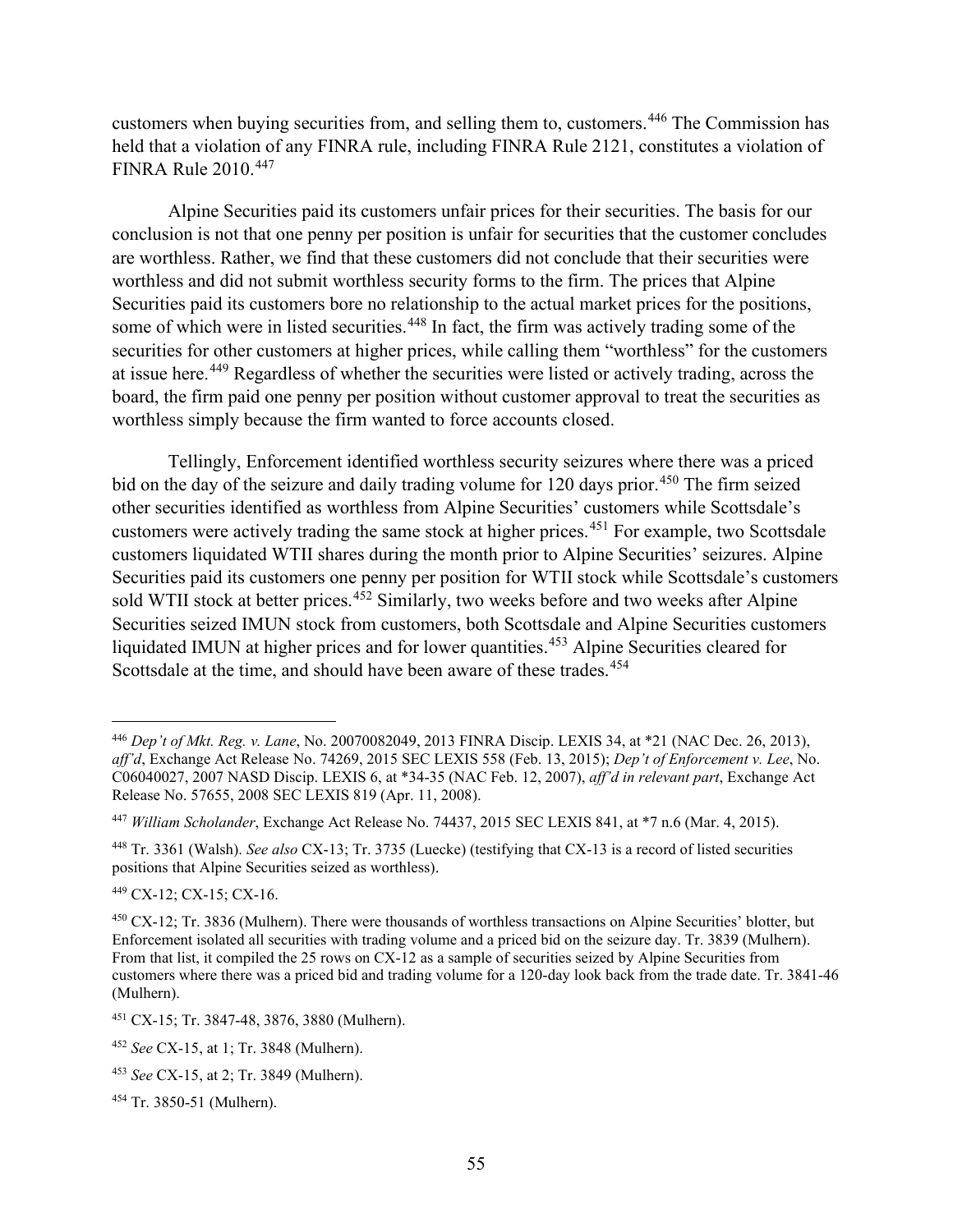customers when buying securities from, and selling them to, customers.[446] The Commission has held that a violation of any FINRA rule, including FINRA Rule 2121, constitutes a violation of FINRA Rule 2010.[447]

Alpine Securities paid its customers unfair prices for their securities. The basis for our conclusion is not that one penny per position is unfair for securities that the customer concludes are worthless. Rather, we find that these customers did not conclude that their securities were worthless and did not submit worthless security forms to the firm. The prices that Alpine Securities paid its customers bore no relationship to the actual market prices for the positions, some of which were in listed securities.[448] In fact, the firm was actively trading some of the securities for other customers at higher prices, while calling them "worthless" for the customers at issue here.[449] Regardless of whether the securities were listed or actively trading, across the board, the firm paid one penny per position without customer approval to treat the securities as worthless simply because the firm wanted to force accounts closed.

Tellingly, Enforcement identified worthless security seizures where there was a priced bid on the day of the seizure and daily trading volume for 120 days prior.[450] The firm seized other securities identified as worthless from Alpine Securities' customers while Scottsdale's customers were actively trading the same stock at higher prices.[451] For example, two Scottsdale customers liquidated WTII shares during the month prior to Alpine Securities' seizures. Alpine Securities paid its customers one penny per position for WTII stock while Scottsdale's customers sold WTII stock at better prices.[452] Similarly, two weeks before and two weeks after Alpine Securities seized IMUN stock from customers, both Scottsdale and Alpine Securities customers liquidated IMUN at higher prices and for lower quantities.[453] Alpine Securities cleared for Scottsdale at the time, and should have been aware of these trades.[454]

---

[446] *Dep't of Mkt. Reg. v. Lane*, No. 20070082049, 2013 FINRA Discip. LEXIS 34, at *21 (NAC Dec. 26, 2013), *aff'd*, Exchange Act Release No. 74269, 2015 SEC LEXIS 558 (Feb. 13, 2015); *Dep't of Enforcement v. Lee*, No. C06040027, 2007 NASD Discip. LEXIS 6, at *34-35 (NAC Feb. 12, 2007), *aff'd in relevant part*, Exchange Act Release No. 57655, 2008 SEC LEXIS 819 (Apr. 11, 2008).

[447] *William Scholander*, Exchange Act Release No. 74437, 2015 SEC LEXIS 841, at *7 n.6 (Mar. 4, 2015).

[448] Tr. 3361 (Walsh). *See also* CX-13; Tr. 3735 (Luecke) (testifying that CX-13 is a record of listed securities positions that Alpine Securities seized as worthless).

[449] CX-12; CX-15; CX-16.

[450] CX-12; Tr. 3836 (Mulhern). There were thousands of worthless transactions on Alpine Securities' blotter, but Enforcement isolated all securities with trading volume and a priced bid on the seizure day. Tr. 3839 (Mulhern). From that list, it compiled the 25 rows on CX-12 as a sample of securities seized by Alpine Securities from customers where there was a priced bid and trading volume for a 120-day look back from the trade date. Tr. 3841-46 (Mulhern).

[451] CX-15; Tr. 3847-48, 3876, 3880 (Mulhern).

[452] *See* CX-15, at 1; Tr. 3848 (Mulhern).

[453] *See* CX-15, at 2; Tr. 3849 (Mulhern).

[454] Tr. 3850-51 (Mulhern).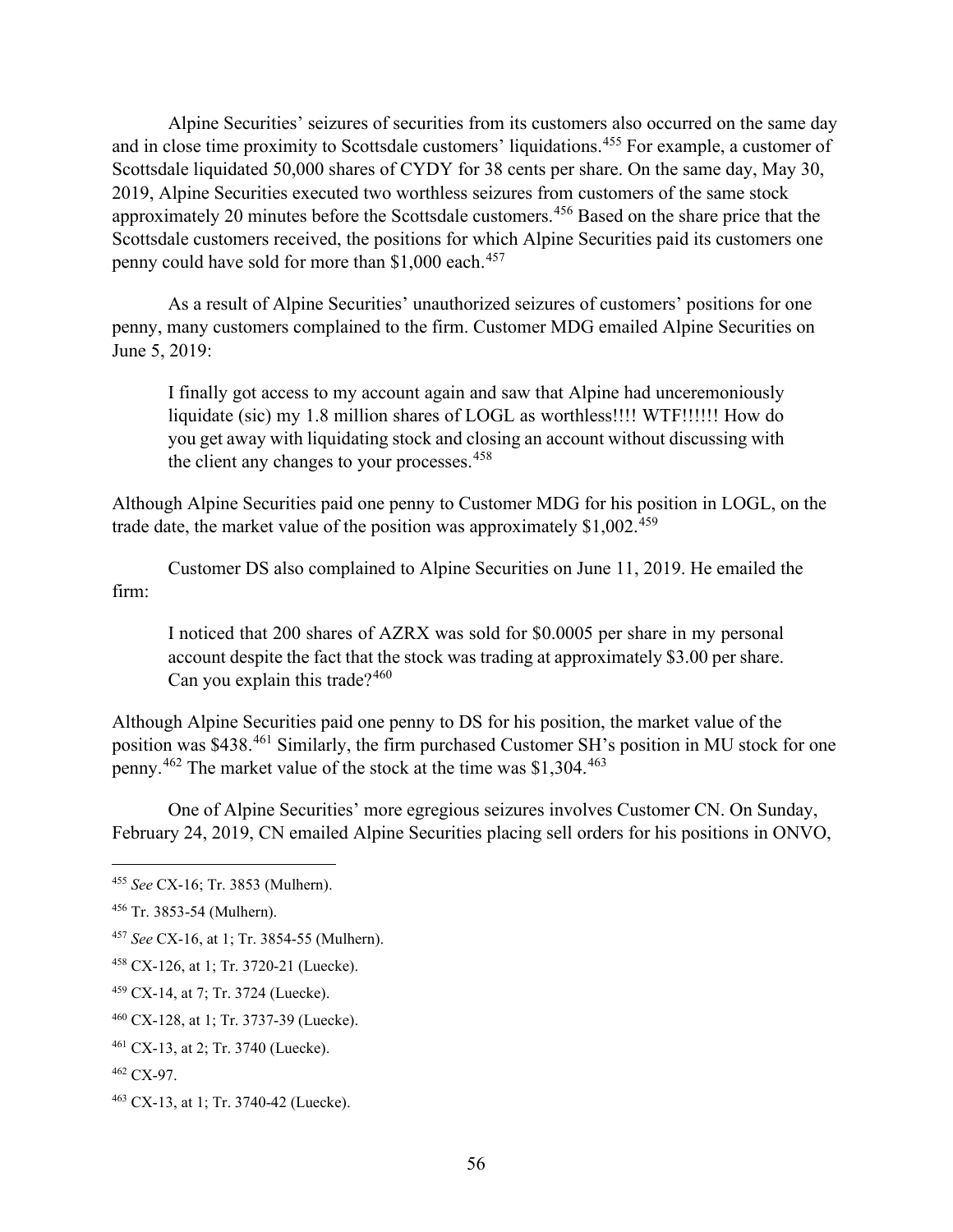Alpine Securities' seizures of securities from its customers also occurred on the same day and in close time proximity to Scottsdale customers' liquidations.[455] For example, a customer of Scottsdale liquidated 50,000 shares of CYDY for 38 cents per share. On the same day, May 30, 2019, Alpine Securities executed two worthless seizures from customers of the same stock approximately 20 minutes before the Scottsdale customers.[456] Based on the share price that the Scottsdale customers received, the positions for which Alpine Securities paid its customers one penny could have sold for more than $1,000 each.[457]

As a result of Alpine Securities' unauthorized seizures of customers' positions for one penny, many customers complained to the firm. Customer MDG emailed Alpine Securities on June 5, 2019:

> I finally got access to my account again and saw that Alpine had unceremoniously liquidate (sic) my 1.8 million shares of LOGL as worthless!!!! WTF!!!!!! How do you get away with liquidating stock and closing an account without discussing with the client any changes to your processes.[458]

Although Alpine Securities paid one penny to Customer MDG for his position in LOGL, on the trade date, the market value of the position was approximately $1,002.[459]

Customer DS also complained to Alpine Securities on June 11, 2019. He emailed the firm:

> I noticed that 200 shares of AZRX was sold for $0.0005 per share in my personal account despite the fact that the stock was trading at approximately $3.00 per share. Can you explain this trade?[460]

Although Alpine Securities paid one penny to DS for his position, the market value of the position was $438.[461] Similarly, the firm purchased Customer SH's position in MU stock for one penny.[462] The market value of the stock at the time was $1,304.[463]

One of Alpine Securities' more egregious seizures involves Customer CN. On Sunday, February 24, 2019, CN emailed Alpine Securities placing sell orders for his positions in ONVO,

---

[455] *See* CX-16; Tr. 3853 (Mulhern).

[456] Tr. 3853-54 (Mulhern).

[457] *See* CX-16, at 1; Tr. 3854-55 (Mulhern).

[458] CX-126, at 1; Tr. 3720-21 (Luecke).

[459] CX-14, at 7; Tr. 3724 (Luecke).

[460] CX-128, at 1; Tr. 3737-39 (Luecke).

[461] CX-13, at 2; Tr. 3740 (Luecke).

[462] CX-97.

[463] CX-13, at 1; Tr. 3740-42 (Luecke).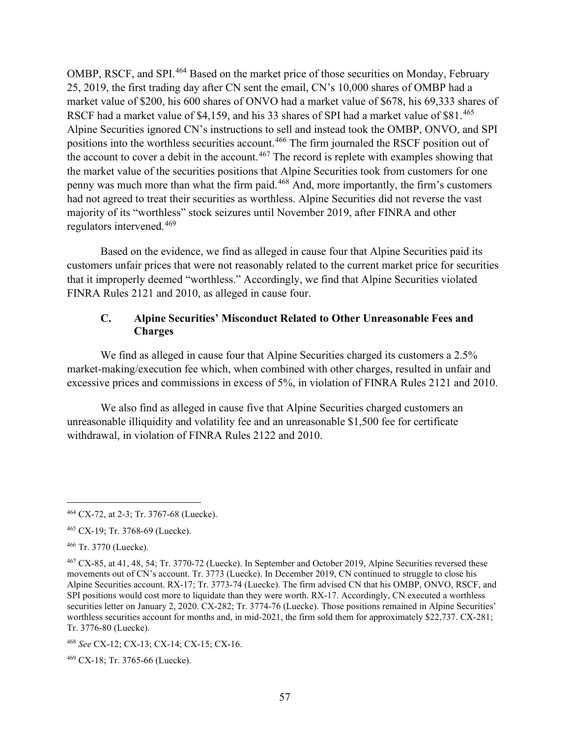OMBP, RSCF, and SPI.[464] Based on the market price of those securities on Monday, February 25, 2019, the first trading day after CN sent the email, CN's 10,000 shares of OMBP had a market value of $200, his 600 shares of ONVO had a market value of $678, his 69,333 shares of RSCF had a market value of $4,159, and his 33 shares of SPI had a market value of $81.[465] Alpine Securities ignored CN's instructions to sell and instead took the OMBP, ONVO, and SPI positions into the worthless securities account.[466] The firm journaled the RSCF position out of the account to cover a debit in the account.[467] The record is replete with examples showing that the market value of the securities positions that Alpine Securities took from customers for one penny was much more than what the firm paid.[468] And, more importantly, the firm's customers had not agreed to treat their securities as worthless. Alpine Securities did not reverse the vast majority of its "worthless" stock seizures until November 2019, after FINRA and other regulators intervened.[469]

Based on the evidence, we find as alleged in cause four that Alpine Securities paid its customers unfair prices that were not reasonably related to the current market price for securities that it improperly deemed "worthless." Accordingly, we find that Alpine Securities violated FINRA Rules 2121 and 2010, as alleged in cause four.

### C. Alpine Securities' Misconduct Related to Other Unreasonable Fees and Charges

We find as alleged in cause four that Alpine Securities charged its customers a 2.5% market-making/execution fee which, when combined with other charges, resulted in unfair and excessive prices and commissions in excess of 5%, in violation of FINRA Rules 2121 and 2010.

We also find as alleged in cause five that Alpine Securities charged customers an unreasonable illiquidity and volatility fee and an unreasonable $1,500 fee for certificate withdrawal, in violation of FINRA Rules 2122 and 2010.

---

[464] CX-72, at 2-3; Tr. 3767-68 (Luecke).

[465] CX-19; Tr. 3768-69 (Luecke).

[466] Tr. 3770 (Luecke).

[467] CX-85, at 41, 48, 54; Tr. 3770-72 (Luecke). In September and October 2019, Alpine Securities reversed these movements out of CN's account. Tr. 3773 (Luecke). In December 2019, CN continued to struggle to close his Alpine Securities account. RX-17; Tr. 3773-74 (Luecke). The firm advised CN that his OMBP, ONVO, RSCF, and SPI positions would cost more to liquidate than they were worth. RX-17. Accordingly, CN executed a worthless securities letter on January 2, 2020. CX-282; Tr. 3774-76 (Luecke). Those positions remained in Alpine Securities' worthless securities account for months and, in mid-2021, the firm sold them for approximately $22,737. CX-281; Tr. 3776-80 (Luecke).

[468] *See* CX-12; CX-13; CX-14; CX-15; CX-16.

[469] CX-18; Tr. 3765-66 (Luecke).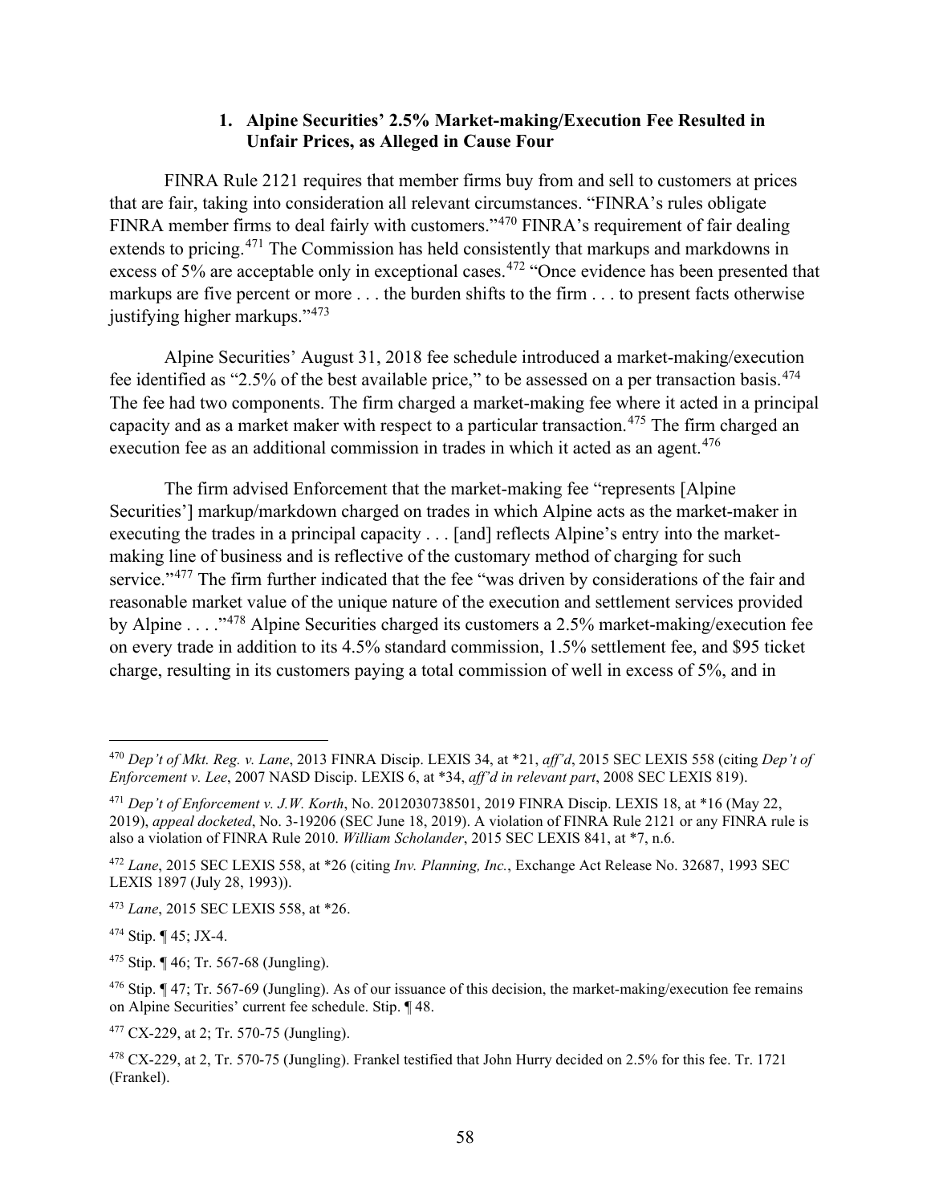### 1. Alpine Securities' 2.5% Market-making/Execution Fee Resulted in Unfair Prices, as Alleged in Cause Four

FINRA Rule 2121 requires that member firms buy from and sell to customers at prices that are fair, taking into consideration all relevant circumstances. "FINRA's rules obligate FINRA member firms to deal fairly with customers."[470] FINRA's requirement of fair dealing extends to pricing.[471] The Commission has held consistently that markups and markdowns in excess of 5% are acceptable only in exceptional cases.[472] "Once evidence has been presented that markups are five percent or more . . . the burden shifts to the firm . . . to present facts otherwise justifying higher markups."[473]

Alpine Securities' August 31, 2018 fee schedule introduced a market-making/execution fee identified as "2.5% of the best available price," to be assessed on a per transaction basis.[474] The fee had two components. The firm charged a market-making fee where it acted in a principal capacity and as a market maker with respect to a particular transaction.[475] The firm charged an execution fee as an additional commission in trades in which it acted as an agent.[476]

The firm advised Enforcement that the market-making fee "represents [Alpine Securities'] markup/markdown charged on trades in which Alpine acts as the market-maker in executing the trades in a principal capacity . . . [and] reflects Alpine's entry into the market-making line of business and is reflective of the customary method of charging for such service."[477] The firm further indicated that the fee "was driven by considerations of the fair and reasonable market value of the unique nature of the execution and settlement services provided by Alpine . . . ."[478] Alpine Securities charged its customers a 2.5% market-making/execution fee on every trade in addition to its 4.5% standard commission, 1.5% settlement fee, and $95 ticket charge, resulting in its customers paying a total commission of well in excess of 5%, and in

---

[470] *Dep't of Mkt. Reg. v. Lane*, 2013 FINRA Discip. LEXIS 34, at *21, *aff'd*, 2015 SEC LEXIS 558 (citing *Dep't of Enforcement v. Lee*, 2007 NASD Discip. LEXIS 6, at *34, *aff'd in relevant part*, 2008 SEC LEXIS 819).

[471] *Dep't of Enforcement v. J.W. Korth*, No. 2012030738501, 2019 FINRA Discip. LEXIS 18, at *16 (May 22, 2019), *appeal docketed*, No. 3-19206 (SEC June 18, 2019). A violation of FINRA Rule 2121 or any FINRA rule is also a violation of FINRA Rule 2010. *William Scholander*, 2015 SEC LEXIS 841, at *7, n.6.

[472] *Lane*, 2015 SEC LEXIS 558, at *26 (citing *Inv. Planning, Inc.*, Exchange Act Release No. 32687, 1993 SEC LEXIS 1897 (July 28, 1993)).

[473] *Lane*, 2015 SEC LEXIS 558, at *26.

[474] Stip. ¶ 45; JX-4.

[475] Stip. ¶ 46; Tr. 567-68 (Jungling).

[476] Stip. ¶ 47; Tr. 567-69 (Jungling). As of our issuance of this decision, the market-making/execution fee remains on Alpine Securities' current fee schedule. Stip. ¶ 48.

[477] CX-229, at 2; Tr. 570-75 (Jungling).

[478] CX-229, at 2, Tr. 570-75 (Jungling). Frankel testified that John Hurry decided on 2.5% for this fee. Tr. 1721 (Frankel).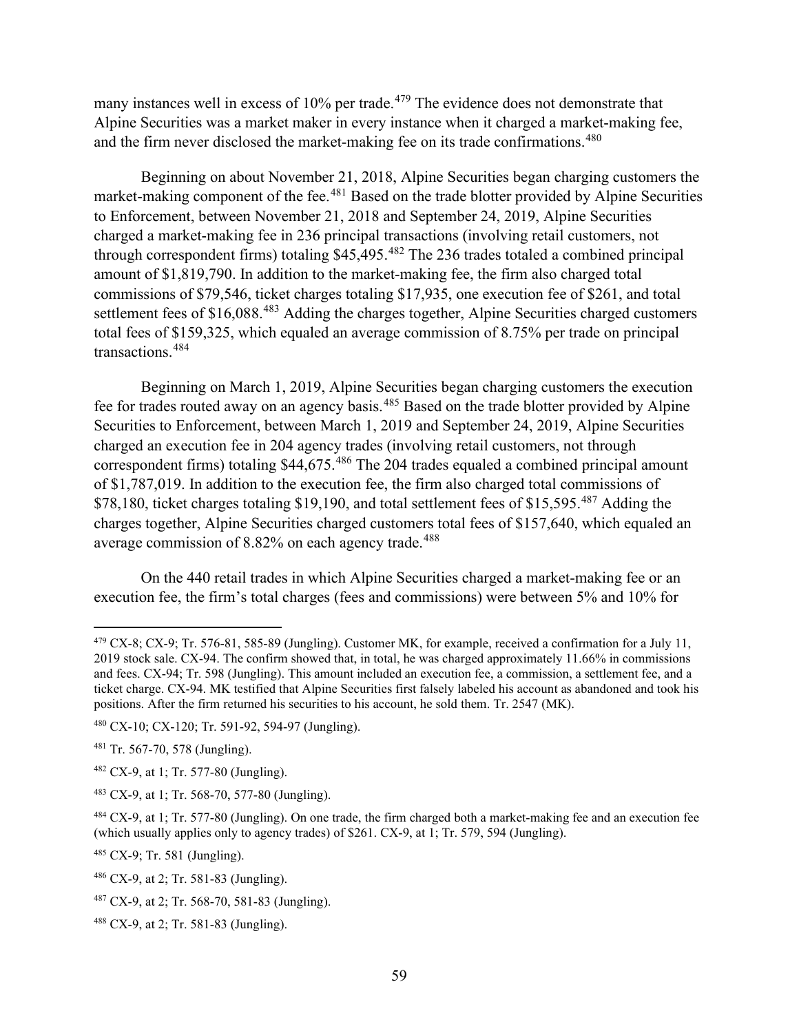many instances well in excess of 10% per trade.[479] The evidence does not demonstrate that Alpine Securities was a market maker in every instance when it charged a market-making fee, and the firm never disclosed the market-making fee on its trade confirmations.[480]

Beginning on about November 21, 2018, Alpine Securities began charging customers the market-making component of the fee.[481] Based on the trade blotter provided by Alpine Securities to Enforcement, between November 21, 2018 and September 24, 2019, Alpine Securities charged a market-making fee in 236 principal transactions (involving retail customers, not through correspondent firms) totaling $45,495.[482] The 236 trades totaled a combined principal amount of $1,819,790. In addition to the market-making fee, the firm also charged total commissions of $79,546, ticket charges totaling $17,935, one execution fee of $261, and total settlement fees of $16,088.[483] Adding the charges together, Alpine Securities charged customers total fees of $159,325, which equaled an average commission of 8.75% per trade on principal transactions.[484]

Beginning on March 1, 2019, Alpine Securities began charging customers the execution fee for trades routed away on an agency basis.[485] Based on the trade blotter provided by Alpine Securities to Enforcement, between March 1, 2019 and September 24, 2019, Alpine Securities charged an execution fee in 204 agency trades (involving retail customers, not through correspondent firms) totaling $44,675.[486] The 204 trades equaled a combined principal amount of $1,787,019. In addition to the execution fee, the firm also charged total commissions of $78,180, ticket charges totaling $19,190, and total settlement fees of $15,595.[487] Adding the charges together, Alpine Securities charged customers total fees of $157,640, which equaled an average commission of 8.82% on each agency trade.[488]

On the 440 retail trades in which Alpine Securities charged a market-making fee or an execution fee, the firm's total charges (fees and commissions) were between 5% and 10% for

---

[479] CX-8; CX-9; Tr. 576-81, 585-89 (Jungling). Customer MK, for example, received a confirmation for a July 11, 2019 stock sale. CX-94. The confirm showed that, in total, he was charged approximately 11.66% in commissions and fees. CX-94; Tr. 598 (Jungling). This amount included an execution fee, a commission, a settlement fee, and a ticket charge. CX-94. MK testified that Alpine Securities first falsely labeled his account as abandoned and took his positions. After the firm returned his securities to his account, he sold them. Tr. 2547 (MK).

[480] CX-10; CX-120; Tr. 591-92, 594-97 (Jungling).

[481] Tr. 567-70, 578 (Jungling).

[482] CX-9, at 1; Tr. 577-80 (Jungling).

[483] CX-9, at 1; Tr. 568-70, 577-80 (Jungling).

[484] CX-9, at 1; Tr. 577-80 (Jungling). On one trade, the firm charged both a market-making fee and an execution fee (which usually applies only to agency trades) of $261. CX-9, at 1; Tr. 579, 594 (Jungling).

[485] CX-9; Tr. 581 (Jungling).

[486] CX-9, at 2; Tr. 581-83 (Jungling).

[487] CX-9, at 2; Tr. 568-70, 581-83 (Jungling).

[488] CX-9, at 2; Tr. 581-83 (Jungling).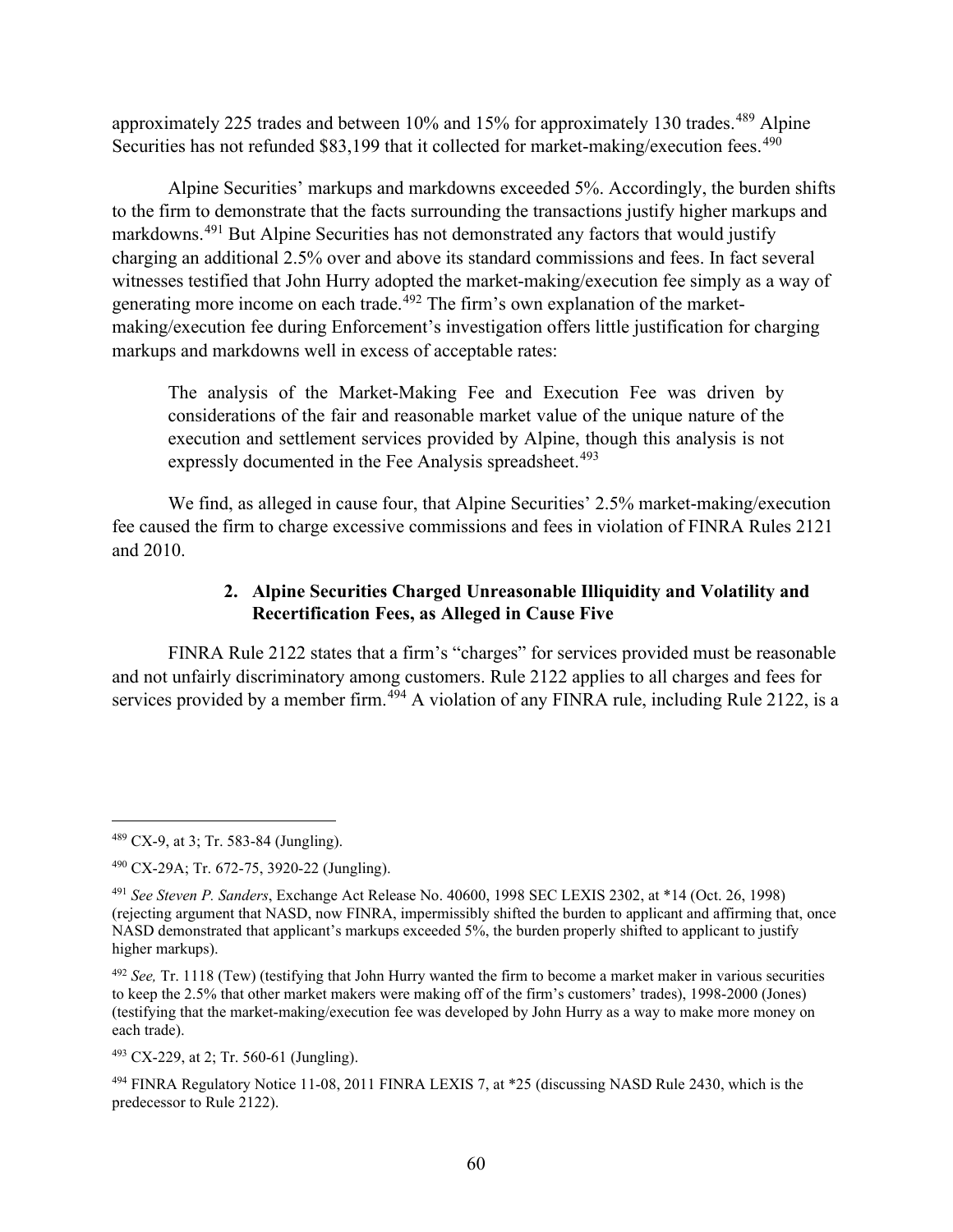approximately 225 trades and between 10% and 15% for approximately 130 trades.[489] Alpine Securities has not refunded $83,199 that it collected for market-making/execution fees.[490]

Alpine Securities' markups and markdowns exceeded 5%. Accordingly, the burden shifts to the firm to demonstrate that the facts surrounding the transactions justify higher markups and markdowns.[491] But Alpine Securities has not demonstrated any factors that would justify charging an additional 2.5% over and above its standard commissions and fees. In fact several witnesses testified that John Hurry adopted the market-making/execution fee simply as a way of generating more income on each trade.[492] The firm's own explanation of the market-making/execution fee during Enforcement's investigation offers little justification for charging markups and markdowns well in excess of acceptable rates:

> The analysis of the Market-Making Fee and Execution Fee was driven by considerations of the fair and reasonable market value of the unique nature of the execution and settlement services provided by Alpine, though this analysis is not expressly documented in the Fee Analysis spreadsheet.[493]

We find, as alleged in cause four, that Alpine Securities' 2.5% market-making/execution fee caused the firm to charge excessive commissions and fees in violation of FINRA Rules 2121 and 2010.

#### 2. Alpine Securities Charged Unreasonable Illiquidity and Volatility and Recertification Fees, as Alleged in Cause Five

FINRA Rule 2122 states that a firm's "charges" for services provided must be reasonable and not unfairly discriminatory among customers. Rule 2122 applies to all charges and fees for services provided by a member firm.[494] A violation of any FINRA rule, including Rule 2122, is a

---

[489] CX-9, at 3; Tr. 583-84 (Jungling).

[490] CX-29A; Tr. 672-75, 3920-22 (Jungling).

[491] *See Steven P. Sanders*, Exchange Act Release No. 40600, 1998 SEC LEXIS 2302, at *14 (Oct. 26, 1998) (rejecting argument that NASD, now FINRA, impermissibly shifted the burden to applicant and affirming that, once NASD demonstrated that applicant's markups exceeded 5%, the burden properly shifted to applicant to justify higher markups).

[492] *See,* Tr. 1118 (Tew) (testifying that John Hurry wanted the firm to become a market maker in various securities to keep the 2.5% that other market makers were making off of the firm's customers' trades), 1998-2000 (Jones) (testifying that the market-making/execution fee was developed by John Hurry as a way to make more money on each trade).

[493] CX-229, at 2; Tr. 560-61 (Jungling).

[494] FINRA Regulatory Notice 11-08, 2011 FINRA LEXIS 7, at *25 (discussing NASD Rule 2430, which is the predecessor to Rule 2122).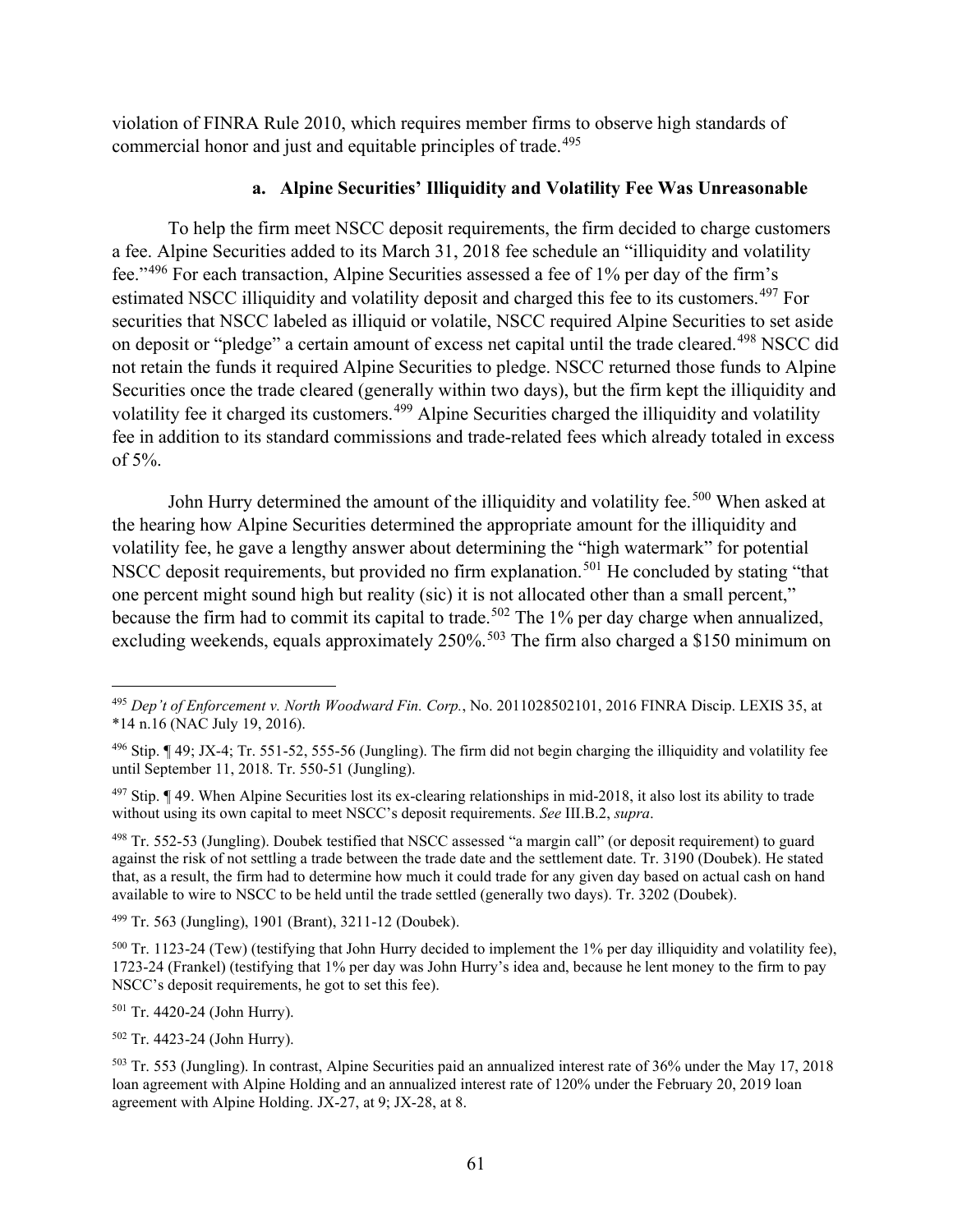violation of FINRA Rule 2010, which requires member firms to observe high standards of commercial honor and just and equitable principles of trade.[495]

#### a. Alpine Securities' Illiquidity and Volatility Fee Was Unreasonable

To help the firm meet NSCC deposit requirements, the firm decided to charge customers a fee. Alpine Securities added to its March 31, 2018 fee schedule an "illiquidity and volatility fee."[496] For each transaction, Alpine Securities assessed a fee of 1% per day of the firm's estimated NSCC illiquidity and volatility deposit and charged this fee to its customers.[497] For securities that NSCC labeled as illiquid or volatile, NSCC required Alpine Securities to set aside on deposit or "pledge" a certain amount of excess net capital until the trade cleared.[498] NSCC did not retain the funds it required Alpine Securities to pledge. NSCC returned those funds to Alpine Securities once the trade cleared (generally within two days), but the firm kept the illiquidity and volatility fee it charged its customers.[499] Alpine Securities charged the illiquidity and volatility fee in addition to its standard commissions and trade-related fees which already totaled in excess of 5%.

John Hurry determined the amount of the illiquidity and volatility fee.[500] When asked at the hearing how Alpine Securities determined the appropriate amount for the illiquidity and volatility fee, he gave a lengthy answer about determining the "high watermark" for potential NSCC deposit requirements, but provided no firm explanation.[501] He concluded by stating "that one percent might sound high but reality (sic) it is not allocated other than a small percent," because the firm had to commit its capital to trade.[502] The 1% per day charge when annualized, excluding weekends, equals approximately 250%.[503] The firm also charged a $150 minimum on

---

[495] *Dep't of Enforcement v. North Woodward Fin. Corp.*, No. 2011028502101, 2016 FINRA Discip. LEXIS 35, at *14 n.16 (NAC July 19, 2016).

[496] Stip. ¶ 49; JX-4; Tr. 551-52, 555-56 (Jungling). The firm did not begin charging the illiquidity and volatility fee until September 11, 2018. Tr. 550-51 (Jungling).

[497] Stip. ¶ 49. When Alpine Securities lost its ex-clearing relationships in mid-2018, it also lost its ability to trade without using its own capital to meet NSCC's deposit requirements. *See* III.B.2, *supra*.

[498] Tr. 552-53 (Jungling). Doubek testified that NSCC assessed "a margin call" (or deposit requirement) to guard against the risk of not settling a trade between the trade date and the settlement date. Tr. 3190 (Doubek). He stated that, as a result, the firm had to determine how much it could trade for any given day based on actual cash on hand available to wire to NSCC to be held until the trade settled (generally two days). Tr. 3202 (Doubek).

[499] Tr. 563 (Jungling), 1901 (Brant), 3211-12 (Doubek).

[500] Tr. 1123-24 (Tew) (testifying that John Hurry decided to implement the 1% per day illiquidity and volatility fee), 1723-24 (Frankel) (testifying that 1% per day was John Hurry's idea and, because he lent money to the firm to pay NSCC's deposit requirements, he got to set this fee).

[501] Tr. 4420-24 (John Hurry).

[502] Tr. 4423-24 (John Hurry).

[503] Tr. 553 (Jungling). In contrast, Alpine Securities paid an annualized interest rate of 36% under the May 17, 2018 loan agreement with Alpine Holding and an annualized interest rate of 120% under the February 20, 2019 loan agreement with Alpine Holding. JX-27, at 9; JX-28, at 8.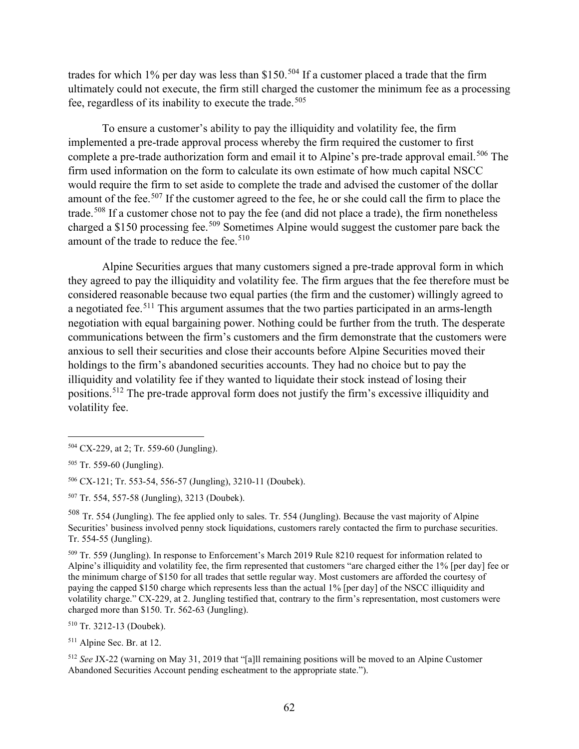trades for which 1% per day was less than $150.[504] If a customer placed a trade that the firm ultimately could not execute, the firm still charged the customer the minimum fee as a processing fee, regardless of its inability to execute the trade.[505]

To ensure a customer's ability to pay the illiquidity and volatility fee, the firm implemented a pre-trade approval process whereby the firm required the customer to first complete a pre-trade authorization form and email it to Alpine's pre-trade approval email.[506] The firm used information on the form to calculate its own estimate of how much capital NSCC would require the firm to set aside to complete the trade and advised the customer of the dollar amount of the fee.[507] If the customer agreed to the fee, he or she could call the firm to place the trade.[508] If a customer chose not to pay the fee (and did not place a trade), the firm nonetheless charged a $150 processing fee.[509] Sometimes Alpine would suggest the customer pare back the amount of the trade to reduce the fee.[510]

Alpine Securities argues that many customers signed a pre-trade approval form in which they agreed to pay the illiquidity and volatility fee. The firm argues that the fee therefore must be considered reasonable because two equal parties (the firm and the customer) willingly agreed to a negotiated fee.[511] This argument assumes that the two parties participated in an arms-length negotiation with equal bargaining power. Nothing could be further from the truth. The desperate communications between the firm's customers and the firm demonstrate that the customers were anxious to sell their securities and close their accounts before Alpine Securities moved their holdings to the firm's abandoned securities accounts. They had no choice but to pay the illiquidity and volatility fee if they wanted to liquidate their stock instead of losing their positions.[512] The pre-trade approval form does not justify the firm's excessive illiquidity and volatility fee.

---

[504] CX-229, at 2; Tr. 559-60 (Jungling).

[505] Tr. 559-60 (Jungling).

[506] CX-121; Tr. 553-54, 556-57 (Jungling), 3210-11 (Doubek).

[507] Tr. 554, 557-58 (Jungling), 3213 (Doubek).

[508] Tr. 554 (Jungling). The fee applied only to sales. Tr. 554 (Jungling). Because the vast majority of Alpine Securities' business involved penny stock liquidations, customers rarely contacted the firm to purchase securities. Tr. 554-55 (Jungling).

[509] Tr. 559 (Jungling). In response to Enforcement's March 2019 Rule 8210 request for information related to Alpine's illiquidity and volatility fee, the firm represented that customers "are charged either the 1% [per day] fee or the minimum charge of $150 for all trades that settle regular way. Most customers are afforded the courtesy of paying the capped $150 charge which represents less than the actual 1% [per day] of the NSCC illiquidity and volatility charge." CX-229, at 2. Jungling testified that, contrary to the firm's representation, most customers were charged more than $150. Tr. 562-63 (Jungling).

[510] Tr. 3212-13 (Doubek).

[511] Alpine Sec. Br. at 12.

[512] *See* JX-22 (warning on May 31, 2019 that "[a]ll remaining positions will be moved to an Alpine Customer Abandoned Securities Account pending escheatment to the appropriate state.").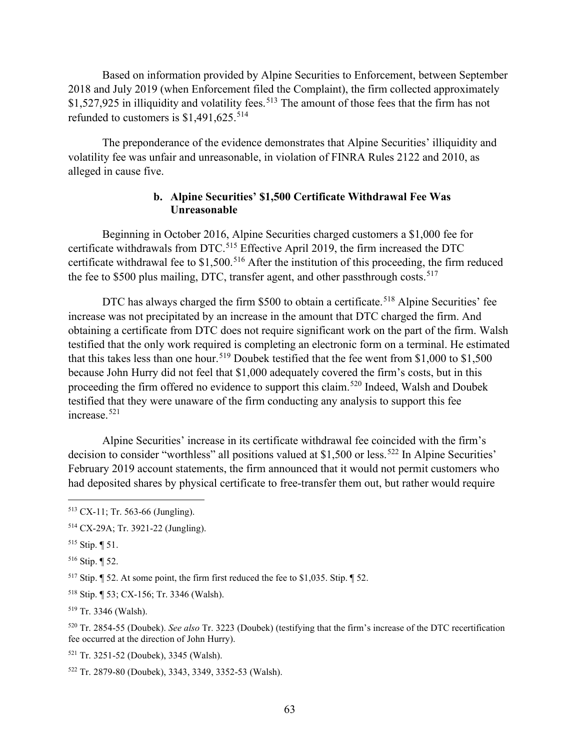Based on information provided by Alpine Securities to Enforcement, between September 2018 and July 2019 (when Enforcement filed the Complaint), the firm collected approximately $1,527,925 in illiquidity and volatility fees.[513] The amount of those fees that the firm has not refunded to customers is $1,491,625.[514]

The preponderance of the evidence demonstrates that Alpine Securities' illiquidity and volatility fee was unfair and unreasonable, in violation of FINRA Rules 2122 and 2010, as alleged in cause five.

### b. Alpine Securities' $1,500 Certificate Withdrawal Fee Was Unreasonable

Beginning in October 2016, Alpine Securities charged customers a $1,000 fee for certificate withdrawals from DTC.[515] Effective April 2019, the firm increased the DTC certificate withdrawal fee to $1,500.[516] After the institution of this proceeding, the firm reduced the fee to $500 plus mailing, DTC, transfer agent, and other passthrough costs.[517]

DTC has always charged the firm $500 to obtain a certificate.[518] Alpine Securities' fee increase was not precipitated by an increase in the amount that DTC charged the firm. And obtaining a certificate from DTC does not require significant work on the part of the firm. Walsh testified that the only work required is completing an electronic form on a terminal. He estimated that this takes less than one hour.[519] Doubek testified that the fee went from $1,000 to $1,500 because John Hurry did not feel that $1,000 adequately covered the firm's costs, but in this proceeding the firm offered no evidence to support this claim.[520] Indeed, Walsh and Doubek testified that they were unaware of the firm conducting any analysis to support this fee increase.[521]

Alpine Securities' increase in its certificate withdrawal fee coincided with the firm's decision to consider "worthless" all positions valued at $1,500 or less.[522] In Alpine Securities' February 2019 account statements, the firm announced that it would not permit customers who had deposited shares by physical certificate to free-transfer them out, but rather would require

---

[513] CX-11; Tr. 563-66 (Jungling).

[514] CX-29A; Tr. 3921-22 (Jungling).

[515] Stip. ¶ 51.

[516] Stip. ¶ 52.

[517] Stip. ¶ 52. At some point, the firm first reduced the fee to $1,035. Stip. ¶ 52.

[518] Stip. ¶ 53; CX-156; Tr. 3346 (Walsh).

[519] Tr. 3346 (Walsh).

[520] Tr. 2854-55 (Doubek). *See also* Tr. 3223 (Doubek) (testifying that the firm's increase of the DTC recertification fee occurred at the direction of John Hurry).

[521] Tr. 3251-52 (Doubek), 3345 (Walsh).

[522] Tr. 2879-80 (Doubek), 3343, 3349, 3352-53 (Walsh).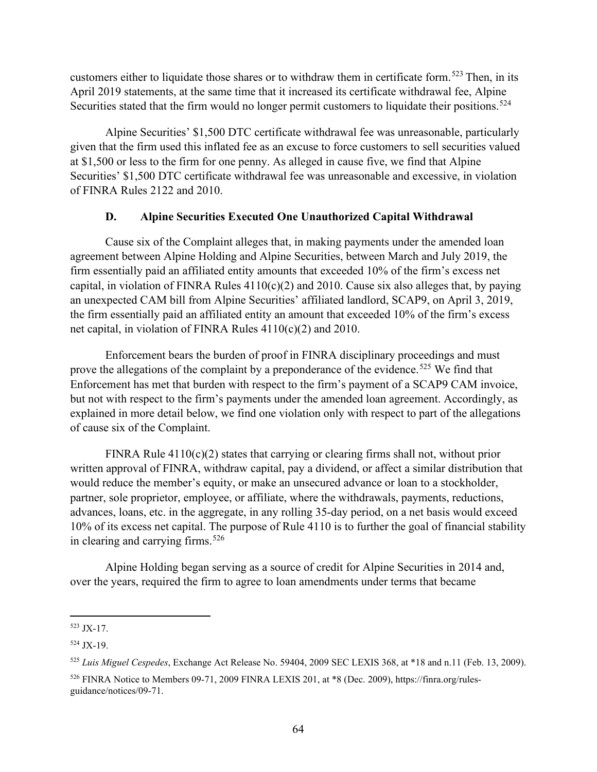customers either to liquidate those shares or to withdraw them in certificate form.[523] Then, in its April 2019 statements, at the same time that it increased its certificate withdrawal fee, Alpine Securities stated that the firm would no longer permit customers to liquidate their positions.[524]

Alpine Securities' $1,500 DTC certificate withdrawal fee was unreasonable, particularly given that the firm used this inflated fee as an excuse to force customers to sell securities valued at $1,500 or less to the firm for one penny. As alleged in cause five, we find that Alpine Securities' $1,500 DTC certificate withdrawal fee was unreasonable and excessive, in violation of FINRA Rules 2122 and 2010.

### D. Alpine Securities Executed One Unauthorized Capital Withdrawal

Cause six of the Complaint alleges that, in making payments under the amended loan agreement between Alpine Holding and Alpine Securities, between March and July 2019, the firm essentially paid an affiliated entity amounts that exceeded 10% of the firm's excess net capital, in violation of FINRA Rules 4110(c)(2) and 2010. Cause six also alleges that, by paying an unexpected CAM bill from Alpine Securities' affiliated landlord, SCAP9, on April 3, 2019, the firm essentially paid an affiliated entity an amount that exceeded 10% of the firm's excess net capital, in violation of FINRA Rules 4110(c)(2) and 2010.

Enforcement bears the burden of proof in FINRA disciplinary proceedings and must prove the allegations of the complaint by a preponderance of the evidence.[525] We find that Enforcement has met that burden with respect to the firm's payment of a SCAP9 CAM invoice, but not with respect to the firm's payments under the amended loan agreement. Accordingly, as explained in more detail below, we find one violation only with respect to part of the allegations of cause six of the Complaint.

FINRA Rule 4110(c)(2) states that carrying or clearing firms shall not, without prior written approval of FINRA, withdraw capital, pay a dividend, or affect a similar distribution that would reduce the member's equity, or make an unsecured advance or loan to a stockholder, partner, sole proprietor, employee, or affiliate, where the withdrawals, payments, reductions, advances, loans, etc. in the aggregate, in any rolling 35-day period, on a net basis would exceed 10% of its excess net capital. The purpose of Rule 4110 is to further the goal of financial stability in clearing and carrying firms.[526]

Alpine Holding began serving as a source of credit for Alpine Securities in 2014 and, over the years, required the firm to agree to loan amendments under terms that became

---

[523] JX-17.

[524] JX-19.

[525] *Luis Miguel Cespedes*, Exchange Act Release No. 59404, 2009 SEC LEXIS 368, at *18 and n.11 (Feb. 13, 2009).

[526] FINRA Notice to Members 09-71, 2009 FINRA LEXIS 201, at *8 (Dec. 2009), https://finra.org/rules-guidance/notices/09-71.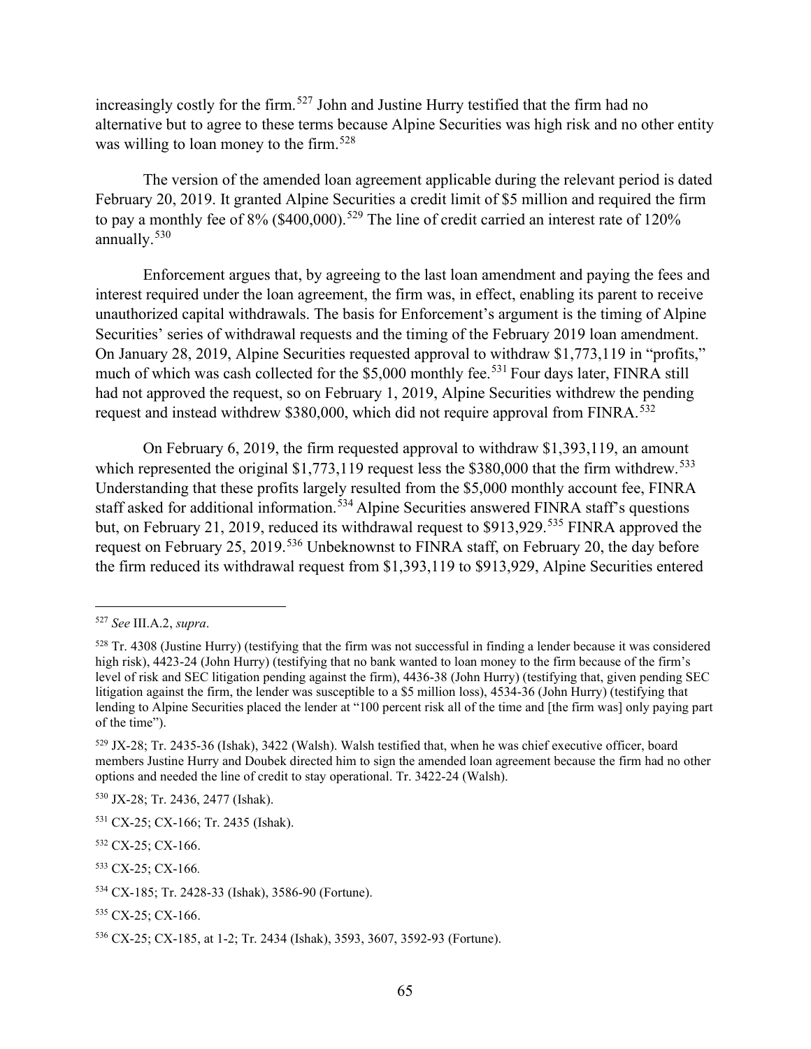increasingly costly for the firm.[527] John and Justine Hurry testified that the firm had no alternative but to agree to these terms because Alpine Securities was high risk and no other entity was willing to loan money to the firm.[528]

The version of the amended loan agreement applicable during the relevant period is dated February 20, 2019. It granted Alpine Securities a credit limit of $5 million and required the firm to pay a monthly fee of 8% ($400,000).[529] The line of credit carried an interest rate of 120% annually.[530]

Enforcement argues that, by agreeing to the last loan amendment and paying the fees and interest required under the loan agreement, the firm was, in effect, enabling its parent to receive unauthorized capital withdrawals. The basis for Enforcement's argument is the timing of Alpine Securities' series of withdrawal requests and the timing of the February 2019 loan amendment. On January 28, 2019, Alpine Securities requested approval to withdraw $1,773,119 in "profits," much of which was cash collected for the $5,000 monthly fee.[531] Four days later, FINRA still had not approved the request, so on February 1, 2019, Alpine Securities withdrew the pending request and instead withdrew $380,000, which did not require approval from FINRA.[532]

On February 6, 2019, the firm requested approval to withdraw $1,393,119, an amount which represented the original $1,773,119 request less the $380,000 that the firm withdrew.[533] Understanding that these profits largely resulted from the $5,000 monthly account fee, FINRA staff asked for additional information.[534] Alpine Securities answered FINRA staff's questions but, on February 21, 2019, reduced its withdrawal request to $913,929.[535] FINRA approved the request on February 25, 2019.[536] Unbeknownst to FINRA staff, on February 20, the day before the firm reduced its withdrawal request from $1,393,119 to $913,929, Alpine Securities entered

---

[527] *See* III.A.2, *supra*.

[528] Tr. 4308 (Justine Hurry) (testifying that the firm was not successful in finding a lender because it was considered high risk), 4423-24 (John Hurry) (testifying that no bank wanted to loan money to the firm because of the firm's level of risk and SEC litigation pending against the firm), 4436-38 (John Hurry) (testifying that, given pending SEC litigation against the firm, the lender was susceptible to a $5 million loss), 4534-36 (John Hurry) (testifying that lending to Alpine Securities placed the lender at "100 percent risk all of the time and [the firm was] only paying part of the time").

[529] JX-28; Tr. 2435-36 (Ishak), 3422 (Walsh). Walsh testified that, when he was chief executive officer, board members Justine Hurry and Doubek directed him to sign the amended loan agreement because the firm had no other options and needed the line of credit to stay operational. Tr. 3422-24 (Walsh).

[530] JX-28; Tr. 2436, 2477 (Ishak).

[531] CX-25; CX-166; Tr. 2435 (Ishak).

[532] CX-25; CX-166.

[533] CX-25; CX-166.

[534] CX-185; Tr. 2428-33 (Ishak), 3586-90 (Fortune).

[535] CX-25; CX-166.

[536] CX-25; CX-185, at 1-2; Tr. 2434 (Ishak), 3593, 3607, 3592-93 (Fortune).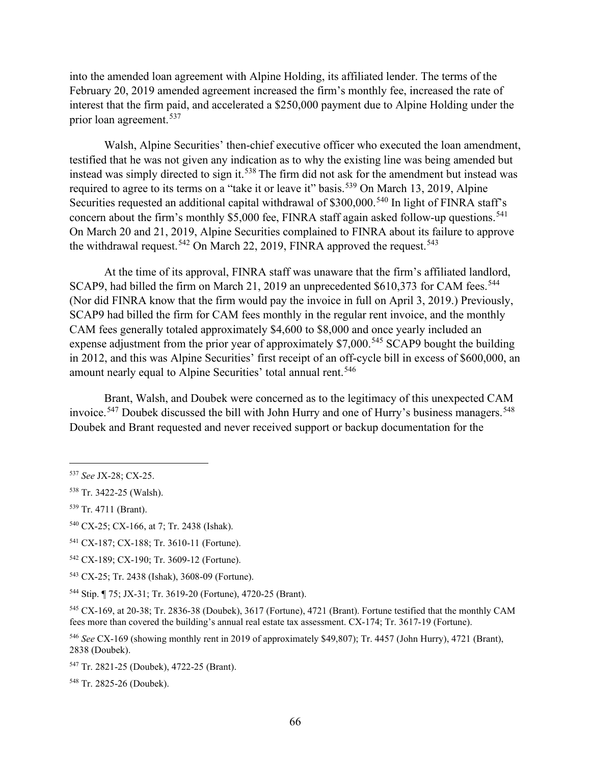into the amended loan agreement with Alpine Holding, its affiliated lender. The terms of the February 20, 2019 amended agreement increased the firm's monthly fee, increased the rate of interest that the firm paid, and accelerated a $250,000 payment due to Alpine Holding under the prior loan agreement.[537]

Walsh, Alpine Securities' then-chief executive officer who executed the loan amendment, testified that he was not given any indication as to why the existing line was being amended but instead was simply directed to sign it.[538] The firm did not ask for the amendment but instead was required to agree to its terms on a "take it or leave it" basis.[539] On March 13, 2019, Alpine Securities requested an additional capital withdrawal of $300,000.[540] In light of FINRA staff's concern about the firm's monthly $5,000 fee, FINRA staff again asked follow-up questions.[541] On March 20 and 21, 2019, Alpine Securities complained to FINRA about its failure to approve the withdrawal request.[542] On March 22, 2019, FINRA approved the request.[543]

At the time of its approval, FINRA staff was unaware that the firm's affiliated landlord, SCAP9, had billed the firm on March 21, 2019 an unprecedented $610,373 for CAM fees.[544] (Nor did FINRA know that the firm would pay the invoice in full on April 3, 2019.) Previously, SCAP9 had billed the firm for CAM fees monthly in the regular rent invoice, and the monthly CAM fees generally totaled approximately $4,600 to $8,000 and once yearly included an expense adjustment from the prior year of approximately $7,000.[545] SCAP9 bought the building in 2012, and this was Alpine Securities' first receipt of an off-cycle bill in excess of $600,000, an amount nearly equal to Alpine Securities' total annual rent.[546]

Brant, Walsh, and Doubek were concerned as to the legitimacy of this unexpected CAM invoice.[547] Doubek discussed the bill with John Hurry and one of Hurry's business managers.[548] Doubek and Brant requested and never received support or backup documentation for the

---

[537] *See* JX-28; CX-25.

[538] Tr. 3422-25 (Walsh).

[539] Tr. 4711 (Brant).

[540] CX-25; CX-166, at 7; Tr. 2438 (Ishak).

[541] CX-187; CX-188; Tr. 3610-11 (Fortune).

[542] CX-189; CX-190; Tr. 3609-12 (Fortune).

[543] CX-25; Tr. 2438 (Ishak), 3608-09 (Fortune).

[544] Stip. ¶ 75; JX-31; Tr. 3619-20 (Fortune), 4720-25 (Brant).

[545] CX-169, at 20-38; Tr. 2836-38 (Doubek), 3617 (Fortune), 4721 (Brant). Fortune testified that the monthly CAM fees more than covered the building's annual real estate tax assessment. CX-174; Tr. 3617-19 (Fortune).

[546] *See* CX-169 (showing monthly rent in 2019 of approximately $49,807); Tr. 4457 (John Hurry), 4721 (Brant), 2838 (Doubek).

[547] Tr. 2821-25 (Doubek), 4722-25 (Brant).

[548] Tr. 2825-26 (Doubek).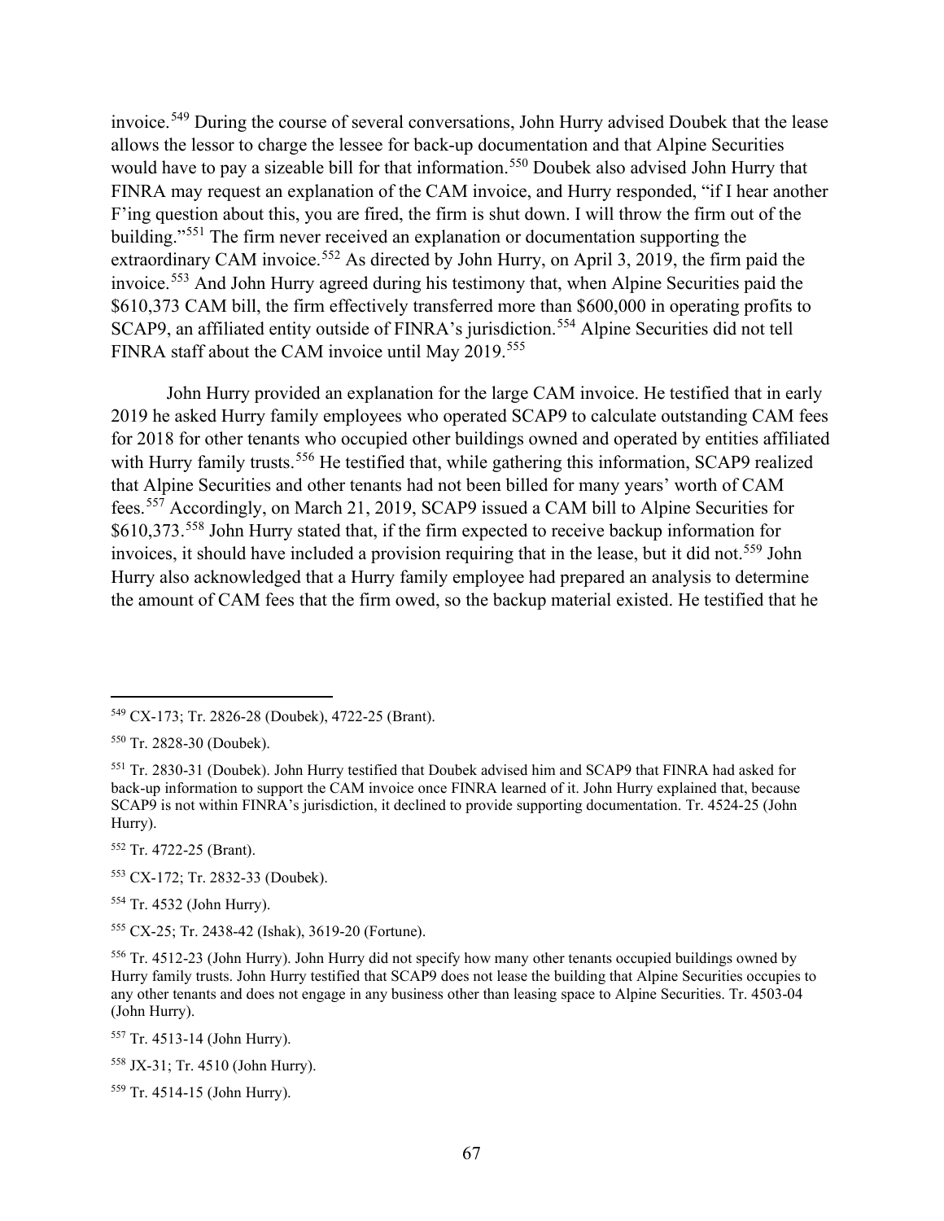invoice.[549] During the course of several conversations, John Hurry advised Doubek that the lease allows the lessor to charge the lessee for back-up documentation and that Alpine Securities would have to pay a sizeable bill for that information.[550] Doubek also advised John Hurry that FINRA may request an explanation of the CAM invoice, and Hurry responded, "if I hear another F'ing question about this, you are fired, the firm is shut down. I will throw the firm out of the building."[551] The firm never received an explanation or documentation supporting the extraordinary CAM invoice.[552] As directed by John Hurry, on April 3, 2019, the firm paid the invoice.[553] And John Hurry agreed during his testimony that, when Alpine Securities paid the $610,373 CAM bill, the firm effectively transferred more than $600,000 in operating profits to SCAP9, an affiliated entity outside of FINRA's jurisdiction.[554] Alpine Securities did not tell FINRA staff about the CAM invoice until May 2019.[555]

John Hurry provided an explanation for the large CAM invoice. He testified that in early 2019 he asked Hurry family employees who operated SCAP9 to calculate outstanding CAM fees for 2018 for other tenants who occupied other buildings owned and operated by entities affiliated with Hurry family trusts.[556] He testified that, while gathering this information, SCAP9 realized that Alpine Securities and other tenants had not been billed for many years' worth of CAM fees.[557] Accordingly, on March 21, 2019, SCAP9 issued a CAM bill to Alpine Securities for $610,373.[558] John Hurry stated that, if the firm expected to receive backup information for invoices, it should have included a provision requiring that in the lease, but it did not.[559] John Hurry also acknowledged that a Hurry family employee had prepared an analysis to determine the amount of CAM fees that the firm owed, so the backup material existed. He testified that he

---

[549] CX-173; Tr. 2826-28 (Doubek), 4722-25 (Brant).

[550] Tr. 2828-30 (Doubek).

[551] Tr. 2830-31 (Doubek). John Hurry testified that Doubek advised him and SCAP9 that FINRA had asked for back-up information to support the CAM invoice once FINRA learned of it. John Hurry explained that, because SCAP9 is not within FINRA's jurisdiction, it declined to provide supporting documentation. Tr. 4524-25 (John Hurry).

[552] Tr. 4722-25 (Brant).

[553] CX-172; Tr. 2832-33 (Doubek).

[554] Tr. 4532 (John Hurry).

[555] CX-25; Tr. 2438-42 (Ishak), 3619-20 (Fortune).

[556] Tr. 4512-23 (John Hurry). John Hurry did not specify how many other tenants occupied buildings owned by Hurry family trusts. John Hurry testified that SCAP9 does not lease the building that Alpine Securities occupies to any other tenants and does not engage in any business other than leasing space to Alpine Securities. Tr. 4503-04 (John Hurry).

[557] Tr. 4513-14 (John Hurry).

[558] JX-31; Tr. 4510 (John Hurry).

[559] Tr. 4514-15 (John Hurry).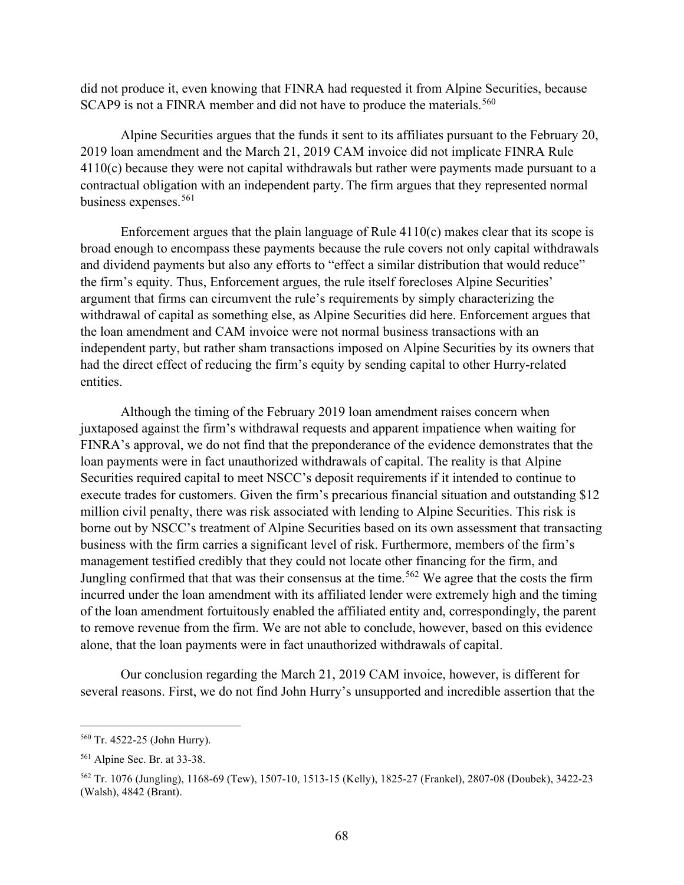did not produce it, even knowing that FINRA had requested it from Alpine Securities, because SCAP9 is not a FINRA member and did not have to produce the materials.[560]

Alpine Securities argues that the funds it sent to its affiliates pursuant to the February 20, 2019 loan amendment and the March 21, 2019 CAM invoice did not implicate FINRA Rule 4110(c) because they were not capital withdrawals but rather were payments made pursuant to a contractual obligation with an independent party. The firm argues that they represented normal business expenses.[561]

Enforcement argues that the plain language of Rule 4110(c) makes clear that its scope is broad enough to encompass these payments because the rule covers not only capital withdrawals and dividend payments but also any efforts to "effect a similar distribution that would reduce" the firm's equity. Thus, Enforcement argues, the rule itself forecloses Alpine Securities' argument that firms can circumvent the rule's requirements by simply characterizing the withdrawal of capital as something else, as Alpine Securities did here. Enforcement argues that the loan amendment and CAM invoice were not normal business transactions with an independent party, but rather sham transactions imposed on Alpine Securities by its owners that had the direct effect of reducing the firm's equity by sending capital to other Hurry-related entities.

Although the timing of the February 2019 loan amendment raises concern when juxtaposed against the firm's withdrawal requests and apparent impatience when waiting for FINRA's approval, we do not find that the preponderance of the evidence demonstrates that the loan payments were in fact unauthorized withdrawals of capital. The reality is that Alpine Securities required capital to meet NSCC's deposit requirements if it intended to continue to execute trades for customers. Given the firm's precarious financial situation and outstanding $12 million civil penalty, there was risk associated with lending to Alpine Securities. This risk is borne out by NSCC's treatment of Alpine Securities based on its own assessment that transacting business with the firm carries a significant level of risk. Furthermore, members of the firm's management testified credibly that they could not locate other financing for the firm, and Jungling confirmed that that was their consensus at the time.[562] We agree that the costs the firm incurred under the loan amendment with its affiliated lender were extremely high and the timing of the loan amendment fortuitously enabled the affiliated entity and, correspondingly, the parent to remove revenue from the firm. We are not able to conclude, however, based on this evidence alone, that the loan payments were in fact unauthorized withdrawals of capital.

Our conclusion regarding the March 21, 2019 CAM invoice, however, is different for several reasons. First, we do not find John Hurry's unsupported and incredible assertion that the

---

[560] Tr. 4522-25 (John Hurry).

[561] Alpine Sec. Br. at 33-38.

[562] Tr. 1076 (Jungling), 1168-69 (Tew), 1507-10, 1513-15 (Kelly), 1825-27 (Frankel), 2807-08 (Doubek), 3422-23 (Walsh), 4842 (Brant).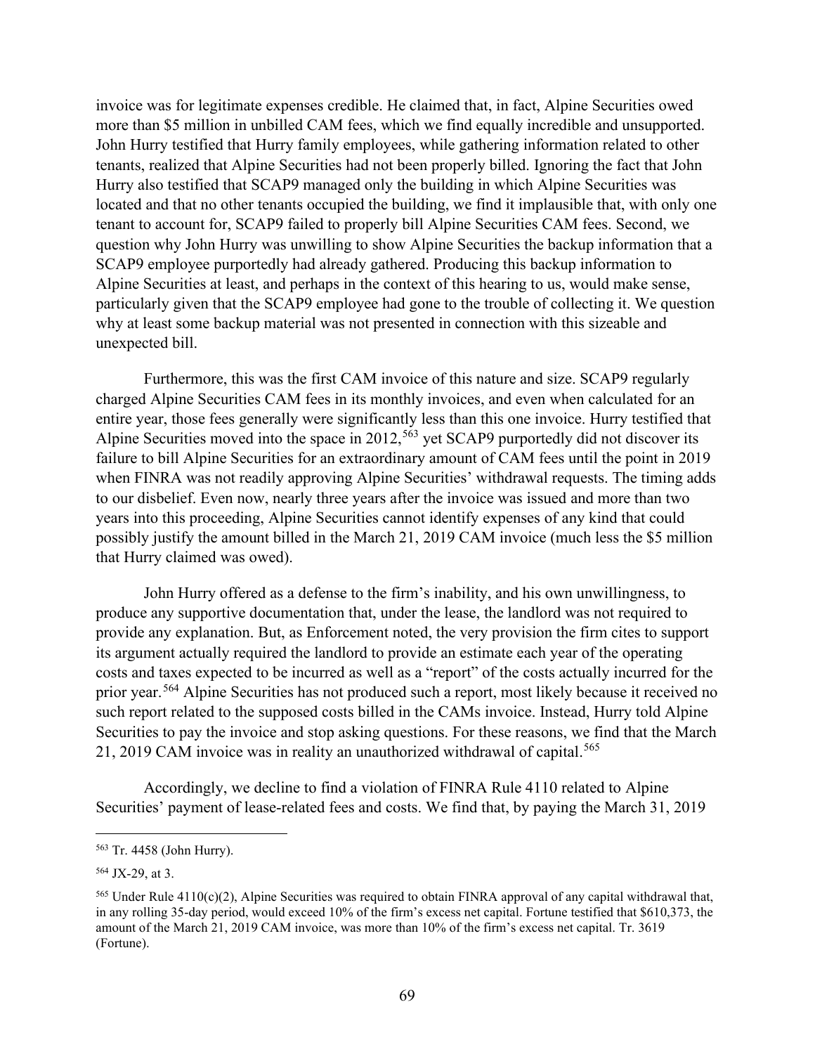invoice was for legitimate expenses credible. He claimed that, in fact, Alpine Securities owed more than $5 million in unbilled CAM fees, which we find equally incredible and unsupported. John Hurry testified that Hurry family employees, while gathering information related to other tenants, realized that Alpine Securities had not been properly billed. Ignoring the fact that John Hurry also testified that SCAP9 managed only the building in which Alpine Securities was located and that no other tenants occupied the building, we find it implausible that, with only one tenant to account for, SCAP9 failed to properly bill Alpine Securities CAM fees. Second, we question why John Hurry was unwilling to show Alpine Securities the backup information that a SCAP9 employee purportedly had already gathered. Producing this backup information to Alpine Securities at least, and perhaps in the context of this hearing to us, would make sense, particularly given that the SCAP9 employee had gone to the trouble of collecting it. We question why at least some backup material was not presented in connection with this sizeable and unexpected bill.

Furthermore, this was the first CAM invoice of this nature and size. SCAP9 regularly charged Alpine Securities CAM fees in its monthly invoices, and even when calculated for an entire year, those fees generally were significantly less than this one invoice. Hurry testified that Alpine Securities moved into the space in 2012,[563] yet SCAP9 purportedly did not discover its failure to bill Alpine Securities for an extraordinary amount of CAM fees until the point in 2019 when FINRA was not readily approving Alpine Securities' withdrawal requests. The timing adds to our disbelief. Even now, nearly three years after the invoice was issued and more than two years into this proceeding, Alpine Securities cannot identify expenses of any kind that could possibly justify the amount billed in the March 21, 2019 CAM invoice (much less the $5 million that Hurry claimed was owed).

John Hurry offered as a defense to the firm's inability, and his own unwillingness, to produce any supportive documentation that, under the lease, the landlord was not required to provide any explanation. But, as Enforcement noted, the very provision the firm cites to support its argument actually required the landlord to provide an estimate each year of the operating costs and taxes expected to be incurred as well as a "report" of the costs actually incurred for the prior year.[564] Alpine Securities has not produced such a report, most likely because it received no such report related to the supposed costs billed in the CAMs invoice. Instead, Hurry told Alpine Securities to pay the invoice and stop asking questions. For these reasons, we find that the March 21, 2019 CAM invoice was in reality an unauthorized withdrawal of capital.[565]

Accordingly, we decline to find a violation of FINRA Rule 4110 related to Alpine Securities' payment of lease-related fees and costs. We find that, by paying the March 31, 2019

---

[563] Tr. 4458 (John Hurry).

[564] JX-29, at 3.

[565] Under Rule 4110(c)(2), Alpine Securities was required to obtain FINRA approval of any capital withdrawal that, in any rolling 35-day period, would exceed 10% of the firm's excess net capital. Fortune testified that $610,373, the amount of the March 21, 2019 CAM invoice, was more than 10% of the firm's excess net capital. Tr. 3619 (Fortune).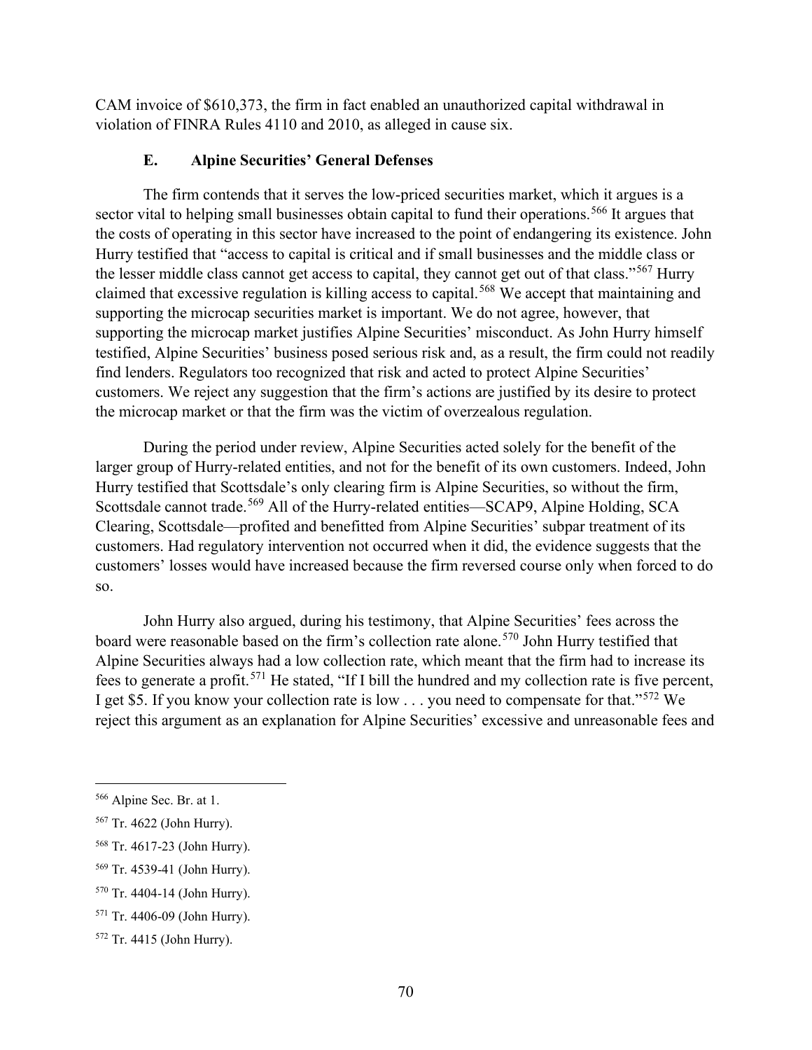CAM invoice of $610,373, the firm in fact enabled an unauthorized capital withdrawal in violation of FINRA Rules 4110 and 2010, as alleged in cause six.

### E. Alpine Securities' General Defenses

The firm contends that it serves the low-priced securities market, which it argues is a sector vital to helping small businesses obtain capital to fund their operations.[566] It argues that the costs of operating in this sector have increased to the point of endangering its existence. John Hurry testified that "access to capital is critical and if small businesses and the middle class or the lesser middle class cannot get access to capital, they cannot get out of that class."[567] Hurry claimed that excessive regulation is killing access to capital.[568] We accept that maintaining and supporting the microcap securities market is important. We do not agree, however, that supporting the microcap market justifies Alpine Securities' misconduct. As John Hurry himself testified, Alpine Securities' business posed serious risk and, as a result, the firm could not readily find lenders. Regulators too recognized that risk and acted to protect Alpine Securities' customers. We reject any suggestion that the firm's actions are justified by its desire to protect the microcap market or that the firm was the victim of overzealous regulation.

During the period under review, Alpine Securities acted solely for the benefit of the larger group of Hurry-related entities, and not for the benefit of its own customers. Indeed, John Hurry testified that Scottsdale's only clearing firm is Alpine Securities, so without the firm, Scottsdale cannot trade.[569] All of the Hurry-related entities—SCAP9, Alpine Holding, SCA Clearing, Scottsdale—profited and benefitted from Alpine Securities' subpar treatment of its customers. Had regulatory intervention not occurred when it did, the evidence suggests that the customers' losses would have increased because the firm reversed course only when forced to do so.

John Hurry also argued, during his testimony, that Alpine Securities' fees across the board were reasonable based on the firm's collection rate alone.[570] John Hurry testified that Alpine Securities always had a low collection rate, which meant that the firm had to increase its fees to generate a profit.[571] He stated, "If I bill the hundred and my collection rate is five percent, I get $5. If you know your collection rate is low . . . you need to compensate for that."[572] We reject this argument as an explanation for Alpine Securities' excessive and unreasonable fees and

---

[566] Alpine Sec. Br. at 1.

[567] Tr. 4622 (John Hurry).

[568] Tr. 4617-23 (John Hurry).

[569] Tr. 4539-41 (John Hurry).

[570] Tr. 4404-14 (John Hurry).

[571] Tr. 4406-09 (John Hurry).

[572] Tr. 4415 (John Hurry).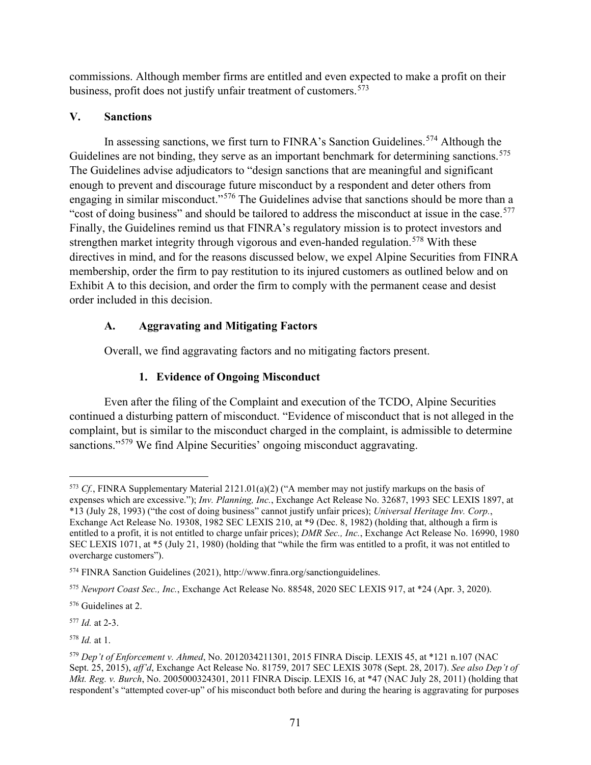commissions. Although member firms are entitled and even expected to make a profit on their business, profit does not justify unfair treatment of customers.[573]

## V. Sanctions

In assessing sanctions, we first turn to FINRA's Sanction Guidelines.[574] Although the Guidelines are not binding, they serve as an important benchmark for determining sanctions.[575] The Guidelines advise adjudicators to "design sanctions that are meaningful and significant enough to prevent and discourage future misconduct by a respondent and deter others from engaging in similar misconduct."[576] The Guidelines advise that sanctions should be more than a "cost of doing business" and should be tailored to address the misconduct at issue in the case.[577] Finally, the Guidelines remind us that FINRA's regulatory mission is to protect investors and strengthen market integrity through vigorous and even-handed regulation.[578] With these directives in mind, and for the reasons discussed below, we expel Alpine Securities from FINRA membership, order the firm to pay restitution to its injured customers as outlined below and on Exhibit A to this decision, and order the firm to comply with the permanent cease and desist order included in this decision.

### A. Aggravating and Mitigating Factors

Overall, we find aggravating factors and no mitigating factors present.

#### 1. Evidence of Ongoing Misconduct

Even after the filing of the Complaint and execution of the TCDO, Alpine Securities continued a disturbing pattern of misconduct. "Evidence of misconduct that is not alleged in the complaint, but is similar to the misconduct charged in the complaint, is admissible to determine sanctions."[579] We find Alpine Securities' ongoing misconduct aggravating.

---

[573] *Cf.*, FINRA Supplementary Material 2121.01(a)(2) ("A member may not justify markups on the basis of expenses which are excessive."); *Inv. Planning, Inc.*, Exchange Act Release No. 32687, 1993 SEC LEXIS 1897, at *13 (July 28, 1993) ("the cost of doing business" cannot justify unfair prices); *Universal Heritage Inv. Corp.*, Exchange Act Release No. 19308, 1982 SEC LEXIS 210, at *9 (Dec. 8, 1982) (holding that, although a firm is entitled to a profit, it is not entitled to charge unfair prices); *DMR Sec., Inc.*, Exchange Act Release No. 16990, 1980 SEC LEXIS 1071, at *5 (July 21, 1980) (holding that "while the firm was entitled to a profit, it was not entitled to overcharge customers").

[574] FINRA Sanction Guidelines (2021), http://www.finra.org/sanctionguidelines.

[575] *Newport Coast Sec., Inc.*, Exchange Act Release No. 88548, 2020 SEC LEXIS 917, at *24 (Apr. 3, 2020).

[576] Guidelines at 2.

[577] *Id.* at 2-3.

[578] *Id.* at 1.

[579] *Dep't of Enforcement v. Ahmed*, No. 2012034211301, 2015 FINRA Discip. LEXIS 45, at *121 n.107 (NAC Sept. 25, 2015), *aff'd*, Exchange Act Release No. 81759, 2017 SEC LEXIS 3078 (Sept. 28, 2017). *See also Dep't of Mkt. Reg. v. Burch*, No. 2005000324301, 2011 FINRA Discip. LEXIS 16, at *47 (NAC July 28, 2011) (holding that respondent's "attempted cover-up" of his misconduct both before and during the hearing is aggravating for purposes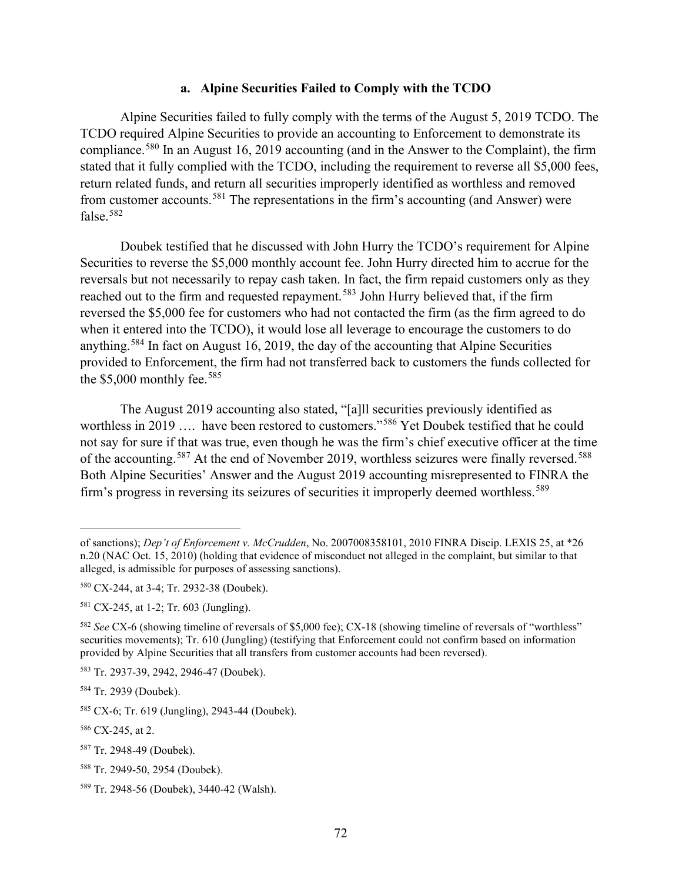### a. Alpine Securities Failed to Comply with the TCDO

Alpine Securities failed to fully comply with the terms of the August 5, 2019 TCDO. The TCDO required Alpine Securities to provide an accounting to Enforcement to demonstrate its compliance.[580] In an August 16, 2019 accounting (and in the Answer to the Complaint), the firm stated that it fully complied with the TCDO, including the requirement to reverse all $5,000 fees, return related funds, and return all securities improperly identified as worthless and removed from customer accounts.[581] The representations in the firm's accounting (and Answer) were false.[582]

Doubek testified that he discussed with John Hurry the TCDO's requirement for Alpine Securities to reverse the $5,000 monthly account fee. John Hurry directed him to accrue for the reversals but not necessarily to repay cash taken. In fact, the firm repaid customers only as they reached out to the firm and requested repayment.[583] John Hurry believed that, if the firm reversed the $5,000 fee for customers who had not contacted the firm (as the firm agreed to do when it entered into the TCDO), it would lose all leverage to encourage the customers to do anything.[584] In fact on August 16, 2019, the day of the accounting that Alpine Securities provided to Enforcement, the firm had not transferred back to customers the funds collected for the $5,000 monthly fee.[585]

The August 2019 accounting also stated, "[a]ll securities previously identified as worthless in 2019 …. have been restored to customers."[586] Yet Doubek testified that he could not say for sure if that was true, even though he was the firm's chief executive officer at the time of the accounting.[587] At the end of November 2019, worthless seizures were finally reversed.[588] Both Alpine Securities' Answer and the August 2019 accounting misrepresented to FINRA the firm's progress in reversing its seizures of securities it improperly deemed worthless.[589]

---

of sanctions); *Dep't of Enforcement v. McCrudden*, No. 2007008358101, 2010 FINRA Discip. LEXIS 25, at *26 n.20 (NAC Oct. 15, 2010) (holding that evidence of misconduct not alleged in the complaint, but similar to that alleged, is admissible for purposes of assessing sanctions).

[580] CX-244, at 3-4; Tr. 2932-38 (Doubek).

[581] CX-245, at 1-2; Tr. 603 (Jungling).

[582] *See* CX-6 (showing timeline of reversals of $5,000 fee); CX-18 (showing timeline of reversals of "worthless" securities movements); Tr. 610 (Jungling) (testifying that Enforcement could not confirm based on information provided by Alpine Securities that all transfers from customer accounts had been reversed).

[583] Tr. 2937-39, 2942, 2946-47 (Doubek).

[584] Tr. 2939 (Doubek).

[585] CX-6; Tr. 619 (Jungling), 2943-44 (Doubek).

[586] CX-245, at 2.

[587] Tr. 2948-49 (Doubek).

[588] Tr. 2949-50, 2954 (Doubek).

[589] Tr. 2948-56 (Doubek), 3440-42 (Walsh).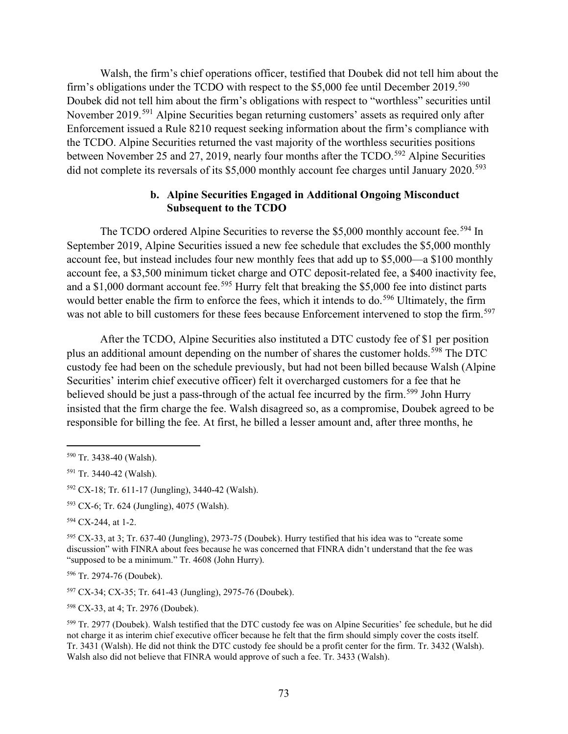Walsh, the firm's chief operations officer, testified that Doubek did not tell him about the firm's obligations under the TCDO with respect to the $5,000 fee until December 2019.[590] Doubek did not tell him about the firm's obligations with respect to "worthless" securities until November 2019.[591] Alpine Securities began returning customers' assets as required only after Enforcement issued a Rule 8210 request seeking information about the firm's compliance with the TCDO. Alpine Securities returned the vast majority of the worthless securities positions between November 25 and 27, 2019, nearly four months after the TCDO.[592] Alpine Securities did not complete its reversals of its $5,000 monthly account fee charges until January 2020.[593]

**b. Alpine Securities Engaged in Additional Ongoing Misconduct Subsequent to the TCDO**

The TCDO ordered Alpine Securities to reverse the $5,000 monthly account fee.[594] In September 2019, Alpine Securities issued a new fee schedule that excludes the $5,000 monthly account fee, but instead includes four new monthly fees that add up to $5,000—a $100 monthly account fee, a $3,500 minimum ticket charge and OTC deposit-related fee, a $400 inactivity fee, and a $1,000 dormant account fee.[595] Hurry felt that breaking the $5,000 fee into distinct parts would better enable the firm to enforce the fees, which it intends to do.[596] Ultimately, the firm was not able to bill customers for these fees because Enforcement intervened to stop the firm.[597]

After the TCDO, Alpine Securities also instituted a DTC custody fee of $1 per position plus an additional amount depending on the number of shares the customer holds.[598] The DTC custody fee had been on the schedule previously, but had not been billed because Walsh (Alpine Securities' interim chief executive officer) felt it overcharged customers for a fee that he believed should be just a pass-through of the actual fee incurred by the firm.[599] John Hurry insisted that the firm charge the fee. Walsh disagreed so, as a compromise, Doubek agreed to be responsible for billing the fee. At first, he billed a lesser amount and, after three months, he

---

[590] Tr. 3438-40 (Walsh).

[591] Tr. 3440-42 (Walsh).

[592] CX-18; Tr. 611-17 (Jungling), 3440-42 (Walsh).

[593] CX-6; Tr. 624 (Jungling), 4075 (Walsh).

[594] CX-244, at 1-2.

[595] CX-33, at 3; Tr. 637-40 (Jungling), 2973-75 (Doubek). Hurry testified that his idea was to "create some discussion" with FINRA about fees because he was concerned that FINRA didn't understand that the fee was "supposed to be a minimum." Tr. 4608 (John Hurry).

[596] Tr. 2974-76 (Doubek).

[597] CX-34; CX-35; Tr. 641-43 (Jungling), 2975-76 (Doubek).

[598] CX-33, at 4; Tr. 2976 (Doubek).

[599] Tr. 2977 (Doubek). Walsh testified that the DTC custody fee was on Alpine Securities' fee schedule, but he did not charge it as interim chief executive officer because he felt that the firm should simply cover the costs itself. Tr. 3431 (Walsh). He did not think the DTC custody fee should be a profit center for the firm. Tr. 3432 (Walsh). Walsh also did not believe that FINRA would approve of such a fee. Tr. 3433 (Walsh).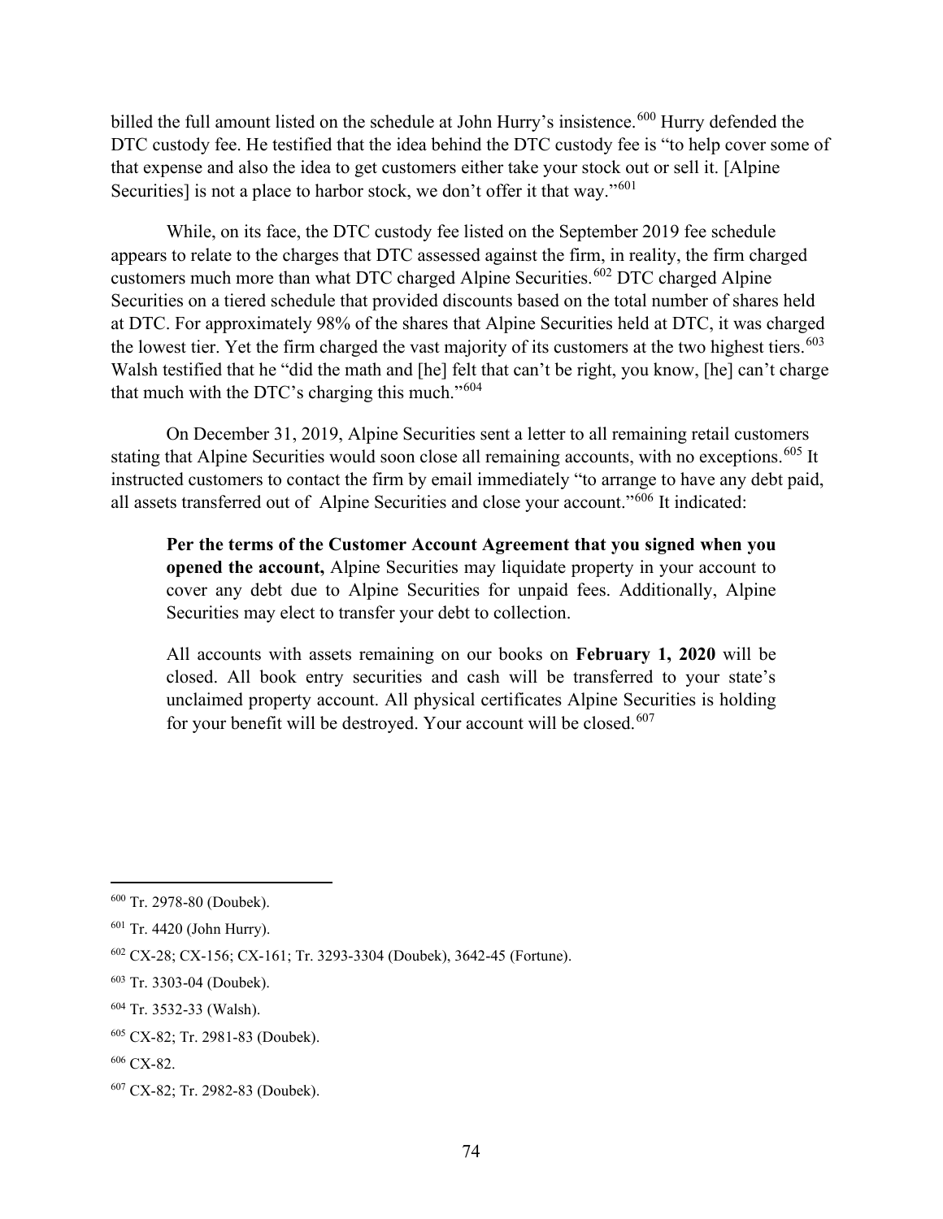billed the full amount listed on the schedule at John Hurry's insistence.[600] Hurry defended the DTC custody fee. He testified that the idea behind the DTC custody fee is "to help cover some of that expense and also the idea to get customers either take your stock out or sell it. [Alpine Securities] is not a place to harbor stock, we don't offer it that way."[601]

While, on its face, the DTC custody fee listed on the September 2019 fee schedule appears to relate to the charges that DTC assessed against the firm, in reality, the firm charged customers much more than what DTC charged Alpine Securities.[602] DTC charged Alpine Securities on a tiered schedule that provided discounts based on the total number of shares held at DTC. For approximately 98% of the shares that Alpine Securities held at DTC, it was charged the lowest tier. Yet the firm charged the vast majority of its customers at the two highest tiers.[603] Walsh testified that he "did the math and [he] felt that can't be right, you know, [he] can't charge that much with the DTC's charging this much."[604]

On December 31, 2019, Alpine Securities sent a letter to all remaining retail customers stating that Alpine Securities would soon close all remaining accounts, with no exceptions.[605] It instructed customers to contact the firm by email immediately "to arrange to have any debt paid, all assets transferred out of Alpine Securities and close your account."[606] It indicated:

> **Per the terms of the Customer Account Agreement that you signed when you opened the account,** Alpine Securities may liquidate property in your account to cover any debt due to Alpine Securities for unpaid fees. Additionally, Alpine Securities may elect to transfer your debt to collection.
>
> All accounts with assets remaining on our books on **February 1, 2020** will be closed. All book entry securities and cash will be transferred to your state's unclaimed property account. All physical certificates Alpine Securities is holding for your benefit will be destroyed. Your account will be closed.[607]

---

[600] Tr. 2978-80 (Doubek).

[601] Tr. 4420 (John Hurry).

[602] CX-28; CX-156; CX-161; Tr. 3293-3304 (Doubek), 3642-45 (Fortune).

[603] Tr. 3303-04 (Doubek).

[604] Tr. 3532-33 (Walsh).

[605] CX-82; Tr. 2981-83 (Doubek).

[606] CX-82.

[607] CX-82; Tr. 2982-83 (Doubek).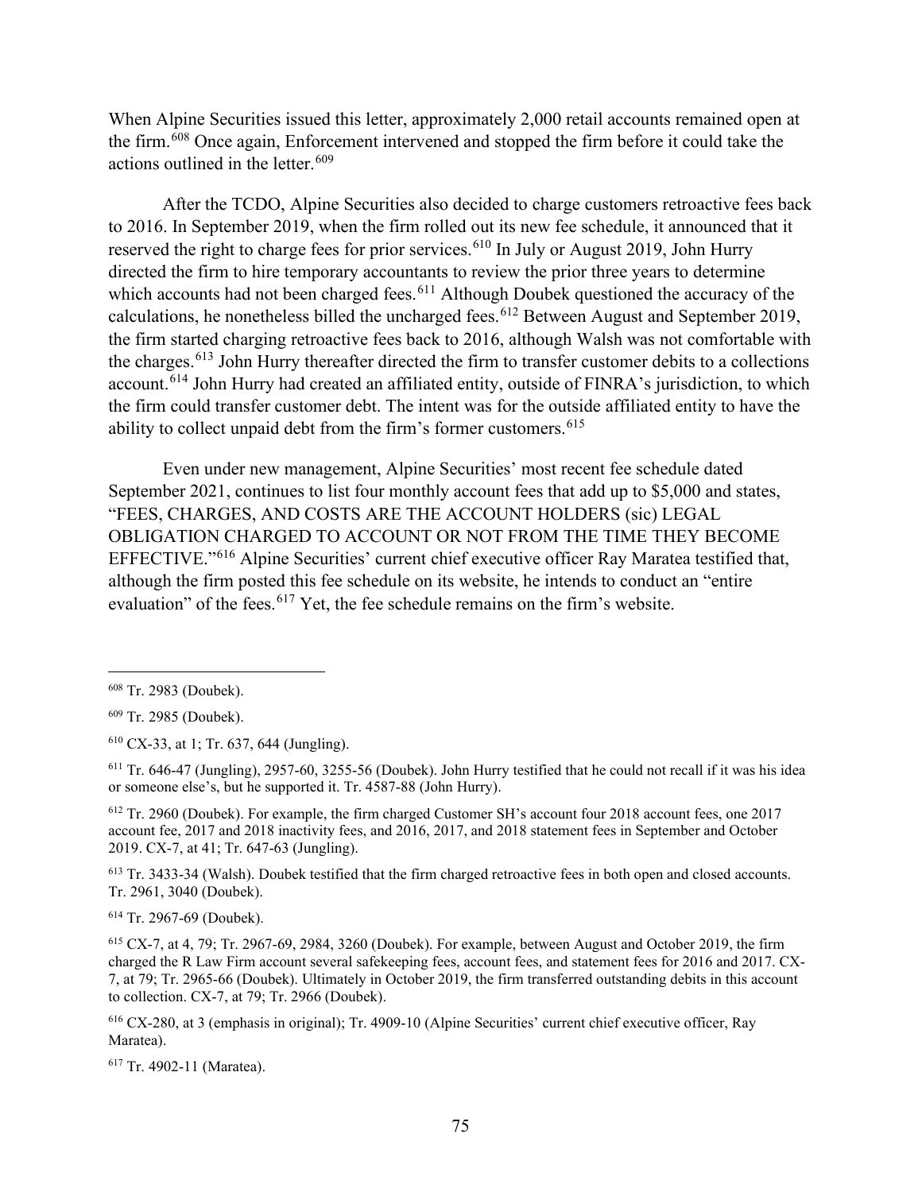When Alpine Securities issued this letter, approximately 2,000 retail accounts remained open at the firm.[608] Once again, Enforcement intervened and stopped the firm before it could take the actions outlined in the letter.[609]

After the TCDO, Alpine Securities also decided to charge customers retroactive fees back to 2016. In September 2019, when the firm rolled out its new fee schedule, it announced that it reserved the right to charge fees for prior services.[610] In July or August 2019, John Hurry directed the firm to hire temporary accountants to review the prior three years to determine which accounts had not been charged fees.[611] Although Doubek questioned the accuracy of the calculations, he nonetheless billed the uncharged fees.[612] Between August and September 2019, the firm started charging retroactive fees back to 2016, although Walsh was not comfortable with the charges.[613] John Hurry thereafter directed the firm to transfer customer debits to a collections account.[614] John Hurry had created an affiliated entity, outside of FINRA's jurisdiction, to which the firm could transfer customer debt. The intent was for the outside affiliated entity to have the ability to collect unpaid debt from the firm's former customers.[615]

Even under new management, Alpine Securities' most recent fee schedule dated September 2021, continues to list four monthly account fees that add up to $5,000 and states, "FEES, CHARGES, AND COSTS ARE THE ACCOUNT HOLDERS (sic) LEGAL OBLIGATION CHARGED TO ACCOUNT OR NOT FROM THE TIME THEY BECOME EFFECTIVE."[616] Alpine Securities' current chief executive officer Ray Maratea testified that, although the firm posted this fee schedule on its website, he intends to conduct an "entire evaluation" of the fees.[617] Yet, the fee schedule remains on the firm's website.

---

[608] Tr. 2983 (Doubek).

[609] Tr. 2985 (Doubek).

[610] CX-33, at 1; Tr. 637, 644 (Jungling).

[611] Tr. 646-47 (Jungling), 2957-60, 3255-56 (Doubek). John Hurry testified that he could not recall if it was his idea or someone else's, but he supported it. Tr. 4587-88 (John Hurry).

[612] Tr. 2960 (Doubek). For example, the firm charged Customer SH's account four 2018 account fees, one 2017 account fee, 2017 and 2018 inactivity fees, and 2016, 2017, and 2018 statement fees in September and October 2019. CX-7, at 41; Tr. 647-63 (Jungling).

[613] Tr. 3433-34 (Walsh). Doubek testified that the firm charged retroactive fees in both open and closed accounts. Tr. 2961, 3040 (Doubek).

[614] Tr. 2967-69 (Doubek).

[615] CX-7, at 4, 79; Tr. 2967-69, 2984, 3260 (Doubek). For example, between August and October 2019, the firm charged the R Law Firm account several safekeeping fees, account fees, and statement fees for 2016 and 2017. CX-7, at 79; Tr. 2965-66 (Doubek). Ultimately in October 2019, the firm transferred outstanding debits in this account to collection. CX-7, at 79; Tr. 2966 (Doubek).

[616] CX-280, at 3 (emphasis in original); Tr. 4909-10 (Alpine Securities' current chief executive officer, Ray Maratea).

[617] Tr. 4902-11 (Maratea).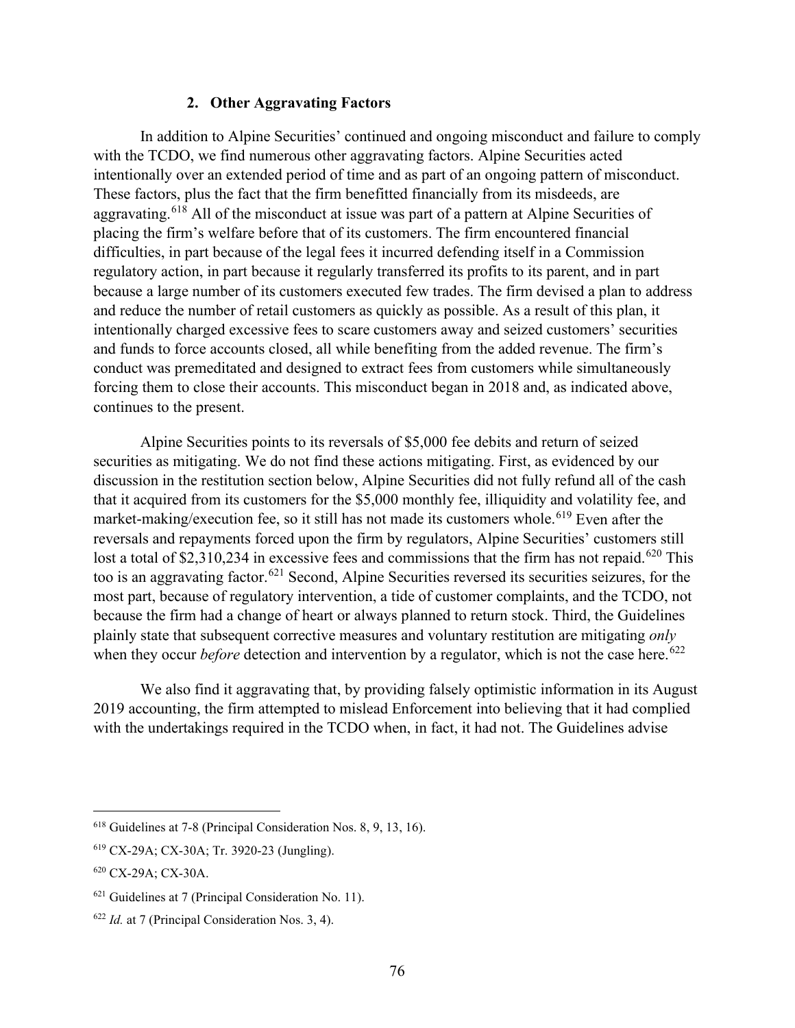### 2. Other Aggravating Factors

In addition to Alpine Securities' continued and ongoing misconduct and failure to comply with the TCDO, we find numerous other aggravating factors. Alpine Securities acted intentionally over an extended period of time and as part of an ongoing pattern of misconduct. These factors, plus the fact that the firm benefitted financially from its misdeeds, are aggravating.[618] All of the misconduct at issue was part of a pattern at Alpine Securities of placing the firm's welfare before that of its customers. The firm encountered financial difficulties, in part because of the legal fees it incurred defending itself in a Commission regulatory action, in part because it regularly transferred its profits to its parent, and in part because a large number of its customers executed few trades. The firm devised a plan to address and reduce the number of retail customers as quickly as possible. As a result of this plan, it intentionally charged excessive fees to scare customers away and seized customers' securities and funds to force accounts closed, all while benefiting from the added revenue. The firm's conduct was premeditated and designed to extract fees from customers while simultaneously forcing them to close their accounts. This misconduct began in 2018 and, as indicated above, continues to the present.

Alpine Securities points to its reversals of $5,000 fee debits and return of seized securities as mitigating. We do not find these actions mitigating. First, as evidenced by our discussion in the restitution section below, Alpine Securities did not fully refund all of the cash that it acquired from its customers for the $5,000 monthly fee, illiquidity and volatility fee, and market-making/execution fee, so it still has not made its customers whole.[619] Even after the reversals and repayments forced upon the firm by regulators, Alpine Securities' customers still lost a total of $2,310,234 in excessive fees and commissions that the firm has not repaid.[620] This too is an aggravating factor.[621] Second, Alpine Securities reversed its securities seizures, for the most part, because of regulatory intervention, a tide of customer complaints, and the TCDO, not because the firm had a change of heart or always planned to return stock. Third, the Guidelines plainly state that subsequent corrective measures and voluntary restitution are mitigating *only* when they occur *before* detection and intervention by a regulator, which is not the case here.[622]

We also find it aggravating that, by providing falsely optimistic information in its August 2019 accounting, the firm attempted to mislead Enforcement into believing that it had complied with the undertakings required in the TCDO when, in fact, it had not. The Guidelines advise

---

[618] Guidelines at 7-8 (Principal Consideration Nos. 8, 9, 13, 16).

[619] CX-29A; CX-30A; Tr. 3920-23 (Jungling).

[620] CX-29A; CX-30A.

[621] Guidelines at 7 (Principal Consideration No. 11).

[622] *Id.* at 7 (Principal Consideration Nos. 3, 4).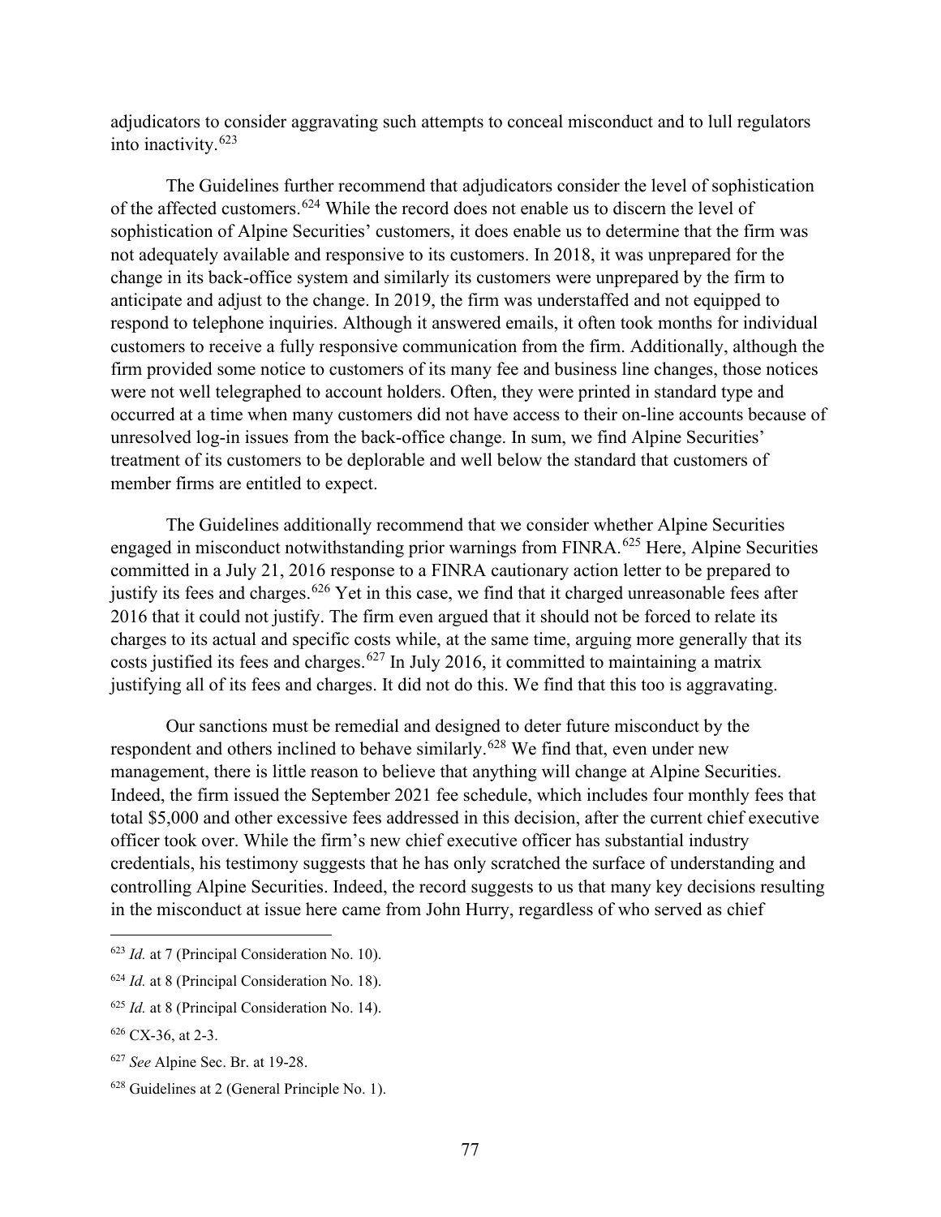adjudicators to consider aggravating such attempts to conceal misconduct and to lull regulators into inactivity.[623]

The Guidelines further recommend that adjudicators consider the level of sophistication of the affected customers.[624] While the record does not enable us to discern the level of sophistication of Alpine Securities' customers, it does enable us to determine that the firm was not adequately available and responsive to its customers. In 2018, it was unprepared for the change in its back-office system and similarly its customers were unprepared by the firm to anticipate and adjust to the change. In 2019, the firm was understaffed and not equipped to respond to telephone inquiries. Although it answered emails, it often took months for individual customers to receive a fully responsive communication from the firm. Additionally, although the firm provided some notice to customers of its many fee and business line changes, those notices were not well telegraphed to account holders. Often, they were printed in standard type and occurred at a time when many customers did not have access to their on-line accounts because of unresolved log-in issues from the back-office change. In sum, we find Alpine Securities' treatment of its customers to be deplorable and well below the standard that customers of member firms are entitled to expect.

The Guidelines additionally recommend that we consider whether Alpine Securities engaged in misconduct notwithstanding prior warnings from FINRA.[625] Here, Alpine Securities committed in a July 21, 2016 response to a FINRA cautionary action letter to be prepared to justify its fees and charges.[626] Yet in this case, we find that it charged unreasonable fees after 2016 that it could not justify. The firm even argued that it should not be forced to relate its charges to its actual and specific costs while, at the same time, arguing more generally that its costs justified its fees and charges.[627] In July 2016, it committed to maintaining a matrix justifying all of its fees and charges. It did not do this. We find that this too is aggravating.

Our sanctions must be remedial and designed to deter future misconduct by the respondent and others inclined to behave similarly.[628] We find that, even under new management, there is little reason to believe that anything will change at Alpine Securities. Indeed, the firm issued the September 2021 fee schedule, which includes four monthly fees that total $5,000 and other excessive fees addressed in this decision, after the current chief executive officer took over. While the firm's new chief executive officer has substantial industry credentials, his testimony suggests that he has only scratched the surface of understanding and controlling Alpine Securities. Indeed, the record suggests to us that many key decisions resulting in the misconduct at issue here came from John Hurry, regardless of who served as chief

---

[623] *Id.* at 7 (Principal Consideration No. 10).

[624] *Id.* at 8 (Principal Consideration No. 18).

[625] *Id.* at 8 (Principal Consideration No. 14).

[626] CX-36, at 2-3.

[627] *See* Alpine Sec. Br. at 19-28.

[628] Guidelines at 2 (General Principle No. 1).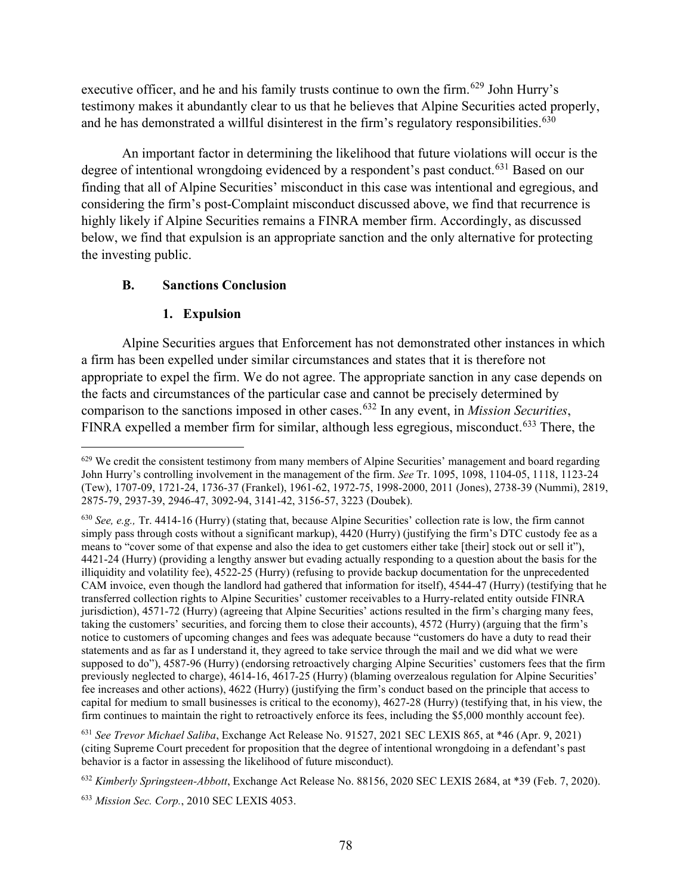executive officer, and he and his family trusts continue to own the firm.[629] John Hurry's testimony makes it abundantly clear to us that he believes that Alpine Securities acted properly, and he has demonstrated a willful disinterest in the firm's regulatory responsibilities.[630]

An important factor in determining the likelihood that future violations will occur is the degree of intentional wrongdoing evidenced by a respondent's past conduct.[631] Based on our finding that all of Alpine Securities' misconduct in this case was intentional and egregious, and considering the firm's post-Complaint misconduct discussed above, we find that recurrence is highly likely if Alpine Securities remains a FINRA member firm. Accordingly, as discussed below, we find that expulsion is an appropriate sanction and the only alternative for protecting the investing public.

### B. Sanctions Conclusion

#### 1. Expulsion

Alpine Securities argues that Enforcement has not demonstrated other instances in which a firm has been expelled under similar circumstances and states that it is therefore not appropriate to expel the firm. We do not agree. The appropriate sanction in any case depends on the facts and circumstances of the particular case and cannot be precisely determined by comparison to the sanctions imposed in other cases.[632] In any event, in *Mission Securities*, FINRA expelled a member firm for similar, although less egregious, misconduct.[633] There, the

---

[629] We credit the consistent testimony from many members of Alpine Securities' management and board regarding John Hurry's controlling involvement in the management of the firm. *See* Tr. 1095, 1098, 1104-05, 1118, 1123-24 (Tew), 1707-09, 1721-24, 1736-37 (Frankel), 1961-62, 1972-75, 1998-2000, 2011 (Jones), 2738-39 (Nummi), 2819, 2875-79, 2937-39, 2946-47, 3092-94, 3141-42, 3156-57, 3223 (Doubek).

[630] *See, e.g.,* Tr. 4414-16 (Hurry) (stating that, because Alpine Securities' collection rate is low, the firm cannot simply pass through costs without a significant markup), 4420 (Hurry) (justifying the firm's DTC custody fee as a means to "cover some of that expense and also the idea to get customers either take [their] stock out or sell it"), 4421-24 (Hurry) (providing a lengthy answer but evading actually responding to a question about the basis for the illiquidity and volatility fee), 4522-25 (Hurry) (refusing to provide backup documentation for the unprecedented CAM invoice, even though the landlord had gathered that information for itself), 4544-47 (Hurry) (testifying that he transferred collection rights to Alpine Securities' customer receivables to a Hurry-related entity outside FINRA jurisdiction), 4571-72 (Hurry) (agreeing that Alpine Securities' actions resulted in the firm's charging many fees, taking the customers' securities, and forcing them to close their accounts), 4572 (Hurry) (arguing that the firm's notice to customers of upcoming changes and fees was adequate because "customers do have a duty to read their statements and as far as I understand it, they agreed to take service through the mail and we did what we were supposed to do"), 4587-96 (Hurry) (endorsing retroactively charging Alpine Securities' customers fees that the firm previously neglected to charge), 4614-16, 4617-25 (Hurry) (blaming overzealous regulation for Alpine Securities' fee increases and other actions), 4622 (Hurry) (justifying the firm's conduct based on the principle that access to capital for medium to small businesses is critical to the economy), 4627-28 (Hurry) (testifying that, in his view, the firm continues to maintain the right to retroactively enforce its fees, including the $5,000 monthly account fee).

[631] *See Trevor Michael Saliba*, Exchange Act Release No. 91527, 2021 SEC LEXIS 865, at *46 (Apr. 9, 2021) (citing Supreme Court precedent for proposition that the degree of intentional wrongdoing in a defendant's past behavior is a factor in assessing the likelihood of future misconduct).

[632] *Kimberly Springsteen-Abbott*, Exchange Act Release No. 88156, 2020 SEC LEXIS 2684, at *39 (Feb. 7, 2020).

[633] *Mission Sec. Corp.*, 2010 SEC LEXIS 4053.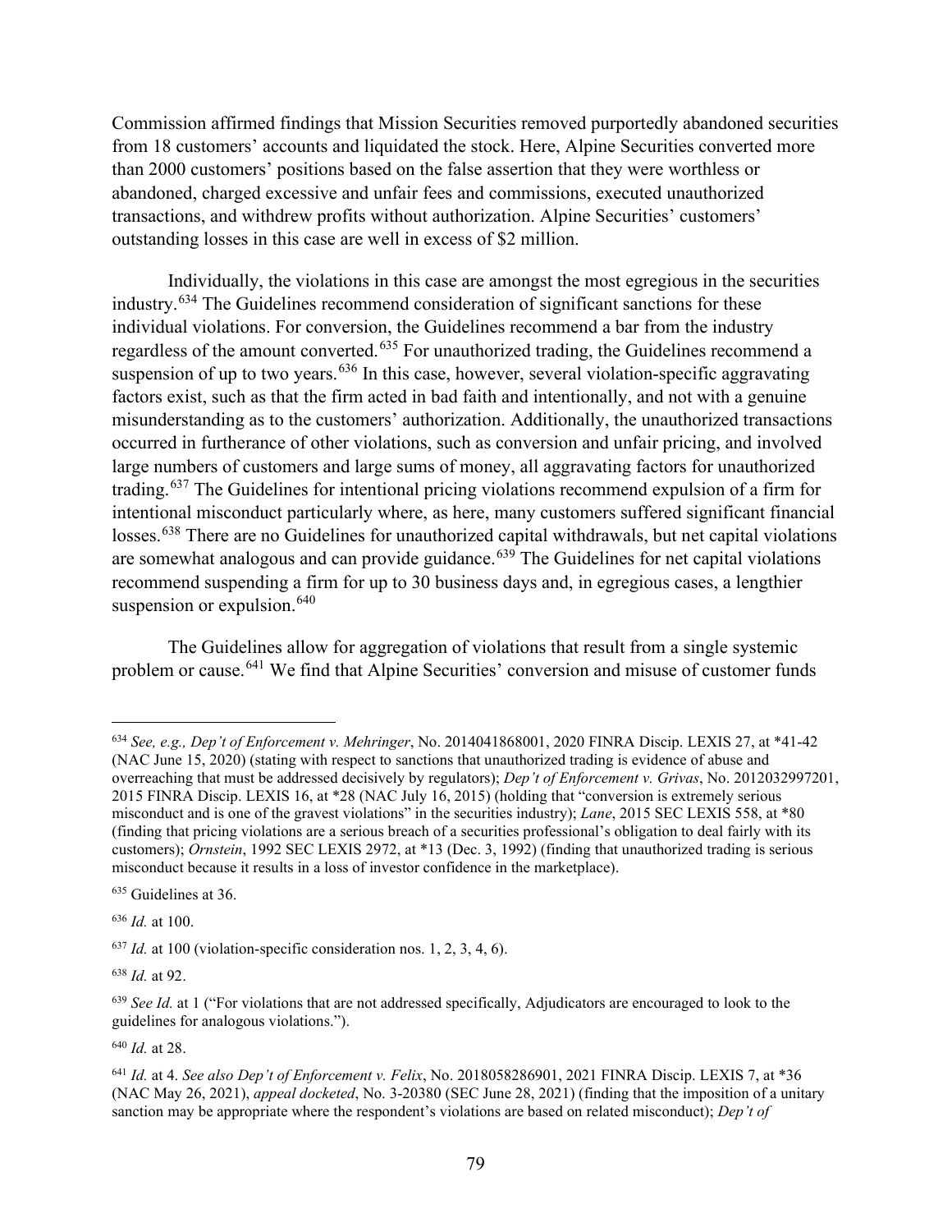Commission affirmed findings that Mission Securities removed purportedly abandoned securities from 18 customers' accounts and liquidated the stock. Here, Alpine Securities converted more than 2000 customers' positions based on the false assertion that they were worthless or abandoned, charged excessive and unfair fees and commissions, executed unauthorized transactions, and withdrew profits without authorization. Alpine Securities' customers' outstanding losses in this case are well in excess of $2 million.

Individually, the violations in this case are amongst the most egregious in the securities industry.[634] The Guidelines recommend consideration of significant sanctions for these individual violations. For conversion, the Guidelines recommend a bar from the industry regardless of the amount converted.[635] For unauthorized trading, the Guidelines recommend a suspension of up to two years.[636] In this case, however, several violation-specific aggravating factors exist, such as that the firm acted in bad faith and intentionally, and not with a genuine misunderstanding as to the customers' authorization. Additionally, the unauthorized transactions occurred in furtherance of other violations, such as conversion and unfair pricing, and involved large numbers of customers and large sums of money, all aggravating factors for unauthorized trading.[637] The Guidelines for intentional pricing violations recommend expulsion of a firm for intentional misconduct particularly where, as here, many customers suffered significant financial losses.[638] There are no Guidelines for unauthorized capital withdrawals, but net capital violations are somewhat analogous and can provide guidance.[639] The Guidelines for net capital violations recommend suspending a firm for up to 30 business days and, in egregious cases, a lengthier suspension or expulsion.[640]

The Guidelines allow for aggregation of violations that result from a single systemic problem or cause.[641] We find that Alpine Securities' conversion and misuse of customer funds

---

[634] *See, e.g., Dep't of Enforcement v. Mehringer*, No. 2014041868001, 2020 FINRA Discip. LEXIS 27, at *41-42 (NAC June 15, 2020) (stating with respect to sanctions that unauthorized trading is evidence of abuse and overreaching that must be addressed decisively by regulators); *Dep't of Enforcement v. Grivas*, No. 2012032997201, 2015 FINRA Discip. LEXIS 16, at *28 (NAC July 16, 2015) (holding that "conversion is extremely serious misconduct and is one of the gravest violations" in the securities industry); *Lane*, 2015 SEC LEXIS 558, at *80 (finding that pricing violations are a serious breach of a securities professional's obligation to deal fairly with its customers); *Ornstein*, 1992 SEC LEXIS 2972, at *13 (Dec. 3, 1992) (finding that unauthorized trading is serious misconduct because it results in a loss of investor confidence in the marketplace).

[635] Guidelines at 36.

[636] *Id.* at 100.

[637] *Id.* at 100 (violation-specific consideration nos. 1, 2, 3, 4, 6).

[638] *Id.* at 92.

[639] *See Id.* at 1 ("For violations that are not addressed specifically, Adjudicators are encouraged to look to the guidelines for analogous violations.").

[640] *Id.* at 28.

[641] *Id.* at 4. *See also Dep't of Enforcement v. Felix*, No. 2018058286901, 2021 FINRA Discip. LEXIS 7, at *36 (NAC May 26, 2021), *appeal docketed*, No. 3-20380 (SEC June 28, 2021) (finding that the imposition of a unitary sanction may be appropriate where the respondent's violations are based on related misconduct); *Dep't of*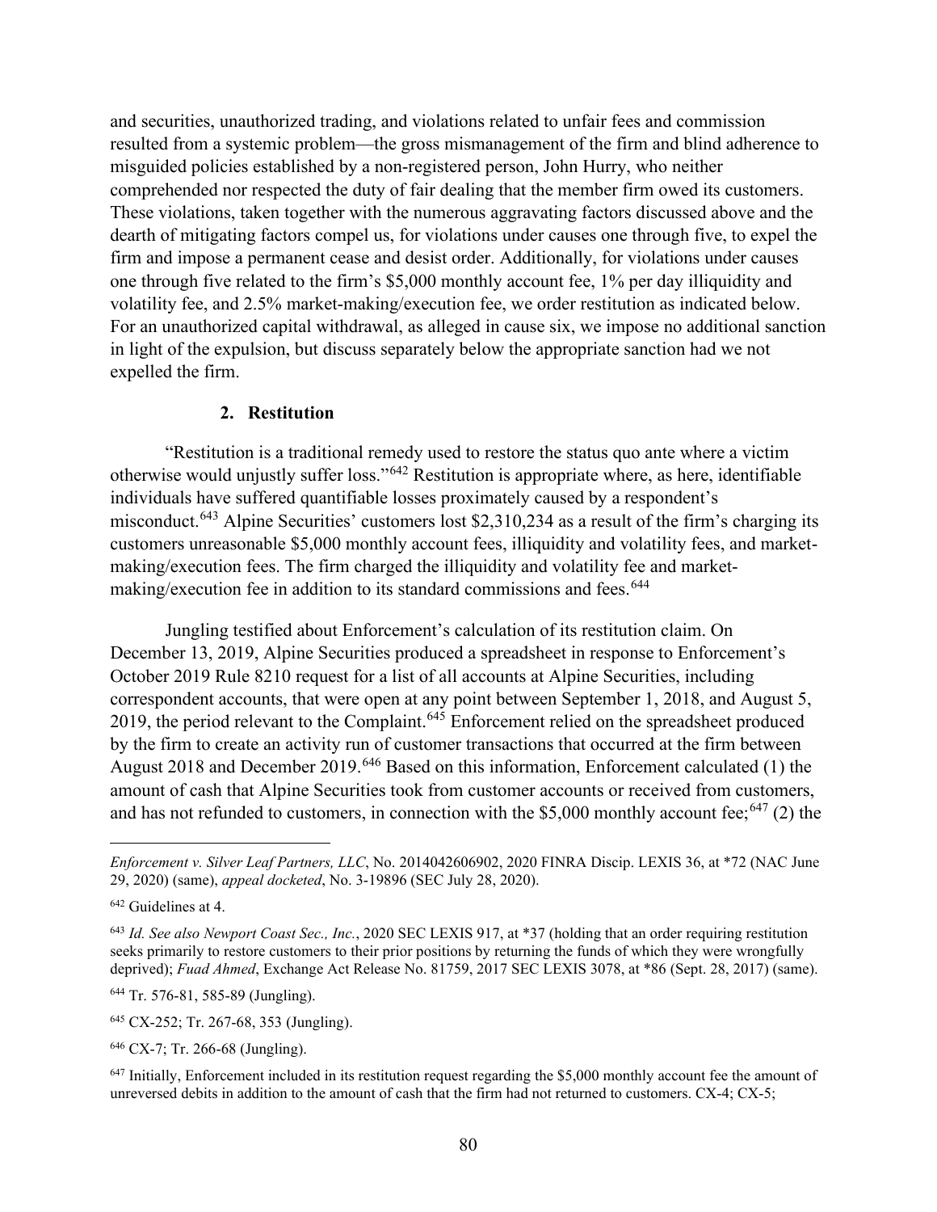and securities, unauthorized trading, and violations related to unfair fees and commission resulted from a systemic problem—the gross mismanagement of the firm and blind adherence to misguided policies established by a non-registered person, John Hurry, who neither comprehended nor respected the duty of fair dealing that the member firm owed its customers. These violations, taken together with the numerous aggravating factors discussed above and the dearth of mitigating factors compel us, for violations under causes one through five, to expel the firm and impose a permanent cease and desist order. Additionally, for violations under causes one through five related to the firm's $5,000 monthly account fee, 1% per day illiquidity and volatility fee, and 2.5% market-making/execution fee, we order restitution as indicated below. For an unauthorized capital withdrawal, as alleged in cause six, we impose no additional sanction in light of the expulsion, but discuss separately below the appropriate sanction had we not expelled the firm.

### 2. Restitution

"Restitution is a traditional remedy used to restore the status quo ante where a victim otherwise would unjustly suffer loss."[642] Restitution is appropriate where, as here, identifiable individuals have suffered quantifiable losses proximately caused by a respondent's misconduct.[643] Alpine Securities' customers lost $2,310,234 as a result of the firm's charging its customers unreasonable $5,000 monthly account fees, illiquidity and volatility fees, and market-making/execution fees. The firm charged the illiquidity and volatility fee and market-making/execution fee in addition to its standard commissions and fees.[644]

Jungling testified about Enforcement's calculation of its restitution claim. On December 13, 2019, Alpine Securities produced a spreadsheet in response to Enforcement's October 2019 Rule 8210 request for a list of all accounts at Alpine Securities, including correspondent accounts, that were open at any point between September 1, 2018, and August 5, 2019, the period relevant to the Complaint.[645] Enforcement relied on the spreadsheet produced by the firm to create an activity run of customer transactions that occurred at the firm between August 2018 and December 2019.[646] Based on this information, Enforcement calculated (1) the amount of cash that Alpine Securities took from customer accounts or received from customers, and has not refunded to customers, in connection with the $5,000 monthly account fee;[647] (2) the

---

*Enforcement v. Silver Leaf Partners, LLC*, No. 2014042606902, 2020 FINRA Discip. LEXIS 36, at *72 (NAC June 29, 2020) (same), *appeal docketed*, No. 3-19896 (SEC July 28, 2020).

[642] Guidelines at 4.

[643] *Id. See also Newport Coast Sec., Inc.*, 2020 SEC LEXIS 917, at *37 (holding that an order requiring restitution seeks primarily to restore customers to their prior positions by returning the funds of which they were wrongfully deprived); *Fuad Ahmed*, Exchange Act Release No. 81759, 2017 SEC LEXIS 3078, at *86 (Sept. 28, 2017) (same).

[644] Tr. 576-81, 585-89 (Jungling).

[645] CX-252; Tr. 267-68, 353 (Jungling).

[646] CX-7; Tr. 266-68 (Jungling).

[647] Initially, Enforcement included in its restitution request regarding the $5,000 monthly account fee the amount of unreversed debits in addition to the amount of cash that the firm had not returned to customers. CX-4; CX-5;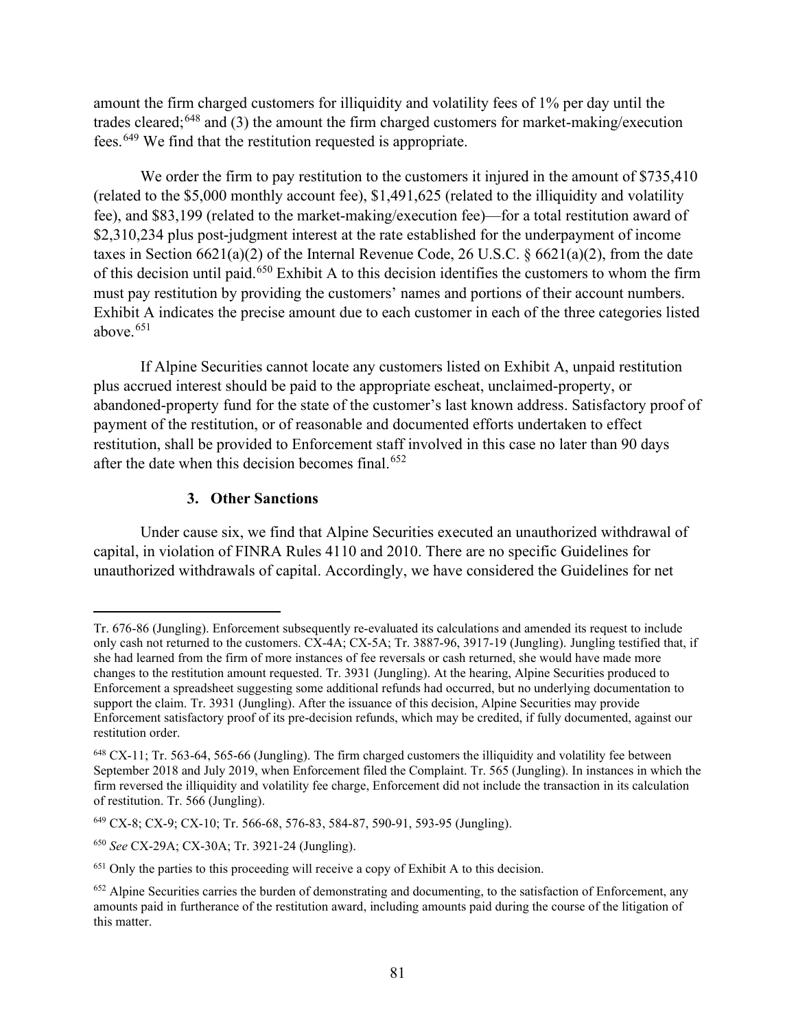amount the firm charged customers for illiquidity and volatility fees of 1% per day until the trades cleared;[648] and (3) the amount the firm charged customers for market-making/execution fees.[649] We find that the restitution requested is appropriate.

We order the firm to pay restitution to the customers it injured in the amount of $735,410 (related to the $5,000 monthly account fee), $1,491,625 (related to the illiquidity and volatility fee), and $83,199 (related to the market-making/execution fee)—for a total restitution award of $2,310,234 plus post-judgment interest at the rate established for the underpayment of income taxes in Section 6621(a)(2) of the Internal Revenue Code, 26 U.S.C. § 6621(a)(2), from the date of this decision until paid.[650] Exhibit A to this decision identifies the customers to whom the firm must pay restitution by providing the customers' names and portions of their account numbers. Exhibit A indicates the precise amount due to each customer in each of the three categories listed above.[651]

If Alpine Securities cannot locate any customers listed on Exhibit A, unpaid restitution plus accrued interest should be paid to the appropriate escheat, unclaimed-property, or abandoned-property fund for the state of the customer's last known address. Satisfactory proof of payment of the restitution, or of reasonable and documented efforts undertaken to effect restitution, shall be provided to Enforcement staff involved in this case no later than 90 days after the date when this decision becomes final.[652]

### 3. Other Sanctions

Under cause six, we find that Alpine Securities executed an unauthorized withdrawal of capital, in violation of FINRA Rules 4110 and 2010. There are no specific Guidelines for unauthorized withdrawals of capital. Accordingly, we have considered the Guidelines for net

---

Tr. 676-86 (Jungling). Enforcement subsequently re-evaluated its calculations and amended its request to include only cash not returned to the customers. CX-4A; CX-5A; Tr. 3887-96, 3917-19 (Jungling). Jungling testified that, if she had learned from the firm of more instances of fee reversals or cash returned, she would have made more changes to the restitution amount requested. Tr. 3931 (Jungling). At the hearing, Alpine Securities produced to Enforcement a spreadsheet suggesting some additional refunds had occurred, but no underlying documentation to support the claim. Tr. 3931 (Jungling). After the issuance of this decision, Alpine Securities may provide Enforcement satisfactory proof of its pre-decision refunds, which may be credited, if fully documented, against our restitution order.

[648] CX-11; Tr. 563-64, 565-66 (Jungling). The firm charged customers the illiquidity and volatility fee between September 2018 and July 2019, when Enforcement filed the Complaint. Tr. 565 (Jungling). In instances in which the firm reversed the illiquidity and volatility fee charge, Enforcement did not include the transaction in its calculation of restitution. Tr. 566 (Jungling).

[649] CX-8; CX-9; CX-10; Tr. 566-68, 576-83, 584-87, 590-91, 593-95 (Jungling).

[650] *See* CX-29A; CX-30A; Tr. 3921-24 (Jungling).

[651] Only the parties to this proceeding will receive a copy of Exhibit A to this decision.

[652] Alpine Securities carries the burden of demonstrating and documenting, to the satisfaction of Enforcement, any amounts paid in furtherance of the restitution award, including amounts paid during the course of the litigation of this matter.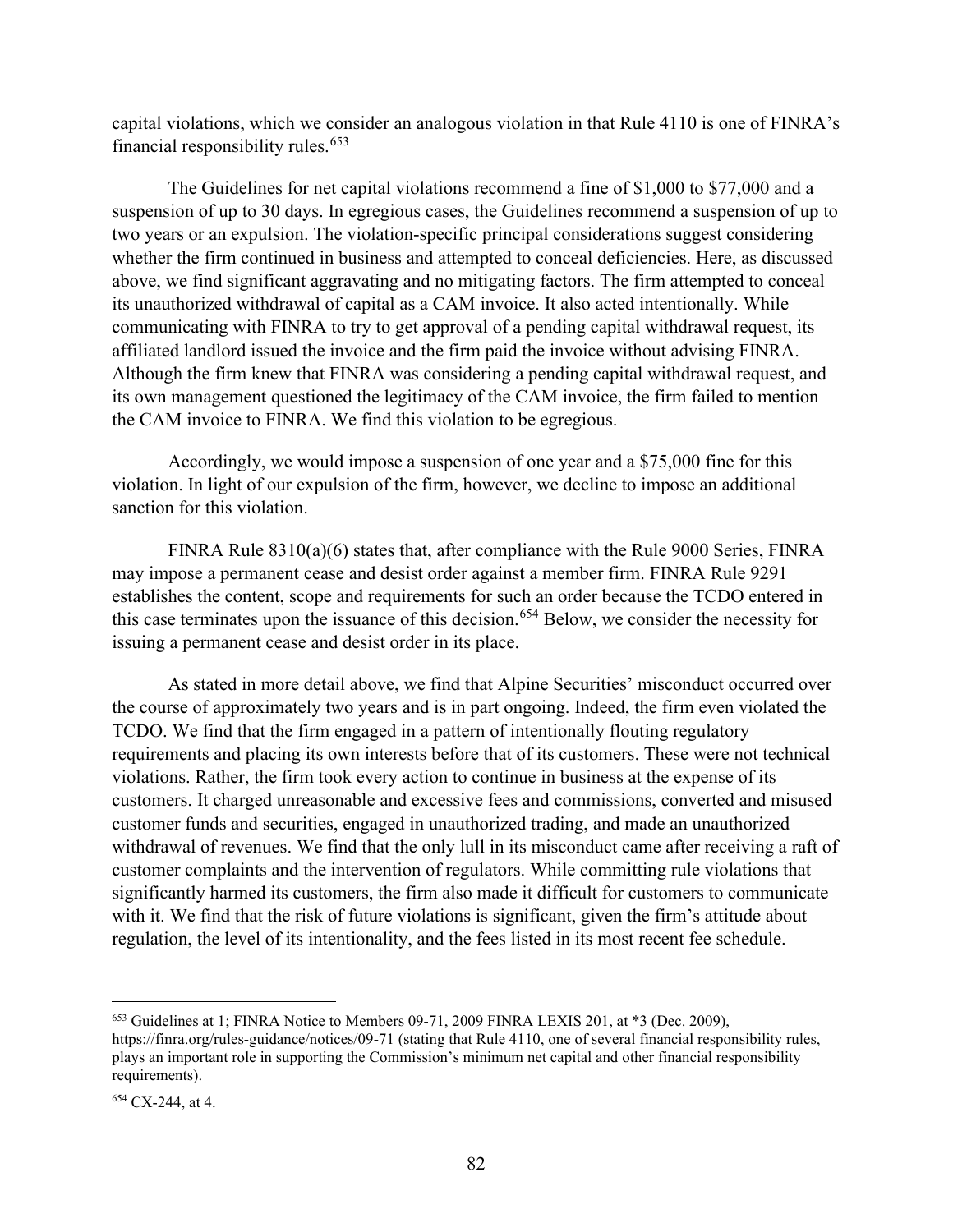capital violations, which we consider an analogous violation in that Rule 4110 is one of FINRA's financial responsibility rules.[653]

The Guidelines for net capital violations recommend a fine of $1,000 to $77,000 and a suspension of up to 30 days. In egregious cases, the Guidelines recommend a suspension of up to two years or an expulsion. The violation-specific principal considerations suggest considering whether the firm continued in business and attempted to conceal deficiencies. Here, as discussed above, we find significant aggravating and no mitigating factors. The firm attempted to conceal its unauthorized withdrawal of capital as a CAM invoice. It also acted intentionally. While communicating with FINRA to try to get approval of a pending capital withdrawal request, its affiliated landlord issued the invoice and the firm paid the invoice without advising FINRA. Although the firm knew that FINRA was considering a pending capital withdrawal request, and its own management questioned the legitimacy of the CAM invoice, the firm failed to mention the CAM invoice to FINRA. We find this violation to be egregious.

Accordingly, we would impose a suspension of one year and a $75,000 fine for this violation. In light of our expulsion of the firm, however, we decline to impose an additional sanction for this violation.

FINRA Rule 8310(a)(6) states that, after compliance with the Rule 9000 Series, FINRA may impose a permanent cease and desist order against a member firm. FINRA Rule 9291 establishes the content, scope and requirements for such an order because the TCDO entered in this case terminates upon the issuance of this decision.[654] Below, we consider the necessity for issuing a permanent cease and desist order in its place.

As stated in more detail above, we find that Alpine Securities' misconduct occurred over the course of approximately two years and is in part ongoing. Indeed, the firm even violated the TCDO. We find that the firm engaged in a pattern of intentionally flouting regulatory requirements and placing its own interests before that of its customers. These were not technical violations. Rather, the firm took every action to continue in business at the expense of its customers. It charged unreasonable and excessive fees and commissions, converted and misused customer funds and securities, engaged in unauthorized trading, and made an unauthorized withdrawal of revenues. We find that the only lull in its misconduct came after receiving a raft of customer complaints and the intervention of regulators. While committing rule violations that significantly harmed its customers, the firm also made it difficult for customers to communicate with it. We find that the risk of future violations is significant, given the firm's attitude about regulation, the level of its intentionality, and the fees listed in its most recent fee schedule.

---

[653] Guidelines at 1; FINRA Notice to Members 09-71, 2009 FINRA LEXIS 201, at *3 (Dec. 2009), https://finra.org/rules-guidance/notices/09-71 (stating that Rule 4110, one of several financial responsibility rules, plays an important role in supporting the Commission's minimum net capital and other financial responsibility requirements).

[654] CX-244, at 4.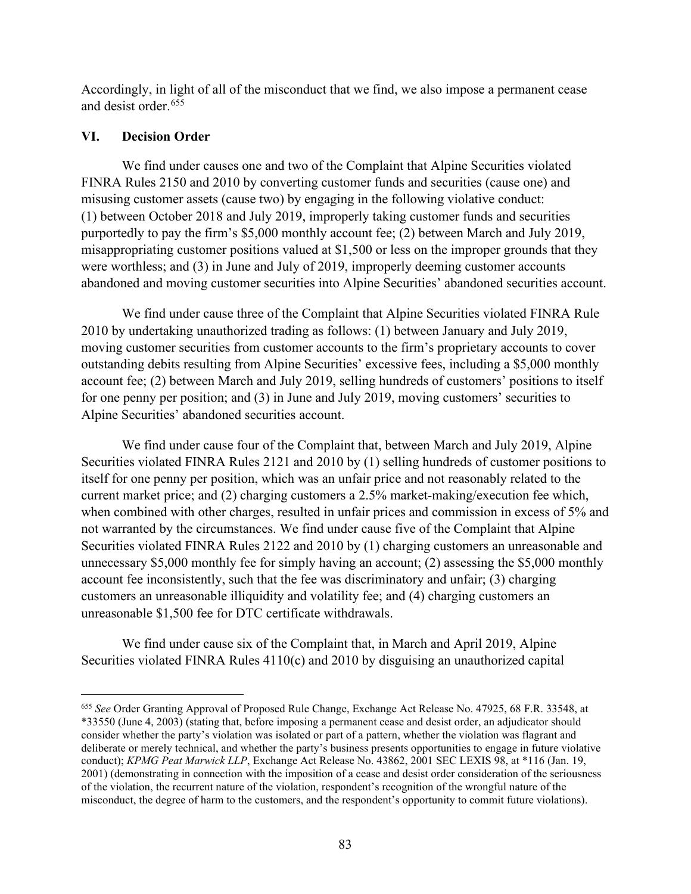Accordingly, in light of all of the misconduct that we find, we also impose a permanent cease and desist order.[655]

## VI. Decision Order

We find under causes one and two of the Complaint that Alpine Securities violated FINRA Rules 2150 and 2010 by converting customer funds and securities (cause one) and misusing customer assets (cause two) by engaging in the following violative conduct: (1) between October 2018 and July 2019, improperly taking customer funds and securities purportedly to pay the firm's $5,000 monthly account fee; (2) between March and July 2019, misappropriating customer positions valued at $1,500 or less on the improper grounds that they were worthless; and (3) in June and July of 2019, improperly deeming customer accounts abandoned and moving customer securities into Alpine Securities' abandoned securities account.

We find under cause three of the Complaint that Alpine Securities violated FINRA Rule 2010 by undertaking unauthorized trading as follows: (1) between January and July 2019, moving customer securities from customer accounts to the firm's proprietary accounts to cover outstanding debits resulting from Alpine Securities' excessive fees, including a $5,000 monthly account fee; (2) between March and July 2019, selling hundreds of customers' positions to itself for one penny per position; and (3) in June and July 2019, moving customers' securities to Alpine Securities' abandoned securities account.

We find under cause four of the Complaint that, between March and July 2019, Alpine Securities violated FINRA Rules 2121 and 2010 by (1) selling hundreds of customer positions to itself for one penny per position, which was an unfair price and not reasonably related to the current market price; and (2) charging customers a 2.5% market-making/execution fee which, when combined with other charges, resulted in unfair prices and commission in excess of 5% and not warranted by the circumstances. We find under cause five of the Complaint that Alpine Securities violated FINRA Rules 2122 and 2010 by (1) charging customers an unreasonable and unnecessary $5,000 monthly fee for simply having an account; (2) assessing the $5,000 monthly account fee inconsistently, such that the fee was discriminatory and unfair; (3) charging customers an unreasonable illiquidity and volatility fee; and (4) charging customers an unreasonable $1,500 fee for DTC certificate withdrawals.

We find under cause six of the Complaint that, in March and April 2019, Alpine Securities violated FINRA Rules 4110(c) and 2010 by disguising an unauthorized capital

---

[655] *See* Order Granting Approval of Proposed Rule Change, Exchange Act Release No. 47925, 68 F.R. 33548, at *33550 (June 4, 2003) (stating that, before imposing a permanent cease and desist order, an adjudicator should consider whether the party's violation was isolated or part of a pattern, whether the violation was flagrant and deliberate or merely technical, and whether the party's business presents opportunities to engage in future violative conduct); *KPMG Peat Marwick LLP*, Exchange Act Release No. 43862, 2001 SEC LEXIS 98, at *116 (Jan. 19, 2001) (demonstrating in connection with the imposition of a cease and desist order consideration of the seriousness of the violation, the recurrent nature of the violation, respondent's recognition of the wrongful nature of the misconduct, the degree of harm to the customers, and the respondent's opportunity to commit future violations).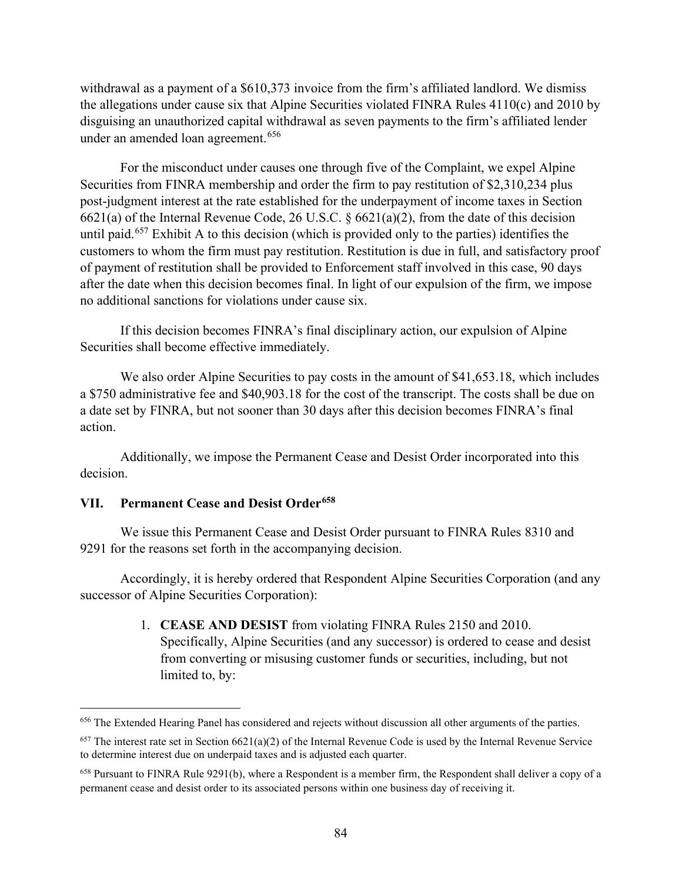withdrawal as a payment of a $610,373 invoice from the firm's affiliated landlord. We dismiss the allegations under cause six that Alpine Securities violated FINRA Rules 4110(c) and 2010 by disguising an unauthorized capital withdrawal as seven payments to the firm's affiliated lender under an amended loan agreement.[656]

For the misconduct under causes one through five of the Complaint, we expel Alpine Securities from FINRA membership and order the firm to pay restitution of $2,310,234 plus post-judgment interest at the rate established for the underpayment of income taxes in Section 6621(a) of the Internal Revenue Code, 26 U.S.C. § 6621(a)(2), from the date of this decision until paid.[657] Exhibit A to this decision (which is provided only to the parties) identifies the customers to whom the firm must pay restitution. Restitution is due in full, and satisfactory proof of payment of restitution shall be provided to Enforcement staff involved in this case, 90 days after the date when this decision becomes final. In light of our expulsion of the firm, we impose no additional sanctions for violations under cause six.

If this decision becomes FINRA's final disciplinary action, our expulsion of Alpine Securities shall become effective immediately.

We also order Alpine Securities to pay costs in the amount of $41,653.18, which includes a $750 administrative fee and $40,903.18 for the cost of the transcript. The costs shall be due on a date set by FINRA, but not sooner than 30 days after this decision becomes FINRA's final action.

Additionally, we impose the Permanent Cease and Desist Order incorporated into this decision.

## VII. Permanent Cease and Desist Order[658]

We issue this Permanent Cease and Desist Order pursuant to FINRA Rules 8310 and 9291 for the reasons set forth in the accompanying decision.

Accordingly, it is hereby ordered that Respondent Alpine Securities Corporation (and any successor of Alpine Securities Corporation):

1. **CEASE AND DESIST** from violating FINRA Rules 2150 and 2010. Specifically, Alpine Securities (and any successor) is ordered to cease and desist from converting or misusing customer funds or securities, including, but not limited to, by:

---

[656] The Extended Hearing Panel has considered and rejects without discussion all other arguments of the parties.

[657] The interest rate set in Section 6621(a)(2) of the Internal Revenue Code is used by the Internal Revenue Service to determine interest due on underpaid taxes and is adjusted each quarter.

[658] Pursuant to FINRA Rule 9291(b), where a Respondent is a member firm, the Respondent shall deliver a copy of a permanent cease and desist order to its associated persons within one business day of receiving it.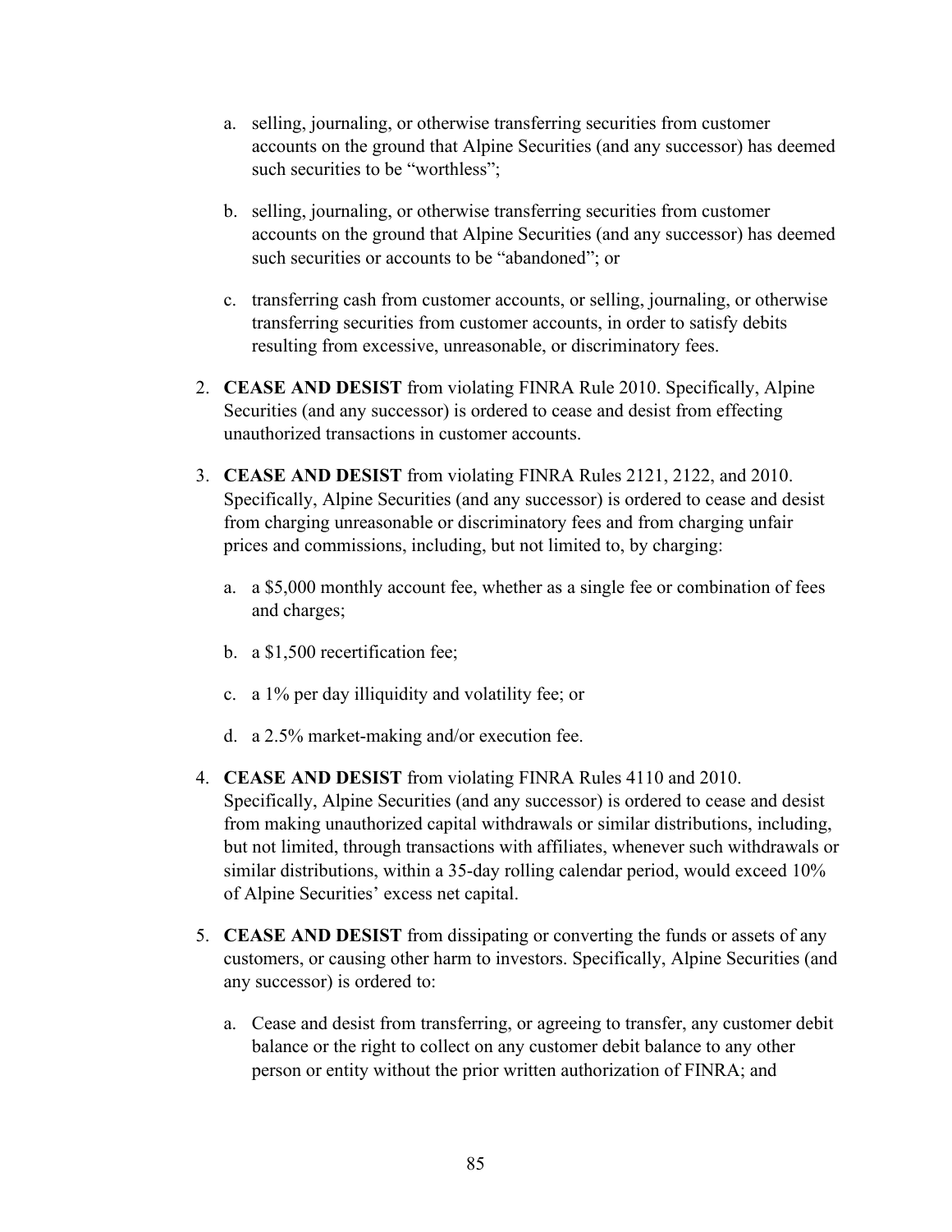a. selling, journaling, or otherwise transferring securities from customer accounts on the ground that Alpine Securities (and any successor) has deemed such securities to be "worthless";

   b. selling, journaling, or otherwise transferring securities from customer accounts on the ground that Alpine Securities (and any successor) has deemed such securities or accounts to be "abandoned"; or

   c. transferring cash from customer accounts, or selling, journaling, or otherwise transferring securities from customer accounts, in order to satisfy debits resulting from excessive, unreasonable, or discriminatory fees.

2. **CEASE AND DESIST** from violating FINRA Rule 2010. Specifically, Alpine Securities (and any successor) is ordered to cease and desist from effecting unauthorized transactions in customer accounts.

3. **CEASE AND DESIST** from violating FINRA Rules 2121, 2122, and 2010. Specifically, Alpine Securities (and any successor) is ordered to cease and desist from charging unreasonable or discriminatory fees and from charging unfair prices and commissions, including, but not limited to, by charging:

   a. a $5,000 monthly account fee, whether as a single fee or combination of fees and charges;

   b. a $1,500 recertification fee;

   c. a 1% per day illiquidity and volatility fee; or

   d. a 2.5% market-making and/or execution fee.

4. **CEASE AND DESIST** from violating FINRA Rules 4110 and 2010. Specifically, Alpine Securities (and any successor) is ordered to cease and desist from making unauthorized capital withdrawals or similar distributions, including, but not limited, through transactions with affiliates, whenever such withdrawals or similar distributions, within a 35-day rolling calendar period, would exceed 10% of Alpine Securities' excess net capital.

5. **CEASE AND DESIST** from dissipating or converting the funds or assets of any customers, or causing other harm to investors. Specifically, Alpine Securities (and any successor) is ordered to:

   a. Cease and desist from transferring, or agreeing to transfer, any customer debit balance or the right to collect on any customer debit balance to any other person or entity without the prior written authorization of FINRA; and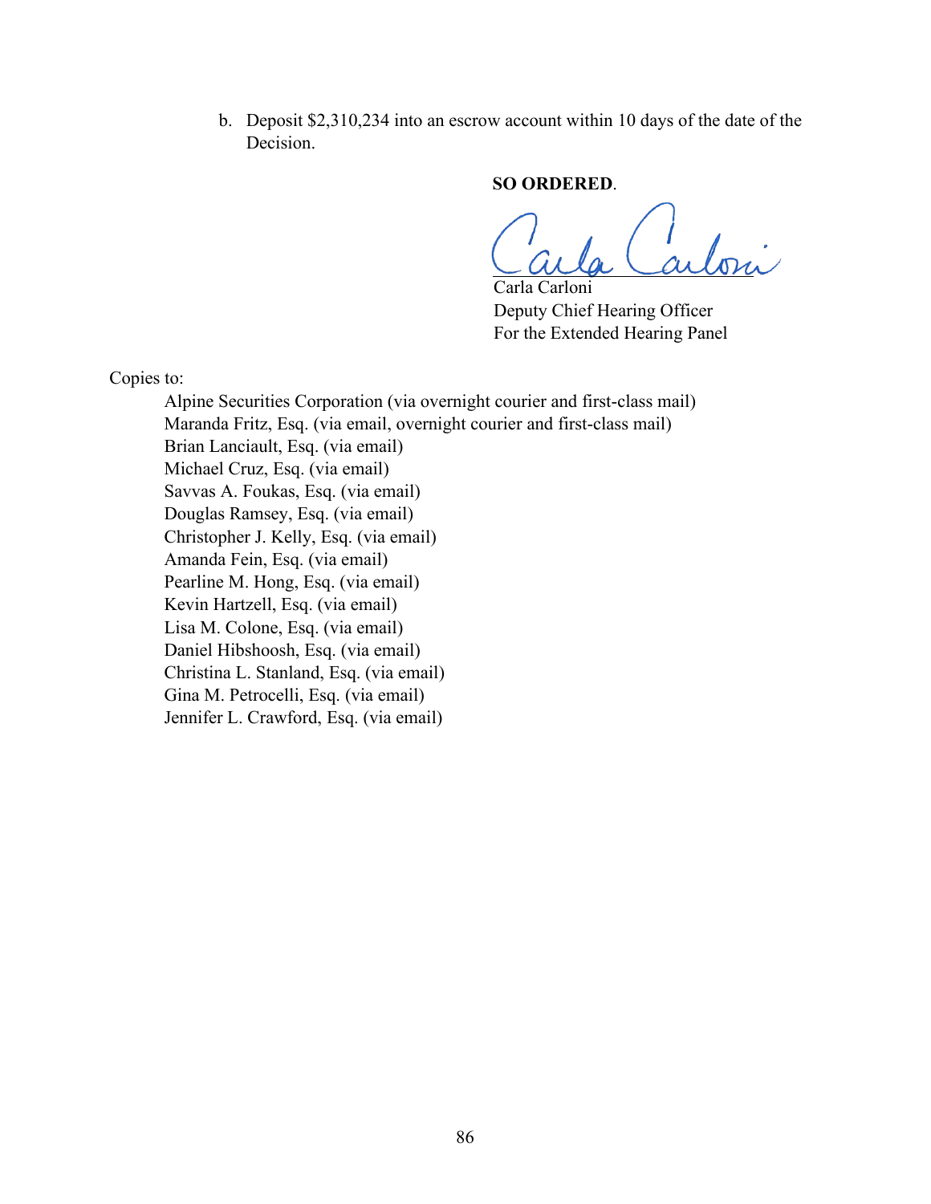b. Deposit $2,310,234 into an escrow account within 10 days of the date of the Decision.

**SO ORDERED**.

Carla Carloni
Deputy Chief Hearing Officer
For the Extended Hearing Panel

Copies to:

Alpine Securities Corporation (via overnight courier and first-class mail)
Maranda Fritz, Esq. (via email, overnight courier and first-class mail)
Brian Lanciault, Esq. (via email)
Michael Cruz, Esq. (via email)
Savvas A. Foukas, Esq. (via email)
Douglas Ramsey, Esq. (via email)
Christopher J. Kelly, Esq. (via email)
Amanda Fein, Esq. (via email)
Pearline M. Hong, Esq. (via email)
Kevin Hartzell, Esq. (via email)
Lisa M. Colone, Esq. (via email)
Daniel Hibshoosh, Esq. (via email)
Christina L. Stanland, Esq. (via email)
Gina M. Petrocelli, Esq. (via email)
Jennifer L. Crawford, Esq. (via email)